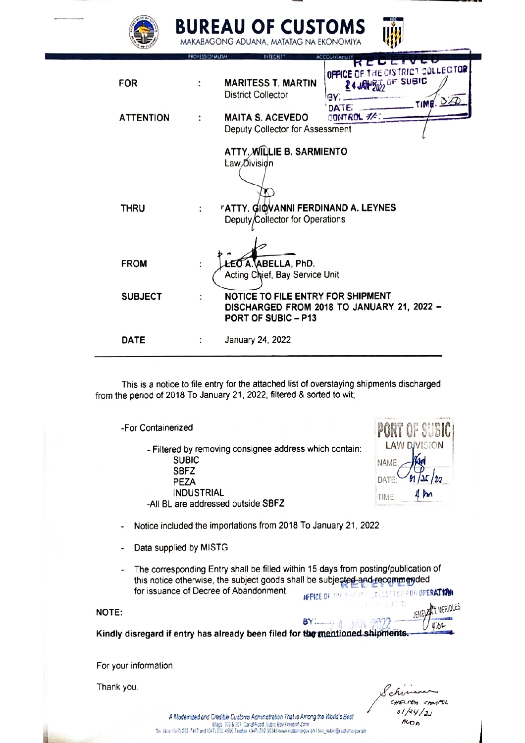# BUREAU OF CUSTOMS

MAKABAGONG ADUANA, MATATAG NA EKONOMIYA

PROFESSIONALISM INTEGRITY ACCOUNTABILITY

RECEIVED
OFFICE OF THE DISTRICT COLLECTOR
PORT OF SUBIC
24 JAN 2022
BY:
DATE: TIME: 3:50
CONTROL #:

| | | |
|---|---|---|
| FOR | : | **MARITESS T. MARTIN**<br>District Collector |
| ATTENTION | : | **MAITA S. ACEVEDO**<br>Deputy Collector for Assessment<br><br>**ATTY. WILLIE B. SARMIENTO**<br>Law Division |
| THRU | : | **ATTY. GIOVANNI FERDINAND A. LEYNES**<br>Deputy Collector for Operations |
| FROM | : | **LEO A. ABELLA, PhD.**<br>Acting Chief, Bay Service Unit |
| SUBJECT | : | **NOTICE TO FILE ENTRY FOR SHIPMENT DISCHARGED FROM 2018 TO JANUARY 21, 2022 – PORT OF SUBIC – P13** |
| DATE | : | January 24, 2022 |

This is a notice to file entry for the attached list of overstaying shipments discharged from the period of 2018 To January 21, 2022, filtered & sorted to wit;

PORT OF SUBIC
LAW DIVISION
NAME:
DATE: 01/25/22
TIME: 4 pm

-For Containerized

- Filtered by removing consignee address which contain:
  - SUBIC
  - SBFZ
  - PEZA
  - INDUSTRIAL
- -All BL are addressed outside SBFZ

- Notice included the importations from 2018 To January 21, 2022
- Data supplied by MISTG
- The corresponding Entry shall be filled within 15 days from posting/publication of this notice otherwise, the subject goods shall be subjected and recommended for issuance of Decree of Abandonment.

RECEIVED
OFFICE OF THE DEPUTY COLLECTOR FOR OPERATIONS
BY: JEMELYN T. MERIOLES
24 JAN 2022
4:02

NOTE:

**Kindly disregard if entry has already been filed for the mentioned shipments.**

For your information.

Thank you.

CHELSEA SAMPOL
01/24/22
ACOD

*A Modernized and Credible Customs Administration That is Among the World's Best*
Bldgs. 103 & 107 Canal Road, Subic Bay Freeport Zone
Tel. Nos. (047) 252-7467 and (047) 252-4890 Telefax (047) 252-3034 | www.customs.gov.ph | boc_subic@customs.gov.ph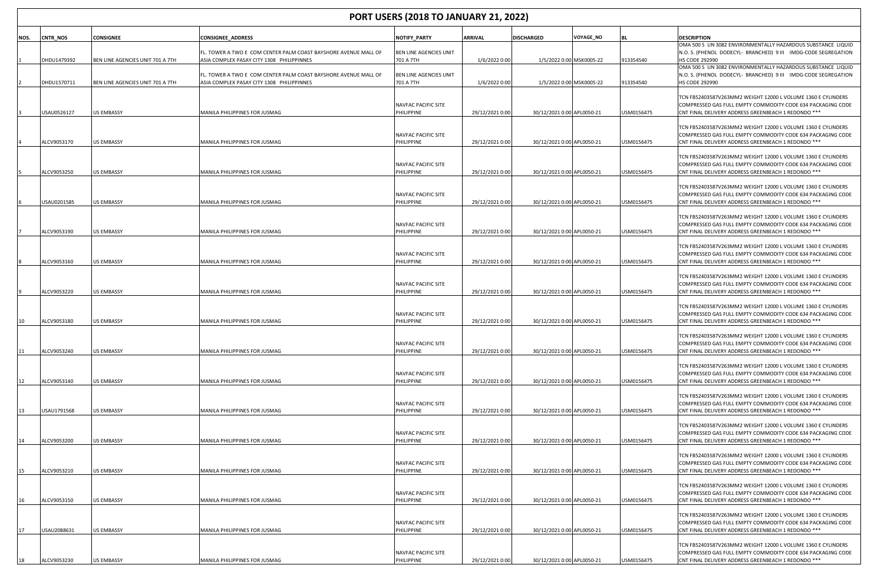# PORT USERS (2018 TO JANUARY 21, 2022)

| NOS. | CNTR_NOS | CONSIGNEE | CONSIGNEE_ADDRESS | NOTIFY_PARTY | ARRIVAL | DISCHARGED | VOYAGE_NO | BL | DESCRIPTION |
|---|---|---|---|---|---|---|---|---|---|
| 1 | DHDU1479392 | BEN LINE AGENCIES UNIT 701 A 7TH | FL. TOWER A TWO E COM CENTER PALM COAST BAYSHORE AVENUE MALL OF ASIA COMPLEX PASAY CITY 1308 PHILIPPINNES | BEN LINE AGENCIES UNIT 701 A 7TH | 1/6/2022 0:00 | 1/5/2022 0:00 | MSK0005-22 | 913354540 | OMA 500 S UN 3082 ENVIRONMENTALLY HAZARDOUS SUBSTANCE LIQUID N.O. S. (PHENOL DODECYL- BRANCHED) 9 III IMDG-CODE SEGREGATION HS CODE 292990 |
| 2 | DHDU1570711 | BEN LINE AGENCIES UNIT 701 A 7TH | FL. TOWER A TWO E COM CENTER PALM COAST BAYSHORE AVENUE MALL OF ASIA COMPLEX PASAY CITY 1308 PHILIPPINNES | BEN LINE AGENCIES UNIT 701 A 7TH | 1/6/2022 0:00 | 1/5/2022 0:00 | MSK0005-22 | 913354540 | OMA 500 S UN 3082 ENVIRONMENTALLY HAZARDOUS SUBSTANCE LIQUID N.O. S. (PHENOL DODECYL- BRANCHED) 9 III IMDG-CODE SEGREGATION HS CODE 292990 |
| 3 | USAU0526127 | US EMBASSY | MANILA PHILIPPINES FOR JUSMAG | NAVFAC PACIFIC SITE PHILIPPINE | 29/12/2021 0:00 | 30/12/2021 0:00 | APL0050-21 | USM0156475 | TCN FB52403587V263MM2 WEIGHT 12000 L VOLUME 1360 E CYLINDERS COMPRESSED GAS FULL EMPTY COMMODITY CODE 634 PACKAGING CODE CNT FINAL DELIVERY ADDRESS GREENBEACH 1 REDONDO *** |
| 4 | ALCV9053170 | US EMBASSY | MANILA PHILIPPINES FOR JUSMAG | NAVFAC PACIFIC SITE PHILIPPINE | 29/12/2021 0:00 | 30/12/2021 0:00 | APL0050-21 | USM0156475 | TCN FB52403587V263MM2 WEIGHT 12000 L VOLUME 1360 E CYLINDERS COMPRESSED GAS FULL EMPTY COMMODITY CODE 634 PACKAGING CODE CNT FINAL DELIVERY ADDRESS GREENBEACH 1 REDONDO *** |
| 5 | ALCV9053250 | US EMBASSY | MANILA PHILIPPINES FOR JUSMAG | NAVFAC PACIFIC SITE PHILIPPINE | 29/12/2021 0:00 | 30/12/2021 0:00 | APL0050-21 | USM0156475 | TCN FB52403587V263MM2 WEIGHT 12000 L VOLUME 1360 E CYLINDERS COMPRESSED GAS FULL EMPTY COMMODITY CODE 634 PACKAGING CODE CNT FINAL DELIVERY ADDRESS GREENBEACH 1 REDONDO *** |
| 6 | USAU0201585 | US EMBASSY | MANILA PHILIPPINES FOR JUSMAG | NAVFAC PACIFIC SITE PHILIPPINE | 29/12/2021 0:00 | 30/12/2021 0:00 | APL0050-21 | USM0156475 | TCN FB52403587V263MM2 WEIGHT 12000 L VOLUME 1360 E CYLINDERS COMPRESSED GAS FULL EMPTY COMMODITY CODE 634 PACKAGING CODE CNT FINAL DELIVERY ADDRESS GREENBEACH 1 REDONDO *** |
| 7 | ALCV9053190 | US EMBASSY | MANILA PHILIPPINES FOR JUSMAG | NAVFAC PACIFIC SITE PHILIPPINE | 29/12/2021 0:00 | 30/12/2021 0:00 | APL0050-21 | USM0156475 | TCN FB52403587V263MM2 WEIGHT 12000 L VOLUME 1360 E CYLINDERS COMPRESSED GAS FULL EMPTY COMMODITY CODE 634 PACKAGING CODE CNT FINAL DELIVERY ADDRESS GREENBEACH 1 REDONDO *** |
| 8 | ALCV9053160 | US EMBASSY | MANILA PHILIPPINES FOR JUSMAG | NAVFAC PACIFIC SITE PHILIPPINE | 29/12/2021 0:00 | 30/12/2021 0:00 | APL0050-21 | USM0156475 | TCN FB52403587V263MM2 WEIGHT 12000 L VOLUME 1360 E CYLINDERS COMPRESSED GAS FULL EMPTY COMMODITY CODE 634 PACKAGING CODE CNT FINAL DELIVERY ADDRESS GREENBEACH 1 REDONDO *** |
| 9 | ALCV9053220 | US EMBASSY | MANILA PHILIPPINES FOR JUSMAG | NAVFAC PACIFIC SITE PHILIPPINE | 29/12/2021 0:00 | 30/12/2021 0:00 | APL0050-21 | USM0156475 | TCN FB52403587V263MM2 WEIGHT 12000 L VOLUME 1360 E CYLINDERS COMPRESSED GAS FULL EMPTY COMMODITY CODE 634 PACKAGING CODE CNT FINAL DELIVERY ADDRESS GREENBEACH 1 REDONDO *** |
| 10 | ALCV9053180 | US EMBASSY | MANILA PHILIPPINES FOR JUSMAG | NAVFAC PACIFIC SITE PHILIPPINE | 29/12/2021 0:00 | 30/12/2021 0:00 | APL0050-21 | USM0156475 | TCN FB52403587V263MM2 WEIGHT 12000 L VOLUME 1360 E CYLINDERS COMPRESSED GAS FULL EMPTY COMMODITY CODE 634 PACKAGING CODE CNT FINAL DELIVERY ADDRESS GREENBEACH 1 REDONDO *** |
| 11 | ALCV9053240 | US EMBASSY | MANILA PHILIPPINES FOR JUSMAG | NAVFAC PACIFIC SITE PHILIPPINE | 29/12/2021 0:00 | 30/12/2021 0:00 | APL0050-21 | USM0156475 | TCN FB52403587V263MM2 WEIGHT 12000 L VOLUME 1360 E CYLINDERS COMPRESSED GAS FULL EMPTY COMMODITY CODE 634 PACKAGING CODE CNT FINAL DELIVERY ADDRESS GREENBEACH 1 REDONDO *** |
| 12 | ALCV9053140 | US EMBASSY | MANILA PHILIPPINES FOR JUSMAG | NAVFAC PACIFIC SITE PHILIPPINE | 29/12/2021 0:00 | 30/12/2021 0:00 | APL0050-21 | USM0156475 | TCN FB52403587V263MM2 WEIGHT 12000 L VOLUME 1360 E CYLINDERS COMPRESSED GAS FULL EMPTY COMMODITY CODE 634 PACKAGING CODE CNT FINAL DELIVERY ADDRESS GREENBEACH 1 REDONDO *** |
| 13 | USAU1791568 | US EMBASSY | MANILA PHILIPPINES FOR JUSMAG | NAVFAC PACIFIC SITE PHILIPPINE | 29/12/2021 0:00 | 30/12/2021 0:00 | APL0050-21 | USM0156475 | TCN FB52403587V263MM2 WEIGHT 12000 L VOLUME 1360 E CYLINDERS COMPRESSED GAS FULL EMPTY COMMODITY CODE 634 PACKAGING CODE CNT FINAL DELIVERY ADDRESS GREENBEACH 1 REDONDO *** |
| 14 | ALCV9053200 | US EMBASSY | MANILA PHILIPPINES FOR JUSMAG | NAVFAC PACIFIC SITE PHILIPPINE | 29/12/2021 0:00 | 30/12/2021 0:00 | APL0050-21 | USM0156475 | TCN FB52403587V263MM2 WEIGHT 12000 L VOLUME 1360 E CYLINDERS COMPRESSED GAS FULL EMPTY COMMODITY CODE 634 PACKAGING CODE CNT FINAL DELIVERY ADDRESS GREENBEACH 1 REDONDO *** |
| 15 | ALCV9053210 | US EMBASSY | MANILA PHILIPPINES FOR JUSMAG | NAVFAC PACIFIC SITE PHILIPPINE | 29/12/2021 0:00 | 30/12/2021 0:00 | APL0050-21 | USM0156475 | TCN FB52403587V263MM2 WEIGHT 12000 L VOLUME 1360 E CYLINDERS COMPRESSED GAS FULL EMPTY COMMODITY CODE 634 PACKAGING CODE CNT FINAL DELIVERY ADDRESS GREENBEACH 1 REDONDO *** |
| 16 | ALCV9053150 | US EMBASSY | MANILA PHILIPPINES FOR JUSMAG | NAVFAC PACIFIC SITE PHILIPPINE | 29/12/2021 0:00 | 30/12/2021 0:00 | APL0050-21 | USM0156475 | TCN FB52403587V263MM2 WEIGHT 12000 L VOLUME 1360 E CYLINDERS COMPRESSED GAS FULL EMPTY COMMODITY CODE 634 PACKAGING CODE CNT FINAL DELIVERY ADDRESS GREENBEACH 1 REDONDO *** |
| 17 | USAU2088631 | US EMBASSY | MANILA PHILIPPINES FOR JUSMAG | NAVFAC PACIFIC SITE PHILIPPINE | 29/12/2021 0:00 | 30/12/2021 0:00 | APL0050-21 | USM0156475 | TCN FB52403587V263MM2 WEIGHT 12000 L VOLUME 1360 E CYLINDERS COMPRESSED GAS FULL EMPTY COMMODITY CODE 634 PACKAGING CODE CNT FINAL DELIVERY ADDRESS GREENBEACH 1 REDONDO *** |
| 18 | ALCV9053230 | US EMBASSY | MANILA PHILIPPINES FOR JUSMAG | NAVFAC PACIFIC SITE PHILIPPINE | 29/12/2021 0:00 | 30/12/2021 0:00 | APL0050-21 | USM0156475 | TCN FB52403587V263MM2 WEIGHT 12000 L VOLUME 1360 E CYLINDERS COMPRESSED GAS FULL EMPTY COMMODITY CODE 634 PACKAGING CODE CNT FINAL DELIVERY ADDRESS GREENBEACH 1 REDONDO *** |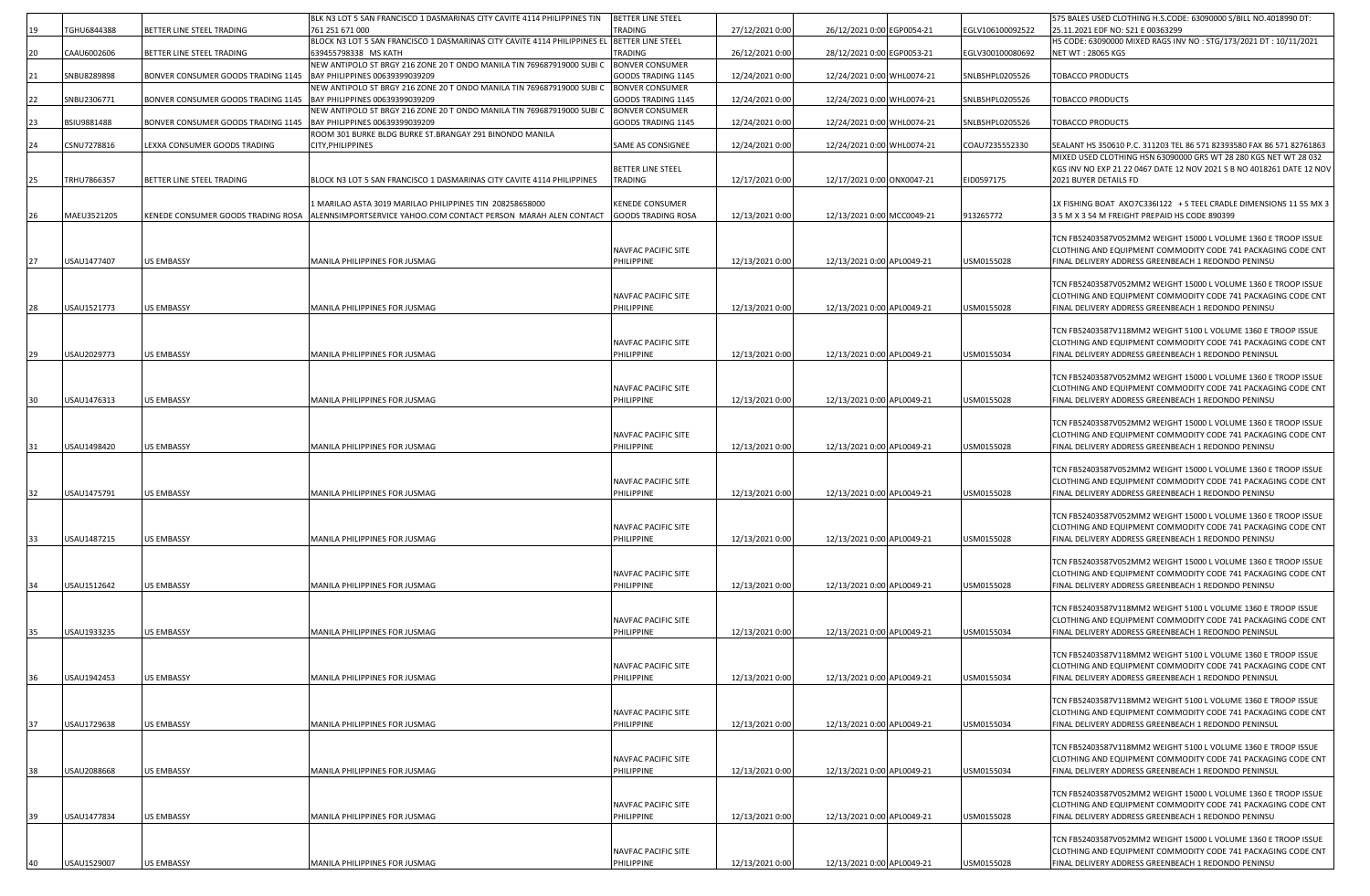| | | | | | | | | | |
|---|---|---|---|---|---|---|---|---|---|
| 19 | TGHU6844388 | BETTER LINE STEEL TRADING | BLK N3 LOT 5 SAN FRANCISCO 1 DASMARINAS CITY CAVITE 4114 PHILIPPINES TIN 761 251 671 000 | BETTER LINE STEEL TRADING | 27/12/2021 0:00 | 26/12/2021 0:00 | EGP0054-21 | EGLV106100092522 | 575 BALES USED CLOTHING H.S.CODE: 63090000 S/BILL NO.4018990 DT: 25.11.2021 EDF NO: S21 E 00363299 |
| 20 | CAAU6002606 | BETTER LINE STEEL TRADING | BLOCK N3 LOT 5 SAN FRANCISCO 1 DASMARINAS CITY CAVITE 4114 PHILIPPINES EL 639455798338 MS KATH | BETTER LINE STEEL TRADING | 26/12/2021 0:00 | 28/12/2021 0:00 | EGP0053-21 | EGLV300100080692 | HS CODE: 63090000 MIXED RAGS INV NO : STG/173/2021 DT : 10/11/2021 NET WT : 28065 KGS |
| 21 | SNBU8289898 | BONVER CONSUMER GOODS TRADING 1145 | NEW ANTIPOLO ST BRGY 216 ZONE 20 T ONDO MANILA TIN 769687919000 SUBI C BAY PHILIPPINES 00639399039209 | BONVER CONSUMER GOODS TRADING 1145 | 12/24/2021 0:00 | 12/24/2021 0:00 | WHL0074-21 | SNLBSHPL0205526 | TOBACCO PRODUCTS |
| 22 | SNBU2306771 | BONVER CONSUMER GOODS TRADING 1145 | NEW ANTIPOLO ST BRGY 216 ZONE 20 T ONDO MANILA TIN 769687919000 SUBI C BAY PHILIPPINES 00639399039209 | BONVER CONSUMER GOODS TRADING 1145 | 12/24/2021 0:00 | 12/24/2021 0:00 | WHL0074-21 | SNLBSHPL0205526 | TOBACCO PRODUCTS |
| 23 | BSIU9881488 | BONVER CONSUMER GOODS TRADING 1145 | NEW ANTIPOLO ST BRGY 216 ZONE 20 T ONDO MANILA TIN 769687919000 SUBI C BAY PHILIPPINES 00639399039209 | BONVER CONSUMER GOODS TRADING 1145 | 12/24/2021 0:00 | 12/24/2021 0:00 | WHL0074-21 | SNLBSHPL0205526 | TOBACCO PRODUCTS |
| 24 | CSNU7278816 | LEXXA CONSUMER GOODS TRADING | ROOM 301 BURKE BLDG BURKE ST.BRANGAY 291 BINONDO MANILA CITY,PHILIPPINES | SAME AS CONSIGNEE | 12/24/2021 0:00 | 12/24/2021 0:00 | WHL0074-21 | COAU7235552330 | SEALANT HS 350610 P.C. 311203 TEL 86 571 82393580 FAX 86 571 82761863 |
| 25 | TRHU7866357 | BETTER LINE STEEL TRADING | BLOCK N3 LOT 5 SAN FRANCISCO 1 DASMARINAS CITY CAVITE 4114 PHILIPPINES | BETTER LINE STEEL TRADING | 12/17/2021 0:00 | 12/17/2021 0:00 | ONX0047-21 | EID0597175 | MIXED USED CLOTHING HSN 63090000 GRS WT 28 280 KGS NET WT 28 032 KGS INV NO EXP 21 22 0467 DATE 12 NOV 2021 S B NO 4018261 DATE 12 NOV 2021 BUYER DETAILS FD |
| 26 | MAEU3521205 | KENEDE CONSUMER GOODS TRADING ROSA | 1 MARILAO ASTA 3019 MARILAO PHILIPPINES TIN 208258658000 ALENNSIMPORTSERVICE YAHOO.COM CONTACT PERSON MARAH ALEN CONTACT | KENEDE CONSUMER GOODS TRADING ROSA | 12/13/2021 0:00 | 12/13/2021 0:00 | MCC0049-21 | 913265772 | 1X FISHING BOAT AXO7C336I122 + S TEEL CRADLE DIMENSIONS 11 55 MX 3 3 5 M X 3 54 M FREIGHT PREPAID HS CODE 890399 |
| 27 | USAU1477407 | US EMBASSY | MANILA PHILIPPINES FOR JUSMAG | NAVFAC PACIFIC SITE PHILIPPINE | 12/13/2021 0:00 | 12/13/2021 0:00 | APL0049-21 | USM0155028 | TCN FB52403587V052MM2 WEIGHT 15000 L VOLUME 1360 E TROOP ISSUE CLOTHING AND EQUIPMENT COMMODITY CODE 741 PACKAGING CODE CNT FINAL DELIVERY ADDRESS GREENBEACH 1 REDONDO PENINSU |
| 28 | USAU1521773 | US EMBASSY | MANILA PHILIPPINES FOR JUSMAG | NAVFAC PACIFIC SITE PHILIPPINE | 12/13/2021 0:00 | 12/13/2021 0:00 | APL0049-21 | USM0155028 | TCN FB52403587V052MM2 WEIGHT 15000 L VOLUME 1360 E TROOP ISSUE CLOTHING AND EQUIPMENT COMMODITY CODE 741 PACKAGING CODE CNT FINAL DELIVERY ADDRESS GREENBEACH 1 REDONDO PENINSU |
| 29 | USAU2029773 | US EMBASSY | MANILA PHILIPPINES FOR JUSMAG | NAVFAC PACIFIC SITE PHILIPPINE | 12/13/2021 0:00 | 12/13/2021 0:00 | APL0049-21 | USM0155034 | TCN FB52403587V118MM2 WEIGHT 5100 L VOLUME 1360 E TROOP ISSUE CLOTHING AND EQUIPMENT COMMODITY CODE 741 PACKAGING CODE CNT FINAL DELIVERY ADDRESS GREENBEACH 1 REDONDO PENINSUL |
| 30 | USAU1476313 | US EMBASSY | MANILA PHILIPPINES FOR JUSMAG | NAVFAC PACIFIC SITE PHILIPPINE | 12/13/2021 0:00 | 12/13/2021 0:00 | APL0049-21 | USM0155028 | TCN FB52403587V052MM2 WEIGHT 15000 L VOLUME 1360 E TROOP ISSUE CLOTHING AND EQUIPMENT COMMODITY CODE 741 PACKAGING CODE CNT FINAL DELIVERY ADDRESS GREENBEACH 1 REDONDO PENINSU |
| 31 | USAU1498420 | US EMBASSY | MANILA PHILIPPINES FOR JUSMAG | NAVFAC PACIFIC SITE PHILIPPINE | 12/13/2021 0:00 | 12/13/2021 0:00 | APL0049-21 | USM0155028 | TCN FB52403587V052MM2 WEIGHT 15000 L VOLUME 1360 E TROOP ISSUE CLOTHING AND EQUIPMENT COMMODITY CODE 741 PACKAGING CODE CNT FINAL DELIVERY ADDRESS GREENBEACH 1 REDONDO PENINSU |
| 32 | USAU1475791 | US EMBASSY | MANILA PHILIPPINES FOR JUSMAG | NAVFAC PACIFIC SITE PHILIPPINE | 12/13/2021 0:00 | 12/13/2021 0:00 | APL0049-21 | USM0155028 | TCN FB52403587V052MM2 WEIGHT 15000 L VOLUME 1360 E TROOP ISSUE CLOTHING AND EQUIPMENT COMMODITY CODE 741 PACKAGING CODE CNT FINAL DELIVERY ADDRESS GREENBEACH 1 REDONDO PENINSU |
| 33 | USAU1487215 | US EMBASSY | MANILA PHILIPPINES FOR JUSMAG | NAVFAC PACIFIC SITE PHILIPPINE | 12/13/2021 0:00 | 12/13/2021 0:00 | APL0049-21 | USM0155028 | TCN FB52403587V052MM2 WEIGHT 15000 L VOLUME 1360 E TROOP ISSUE CLOTHING AND EQUIPMENT COMMODITY CODE 741 PACKAGING CODE CNT FINAL DELIVERY ADDRESS GREENBEACH 1 REDONDO PENINSU |
| 34 | USAU1512642 | US EMBASSY | MANILA PHILIPPINES FOR JUSMAG | NAVFAC PACIFIC SITE PHILIPPINE | 12/13/2021 0:00 | 12/13/2021 0:00 | APL0049-21 | USM0155028 | TCN FB52403587V052MM2 WEIGHT 15000 L VOLUME 1360 E TROOP ISSUE CLOTHING AND EQUIPMENT COMMODITY CODE 741 PACKAGING CODE CNT FINAL DELIVERY ADDRESS GREENBEACH 1 REDONDO PENINSU |
| 35 | USAU1933235 | US EMBASSY | MANILA PHILIPPINES FOR JUSMAG | NAVFAC PACIFIC SITE PHILIPPINE | 12/13/2021 0:00 | 12/13/2021 0:00 | APL0049-21 | USM0155034 | TCN FB52403587V118MM2 WEIGHT 5100 L VOLUME 1360 E TROOP ISSUE CLOTHING AND EQUIPMENT COMMODITY CODE 741 PACKAGING CODE CNT FINAL DELIVERY ADDRESS GREENBEACH 1 REDONDO PENINSUL |
| 36 | USAU1942453 | US EMBASSY | MANILA PHILIPPINES FOR JUSMAG | NAVFAC PACIFIC SITE PHILIPPINE | 12/13/2021 0:00 | 12/13/2021 0:00 | APL0049-21 | USM0155034 | TCN FB52403587V118MM2 WEIGHT 5100 L VOLUME 1360 E TROOP ISSUE CLOTHING AND EQUIPMENT COMMODITY CODE 741 PACKAGING CODE CNT FINAL DELIVERY ADDRESS GREENBEACH 1 REDONDO PENINSUL |
| 37 | USAU1729638 | US EMBASSY | MANILA PHILIPPINES FOR JUSMAG | NAVFAC PACIFIC SITE PHILIPPINE | 12/13/2021 0:00 | 12/13/2021 0:00 | APL0049-21 | USM0155034 | TCN FB52403587V118MM2 WEIGHT 5100 L VOLUME 1360 E TROOP ISSUE CLOTHING AND EQUIPMENT COMMODITY CODE 741 PACKAGING CODE CNT FINAL DELIVERY ADDRESS GREENBEACH 1 REDONDO PENINSUL |
| 38 | USAU2088668 | US EMBASSY | MANILA PHILIPPINES FOR JUSMAG | NAVFAC PACIFIC SITE PHILIPPINE | 12/13/2021 0:00 | 12/13/2021 0:00 | APL0049-21 | USM0155034 | TCN FB52403587V118MM2 WEIGHT 5100 L VOLUME 1360 E TROOP ISSUE CLOTHING AND EQUIPMENT COMMODITY CODE 741 PACKAGING CODE CNT FINAL DELIVERY ADDRESS GREENBEACH 1 REDONDO PENINSUL |
| 39 | USAU1477834 | US EMBASSY | MANILA PHILIPPINES FOR JUSMAG | NAVFAC PACIFIC SITE PHILIPPINE | 12/13/2021 0:00 | 12/13/2021 0:00 | APL0049-21 | USM0155028 | TCN FB52403587V052MM2 WEIGHT 15000 L VOLUME 1360 E TROOP ISSUE CLOTHING AND EQUIPMENT COMMODITY CODE 741 PACKAGING CODE CNT FINAL DELIVERY ADDRESS GREENBEACH 1 REDONDO PENINSU |
| 40 | USAU1529007 | US EMBASSY | MANILA PHILIPPINES FOR JUSMAG | NAVFAC PACIFIC SITE PHILIPPINE | 12/13/2021 0:00 | 12/13/2021 0:00 | APL0049-21 | USM0155028 | TCN FB52403587V052MM2 WEIGHT 15000 L VOLUME 1360 E TROOP ISSUE CLOTHING AND EQUIPMENT COMMODITY CODE 741 PACKAGING CODE CNT FINAL DELIVERY ADDRESS GREENBEACH 1 REDONDO PENINSU |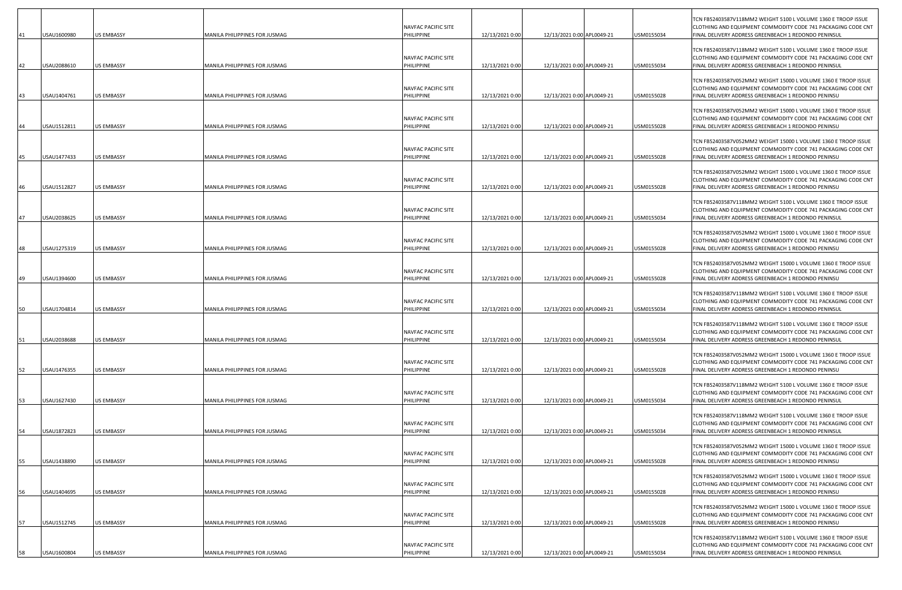| | | | | | | | | | |
|---|---|---|---|---|---|---|---|---|---|
| 41 | USAU1600980 | US EMBASSY | MANILA PHILIPPINES FOR JUSMAG | NAVFAC PACIFIC SITE PHILIPPINE | 12/13/2021 0:00 | 12/13/2021 0:00 | APL0049-21 | USM0155034 | TCN FB52403587V118MM2 WEIGHT 5100 L VOLUME 1360 E TROOP ISSUE CLOTHING AND EQUIPMENT COMMODITY CODE 741 PACKAGING CODE CNT FINAL DELIVERY ADDRESS GREENBEACH 1 REDONDO PENINSUL |
| 42 | USAU2088610 | US EMBASSY | MANILA PHILIPPINES FOR JUSMAG | NAVFAC PACIFIC SITE PHILIPPINE | 12/13/2021 0:00 | 12/13/2021 0:00 | APL0049-21 | USM0155034 | TCN FB52403587V118MM2 WEIGHT 5100 L VOLUME 1360 E TROOP ISSUE CLOTHING AND EQUIPMENT COMMODITY CODE 741 PACKAGING CODE CNT FINAL DELIVERY ADDRESS GREENBEACH 1 REDONDO PENINSUL |
| 43 | USAU1404761 | US EMBASSY | MANILA PHILIPPINES FOR JUSMAG | NAVFAC PACIFIC SITE PHILIPPINE | 12/13/2021 0:00 | 12/13/2021 0:00 | APL0049-21 | USM0155028 | TCN FB52403587V052MM2 WEIGHT 15000 L VOLUME 1360 E TROOP ISSUE CLOTHING AND EQUIPMENT COMMODITY CODE 741 PACKAGING CODE CNT FINAL DELIVERY ADDRESS GREENBEACH 1 REDONDO PENINSU |
| 44 | USAU1512811 | US EMBASSY | MANILA PHILIPPINES FOR JUSMAG | NAVFAC PACIFIC SITE PHILIPPINE | 12/13/2021 0:00 | 12/13/2021 0:00 | APL0049-21 | USM0155028 | TCN FB52403587V052MM2 WEIGHT 15000 L VOLUME 1360 E TROOP ISSUE CLOTHING AND EQUIPMENT COMMODITY CODE 741 PACKAGING CODE CNT FINAL DELIVERY ADDRESS GREENBEACH 1 REDONDO PENINSU |
| 45 | USAU1477433 | US EMBASSY | MANILA PHILIPPINES FOR JUSMAG | NAVFAC PACIFIC SITE PHILIPPINE | 12/13/2021 0:00 | 12/13/2021 0:00 | APL0049-21 | USM0155028 | TCN FB52403587V052MM2 WEIGHT 15000 L VOLUME 1360 E TROOP ISSUE CLOTHING AND EQUIPMENT COMMODITY CODE 741 PACKAGING CODE CNT FINAL DELIVERY ADDRESS GREENBEACH 1 REDONDO PENINSU |
| 46 | USAU1512827 | US EMBASSY | MANILA PHILIPPINES FOR JUSMAG | NAVFAC PACIFIC SITE PHILIPPINE | 12/13/2021 0:00 | 12/13/2021 0:00 | APL0049-21 | USM0155028 | TCN FB52403587V052MM2 WEIGHT 15000 L VOLUME 1360 E TROOP ISSUE CLOTHING AND EQUIPMENT COMMODITY CODE 741 PACKAGING CODE CNT FINAL DELIVERY ADDRESS GREENBEACH 1 REDONDO PENINSU |
| 47 | USAU2038625 | US EMBASSY | MANILA PHILIPPINES FOR JUSMAG | NAVFAC PACIFIC SITE PHILIPPINE | 12/13/2021 0:00 | 12/13/2021 0:00 | APL0049-21 | USM0155034 | TCN FB52403587V118MM2 WEIGHT 5100 L VOLUME 1360 E TROOP ISSUE CLOTHING AND EQUIPMENT COMMODITY CODE 741 PACKAGING CODE CNT FINAL DELIVERY ADDRESS GREENBEACH 1 REDONDO PENINSUL |
| 48 | USAU1275319 | US EMBASSY | MANILA PHILIPPINES FOR JUSMAG | NAVFAC PACIFIC SITE PHILIPPINE | 12/13/2021 0:00 | 12/13/2021 0:00 | APL0049-21 | USM0155028 | TCN FB52403587V052MM2 WEIGHT 15000 L VOLUME 1360 E TROOP ISSUE CLOTHING AND EQUIPMENT COMMODITY CODE 741 PACKAGING CODE CNT FINAL DELIVERY ADDRESS GREENBEACH 1 REDONDO PENINSU |
| 49 | USAU1394600 | US EMBASSY | MANILA PHILIPPINES FOR JUSMAG | NAVFAC PACIFIC SITE PHILIPPINE | 12/13/2021 0:00 | 12/13/2021 0:00 | APL0049-21 | USM0155028 | TCN FB52403587V052MM2 WEIGHT 15000 L VOLUME 1360 E TROOP ISSUE CLOTHING AND EQUIPMENT COMMODITY CODE 741 PACKAGING CODE CNT FINAL DELIVERY ADDRESS GREENBEACH 1 REDONDO PENINSU |
| 50 | USAU1704814 | US EMBASSY | MANILA PHILIPPINES FOR JUSMAG | NAVFAC PACIFIC SITE PHILIPPINE | 12/13/2021 0:00 | 12/13/2021 0:00 | APL0049-21 | USM0155034 | TCN FB52403587V118MM2 WEIGHT 5100 L VOLUME 1360 E TROOP ISSUE CLOTHING AND EQUIPMENT COMMODITY CODE 741 PACKAGING CODE CNT FINAL DELIVERY ADDRESS GREENBEACH 1 REDONDO PENINSUL |
| 51 | USAU2038688 | US EMBASSY | MANILA PHILIPPINES FOR JUSMAG | NAVFAC PACIFIC SITE PHILIPPINE | 12/13/2021 0:00 | 12/13/2021 0:00 | APL0049-21 | USM0155034 | TCN FB52403587V118MM2 WEIGHT 5100 L VOLUME 1360 E TROOP ISSUE CLOTHING AND EQUIPMENT COMMODITY CODE 741 PACKAGING CODE CNT FINAL DELIVERY ADDRESS GREENBEACH 1 REDONDO PENINSUL |
| 52 | USAU1476355 | US EMBASSY | MANILA PHILIPPINES FOR JUSMAG | NAVFAC PACIFIC SITE PHILIPPINE | 12/13/2021 0:00 | 12/13/2021 0:00 | APL0049-21 | USM0155028 | TCN FB52403587V052MM2 WEIGHT 15000 L VOLUME 1360 E TROOP ISSUE CLOTHING AND EQUIPMENT COMMODITY CODE 741 PACKAGING CODE CNT FINAL DELIVERY ADDRESS GREENBEACH 1 REDONDO PENINSU |
| 53 | USAU1627430 | US EMBASSY | MANILA PHILIPPINES FOR JUSMAG | NAVFAC PACIFIC SITE PHILIPPINE | 12/13/2021 0:00 | 12/13/2021 0:00 | APL0049-21 | USM0155034 | TCN FB52403587V118MM2 WEIGHT 5100 L VOLUME 1360 E TROOP ISSUE CLOTHING AND EQUIPMENT COMMODITY CODE 741 PACKAGING CODE CNT FINAL DELIVERY ADDRESS GREENBEACH 1 REDONDO PENINSUL |
| 54 | USAU1872823 | US EMBASSY | MANILA PHILIPPINES FOR JUSMAG | NAVFAC PACIFIC SITE PHILIPPINE | 12/13/2021 0:00 | 12/13/2021 0:00 | APL0049-21 | USM0155034 | TCN FB52403587V118MM2 WEIGHT 5100 L VOLUME 1360 E TROOP ISSUE CLOTHING AND EQUIPMENT COMMODITY CODE 741 PACKAGING CODE CNT FINAL DELIVERY ADDRESS GREENBEACH 1 REDONDO PENINSUL |
| 55 | USAU1438890 | US EMBASSY | MANILA PHILIPPINES FOR JUSMAG | NAVFAC PACIFIC SITE PHILIPPINE | 12/13/2021 0:00 | 12/13/2021 0:00 | APL0049-21 | USM0155028 | TCN FB52403587V052MM2 WEIGHT 15000 L VOLUME 1360 E TROOP ISSUE CLOTHING AND EQUIPMENT COMMODITY CODE 741 PACKAGING CODE CNT FINAL DELIVERY ADDRESS GREENBEACH 1 REDONDO PENINSU |
| 56 | USAU1404695 | US EMBASSY | MANILA PHILIPPINES FOR JUSMAG | NAVFAC PACIFIC SITE PHILIPPINE | 12/13/2021 0:00 | 12/13/2021 0:00 | APL0049-21 | USM0155028 | TCN FB52403587V052MM2 WEIGHT 15000 L VOLUME 1360 E TROOP ISSUE CLOTHING AND EQUIPMENT COMMODITY CODE 741 PACKAGING CODE CNT FINAL DELIVERY ADDRESS GREENBEACH 1 REDONDO PENINSU |
| 57 | USAU1512745 | US EMBASSY | MANILA PHILIPPINES FOR JUSMAG | NAVFAC PACIFIC SITE PHILIPPINE | 12/13/2021 0:00 | 12/13/2021 0:00 | APL0049-21 | USM0155028 | TCN FB52403587V052MM2 WEIGHT 15000 L VOLUME 1360 E TROOP ISSUE CLOTHING AND EQUIPMENT COMMODITY CODE 741 PACKAGING CODE CNT FINAL DELIVERY ADDRESS GREENBEACH 1 REDONDO PENINSU |
| 58 | USAU1600804 | US EMBASSY | MANILA PHILIPPINES FOR JUSMAG | NAVFAC PACIFIC SITE PHILIPPINE | 12/13/2021 0:00 | 12/13/2021 0:00 | APL0049-21 | USM0155034 | TCN FB52403587V118MM2 WEIGHT 5100 L VOLUME 1360 E TROOP ISSUE CLOTHING AND EQUIPMENT COMMODITY CODE 741 PACKAGING CODE CNT FINAL DELIVERY ADDRESS GREENBEACH 1 REDONDO PENINSUL |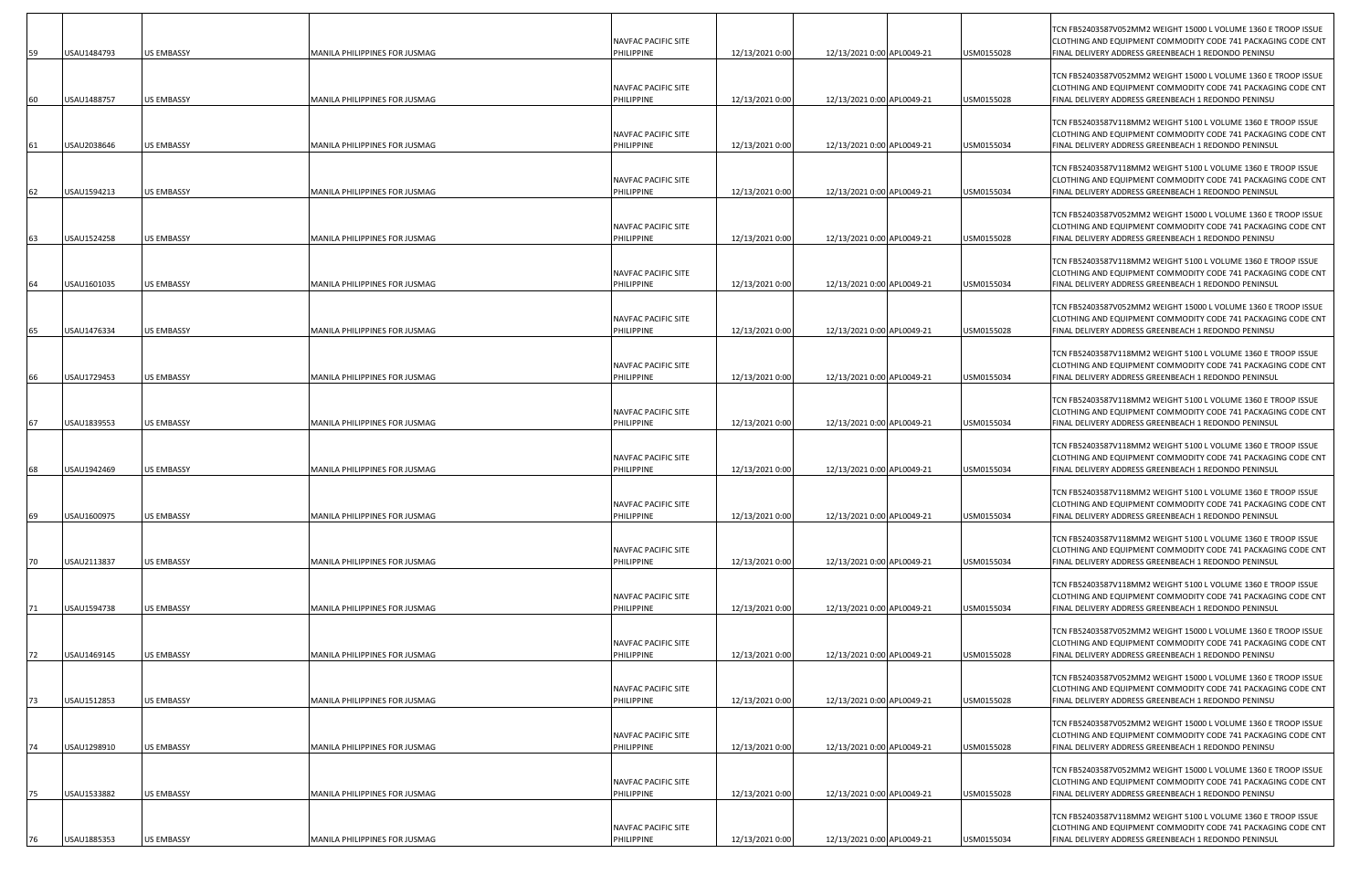| 59 | USAU1484793 | US EMBASSY | MANILA PHILIPPINES FOR JUSMAG | NAVFAC PACIFIC SITE PHILIPPINE | 12/13/2021 0:00 | 12/13/2021 0:00 | APL0049-21 | USM0155028 | TCN FB52403587V052MM2 WEIGHT 15000 L VOLUME 1360 E TROOP ISSUE CLOTHING AND EQUIPMENT COMMODITY CODE 741 PACKAGING CODE CNT FINAL DELIVERY ADDRESS GREENBEACH 1 REDONDO PENINSU |
|---|---|---|---|---|---|---|---|---|---|
| 60 | USAU1488757 | US EMBASSY | MANILA PHILIPPINES FOR JUSMAG | NAVFAC PACIFIC SITE PHILIPPINE | 12/13/2021 0:00 | 12/13/2021 0:00 | APL0049-21 | USM0155028 | TCN FB52403587V052MM2 WEIGHT 15000 L VOLUME 1360 E TROOP ISSUE CLOTHING AND EQUIPMENT COMMODITY CODE 741 PACKAGING CODE CNT FINAL DELIVERY ADDRESS GREENBEACH 1 REDONDO PENINSU |
| 61 | USAU2038646 | US EMBASSY | MANILA PHILIPPINES FOR JUSMAG | NAVFAC PACIFIC SITE PHILIPPINE | 12/13/2021 0:00 | 12/13/2021 0:00 | APL0049-21 | USM0155034 | TCN FB52403587V118MM2 WEIGHT 5100 L VOLUME 1360 E TROOP ISSUE CLOTHING AND EQUIPMENT COMMODITY CODE 741 PACKAGING CODE CNT FINAL DELIVERY ADDRESS GREENBEACH 1 REDONDO PENINSUL |
| 62 | USAU1594213 | US EMBASSY | MANILA PHILIPPINES FOR JUSMAG | NAVFAC PACIFIC SITE PHILIPPINE | 12/13/2021 0:00 | 12/13/2021 0:00 | APL0049-21 | USM0155034 | TCN FB52403587V118MM2 WEIGHT 5100 L VOLUME 1360 E TROOP ISSUE CLOTHING AND EQUIPMENT COMMODITY CODE 741 PACKAGING CODE CNT FINAL DELIVERY ADDRESS GREENBEACH 1 REDONDO PENINSUL |
| 63 | USAU1524258 | US EMBASSY | MANILA PHILIPPINES FOR JUSMAG | NAVFAC PACIFIC SITE PHILIPPINE | 12/13/2021 0:00 | 12/13/2021 0:00 | APL0049-21 | USM0155028 | TCN FB52403587V052MM2 WEIGHT 15000 L VOLUME 1360 E TROOP ISSUE CLOTHING AND EQUIPMENT COMMODITY CODE 741 PACKAGING CODE CNT FINAL DELIVERY ADDRESS GREENBEACH 1 REDONDO PENINSU |
| 64 | USAU1601035 | US EMBASSY | MANILA PHILIPPINES FOR JUSMAG | NAVFAC PACIFIC SITE PHILIPPINE | 12/13/2021 0:00 | 12/13/2021 0:00 | APL0049-21 | USM0155034 | TCN FB52403587V118MM2 WEIGHT 5100 L VOLUME 1360 E TROOP ISSUE CLOTHING AND EQUIPMENT COMMODITY CODE 741 PACKAGING CODE CNT FINAL DELIVERY ADDRESS GREENBEACH 1 REDONDO PENINSUL |
| 65 | USAU1476334 | US EMBASSY | MANILA PHILIPPINES FOR JUSMAG | NAVFAC PACIFIC SITE PHILIPPINE | 12/13/2021 0:00 | 12/13/2021 0:00 | APL0049-21 | USM0155028 | TCN FB52403587V052MM2 WEIGHT 15000 L VOLUME 1360 E TROOP ISSUE CLOTHING AND EQUIPMENT COMMODITY CODE 741 PACKAGING CODE CNT FINAL DELIVERY ADDRESS GREENBEACH 1 REDONDO PENINSU |
| 66 | USAU1729453 | US EMBASSY | MANILA PHILIPPINES FOR JUSMAG | NAVFAC PACIFIC SITE PHILIPPINE | 12/13/2021 0:00 | 12/13/2021 0:00 | APL0049-21 | USM0155034 | TCN FB52403587V118MM2 WEIGHT 5100 L VOLUME 1360 E TROOP ISSUE CLOTHING AND EQUIPMENT COMMODITY CODE 741 PACKAGING CODE CNT FINAL DELIVERY ADDRESS GREENBEACH 1 REDONDO PENINSUL |
| 67 | USAU1839553 | US EMBASSY | MANILA PHILIPPINES FOR JUSMAG | NAVFAC PACIFIC SITE PHILIPPINE | 12/13/2021 0:00 | 12/13/2021 0:00 | APL0049-21 | USM0155034 | TCN FB52403587V118MM2 WEIGHT 5100 L VOLUME 1360 E TROOP ISSUE CLOTHING AND EQUIPMENT COMMODITY CODE 741 PACKAGING CODE CNT FINAL DELIVERY ADDRESS GREENBEACH 1 REDONDO PENINSUL |
| 68 | USAU1942469 | US EMBASSY | MANILA PHILIPPINES FOR JUSMAG | NAVFAC PACIFIC SITE PHILIPPINE | 12/13/2021 0:00 | 12/13/2021 0:00 | APL0049-21 | USM0155034 | TCN FB52403587V118MM2 WEIGHT 5100 L VOLUME 1360 E TROOP ISSUE CLOTHING AND EQUIPMENT COMMODITY CODE 741 PACKAGING CODE CNT FINAL DELIVERY ADDRESS GREENBEACH 1 REDONDO PENINSUL |
| 69 | USAU1600975 | US EMBASSY | MANILA PHILIPPINES FOR JUSMAG | NAVFAC PACIFIC SITE PHILIPPINE | 12/13/2021 0:00 | 12/13/2021 0:00 | APL0049-21 | USM0155034 | TCN FB52403587V118MM2 WEIGHT 5100 L VOLUME 1360 E TROOP ISSUE CLOTHING AND EQUIPMENT COMMODITY CODE 741 PACKAGING CODE CNT FINAL DELIVERY ADDRESS GREENBEACH 1 REDONDO PENINSUL |
| 70 | USAU2113837 | US EMBASSY | MANILA PHILIPPINES FOR JUSMAG | NAVFAC PACIFIC SITE PHILIPPINE | 12/13/2021 0:00 | 12/13/2021 0:00 | APL0049-21 | USM0155034 | TCN FB52403587V118MM2 WEIGHT 5100 L VOLUME 1360 E TROOP ISSUE CLOTHING AND EQUIPMENT COMMODITY CODE 741 PACKAGING CODE CNT FINAL DELIVERY ADDRESS GREENBEACH 1 REDONDO PENINSUL |
| 71 | USAU1594738 | US EMBASSY | MANILA PHILIPPINES FOR JUSMAG | NAVFAC PACIFIC SITE PHILIPPINE | 12/13/2021 0:00 | 12/13/2021 0:00 | APL0049-21 | USM0155034 | TCN FB52403587V118MM2 WEIGHT 5100 L VOLUME 1360 E TROOP ISSUE CLOTHING AND EQUIPMENT COMMODITY CODE 741 PACKAGING CODE CNT FINAL DELIVERY ADDRESS GREENBEACH 1 REDONDO PENINSUL |
| 72 | USAU1469145 | US EMBASSY | MANILA PHILIPPINES FOR JUSMAG | NAVFAC PACIFIC SITE PHILIPPINE | 12/13/2021 0:00 | 12/13/2021 0:00 | APL0049-21 | USM0155028 | TCN FB52403587V052MM2 WEIGHT 15000 L VOLUME 1360 E TROOP ISSUE CLOTHING AND EQUIPMENT COMMODITY CODE 741 PACKAGING CODE CNT FINAL DELIVERY ADDRESS GREENBEACH 1 REDONDO PENINSU |
| 73 | USAU1512853 | US EMBASSY | MANILA PHILIPPINES FOR JUSMAG | NAVFAC PACIFIC SITE PHILIPPINE | 12/13/2021 0:00 | 12/13/2021 0:00 | APL0049-21 | USM0155028 | TCN FB52403587V052MM2 WEIGHT 15000 L VOLUME 1360 E TROOP ISSUE CLOTHING AND EQUIPMENT COMMODITY CODE 741 PACKAGING CODE CNT FINAL DELIVERY ADDRESS GREENBEACH 1 REDONDO PENINSU |
| 74 | USAU1298910 | US EMBASSY | MANILA PHILIPPINES FOR JUSMAG | NAVFAC PACIFIC SITE PHILIPPINE | 12/13/2021 0:00 | 12/13/2021 0:00 | APL0049-21 | USM0155028 | TCN FB52403587V052MM2 WEIGHT 15000 L VOLUME 1360 E TROOP ISSUE CLOTHING AND EQUIPMENT COMMODITY CODE 741 PACKAGING CODE CNT FINAL DELIVERY ADDRESS GREENBEACH 1 REDONDO PENINSU |
| 75 | USAU1533882 | US EMBASSY | MANILA PHILIPPINES FOR JUSMAG | NAVFAC PACIFIC SITE PHILIPPINE | 12/13/2021 0:00 | 12/13/2021 0:00 | APL0049-21 | USM0155028 | TCN FB52403587V052MM2 WEIGHT 15000 L VOLUME 1360 E TROOP ISSUE CLOTHING AND EQUIPMENT COMMODITY CODE 741 PACKAGING CODE CNT FINAL DELIVERY ADDRESS GREENBEACH 1 REDONDO PENINSU |
| 76 | USAU1885353 | US EMBASSY | MANILA PHILIPPINES FOR JUSMAG | NAVFAC PACIFIC SITE PHILIPPINE | 12/13/2021 0:00 | 12/13/2021 0:00 | APL0049-21 | USM0155034 | TCN FB52403587V118MM2 WEIGHT 5100 L VOLUME 1360 E TROOP ISSUE CLOTHING AND EQUIPMENT COMMODITY CODE 741 PACKAGING CODE CNT FINAL DELIVERY ADDRESS GREENBEACH 1 REDONDO PENINSUL |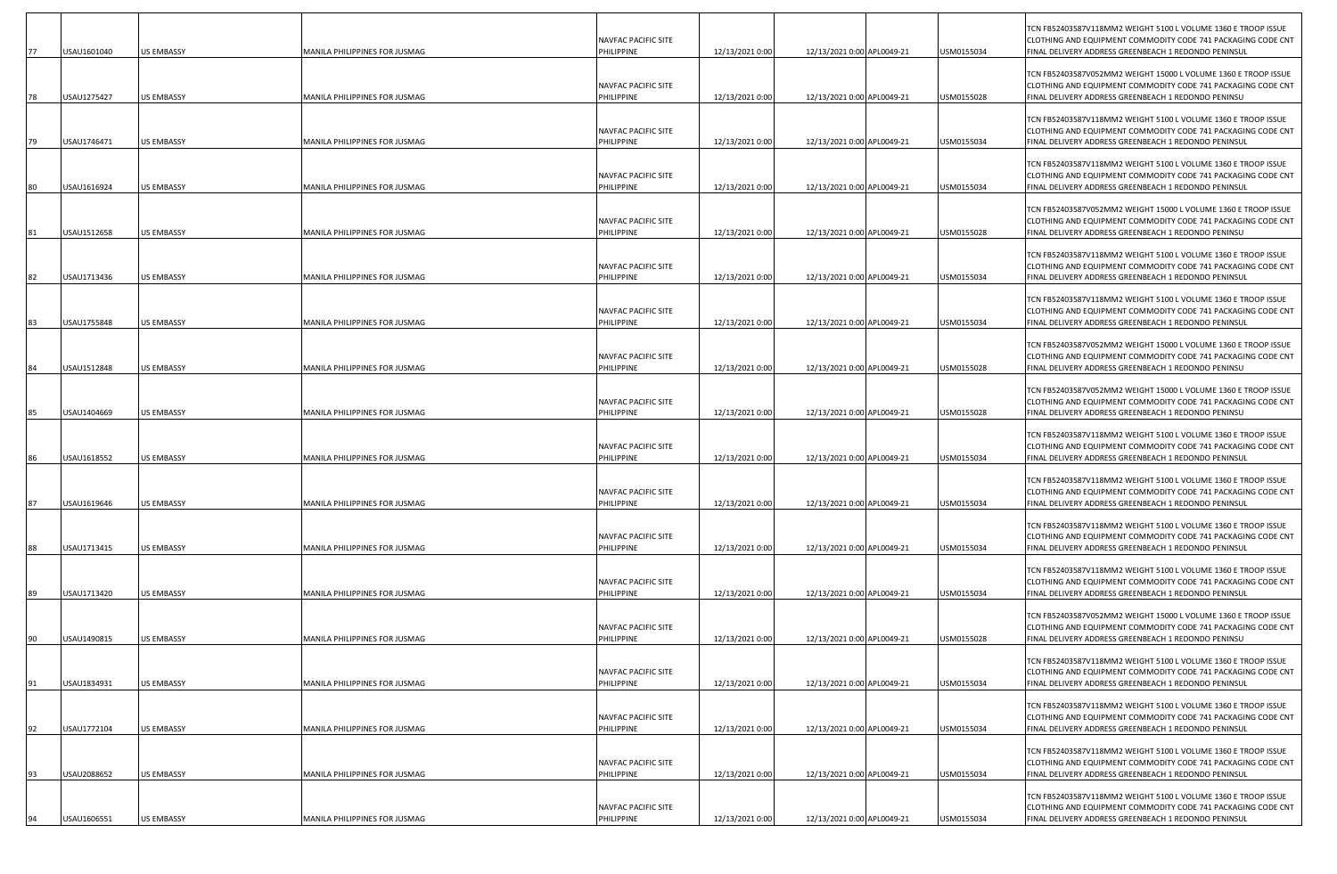| | | | | | | | | | |
|---|---|---|---|---|---|---|---|---|---|
| 77 | USAU1601040 | US EMBASSY | MANILA PHILIPPINES FOR JUSMAG | NAVFAC PACIFIC SITE PHILIPPINE | 12/13/2021 0:00 | 12/13/2021 0:00 | APL0049-21 | USM0155034 | TCN FB52403587V118MM2 WEIGHT 5100 L VOLUME 1360 E TROOP ISSUE CLOTHING AND EQUIPMENT COMMODITY CODE 741 PACKAGING CODE CNT FINAL DELIVERY ADDRESS GREENBEACH 1 REDONDO PENINSUL |
| 78 | USAU1275427 | US EMBASSY | MANILA PHILIPPINES FOR JUSMAG | NAVFAC PACIFIC SITE PHILIPPINE | 12/13/2021 0:00 | 12/13/2021 0:00 | APL0049-21 | USM0155028 | TCN FB52403587V052MM2 WEIGHT 15000 L VOLUME 1360 E TROOP ISSUE CLOTHING AND EQUIPMENT COMMODITY CODE 741 PACKAGING CODE CNT FINAL DELIVERY ADDRESS GREENBEACH 1 REDONDO PENINSU |
| 79 | USAU1746471 | US EMBASSY | MANILA PHILIPPINES FOR JUSMAG | NAVFAC PACIFIC SITE PHILIPPINE | 12/13/2021 0:00 | 12/13/2021 0:00 | APL0049-21 | USM0155034 | TCN FB52403587V118MM2 WEIGHT 5100 L VOLUME 1360 E TROOP ISSUE CLOTHING AND EQUIPMENT COMMODITY CODE 741 PACKAGING CODE CNT FINAL DELIVERY ADDRESS GREENBEACH 1 REDONDO PENINSUL |
| 80 | USAU1616924 | US EMBASSY | MANILA PHILIPPINES FOR JUSMAG | NAVFAC PACIFIC SITE PHILIPPINE | 12/13/2021 0:00 | 12/13/2021 0:00 | APL0049-21 | USM0155034 | TCN FB52403587V118MM2 WEIGHT 5100 L VOLUME 1360 E TROOP ISSUE CLOTHING AND EQUIPMENT COMMODITY CODE 741 PACKAGING CODE CNT FINAL DELIVERY ADDRESS GREENBEACH 1 REDONDO PENINSUL |
| 81 | USAU1512658 | US EMBASSY | MANILA PHILIPPINES FOR JUSMAG | NAVFAC PACIFIC SITE PHILIPPINE | 12/13/2021 0:00 | 12/13/2021 0:00 | APL0049-21 | USM0155028 | TCN FB52403587V052MM2 WEIGHT 15000 L VOLUME 1360 E TROOP ISSUE CLOTHING AND EQUIPMENT COMMODITY CODE 741 PACKAGING CODE CNT FINAL DELIVERY ADDRESS GREENBEACH 1 REDONDO PENINSU |
| 82 | USAU1713436 | US EMBASSY | MANILA PHILIPPINES FOR JUSMAG | NAVFAC PACIFIC SITE PHILIPPINE | 12/13/2021 0:00 | 12/13/2021 0:00 | APL0049-21 | USM0155034 | TCN FB52403587V118MM2 WEIGHT 5100 L VOLUME 1360 E TROOP ISSUE CLOTHING AND EQUIPMENT COMMODITY CODE 741 PACKAGING CODE CNT FINAL DELIVERY ADDRESS GREENBEACH 1 REDONDO PENINSUL |
| 83 | USAU1755848 | US EMBASSY | MANILA PHILIPPINES FOR JUSMAG | NAVFAC PACIFIC SITE PHILIPPINE | 12/13/2021 0:00 | 12/13/2021 0:00 | APL0049-21 | USM0155034 | TCN FB52403587V118MM2 WEIGHT 5100 L VOLUME 1360 E TROOP ISSUE CLOTHING AND EQUIPMENT COMMODITY CODE 741 PACKAGING CODE CNT FINAL DELIVERY ADDRESS GREENBEACH 1 REDONDO PENINSUL |
| 84 | USAU1512848 | US EMBASSY | MANILA PHILIPPINES FOR JUSMAG | NAVFAC PACIFIC SITE PHILIPPINE | 12/13/2021 0:00 | 12/13/2021 0:00 | APL0049-21 | USM0155028 | TCN FB52403587V052MM2 WEIGHT 15000 L VOLUME 1360 E TROOP ISSUE CLOTHING AND EQUIPMENT COMMODITY CODE 741 PACKAGING CODE CNT FINAL DELIVERY ADDRESS GREENBEACH 1 REDONDO PENINSU |
| 85 | USAU1404669 | US EMBASSY | MANILA PHILIPPINES FOR JUSMAG | NAVFAC PACIFIC SITE PHILIPPINE | 12/13/2021 0:00 | 12/13/2021 0:00 | APL0049-21 | USM0155028 | TCN FB52403587V052MM2 WEIGHT 15000 L VOLUME 1360 E TROOP ISSUE CLOTHING AND EQUIPMENT COMMODITY CODE 741 PACKAGING CODE CNT FINAL DELIVERY ADDRESS GREENBEACH 1 REDONDO PENINSU |
| 86 | USAU1618552 | US EMBASSY | MANILA PHILIPPINES FOR JUSMAG | NAVFAC PACIFIC SITE PHILIPPINE | 12/13/2021 0:00 | 12/13/2021 0:00 | APL0049-21 | USM0155034 | TCN FB52403587V118MM2 WEIGHT 5100 L VOLUME 1360 E TROOP ISSUE CLOTHING AND EQUIPMENT COMMODITY CODE 741 PACKAGING CODE CNT FINAL DELIVERY ADDRESS GREENBEACH 1 REDONDO PENINSUL |
| 87 | USAU1619646 | US EMBASSY | MANILA PHILIPPINES FOR JUSMAG | NAVFAC PACIFIC SITE PHILIPPINE | 12/13/2021 0:00 | 12/13/2021 0:00 | APL0049-21 | USM0155034 | TCN FB52403587V118MM2 WEIGHT 5100 L VOLUME 1360 E TROOP ISSUE CLOTHING AND EQUIPMENT COMMODITY CODE 741 PACKAGING CODE CNT FINAL DELIVERY ADDRESS GREENBEACH 1 REDONDO PENINSUL |
| 88 | USAU1713415 | US EMBASSY | MANILA PHILIPPINES FOR JUSMAG | NAVFAC PACIFIC SITE PHILIPPINE | 12/13/2021 0:00 | 12/13/2021 0:00 | APL0049-21 | USM0155034 | TCN FB52403587V118MM2 WEIGHT 5100 L VOLUME 1360 E TROOP ISSUE CLOTHING AND EQUIPMENT COMMODITY CODE 741 PACKAGING CODE CNT FINAL DELIVERY ADDRESS GREENBEACH 1 REDONDO PENINSUL |
| 89 | USAU1713420 | US EMBASSY | MANILA PHILIPPINES FOR JUSMAG | NAVFAC PACIFIC SITE PHILIPPINE | 12/13/2021 0:00 | 12/13/2021 0:00 | APL0049-21 | USM0155034 | TCN FB52403587V118MM2 WEIGHT 5100 L VOLUME 1360 E TROOP ISSUE CLOTHING AND EQUIPMENT COMMODITY CODE 741 PACKAGING CODE CNT FINAL DELIVERY ADDRESS GREENBEACH 1 REDONDO PENINSUL |
| 90 | USAU1490815 | US EMBASSY | MANILA PHILIPPINES FOR JUSMAG | NAVFAC PACIFIC SITE PHILIPPINE | 12/13/2021 0:00 | 12/13/2021 0:00 | APL0049-21 | USM0155028 | TCN FB52403587V052MM2 WEIGHT 15000 L VOLUME 1360 E TROOP ISSUE CLOTHING AND EQUIPMENT COMMODITY CODE 741 PACKAGING CODE CNT FINAL DELIVERY ADDRESS GREENBEACH 1 REDONDO PENINSU |
| 91 | USAU1834931 | US EMBASSY | MANILA PHILIPPINES FOR JUSMAG | NAVFAC PACIFIC SITE PHILIPPINE | 12/13/2021 0:00 | 12/13/2021 0:00 | APL0049-21 | USM0155034 | TCN FB52403587V118MM2 WEIGHT 5100 L VOLUME 1360 E TROOP ISSUE CLOTHING AND EQUIPMENT COMMODITY CODE 741 PACKAGING CODE CNT FINAL DELIVERY ADDRESS GREENBEACH 1 REDONDO PENINSUL |
| 92 | USAU1772104 | US EMBASSY | MANILA PHILIPPINES FOR JUSMAG | NAVFAC PACIFIC SITE PHILIPPINE | 12/13/2021 0:00 | 12/13/2021 0:00 | APL0049-21 | USM0155034 | TCN FB52403587V118MM2 WEIGHT 5100 L VOLUME 1360 E TROOP ISSUE CLOTHING AND EQUIPMENT COMMODITY CODE 741 PACKAGING CODE CNT FINAL DELIVERY ADDRESS GREENBEACH 1 REDONDO PENINSUL |
| 93 | USAU2088652 | US EMBASSY | MANILA PHILIPPINES FOR JUSMAG | NAVFAC PACIFIC SITE PHILIPPINE | 12/13/2021 0:00 | 12/13/2021 0:00 | APL0049-21 | USM0155034 | TCN FB52403587V118MM2 WEIGHT 5100 L VOLUME 1360 E TROOP ISSUE CLOTHING AND EQUIPMENT COMMODITY CODE 741 PACKAGING CODE CNT FINAL DELIVERY ADDRESS GREENBEACH 1 REDONDO PENINSUL |
| 94 | USAU1606551 | US EMBASSY | MANILA PHILIPPINES FOR JUSMAG | NAVFAC PACIFIC SITE PHILIPPINE | 12/13/2021 0:00 | 12/13/2021 0:00 | APL0049-21 | USM0155034 | TCN FB52403587V118MM2 WEIGHT 5100 L VOLUME 1360 E TROOP ISSUE CLOTHING AND EQUIPMENT COMMODITY CODE 741 PACKAGING CODE CNT FINAL DELIVERY ADDRESS GREENBEACH 1 REDONDO PENINSUL |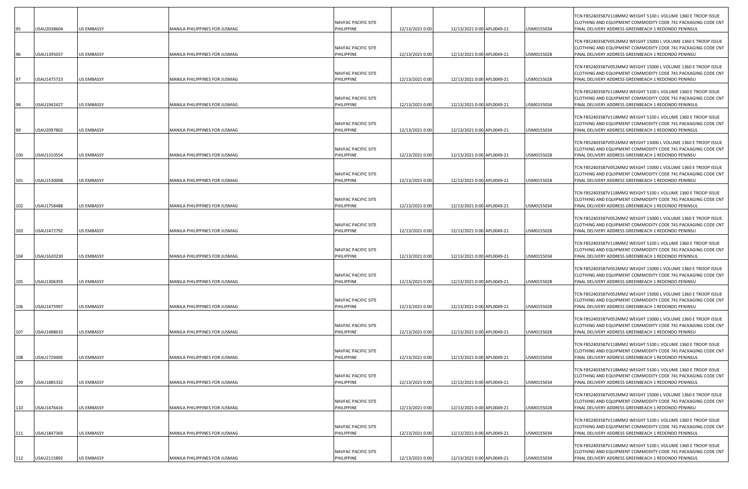| | | | | | | | | | |
|---|---|---|---|---|---|---|---|---|---|
| 95 | USAU2038604 | US EMBASSY | MANILA PHILIPPINES FOR JUSMAG | NAVFAC PACIFIC SITE PHILIPPINE | 12/13/2021 0:00 | 12/13/2021 0:00 | APL0049-21 | USM0155034 | TCN FB52403587V118MM2 WEIGHT 5100 L VOLUME 1360 E TROOP ISSUE CLOTHING AND EQUIPMENT COMMODITY CODE 741 PACKAGING CODE CNT FINAL DELIVERY ADDRESS GREENBEACH 1 REDONDO PENINSUL |
| 96 | USAU1395037 | US EMBASSY | MANILA PHILIPPINES FOR JUSMAG | NAVFAC PACIFIC SITE PHILIPPINE | 12/13/2021 0:00 | 12/13/2021 0:00 | APL0049-21 | USM0155028 | TCN FB52403587V052MM2 WEIGHT 15000 L VOLUME 1360 E TROOP ISSUE CLOTHING AND EQUIPMENT COMMODITY CODE 741 PACKAGING CODE CNT FINAL DELIVERY ADDRESS GREENBEACH 1 REDONDO PENINSU |
| 97 | USAU1475723 | US EMBASSY | MANILA PHILIPPINES FOR JUSMAG | NAVFAC PACIFIC SITE PHILIPPINE | 12/13/2021 0:00 | 12/13/2021 0:00 | APL0049-21 | USM0155028 | TCN FB52403587V052MM2 WEIGHT 15000 L VOLUME 1360 E TROOP ISSUE CLOTHING AND EQUIPMENT COMMODITY CODE 741 PACKAGING CODE CNT FINAL DELIVERY ADDRESS GREENBEACH 1 REDONDO PENINSU |
| 98 | USAU1942427 | US EMBASSY | MANILA PHILIPPINES FOR JUSMAG | NAVFAC PACIFIC SITE PHILIPPINE | 12/13/2021 0:00 | 12/13/2021 0:00 | APL0049-21 | USM0155034 | TCN FB52403587V118MM2 WEIGHT 5100 L VOLUME 1360 E TROOP ISSUE CLOTHING AND EQUIPMENT COMMODITY CODE 741 PACKAGING CODE CNT FINAL DELIVERY ADDRESS GREENBEACH 1 REDONDO PENINSUL |
| 99 | USAU2097802 | US EMBASSY | MANILA PHILIPPINES FOR JUSMAG | NAVFAC PACIFIC SITE PHILIPPINE | 12/13/2021 0:00 | 12/13/2021 0:00 | APL0049-21 | USM0155034 | TCN FB52403587V118MM2 WEIGHT 5100 L VOLUME 1360 E TROOP ISSUE CLOTHING AND EQUIPMENT COMMODITY CODE 741 PACKAGING CODE CNT FINAL DELIVERY ADDRESS GREENBEACH 1 REDONDO PENINSUL |
| 100 | USAU1310554 | US EMBASSY | MANILA PHILIPPINES FOR JUSMAG | NAVFAC PACIFIC SITE PHILIPPINE | 12/13/2021 0:00 | 12/13/2021 0:00 | APL0049-21 | USM0155028 | TCN FB52403587V052MM2 WEIGHT 15000 L VOLUME 1360 E TROOP ISSUE CLOTHING AND EQUIPMENT COMMODITY CODE 741 PACKAGING CODE CNT FINAL DELIVERY ADDRESS GREENBEACH 1 REDONDO PENINSU |
| 101 | USAU1530008 | US EMBASSY | MANILA PHILIPPINES FOR JUSMAG | NAVFAC PACIFIC SITE PHILIPPINE | 12/13/2021 0:00 | 12/13/2021 0:00 | APL0049-21 | USM0155028 | TCN FB52403587V052MM2 WEIGHT 15000 L VOLUME 1360 E TROOP ISSUE CLOTHING AND EQUIPMENT COMMODITY CODE 741 PACKAGING CODE CNT FINAL DELIVERY ADDRESS GREENBEACH 1 REDONDO PENINSU |
| 102 | USAU1758488 | US EMBASSY | MANILA PHILIPPINES FOR JUSMAG | NAVFAC PACIFIC SITE PHILIPPINE | 12/13/2021 0:00 | 12/13/2021 0:00 | APL0049-21 | USM0155034 | TCN FB52403587V118MM2 WEIGHT 5100 L VOLUME 1360 E TROOP ISSUE CLOTHING AND EQUIPMENT COMMODITY CODE 741 PACKAGING CODE CNT FINAL DELIVERY ADDRESS GREENBEACH 1 REDONDO PENINSUL |
| 103 | USAU1472792 | US EMBASSY | MANILA PHILIPPINES FOR JUSMAG | NAVFAC PACIFIC SITE PHILIPPINE | 12/13/2021 0:00 | 12/13/2021 0:00 | APL0049-21 | USM0155028 | TCN FB52403587V052MM2 WEIGHT 15000 L VOLUME 1360 E TROOP ISSUE CLOTHING AND EQUIPMENT COMMODITY CODE 741 PACKAGING CODE CNT FINAL DELIVERY ADDRESS GREENBEACH 1 REDONDO PENINSU |
| 104 | USAU1620230 | US EMBASSY | MANILA PHILIPPINES FOR JUSMAG | NAVFAC PACIFIC SITE PHILIPPINE | 12/13/2021 0:00 | 12/13/2021 0:00 | APL0049-21 | USM0155034 | TCN FB52403587V118MM2 WEIGHT 5100 L VOLUME 1360 E TROOP ISSUE CLOTHING AND EQUIPMENT COMMODITY CODE 741 PACKAGING CODE CNT FINAL DELIVERY ADDRESS GREENBEACH 1 REDONDO PENINSUL |
| 105 | USAU1306359 | US EMBASSY | MANILA PHILIPPINES FOR JUSMAG | NAVFAC PACIFIC SITE PHILIPPINE | 12/13/2021 0:00 | 12/13/2021 0:00 | APL0049-21 | USM0155028 | TCN FB52403587V052MM2 WEIGHT 15000 L VOLUME 1360 E TROOP ISSUE CLOTHING AND EQUIPMENT COMMODITY CODE 741 PACKAGING CODE CNT FINAL DELIVERY ADDRESS GREENBEACH 1 REDONDO PENINSU |
| 106 | USAU1475997 | US EMBASSY | MANILA PHILIPPINES FOR JUSMAG | NAVFAC PACIFIC SITE PHILIPPINE | 12/13/2021 0:00 | 12/13/2021 0:00 | APL0049-21 | USM0155028 | TCN FB52403587V052MM2 WEIGHT 15000 L VOLUME 1360 E TROOP ISSUE CLOTHING AND EQUIPMENT COMMODITY CODE 741 PACKAGING CODE CNT FINAL DELIVERY ADDRESS GREENBEACH 1 REDONDO PENINSU |
| 107 | USAU1488633 | US EMBASSY | MANILA PHILIPPINES FOR JUSMAG | NAVFAC PACIFIC SITE PHILIPPINE | 12/13/2021 0:00 | 12/13/2021 0:00 | APL0049-21 | USM0155028 | TCN FB52403587V052MM2 WEIGHT 15000 L VOLUME 1360 E TROOP ISSUE CLOTHING AND EQUIPMENT COMMODITY CODE 741 PACKAGING CODE CNT FINAL DELIVERY ADDRESS GREENBEACH 1 REDONDO PENINSU |
| 108 | USAU1729495 | US EMBASSY | MANILA PHILIPPINES FOR JUSMAG | NAVFAC PACIFIC SITE PHILIPPINE | 12/13/2021 0:00 | 12/13/2021 0:00 | APL0049-21 | USM0155034 | TCN FB52403587V118MM2 WEIGHT 5100 L VOLUME 1360 E TROOP ISSUE CLOTHING AND EQUIPMENT COMMODITY CODE 741 PACKAGING CODE CNT FINAL DELIVERY ADDRESS GREENBEACH 1 REDONDO PENINSUL |
| 109 | USAU1885332 | US EMBASSY | MANILA PHILIPPINES FOR JUSMAG | NAVFAC PACIFIC SITE PHILIPPINE | 12/13/2021 0:00 | 12/13/2021 0:00 | APL0049-21 | USM0155034 | TCN FB52403587V118MM2 WEIGHT 5100 L VOLUME 1360 E TROOP ISSUE CLOTHING AND EQUIPMENT COMMODITY CODE 741 PACKAGING CODE CNT FINAL DELIVERY ADDRESS GREENBEACH 1 REDONDO PENINSUL |
| 110 | USAU1476416 | US EMBASSY | MANILA PHILIPPINES FOR JUSMAG | NAVFAC PACIFIC SITE PHILIPPINE | 12/13/2021 0:00 | 12/13/2021 0:00 | APL0049-21 | USM0155028 | TCN FB52403587V052MM2 WEIGHT 15000 L VOLUME 1360 E TROOP ISSUE CLOTHING AND EQUIPMENT COMMODITY CODE 741 PACKAGING CODE CNT FINAL DELIVERY ADDRESS GREENBEACH 1 REDONDO PENINSU |
| 111 | USAU1847369 | US EMBASSY | MANILA PHILIPPINES FOR JUSMAG | NAVFAC PACIFIC SITE PHILIPPINE | 12/13/2021 0:00 | 12/13/2021 0:00 | APL0049-21 | USM0155034 | TCN FB52403587V118MM2 WEIGHT 5100 L VOLUME 1360 E TROOP ISSUE CLOTHING AND EQUIPMENT COMMODITY CODE 741 PACKAGING CODE CNT FINAL DELIVERY ADDRESS GREENBEACH 1 REDONDO PENINSUL |
| 112 | USAU2115892 | US EMBASSY | MANILA PHILIPPINES FOR JUSMAG | NAVFAC PACIFIC SITE PHILIPPINE | 12/13/2021 0:00 | 12/13/2021 0:00 | APL0049-21 | USM0155034 | TCN FB52403587V118MM2 WEIGHT 5100 L VOLUME 1360 E TROOP ISSUE CLOTHING AND EQUIPMENT COMMODITY CODE 741 PACKAGING CODE CNT FINAL DELIVERY ADDRESS GREENBEACH 1 REDONDO PENINSUL |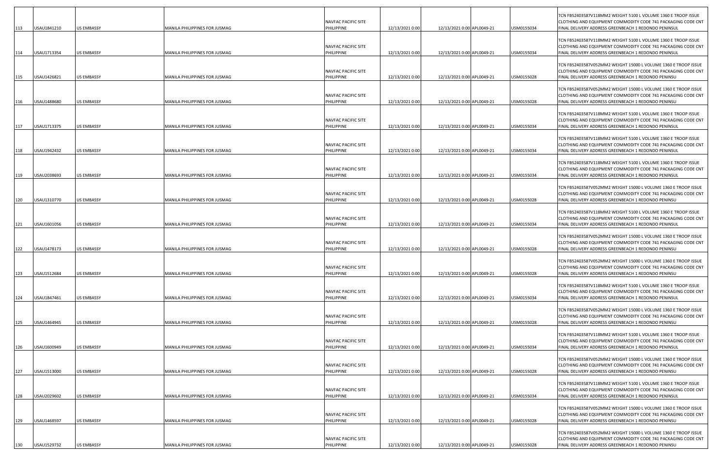| | | | | | | | | |
|---|---|---|---|---|---|---|---|---|
| 113 | USAU1841210 | US EMBASSY | MANILA PHILIPPINES FOR JUSMAG | NAVFAC PACIFIC SITE PHILIPPINE | 12/13/2021 0:00 | 12/13/2021 0:00 APL0049-21 | USM0155034 | TCN FB52403587V118MM2 WEIGHT 5100 L VOLUME 1360 E TROOP ISSUE CLOTHING AND EQUIPMENT COMMODITY CODE 741 PACKAGING CODE CNT FINAL DELIVERY ADDRESS GREENBEACH 1 REDONDO PENINSUL |
| 114 | USAU1713354 | US EMBASSY | MANILA PHILIPPINES FOR JUSMAG | NAVFAC PACIFIC SITE PHILIPPINE | 12/13/2021 0:00 | 12/13/2021 0:00 APL0049-21 | USM0155034 | TCN FB52403587V118MM2 WEIGHT 5100 L VOLUME 1360 E TROOP ISSUE CLOTHING AND EQUIPMENT COMMODITY CODE 741 PACKAGING CODE CNT FINAL DELIVERY ADDRESS GREENBEACH 1 REDONDO PENINSUL |
| 115 | USAU1426821 | US EMBASSY | MANILA PHILIPPINES FOR JUSMAG | NAVFAC PACIFIC SITE PHILIPPINE | 12/13/2021 0:00 | 12/13/2021 0:00 APL0049-21 | USM0155028 | TCN FB52403587V052MM2 WEIGHT 15000 L VOLUME 1360 E TROOP ISSUE CLOTHING AND EQUIPMENT COMMODITY CODE 741 PACKAGING CODE CNT FINAL DELIVERY ADDRESS GREENBEACH 1 REDONDO PENINSU |
| 116 | USAU1488680 | US EMBASSY | MANILA PHILIPPINES FOR JUSMAG | NAVFAC PACIFIC SITE PHILIPPINE | 12/13/2021 0:00 | 12/13/2021 0:00 APL0049-21 | USM0155028 | TCN FB52403587V052MM2 WEIGHT 15000 L VOLUME 1360 E TROOP ISSUE CLOTHING AND EQUIPMENT COMMODITY CODE 741 PACKAGING CODE CNT FINAL DELIVERY ADDRESS GREENBEACH 1 REDONDO PENINSU |
| 117 | USAU1713375 | US EMBASSY | MANILA PHILIPPINES FOR JUSMAG | NAVFAC PACIFIC SITE PHILIPPINE | 12/13/2021 0:00 | 12/13/2021 0:00 APL0049-21 | USM0155034 | TCN FB52403587V118MM2 WEIGHT 5100 L VOLUME 1360 E TROOP ISSUE CLOTHING AND EQUIPMENT COMMODITY CODE 741 PACKAGING CODE CNT FINAL DELIVERY ADDRESS GREENBEACH 1 REDONDO PENINSUL |
| 118 | USAU1942432 | US EMBASSY | MANILA PHILIPPINES FOR JUSMAG | NAVFAC PACIFIC SITE PHILIPPINE | 12/13/2021 0:00 | 12/13/2021 0:00 APL0049-21 | USM0155034 | TCN FB52403587V118MM2 WEIGHT 5100 L VOLUME 1360 E TROOP ISSUE CLOTHING AND EQUIPMENT COMMODITY CODE 741 PACKAGING CODE CNT FINAL DELIVERY ADDRESS GREENBEACH 1 REDONDO PENINSUL |
| 119 | USAU2038693 | US EMBASSY | MANILA PHILIPPINES FOR JUSMAG | NAVFAC PACIFIC SITE PHILIPPINE | 12/13/2021 0:00 | 12/13/2021 0:00 APL0049-21 | USM0155034 | TCN FB52403587V118MM2 WEIGHT 5100 L VOLUME 1360 E TROOP ISSUE CLOTHING AND EQUIPMENT COMMODITY CODE 741 PACKAGING CODE CNT FINAL DELIVERY ADDRESS GREENBEACH 1 REDONDO PENINSUL |
| 120 | USAU1310770 | US EMBASSY | MANILA PHILIPPINES FOR JUSMAG | NAVFAC PACIFIC SITE PHILIPPINE | 12/13/2021 0:00 | 12/13/2021 0:00 APL0049-21 | USM0155028 | TCN FB52403587V052MM2 WEIGHT 15000 L VOLUME 1360 E TROOP ISSUE CLOTHING AND EQUIPMENT COMMODITY CODE 741 PACKAGING CODE CNT FINAL DELIVERY ADDRESS GREENBEACH 1 REDONDO PENINSU |
| 121 | USAU1601056 | US EMBASSY | MANILA PHILIPPINES FOR JUSMAG | NAVFAC PACIFIC SITE PHILIPPINE | 12/13/2021 0:00 | 12/13/2021 0:00 APL0049-21 | USM0155034 | TCN FB52403587V118MM2 WEIGHT 5100 L VOLUME 1360 E TROOP ISSUE CLOTHING AND EQUIPMENT COMMODITY CODE 741 PACKAGING CODE CNT FINAL DELIVERY ADDRESS GREENBEACH 1 REDONDO PENINSUL |
| 122 | USAU1478173 | US EMBASSY | MANILA PHILIPPINES FOR JUSMAG | NAVFAC PACIFIC SITE PHILIPPINE | 12/13/2021 0:00 | 12/13/2021 0:00 APL0049-21 | USM0155028 | TCN FB52403587V052MM2 WEIGHT 15000 L VOLUME 1360 E TROOP ISSUE CLOTHING AND EQUIPMENT COMMODITY CODE 741 PACKAGING CODE CNT FINAL DELIVERY ADDRESS GREENBEACH 1 REDONDO PENINSU |
| 123 | USAU1512684 | US EMBASSY | MANILA PHILIPPINES FOR JUSMAG | NAVFAC PACIFIC SITE PHILIPPINE | 12/13/2021 0:00 | 12/13/2021 0:00 APL0049-21 | USM0155028 | TCN FB52403587V052MM2 WEIGHT 15000 L VOLUME 1360 E TROOP ISSUE CLOTHING AND EQUIPMENT COMMODITY CODE 741 PACKAGING CODE CNT FINAL DELIVERY ADDRESS GREENBEACH 1 REDONDO PENINSU |
| 124 | USAU1847461 | US EMBASSY | MANILA PHILIPPINES FOR JUSMAG | NAVFAC PACIFIC SITE PHILIPPINE | 12/13/2021 0:00 | 12/13/2021 0:00 APL0049-21 | USM0155034 | TCN FB52403587V118MM2 WEIGHT 5100 L VOLUME 1360 E TROOP ISSUE CLOTHING AND EQUIPMENT COMMODITY CODE 741 PACKAGING CODE CNT FINAL DELIVERY ADDRESS GREENBEACH 1 REDONDO PENINSUL |
| 125 | USAU1464945 | US EMBASSY | MANILA PHILIPPINES FOR JUSMAG | NAVFAC PACIFIC SITE PHILIPPINE | 12/13/2021 0:00 | 12/13/2021 0:00 APL0049-21 | USM0155028 | TCN FB52403587V052MM2 WEIGHT 15000 L VOLUME 1360 E TROOP ISSUE CLOTHING AND EQUIPMENT COMMODITY CODE 741 PACKAGING CODE CNT FINAL DELIVERY ADDRESS GREENBEACH 1 REDONDO PENINSU |
| 126 | USAU1600949 | US EMBASSY | MANILA PHILIPPINES FOR JUSMAG | NAVFAC PACIFIC SITE PHILIPPINE | 12/13/2021 0:00 | 12/13/2021 0:00 APL0049-21 | USM0155034 | TCN FB52403587V118MM2 WEIGHT 5100 L VOLUME 1360 E TROOP ISSUE CLOTHING AND EQUIPMENT COMMODITY CODE 741 PACKAGING CODE CNT FINAL DELIVERY ADDRESS GREENBEACH 1 REDONDO PENINSUL |
| 127 | USAU1513000 | US EMBASSY | MANILA PHILIPPINES FOR JUSMAG | NAVFAC PACIFIC SITE PHILIPPINE | 12/13/2021 0:00 | 12/13/2021 0:00 APL0049-21 | USM0155028 | TCN FB52403587V052MM2 WEIGHT 15000 L VOLUME 1360 E TROOP ISSUE CLOTHING AND EQUIPMENT COMMODITY CODE 741 PACKAGING CODE CNT FINAL DELIVERY ADDRESS GREENBEACH 1 REDONDO PENINSU |
| 128 | USAU2029602 | US EMBASSY | MANILA PHILIPPINES FOR JUSMAG | NAVFAC PACIFIC SITE PHILIPPINE | 12/13/2021 0:00 | 12/13/2021 0:00 APL0049-21 | USM0155034 | TCN FB52403587V118MM2 WEIGHT 5100 L VOLUME 1360 E TROOP ISSUE CLOTHING AND EQUIPMENT COMMODITY CODE 741 PACKAGING CODE CNT FINAL DELIVERY ADDRESS GREENBEACH 1 REDONDO PENINSUL |
| 129 | USAU1468597 | US EMBASSY | MANILA PHILIPPINES FOR JUSMAG | NAVFAC PACIFIC SITE PHILIPPINE | 12/13/2021 0:00 | 12/13/2021 0:00 APL0049-21 | USM0155028 | TCN FB52403587V052MM2 WEIGHT 15000 L VOLUME 1360 E TROOP ISSUE CLOTHING AND EQUIPMENT COMMODITY CODE 741 PACKAGING CODE CNT FINAL DELIVERY ADDRESS GREENBEACH 1 REDONDO PENINSU |
| 130 | USAU1529732 | US EMBASSY | MANILA PHILIPPINES FOR JUSMAG | NAVFAC PACIFIC SITE PHILIPPINE | 12/13/2021 0:00 | 12/13/2021 0:00 APL0049-21 | USM0155028 | TCN FB52403587V052MM2 WEIGHT 15000 L VOLUME 1360 E TROOP ISSUE CLOTHING AND EQUIPMENT COMMODITY CODE 741 PACKAGING CODE CNT FINAL DELIVERY ADDRESS GREENBEACH 1 REDONDO PENINSU |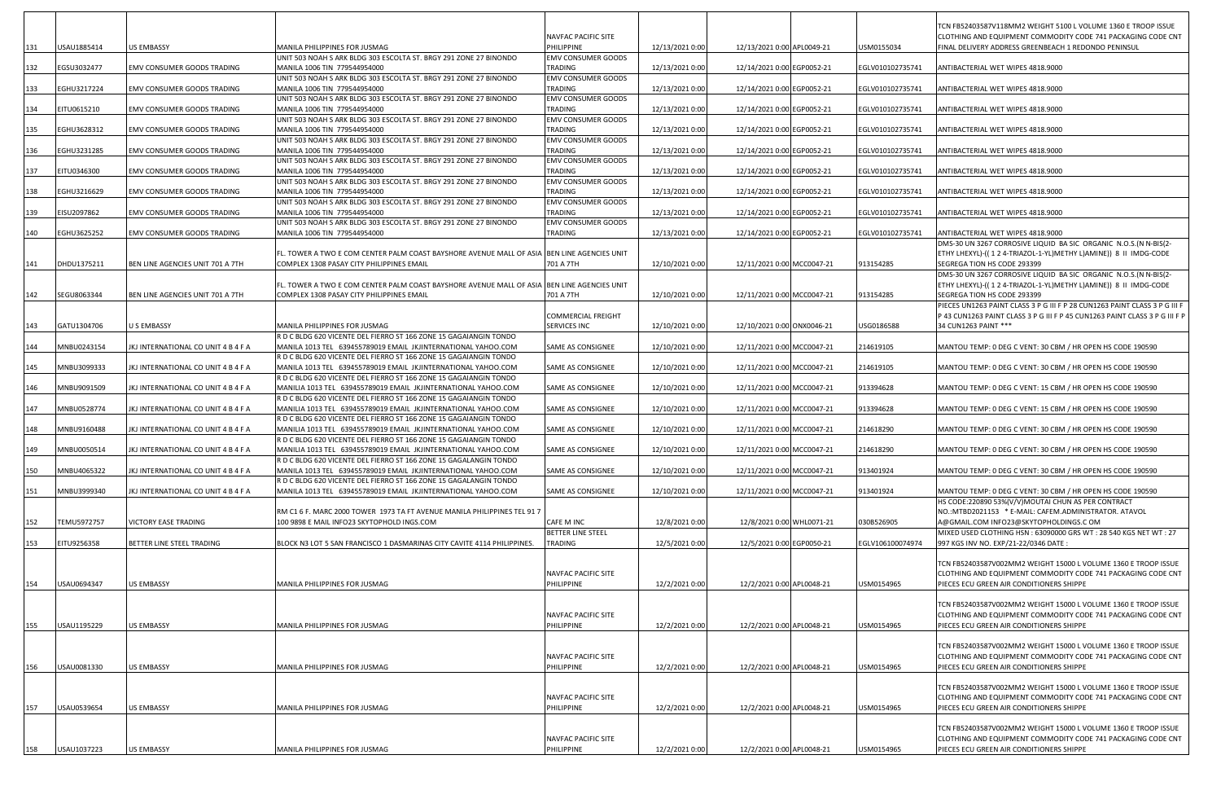| | | | | | | | | |
|---|---|---|---|---|---|---|---|---|
| 131 | USAU1885414 | US EMBASSY | MANILA PHILIPPINES FOR JUSMAG | NAVFAC PACIFIC SITE PHILIPPINE | 12/13/2021 0:00 | 12/13/2021 0:00 APL0049-21 | USM0155034 | TCN FB52403587V118MM2 WEIGHT 5100 L VOLUME 1360 E TROOP ISSUE CLOTHING AND EQUIPMENT COMMODITY CODE 741 PACKAGING CODE CNT FINAL DELIVERY ADDRESS GREENBEACH 1 REDONDO PENINSUL |
| 132 | EGSU3032477 | EMV CONSUMER GOODS TRADING | UNIT 503 NOAH S ARK BLDG 303 ESCOLTA ST. BRGY 291 ZONE 27 BINONDO MANILA 1006 TIN 779544954000 | EMV CONSUMER GOODS TRADING | 12/13/2021 0:00 | 12/14/2021 0:00 EGP0052-21 | EGLV010102735741 | ANTIBACTERIAL WET WIPES 4818.9000 |
| 133 | EGHU3217224 | EMV CONSUMER GOODS TRADING | UNIT 503 NOAH S ARK BLDG 303 ESCOLTA ST. BRGY 291 ZONE 27 BINONDO MANILA 1006 TIN 779544954000 | EMV CONSUMER GOODS TRADING | 12/13/2021 0:00 | 12/14/2021 0:00 EGP0052-21 | EGLV010102735741 | ANTIBACTERIAL WET WIPES 4818.9000 |
| 134 | EITU0615210 | EMV CONSUMER GOODS TRADING | UNIT 503 NOAH S ARK BLDG 303 ESCOLTA ST. BRGY 291 ZONE 27 BINONDO MANILA 1006 TIN 779544954000 | EMV CONSUMER GOODS TRADING | 12/13/2021 0:00 | 12/14/2021 0:00 EGP0052-21 | EGLV010102735741 | ANTIBACTERIAL WET WIPES 4818.9000 |
| 135 | EGHU3628312 | EMV CONSUMER GOODS TRADING | UNIT 503 NOAH S ARK BLDG 303 ESCOLTA ST. BRGY 291 ZONE 27 BINONDO MANILA 1006 TIN 779544954000 | EMV CONSUMER GOODS TRADING | 12/13/2021 0:00 | 12/14/2021 0:00 EGP0052-21 | EGLV010102735741 | ANTIBACTERIAL WET WIPES 4818.9000 |
| 136 | EGHU3231285 | EMV CONSUMER GOODS TRADING | UNIT 503 NOAH S ARK BLDG 303 ESCOLTA ST. BRGY 291 ZONE 27 BINONDO MANILA 1006 TIN 779544954000 | EMV CONSUMER GOODS TRADING | 12/13/2021 0:00 | 12/14/2021 0:00 EGP0052-21 | EGLV010102735741 | ANTIBACTERIAL WET WIPES 4818.9000 |
| 137 | EITU0346300 | EMV CONSUMER GOODS TRADING | UNIT 503 NOAH S ARK BLDG 303 ESCOLTA ST. BRGY 291 ZONE 27 BINONDO MANILA 1006 TIN 779544954000 | EMV CONSUMER GOODS TRADING | 12/13/2021 0:00 | 12/14/2021 0:00 EGP0052-21 | EGLV010102735741 | ANTIBACTERIAL WET WIPES 4818.9000 |
| 138 | EGHU3216629 | EMV CONSUMER GOODS TRADING | UNIT 503 NOAH S ARK BLDG 303 ESCOLTA ST. BRGY 291 ZONE 27 BINONDO MANILA 1006 TIN 779544954000 | EMV CONSUMER GOODS TRADING | 12/13/2021 0:00 | 12/14/2021 0:00 EGP0052-21 | EGLV010102735741 | ANTIBACTERIAL WET WIPES 4818.9000 |
| 139 | EISU2097862 | EMV CONSUMER GOODS TRADING | UNIT 503 NOAH S ARK BLDG 303 ESCOLTA ST. BRGY 291 ZONE 27 BINONDO MANILA 1006 TIN 779544954000 | EMV CONSUMER GOODS TRADING | 12/13/2021 0:00 | 12/14/2021 0:00 EGP0052-21 | EGLV010102735741 | ANTIBACTERIAL WET WIPES 4818.9000 |
| 140 | EGHU3625252 | EMV CONSUMER GOODS TRADING | UNIT 503 NOAH S ARK BLDG 303 ESCOLTA ST. BRGY 291 ZONE 27 BINONDO MANILA 1006 TIN 779544954000 | EMV CONSUMER GOODS TRADING | 12/13/2021 0:00 | 12/14/2021 0:00 EGP0052-21 | EGLV010102735741 | ANTIBACTERIAL WET WIPES 4818.9000 |
| 141 | DHDU1375211 | BEN LINE AGENCIES UNIT 701 A 7TH | FL. TOWER A TWO E COM CENTER PALM COAST BAYSHORE AVENUE MALL OF ASIA COMPLEX 1308 PASAY CITY PHILIPPINES EMAIL | BEN LINE AGENCIES UNIT 701 A 7TH | 12/10/2021 0:00 | 12/11/2021 0:00 MCC0047-21 | 913154285 | DMS-30 UN 3267 CORROSIVE LIQUID BA SIC ORGANIC N.O.S.(N N-BIS(2-ETHY LHEXYL)-(( 1 2 4-TRIAZOL-1-YL)METHY L)AMINE)) 8 II IMDG-CODE SEGREGA TION HS CODE 293399 |
| 142 | SEGU8063344 | BEN LINE AGENCIES UNIT 701 A 7TH | FL. TOWER A TWO E COM CENTER PALM COAST BAYSHORE AVENUE MALL OF ASIA COMPLEX 1308 PASAY CITY PHILIPPINES EMAIL | BEN LINE AGENCIES UNIT 701 A 7TH | 12/10/2021 0:00 | 12/11/2021 0:00 MCC0047-21 | 913154285 | DMS-30 UN 3267 CORROSIVE LIQUID BA SIC ORGANIC N.O.S.(N N-BIS(2-ETHY LHEXYL)-(( 1 2 4-TRIAZOL-1-YL)METHY L)AMINE)) 8 II IMDG-CODE SEGREGA TION HS CODE 293399 |
| 143 | GATU1304706 | U S EMBASSY | MANILA PHILIPPINES FOR JUSMAG | COMMERCIAL FREIGHT SERVICES INC | 12/10/2021 0:00 | 12/10/2021 0:00 ONX0046-21 | USG0186588 | PIECES UN1263 PAINT CLASS 3 P G III F P 28 CUN1263 PAINT CLASS 3 P G III F P 43 CUN1263 PAINT CLASS 3 P G III F P 45 CUN1263 PAINT CLASS 3 P G III F P 34 CUN1263 PAINT *** |
| 144 | MNBU0243154 | JKJ INTERNATIONAL CO UNIT 4 B 4 F A | R D C BLDG 620 VICENTE DEL FIERRO ST 166 ZONE 15 GAGAIANGIN TONDO MANILA 1013 TEL 639455789019 EMAIL JKJINTERNATIONAL YAHOO.COM | SAME AS CONSIGNEE | 12/10/2021 0:00 | 12/11/2021 0:00 MCC0047-21 | 214619105 | MANTOU TEMP: 0 DEG C VENT: 30 CBM / HR OPEN HS CODE 190590 |
| 145 | MNBU3099333 | JKJ INTERNATIONAL CO UNIT 4 B 4 F A | R D C BLDG 620 VICENTE DEL FIERRO ST 166 ZONE 15 GAGAIANGIN TONDO MANILA 1013 TEL 639455789019 EMAIL JKJINTERNATIONAL YAHOO.COM | SAME AS CONSIGNEE | 12/10/2021 0:00 | 12/11/2021 0:00 MCC0047-21 | 214619105 | MANTOU TEMP: 0 DEG C VENT: 30 CBM / HR OPEN HS CODE 190590 |
| 146 | MNBU9091509 | JKJ INTERNATIONAL CO UNIT 4 B 4 F A | R D C BLDG 620 VICENTE DEL FIERRO ST 166 ZONE 15 GAGAIANGIN TONDO MANILIA 1013 TEL 639455789019 EMAIL JKJINTERNATIONAL YAHOO.COM | SAME AS CONSIGNEE | 12/10/2021 0:00 | 12/11/2021 0:00 MCC0047-21 | 913394628 | MANTOU TEMP: 0 DEG C VENT: 15 CBM / HR OPEN HS CODE 190590 |
| 147 | MNBU0528774 | JKJ INTERNATIONAL CO UNIT 4 B 4 F A | R D C BLDG 620 VICENTE DEL FIERRO ST 166 ZONE 15 GAGAIANGIN TONDO MANILIA 1013 TEL 639455789019 EMAIL JKJINTERNATIONAL YAHOO.COM | SAME AS CONSIGNEE | 12/10/2021 0:00 | 12/11/2021 0:00 MCC0047-21 | 913394628 | MANTOU TEMP: 0 DEG C VENT: 15 CBM / HR OPEN HS CODE 190590 |
| 148 | MNBU9160488 | JKJ INTERNATIONAL CO UNIT 4 B 4 F A | R D C BLDG 620 VICENTE DEL FIERRO ST 166 ZONE 15 GAGAIANGIN TONDO MANILIA 1013 TEL 639455789019 EMAIL JKJINTERNATIONAL YAHOO.COM | SAME AS CONSIGNEE | 12/10/2021 0:00 | 12/11/2021 0:00 MCC0047-21 | 214618290 | MANTOU TEMP: 0 DEG C VENT: 30 CBM / HR OPEN HS CODE 190590 |
| 149 | MNBU0050514 | JKJ INTERNATIONAL CO UNIT 4 B 4 F A | R D C BLDG 620 VICENTE DEL FIERRO ST 166 ZONE 15 GAGAIANGIN TONDO MANILIA 1013 TEL 639455789019 EMAIL JKJINTERNATIONAL YAHOO.COM | SAME AS CONSIGNEE | 12/10/2021 0:00 | 12/11/2021 0:00 MCC0047-21 | 214618290 | MANTOU TEMP: 0 DEG C VENT: 30 CBM / HR OPEN HS CODE 190590 |
| 150 | MNBU4065322 | JKJ INTERNATIONAL CO UNIT 4 B 4 F A | R D C BLDG 620 VICENTE DEL FIERRO ST 166 ZONE 15 GAGALANGIN TONDO MANILA 1013 TEL 639455789019 EMAIL JKJINTERNATIONAL YAHOO.COM | SAME AS CONSIGNEE | 12/10/2021 0:00 | 12/11/2021 0:00 MCC0047-21 | 913401924 | MANTOU TEMP: 0 DEG C VENT: 30 CBM / HR OPEN HS CODE 190590 |
| 151 | MNBU3999340 | JKJ INTERNATIONAL CO UNIT 4 B 4 F A | R D C BLDG 620 VICENTE DEL FIERRO ST 166 ZONE 15 GAGALANGIN TONDO MANILA 1013 TEL 639455789019 EMAIL JKJINTERNATIONAL YAHOO.COM | SAME AS CONSIGNEE | 12/10/2021 0:00 | 12/11/2021 0:00 MCC0047-21 | 913401924 | MANTOU TEMP: 0 DEG C VENT: 30 CBM / HR OPEN HS CODE 190590 |
| 152 | TEMU5972757 | VICTORY EASE TRADING | RM C1 6 F. MARC 2000 TOWER 1973 TA FT AVENUE MANILA PHILIPPINES TEL 91 7 100 9898 E MAIL INFO23 SKYTOPHOLD INGS.COM | CAFE M INC | 12/8/2021 0:00 | 12/8/2021 0:00 WHL0071-21 | 0308526905 | HS CODE:220890 53%(V/V)MOUTAI CHUN AS PER CONTRACT NO.:MTBD2021153 * E-MAIL: CAFEM.ADMINISTRATOR. ATAVOL A@GMAIL.COM INFO23@SKYTOPHOLDINGS.C OM |
| 153 | EITU9256358 | BETTER LINE STEEL TRADING | BLOCK N3 LOT 5 SAN FRANCISCO 1 DASMARINAS CITY CAVITE 4114 PHILIPPINES. | BETTER LINE STEEL TRADING | 12/5/2021 0:00 | 12/5/2021 0:00 EGP0050-21 | EGLV106100074974 | MIXED USED CLOTHING HSN : 63090000 GRS WT : 28 540 KGS NET WT : 27 997 KGS INV NO. EXP/21-22/0346 DATE : |
| 154 | USAU0694347 | US EMBASSY | MANILA PHILIPPINES FOR JUSMAG | NAVFAC PACIFIC SITE PHILIPPINE | 12/2/2021 0:00 | 12/2/2021 0:00 APL0048-21 | USM0154965 | TCN FB52403587V002MM2 WEIGHT 15000 L VOLUME 1360 E TROOP ISSUE CLOTHING AND EQUIPMENT COMMODITY CODE 741 PACKAGING CODE CNT PIECES ECU GREEN AIR CONDITIONERS SHIPPE |
| 155 | USAU1195229 | US EMBASSY | MANILA PHILIPPINES FOR JUSMAG | NAVFAC PACIFIC SITE PHILIPPINE | 12/2/2021 0:00 | 12/2/2021 0:00 APL0048-21 | USM0154965 | TCN FB52403587V002MM2 WEIGHT 15000 L VOLUME 1360 E TROOP ISSUE CLOTHING AND EQUIPMENT COMMODITY CODE 741 PACKAGING CODE CNT PIECES ECU GREEN AIR CONDITIONERS SHIPPE |
| 156 | USAU0081330 | US EMBASSY | MANILA PHILIPPINES FOR JUSMAG | NAVFAC PACIFIC SITE PHILIPPINE | 12/2/2021 0:00 | 12/2/2021 0:00 APL0048-21 | USM0154965 | TCN FB52403587V002MM2 WEIGHT 15000 L VOLUME 1360 E TROOP ISSUE CLOTHING AND EQUIPMENT COMMODITY CODE 741 PACKAGING CODE CNT PIECES ECU GREEN AIR CONDITIONERS SHIPPE |
| 157 | USAU0539654 | US EMBASSY | MANILA PHILIPPINES FOR JUSMAG | NAVFAC PACIFIC SITE PHILIPPINE | 12/2/2021 0:00 | 12/2/2021 0:00 APL0048-21 | USM0154965 | TCN FB52403587V002MM2 WEIGHT 15000 L VOLUME 1360 E TROOP ISSUE CLOTHING AND EQUIPMENT COMMODITY CODE 741 PACKAGING CODE CNT PIECES ECU GREEN AIR CONDITIONERS SHIPPE |
| 158 | USAU1037223 | US EMBASSY | MANILA PHILIPPINES FOR JUSMAG | NAVFAC PACIFIC SITE PHILIPPINE | 12/2/2021 0:00 | 12/2/2021 0:00 APL0048-21 | USM0154965 | TCN FB52403587V002MM2 WEIGHT 15000 L VOLUME 1360 E TROOP ISSUE CLOTHING AND EQUIPMENT COMMODITY CODE 741 PACKAGING CODE CNT PIECES ECU GREEN AIR CONDITIONERS SHIPPE |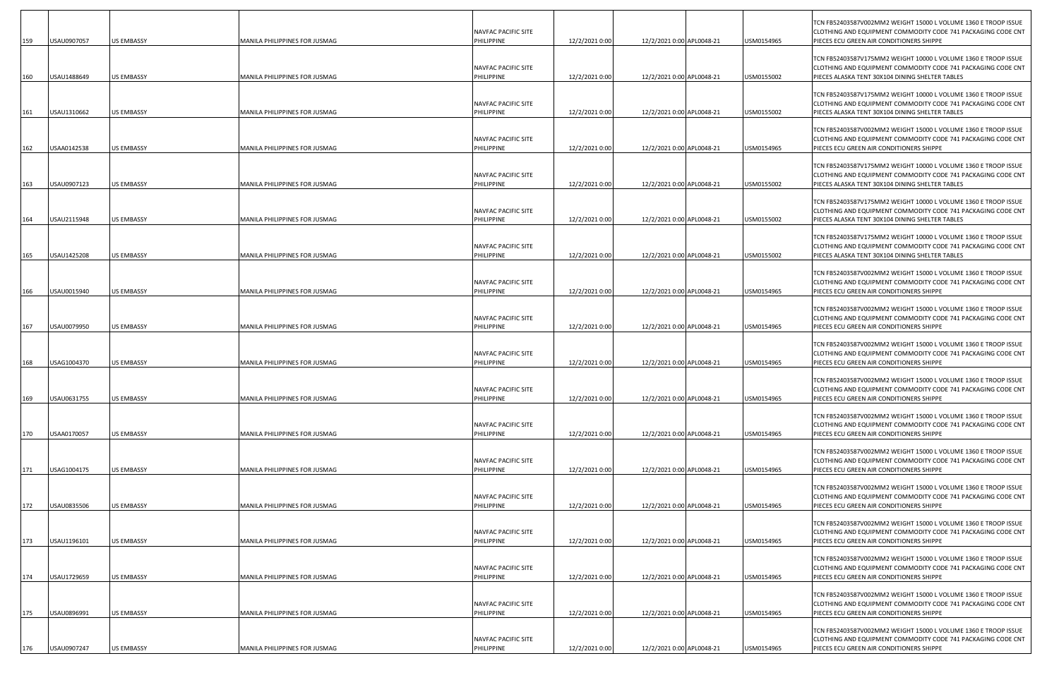| | | | | | | | | | |
|---|---|---|---|---|---|---|---|---|---|
| 159 | USAU0907057 | US EMBASSY | MANILA PHILIPPINES FOR JUSMAG | NAVFAC PACIFIC SITE PHILIPPINE | 12/2/2021 0:00 | 12/2/2021 0:00 | APL0048-21 | USM0154965 | TCN FB52403587V002MM2 WEIGHT 15000 L VOLUME 1360 E TROOP ISSUE CLOTHING AND EQUIPMENT COMMODITY CODE 741 PACKAGING CODE CNT PIECES ECU GREEN AIR CONDITIONERS SHIPPE |
| 160 | USAU1488649 | US EMBASSY | MANILA PHILIPPINES FOR JUSMAG | NAVFAC PACIFIC SITE PHILIPPINE | 12/2/2021 0:00 | 12/2/2021 0:00 | APL0048-21 | USM0155002 | TCN FB52403587V175MM2 WEIGHT 10000 L VOLUME 1360 E TROOP ISSUE CLOTHING AND EQUIPMENT COMMODITY CODE 741 PACKAGING CODE CNT PIECES ALASKA TENT 30X104 DINING SHELTER TABLES |
| 161 | USAU1310662 | US EMBASSY | MANILA PHILIPPINES FOR JUSMAG | NAVFAC PACIFIC SITE PHILIPPINE | 12/2/2021 0:00 | 12/2/2021 0:00 | APL0048-21 | USM0155002 | TCN FB52403587V175MM2 WEIGHT 10000 L VOLUME 1360 E TROOP ISSUE CLOTHING AND EQUIPMENT COMMODITY CODE 741 PACKAGING CODE CNT PIECES ALASKA TENT 30X104 DINING SHELTER TABLES |
| 162 | USAA0142538 | US EMBASSY | MANILA PHILIPPINES FOR JUSMAG | NAVFAC PACIFIC SITE PHILIPPINE | 12/2/2021 0:00 | 12/2/2021 0:00 | APL0048-21 | USM0154965 | TCN FB52403587V002MM2 WEIGHT 15000 L VOLUME 1360 E TROOP ISSUE CLOTHING AND EQUIPMENT COMMODITY CODE 741 PACKAGING CODE CNT PIECES ECU GREEN AIR CONDITIONERS SHIPPE |
| 163 | USAU0907123 | US EMBASSY | MANILA PHILIPPINES FOR JUSMAG | NAVFAC PACIFIC SITE PHILIPPINE | 12/2/2021 0:00 | 12/2/2021 0:00 | APL0048-21 | USM0155002 | TCN FB52403587V175MM2 WEIGHT 10000 L VOLUME 1360 E TROOP ISSUE CLOTHING AND EQUIPMENT COMMODITY CODE 741 PACKAGING CODE CNT PIECES ALASKA TENT 30X104 DINING SHELTER TABLES |
| 164 | USAU2115948 | US EMBASSY | MANILA PHILIPPINES FOR JUSMAG | NAVFAC PACIFIC SITE PHILIPPINE | 12/2/2021 0:00 | 12/2/2021 0:00 | APL0048-21 | USM0155002 | TCN FB52403587V175MM2 WEIGHT 10000 L VOLUME 1360 E TROOP ISSUE CLOTHING AND EQUIPMENT COMMODITY CODE 741 PACKAGING CODE CNT PIECES ALASKA TENT 30X104 DINING SHELTER TABLES |
| 165 | USAU1425208 | US EMBASSY | MANILA PHILIPPINES FOR JUSMAG | NAVFAC PACIFIC SITE PHILIPPINE | 12/2/2021 0:00 | 12/2/2021 0:00 | APL0048-21 | USM0155002 | TCN FB52403587V175MM2 WEIGHT 10000 L VOLUME 1360 E TROOP ISSUE CLOTHING AND EQUIPMENT COMMODITY CODE 741 PACKAGING CODE CNT PIECES ALASKA TENT 30X104 DINING SHELTER TABLES |
| 166 | USAU0015940 | US EMBASSY | MANILA PHILIPPINES FOR JUSMAG | NAVFAC PACIFIC SITE PHILIPPINE | 12/2/2021 0:00 | 12/2/2021 0:00 | APL0048-21 | USM0154965 | TCN FB52403587V002MM2 WEIGHT 15000 L VOLUME 1360 E TROOP ISSUE CLOTHING AND EQUIPMENT COMMODITY CODE 741 PACKAGING CODE CNT PIECES ECU GREEN AIR CONDITIONERS SHIPPE |
| 167 | USAU0079950 | US EMBASSY | MANILA PHILIPPINES FOR JUSMAG | NAVFAC PACIFIC SITE PHILIPPINE | 12/2/2021 0:00 | 12/2/2021 0:00 | APL0048-21 | USM0154965 | TCN FB52403587V002MM2 WEIGHT 15000 L VOLUME 1360 E TROOP ISSUE CLOTHING AND EQUIPMENT COMMODITY CODE 741 PACKAGING CODE CNT PIECES ECU GREEN AIR CONDITIONERS SHIPPE |
| 168 | USAG1004370 | US EMBASSY | MANILA PHILIPPINES FOR JUSMAG | NAVFAC PACIFIC SITE PHILIPPINE | 12/2/2021 0:00 | 12/2/2021 0:00 | APL0048-21 | USM0154965 | TCN FB52403587V002MM2 WEIGHT 15000 L VOLUME 1360 E TROOP ISSUE CLOTHING AND EQUIPMENT COMMODITY CODE 741 PACKAGING CODE CNT PIECES ECU GREEN AIR CONDITIONERS SHIPPE |
| 169 | USAU0631755 | US EMBASSY | MANILA PHILIPPINES FOR JUSMAG | NAVFAC PACIFIC SITE PHILIPPINE | 12/2/2021 0:00 | 12/2/2021 0:00 | APL0048-21 | USM0154965 | TCN FB52403587V002MM2 WEIGHT 15000 L VOLUME 1360 E TROOP ISSUE CLOTHING AND EQUIPMENT COMMODITY CODE 741 PACKAGING CODE CNT PIECES ECU GREEN AIR CONDITIONERS SHIPPE |
| 170 | USAA0170057 | US EMBASSY | MANILA PHILIPPINES FOR JUSMAG | NAVFAC PACIFIC SITE PHILIPPINE | 12/2/2021 0:00 | 12/2/2021 0:00 | APL0048-21 | USM0154965 | TCN FB52403587V002MM2 WEIGHT 15000 L VOLUME 1360 E TROOP ISSUE CLOTHING AND EQUIPMENT COMMODITY CODE 741 PACKAGING CODE CNT PIECES ECU GREEN AIR CONDITIONERS SHIPPE |
| 171 | USAG1004175 | US EMBASSY | MANILA PHILIPPINES FOR JUSMAG | NAVFAC PACIFIC SITE PHILIPPINE | 12/2/2021 0:00 | 12/2/2021 0:00 | APL0048-21 | USM0154965 | TCN FB52403587V002MM2 WEIGHT 15000 L VOLUME 1360 E TROOP ISSUE CLOTHING AND EQUIPMENT COMMODITY CODE 741 PACKAGING CODE CNT PIECES ECU GREEN AIR CONDITIONERS SHIPPE |
| 172 | USAU0835506 | US EMBASSY | MANILA PHILIPPINES FOR JUSMAG | NAVFAC PACIFIC SITE PHILIPPINE | 12/2/2021 0:00 | 12/2/2021 0:00 | APL0048-21 | USM0154965 | TCN FB52403587V002MM2 WEIGHT 15000 L VOLUME 1360 E TROOP ISSUE CLOTHING AND EQUIPMENT COMMODITY CODE 741 PACKAGING CODE CNT PIECES ECU GREEN AIR CONDITIONERS SHIPPE |
| 173 | USAU1196101 | US EMBASSY | MANILA PHILIPPINES FOR JUSMAG | NAVFAC PACIFIC SITE PHILIPPINE | 12/2/2021 0:00 | 12/2/2021 0:00 | APL0048-21 | USM0154965 | TCN FB52403587V002MM2 WEIGHT 15000 L VOLUME 1360 E TROOP ISSUE CLOTHING AND EQUIPMENT COMMODITY CODE 741 PACKAGING CODE CNT PIECES ECU GREEN AIR CONDITIONERS SHIPPE |
| 174 | USAU1729659 | US EMBASSY | MANILA PHILIPPINES FOR JUSMAG | NAVFAC PACIFIC SITE PHILIPPINE | 12/2/2021 0:00 | 12/2/2021 0:00 | APL0048-21 | USM0154965 | TCN FB52403587V002MM2 WEIGHT 15000 L VOLUME 1360 E TROOP ISSUE CLOTHING AND EQUIPMENT COMMODITY CODE 741 PACKAGING CODE CNT PIECES ECU GREEN AIR CONDITIONERS SHIPPE |
| 175 | USAU0896991 | US EMBASSY | MANILA PHILIPPINES FOR JUSMAG | NAVFAC PACIFIC SITE PHILIPPINE | 12/2/2021 0:00 | 12/2/2021 0:00 | APL0048-21 | USM0154965 | TCN FB52403587V002MM2 WEIGHT 15000 L VOLUME 1360 E TROOP ISSUE CLOTHING AND EQUIPMENT COMMODITY CODE 741 PACKAGING CODE CNT PIECES ECU GREEN AIR CONDITIONERS SHIPPE |
| 176 | USAU0907247 | US EMBASSY | MANILA PHILIPPINES FOR JUSMAG | NAVFAC PACIFIC SITE PHILIPPINE | 12/2/2021 0:00 | 12/2/2021 0:00 | APL0048-21 | USM0154965 | TCN FB52403587V002MM2 WEIGHT 15000 L VOLUME 1360 E TROOP ISSUE CLOTHING AND EQUIPMENT COMMODITY CODE 741 PACKAGING CODE CNT PIECES ECU GREEN AIR CONDITIONERS SHIPPE |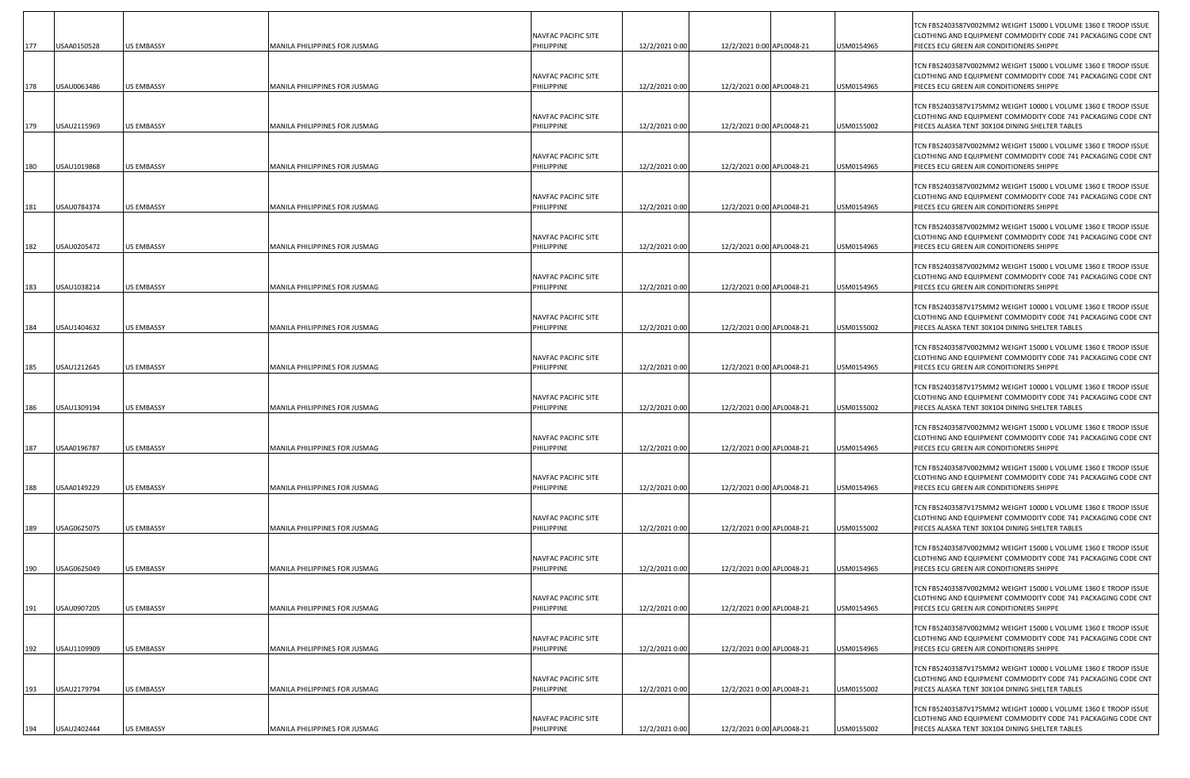| | | | | | | | | | |
|---|---|---|---|---|---|---|---|---|---|
| 177 | USAA0150528 | US EMBASSY | MANILA PHILIPPINES FOR JUSMAG | NAVFAC PACIFIC SITE PHILIPPINE | 12/2/2021 0:00 | 12/2/2021 0:00 | APL0048-21 | USM0154965 | TCN FB52403587V002MM2 WEIGHT 15000 L VOLUME 1360 E TROOP ISSUE CLOTHING AND EQUIPMENT COMMODITY CODE 741 PACKAGING CODE CNT PIECES ECU GREEN AIR CONDITIONERS SHIPPE |
| 178 | USAU0063486 | US EMBASSY | MANILA PHILIPPINES FOR JUSMAG | NAVFAC PACIFIC SITE PHILIPPINE | 12/2/2021 0:00 | 12/2/2021 0:00 | APL0048-21 | USM0154965 | TCN FB52403587V002MM2 WEIGHT 15000 L VOLUME 1360 E TROOP ISSUE CLOTHING AND EQUIPMENT COMMODITY CODE 741 PACKAGING CODE CNT PIECES ECU GREEN AIR CONDITIONERS SHIPPE |
| 179 | USAU2115969 | US EMBASSY | MANILA PHILIPPINES FOR JUSMAG | NAVFAC PACIFIC SITE PHILIPPINE | 12/2/2021 0:00 | 12/2/2021 0:00 | APL0048-21 | USM0155002 | TCN FB52403587V175MM2 WEIGHT 10000 L VOLUME 1360 E TROOP ISSUE CLOTHING AND EQUIPMENT COMMODITY CODE 741 PACKAGING CODE CNT PIECES ALASKA TENT 30X104 DINING SHELTER TABLES |
| 180 | USAU1019868 | US EMBASSY | MANILA PHILIPPINES FOR JUSMAG | NAVFAC PACIFIC SITE PHILIPPINE | 12/2/2021 0:00 | 12/2/2021 0:00 | APL0048-21 | USM0154965 | TCN FB52403587V002MM2 WEIGHT 15000 L VOLUME 1360 E TROOP ISSUE CLOTHING AND EQUIPMENT COMMODITY CODE 741 PACKAGING CODE CNT PIECES ECU GREEN AIR CONDITIONERS SHIPPE |
| 181 | USAU0784374 | US EMBASSY | MANILA PHILIPPINES FOR JUSMAG | NAVFAC PACIFIC SITE PHILIPPINE | 12/2/2021 0:00 | 12/2/2021 0:00 | APL0048-21 | USM0154965 | TCN FB52403587V002MM2 WEIGHT 15000 L VOLUME 1360 E TROOP ISSUE CLOTHING AND EQUIPMENT COMMODITY CODE 741 PACKAGING CODE CNT PIECES ECU GREEN AIR CONDITIONERS SHIPPE |
| 182 | USAU0205472 | US EMBASSY | MANILA PHILIPPINES FOR JUSMAG | NAVFAC PACIFIC SITE PHILIPPINE | 12/2/2021 0:00 | 12/2/2021 0:00 | APL0048-21 | USM0154965 | TCN FB52403587V002MM2 WEIGHT 15000 L VOLUME 1360 E TROOP ISSUE CLOTHING AND EQUIPMENT COMMODITY CODE 741 PACKAGING CODE CNT PIECES ECU GREEN AIR CONDITIONERS SHIPPE |
| 183 | USAU1038214 | US EMBASSY | MANILA PHILIPPINES FOR JUSMAG | NAVFAC PACIFIC SITE PHILIPPINE | 12/2/2021 0:00 | 12/2/2021 0:00 | APL0048-21 | USM0154965 | TCN FB52403587V002MM2 WEIGHT 15000 L VOLUME 1360 E TROOP ISSUE CLOTHING AND EQUIPMENT COMMODITY CODE 741 PACKAGING CODE CNT PIECES ECU GREEN AIR CONDITIONERS SHIPPE |
| 184 | USAU1404632 | US EMBASSY | MANILA PHILIPPINES FOR JUSMAG | NAVFAC PACIFIC SITE PHILIPPINE | 12/2/2021 0:00 | 12/2/2021 0:00 | APL0048-21 | USM0155002 | TCN FB52403587V175MM2 WEIGHT 10000 L VOLUME 1360 E TROOP ISSUE CLOTHING AND EQUIPMENT COMMODITY CODE 741 PACKAGING CODE CNT PIECES ALASKA TENT 30X104 DINING SHELTER TABLES |
| 185 | USAU1212645 | US EMBASSY | MANILA PHILIPPINES FOR JUSMAG | NAVFAC PACIFIC SITE PHILIPPINE | 12/2/2021 0:00 | 12/2/2021 0:00 | APL0048-21 | USM0154965 | TCN FB52403587V002MM2 WEIGHT 15000 L VOLUME 1360 E TROOP ISSUE CLOTHING AND EQUIPMENT COMMODITY CODE 741 PACKAGING CODE CNT PIECES ECU GREEN AIR CONDITIONERS SHIPPE |
| 186 | USAU1309194 | US EMBASSY | MANILA PHILIPPINES FOR JUSMAG | NAVFAC PACIFIC SITE PHILIPPINE | 12/2/2021 0:00 | 12/2/2021 0:00 | APL0048-21 | USM0155002 | TCN FB52403587V175MM2 WEIGHT 10000 L VOLUME 1360 E TROOP ISSUE CLOTHING AND EQUIPMENT COMMODITY CODE 741 PACKAGING CODE CNT PIECES ALASKA TENT 30X104 DINING SHELTER TABLES |
| 187 | USAA0196787 | US EMBASSY | MANILA PHILIPPINES FOR JUSMAG | NAVFAC PACIFIC SITE PHILIPPINE | 12/2/2021 0:00 | 12/2/2021 0:00 | APL0048-21 | USM0154965 | TCN FB52403587V002MM2 WEIGHT 15000 L VOLUME 1360 E TROOP ISSUE CLOTHING AND EQUIPMENT COMMODITY CODE 741 PACKAGING CODE CNT PIECES ECU GREEN AIR CONDITIONERS SHIPPE |
| 188 | USAA0149229 | US EMBASSY | MANILA PHILIPPINES FOR JUSMAG | NAVFAC PACIFIC SITE PHILIPPINE | 12/2/2021 0:00 | 12/2/2021 0:00 | APL0048-21 | USM0154965 | TCN FB52403587V002MM2 WEIGHT 15000 L VOLUME 1360 E TROOP ISSUE CLOTHING AND EQUIPMENT COMMODITY CODE 741 PACKAGING CODE CNT PIECES ECU GREEN AIR CONDITIONERS SHIPPE |
| 189 | USAG0625075 | US EMBASSY | MANILA PHILIPPINES FOR JUSMAG | NAVFAC PACIFIC SITE PHILIPPINE | 12/2/2021 0:00 | 12/2/2021 0:00 | APL0048-21 | USM0155002 | TCN FB52403587V175MM2 WEIGHT 10000 L VOLUME 1360 E TROOP ISSUE CLOTHING AND EQUIPMENT COMMODITY CODE 741 PACKAGING CODE CNT PIECES ALASKA TENT 30X104 DINING SHELTER TABLES |
| 190 | USAG0625049 | US EMBASSY | MANILA PHILIPPINES FOR JUSMAG | NAVFAC PACIFIC SITE PHILIPPINE | 12/2/2021 0:00 | 12/2/2021 0:00 | APL0048-21 | USM0154965 | TCN FB52403587V002MM2 WEIGHT 15000 L VOLUME 1360 E TROOP ISSUE CLOTHING AND EQUIPMENT COMMODITY CODE 741 PACKAGING CODE CNT PIECES ECU GREEN AIR CONDITIONERS SHIPPE |
| 191 | USAU0907205 | US EMBASSY | MANILA PHILIPPINES FOR JUSMAG | NAVFAC PACIFIC SITE PHILIPPINE | 12/2/2021 0:00 | 12/2/2021 0:00 | APL0048-21 | USM0154965 | TCN FB52403587V002MM2 WEIGHT 15000 L VOLUME 1360 E TROOP ISSUE CLOTHING AND EQUIPMENT COMMODITY CODE 741 PACKAGING CODE CNT PIECES ECU GREEN AIR CONDITIONERS SHIPPE |
| 192 | USAU1109909 | US EMBASSY | MANILA PHILIPPINES FOR JUSMAG | NAVFAC PACIFIC SITE PHILIPPINE | 12/2/2021 0:00 | 12/2/2021 0:00 | APL0048-21 | USM0154965 | TCN FB52403587V002MM2 WEIGHT 15000 L VOLUME 1360 E TROOP ISSUE CLOTHING AND EQUIPMENT COMMODITY CODE 741 PACKAGING CODE CNT PIECES ECU GREEN AIR CONDITIONERS SHIPPE |
| 193 | USAU2179794 | US EMBASSY | MANILA PHILIPPINES FOR JUSMAG | NAVFAC PACIFIC SITE PHILIPPINE | 12/2/2021 0:00 | 12/2/2021 0:00 | APL0048-21 | USM0155002 | TCN FB52403587V175MM2 WEIGHT 10000 L VOLUME 1360 E TROOP ISSUE CLOTHING AND EQUIPMENT COMMODITY CODE 741 PACKAGING CODE CNT PIECES ALASKA TENT 30X104 DINING SHELTER TABLES |
| 194 | USAU2402444 | US EMBASSY | MANILA PHILIPPINES FOR JUSMAG | NAVFAC PACIFIC SITE PHILIPPINE | 12/2/2021 0:00 | 12/2/2021 0:00 | APL0048-21 | USM0155002 | TCN FB52403587V175MM2 WEIGHT 10000 L VOLUME 1360 E TROOP ISSUE CLOTHING AND EQUIPMENT COMMODITY CODE 741 PACKAGING CODE CNT PIECES ALASKA TENT 30X104 DINING SHELTER TABLES |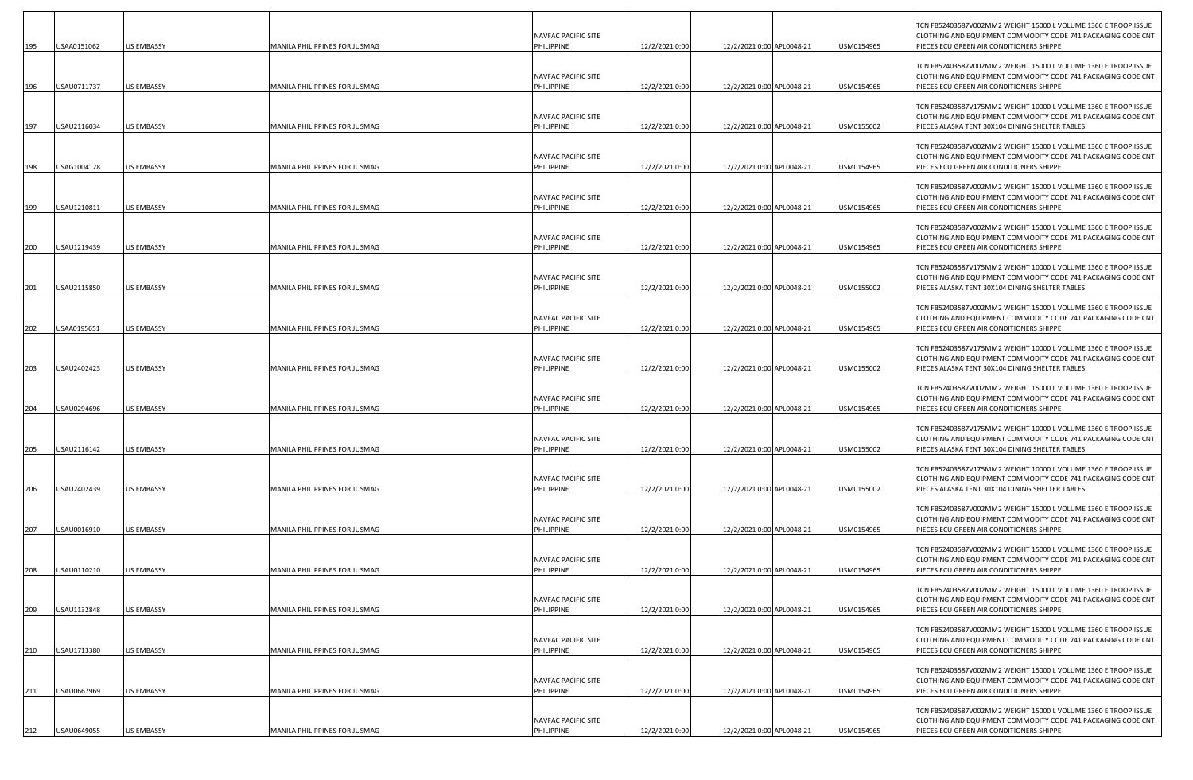| | | | | | | | | | |
|---|---|---|---|---|---|---|---|---|---|
| 195 | USAA0151062 | US EMBASSY | MANILA PHILIPPINES FOR JUSMAG | NAVFAC PACIFIC SITE PHILIPPINE | 12/2/2021 0:00 | 12/2/2021 0:00 | APL0048-21 | USM0154965 | TCN FB52403587V002MM2 WEIGHT 15000 L VOLUME 1360 E TROOP ISSUE CLOTHING AND EQUIPMENT COMMODITY CODE 741 PACKAGING CODE CNT PIECES ECU GREEN AIR CONDITIONERS SHIPPE |
| 196 | USAU0711737 | US EMBASSY | MANILA PHILIPPINES FOR JUSMAG | NAVFAC PACIFIC SITE PHILIPPINE | 12/2/2021 0:00 | 12/2/2021 0:00 | APL0048-21 | USM0154965 | TCN FB52403587V002MM2 WEIGHT 15000 L VOLUME 1360 E TROOP ISSUE CLOTHING AND EQUIPMENT COMMODITY CODE 741 PACKAGING CODE CNT PIECES ECU GREEN AIR CONDITIONERS SHIPPE |
| 197 | USAU2116034 | US EMBASSY | MANILA PHILIPPINES FOR JUSMAG | NAVFAC PACIFIC SITE PHILIPPINE | 12/2/2021 0:00 | 12/2/2021 0:00 | APL0048-21 | USM0155002 | TCN FB52403587V175MM2 WEIGHT 10000 L VOLUME 1360 E TROOP ISSUE CLOTHING AND EQUIPMENT COMMODITY CODE 741 PACKAGING CODE CNT PIECES ALASKA TENT 30X104 DINING SHELTER TABLES |
| 198 | USAG1004128 | US EMBASSY | MANILA PHILIPPINES FOR JUSMAG | NAVFAC PACIFIC SITE PHILIPPINE | 12/2/2021 0:00 | 12/2/2021 0:00 | APL0048-21 | USM0154965 | TCN FB52403587V002MM2 WEIGHT 15000 L VOLUME 1360 E TROOP ISSUE CLOTHING AND EQUIPMENT COMMODITY CODE 741 PACKAGING CODE CNT PIECES ECU GREEN AIR CONDITIONERS SHIPPE |
| 199 | USAU1210811 | US EMBASSY | MANILA PHILIPPINES FOR JUSMAG | NAVFAC PACIFIC SITE PHILIPPINE | 12/2/2021 0:00 | 12/2/2021 0:00 | APL0048-21 | USM0154965 | TCN FB52403587V002MM2 WEIGHT 15000 L VOLUME 1360 E TROOP ISSUE CLOTHING AND EQUIPMENT COMMODITY CODE 741 PACKAGING CODE CNT PIECES ECU GREEN AIR CONDITIONERS SHIPPE |
| 200 | USAU1219439 | US EMBASSY | MANILA PHILIPPINES FOR JUSMAG | NAVFAC PACIFIC SITE PHILIPPINE | 12/2/2021 0:00 | 12/2/2021 0:00 | APL0048-21 | USM0154965 | TCN FB52403587V002MM2 WEIGHT 15000 L VOLUME 1360 E TROOP ISSUE CLOTHING AND EQUIPMENT COMMODITY CODE 741 PACKAGING CODE CNT PIECES ECU GREEN AIR CONDITIONERS SHIPPE |
| 201 | USAU2115850 | US EMBASSY | MANILA PHILIPPINES FOR JUSMAG | NAVFAC PACIFIC SITE PHILIPPINE | 12/2/2021 0:00 | 12/2/2021 0:00 | APL0048-21 | USM0155002 | TCN FB52403587V175MM2 WEIGHT 10000 L VOLUME 1360 E TROOP ISSUE CLOTHING AND EQUIPMENT COMMODITY CODE 741 PACKAGING CODE CNT PIECES ALASKA TENT 30X104 DINING SHELTER TABLES |
| 202 | USAA0195651 | US EMBASSY | MANILA PHILIPPINES FOR JUSMAG | NAVFAC PACIFIC SITE PHILIPPINE | 12/2/2021 0:00 | 12/2/2021 0:00 | APL0048-21 | USM0154965 | TCN FB52403587V002MM2 WEIGHT 15000 L VOLUME 1360 E TROOP ISSUE CLOTHING AND EQUIPMENT COMMODITY CODE 741 PACKAGING CODE CNT PIECES ECU GREEN AIR CONDITIONERS SHIPPE |
| 203 | USAU2402423 | US EMBASSY | MANILA PHILIPPINES FOR JUSMAG | NAVFAC PACIFIC SITE PHILIPPINE | 12/2/2021 0:00 | 12/2/2021 0:00 | APL0048-21 | USM0155002 | TCN FB52403587V175MM2 WEIGHT 10000 L VOLUME 1360 E TROOP ISSUE CLOTHING AND EQUIPMENT COMMODITY CODE 741 PACKAGING CODE CNT PIECES ALASKA TENT 30X104 DINING SHELTER TABLES |
| 204 | USAU0294696 | US EMBASSY | MANILA PHILIPPINES FOR JUSMAG | NAVFAC PACIFIC SITE PHILIPPINE | 12/2/2021 0:00 | 12/2/2021 0:00 | APL0048-21 | USM0154965 | TCN FB52403587V002MM2 WEIGHT 15000 L VOLUME 1360 E TROOP ISSUE CLOTHING AND EQUIPMENT COMMODITY CODE 741 PACKAGING CODE CNT PIECES ECU GREEN AIR CONDITIONERS SHIPPE |
| 205 | USAU2116142 | US EMBASSY | MANILA PHILIPPINES FOR JUSMAG | NAVFAC PACIFIC SITE PHILIPPINE | 12/2/2021 0:00 | 12/2/2021 0:00 | APL0048-21 | USM0155002 | TCN FB52403587V175MM2 WEIGHT 10000 L VOLUME 1360 E TROOP ISSUE CLOTHING AND EQUIPMENT COMMODITY CODE 741 PACKAGING CODE CNT PIECES ALASKA TENT 30X104 DINING SHELTER TABLES |
| 206 | USAU2402439 | US EMBASSY | MANILA PHILIPPINES FOR JUSMAG | NAVFAC PACIFIC SITE PHILIPPINE | 12/2/2021 0:00 | 12/2/2021 0:00 | APL0048-21 | USM0155002 | TCN FB52403587V175MM2 WEIGHT 10000 L VOLUME 1360 E TROOP ISSUE CLOTHING AND EQUIPMENT COMMODITY CODE 741 PACKAGING CODE CNT PIECES ALASKA TENT 30X104 DINING SHELTER TABLES |
| 207 | USAU0016910 | US EMBASSY | MANILA PHILIPPINES FOR JUSMAG | NAVFAC PACIFIC SITE PHILIPPINE | 12/2/2021 0:00 | 12/2/2021 0:00 | APL0048-21 | USM0154965 | TCN FB52403587V002MM2 WEIGHT 15000 L VOLUME 1360 E TROOP ISSUE CLOTHING AND EQUIPMENT COMMODITY CODE 741 PACKAGING CODE CNT PIECES ECU GREEN AIR CONDITIONERS SHIPPE |
| 208 | USAU0110210 | US EMBASSY | MANILA PHILIPPINES FOR JUSMAG | NAVFAC PACIFIC SITE PHILIPPINE | 12/2/2021 0:00 | 12/2/2021 0:00 | APL0048-21 | USM0154965 | TCN FB52403587V002MM2 WEIGHT 15000 L VOLUME 1360 E TROOP ISSUE CLOTHING AND EQUIPMENT COMMODITY CODE 741 PACKAGING CODE CNT PIECES ECU GREEN AIR CONDITIONERS SHIPPE |
| 209 | USAU1132848 | US EMBASSY | MANILA PHILIPPINES FOR JUSMAG | NAVFAC PACIFIC SITE PHILIPPINE | 12/2/2021 0:00 | 12/2/2021 0:00 | APL0048-21 | USM0154965 | TCN FB52403587V002MM2 WEIGHT 15000 L VOLUME 1360 E TROOP ISSUE CLOTHING AND EQUIPMENT COMMODITY CODE 741 PACKAGING CODE CNT PIECES ECU GREEN AIR CONDITIONERS SHIPPE |
| 210 | USAU1713380 | US EMBASSY | MANILA PHILIPPINES FOR JUSMAG | NAVFAC PACIFIC SITE PHILIPPINE | 12/2/2021 0:00 | 12/2/2021 0:00 | APL0048-21 | USM0154965 | TCN FB52403587V002MM2 WEIGHT 15000 L VOLUME 1360 E TROOP ISSUE CLOTHING AND EQUIPMENT COMMODITY CODE 741 PACKAGING CODE CNT PIECES ECU GREEN AIR CONDITIONERS SHIPPE |
| 211 | USAU0667969 | US EMBASSY | MANILA PHILIPPINES FOR JUSMAG | NAVFAC PACIFIC SITE PHILIPPINE | 12/2/2021 0:00 | 12/2/2021 0:00 | APL0048-21 | USM0154965 | TCN FB52403587V002MM2 WEIGHT 15000 L VOLUME 1360 E TROOP ISSUE CLOTHING AND EQUIPMENT COMMODITY CODE 741 PACKAGING CODE CNT PIECES ECU GREEN AIR CONDITIONERS SHIPPE |
| 212 | USAU0649055 | US EMBASSY | MANILA PHILIPPINES FOR JUSMAG | NAVFAC PACIFIC SITE PHILIPPINE | 12/2/2021 0:00 | 12/2/2021 0:00 | APL0048-21 | USM0154965 | TCN FB52403587V002MM2 WEIGHT 15000 L VOLUME 1360 E TROOP ISSUE CLOTHING AND EQUIPMENT COMMODITY CODE 741 PACKAGING CODE CNT PIECES ECU GREEN AIR CONDITIONERS SHIPPE |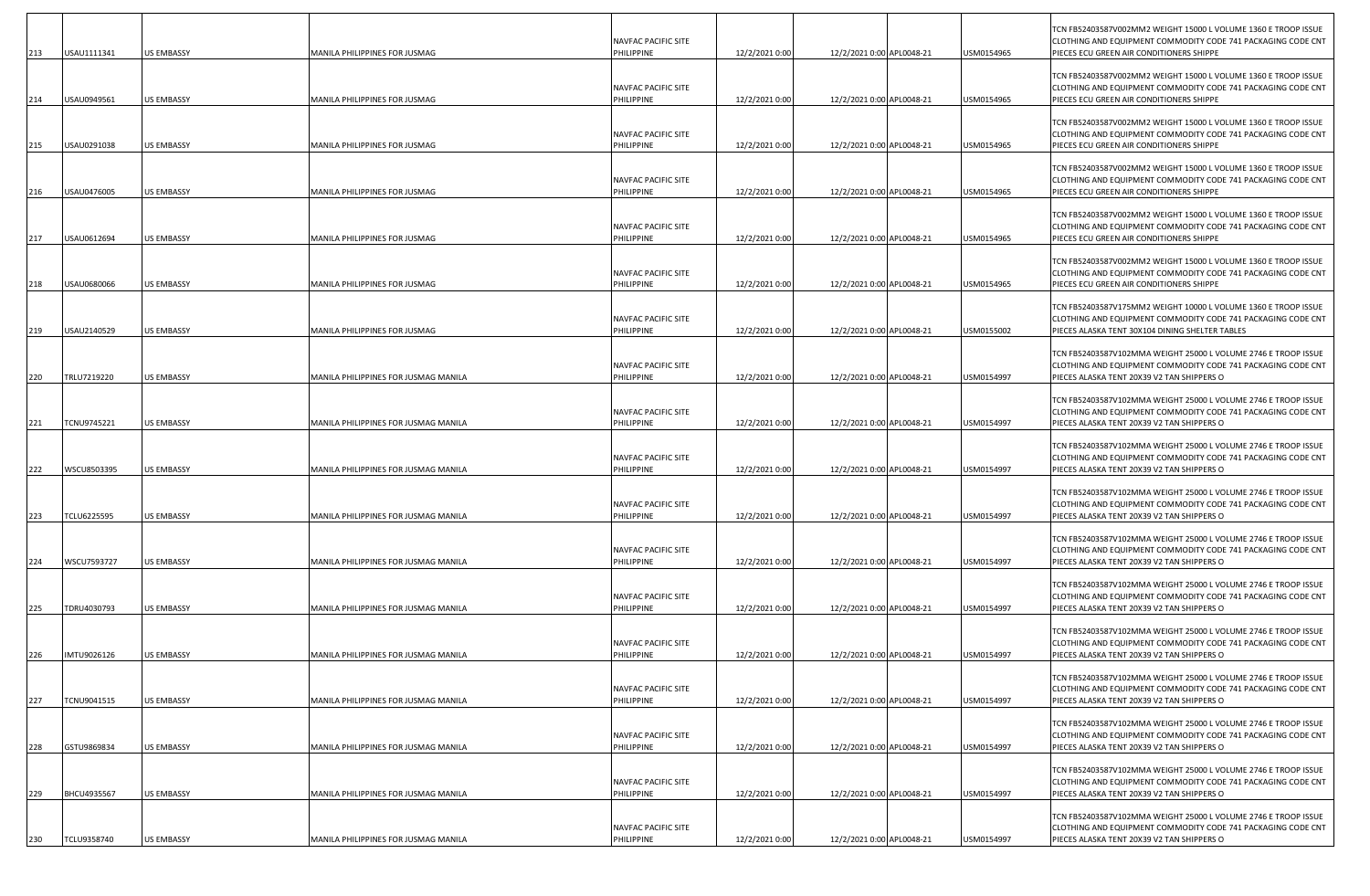| | | | | | | | | | |
|---|---|---|---|---|---|---|---|---|---|
| 213 | USAU1111341 | US EMBASSY | MANILA PHILIPPINES FOR JUSMAG | NAVFAC PACIFIC SITE PHILIPPINE | 12/2/2021 0:00 | 12/2/2021 0:00 | APL0048-21 | USM0154965 | TCN FB52403587V002MM2 WEIGHT 15000 L VOLUME 1360 E TROOP ISSUE CLOTHING AND EQUIPMENT COMMODITY CODE 741 PACKAGING CODE CNT PIECES ECU GREEN AIR CONDITIONERS SHIPPE |
| 214 | USAU0949561 | US EMBASSY | MANILA PHILIPPINES FOR JUSMAG | NAVFAC PACIFIC SITE PHILIPPINE | 12/2/2021 0:00 | 12/2/2021 0:00 | APL0048-21 | USM0154965 | TCN FB52403587V002MM2 WEIGHT 15000 L VOLUME 1360 E TROOP ISSUE CLOTHING AND EQUIPMENT COMMODITY CODE 741 PACKAGING CODE CNT PIECES ECU GREEN AIR CONDITIONERS SHIPPE |
| 215 | USAU0291038 | US EMBASSY | MANILA PHILIPPINES FOR JUSMAG | NAVFAC PACIFIC SITE PHILIPPINE | 12/2/2021 0:00 | 12/2/2021 0:00 | APL0048-21 | USM0154965 | TCN FB52403587V002MM2 WEIGHT 15000 L VOLUME 1360 E TROOP ISSUE CLOTHING AND EQUIPMENT COMMODITY CODE 741 PACKAGING CODE CNT PIECES ECU GREEN AIR CONDITIONERS SHIPPE |
| 216 | USAU0476005 | US EMBASSY | MANILA PHILIPPINES FOR JUSMAG | NAVFAC PACIFIC SITE PHILIPPINE | 12/2/2021 0:00 | 12/2/2021 0:00 | APL0048-21 | USM0154965 | TCN FB52403587V002MM2 WEIGHT 15000 L VOLUME 1360 E TROOP ISSUE CLOTHING AND EQUIPMENT COMMODITY CODE 741 PACKAGING CODE CNT PIECES ECU GREEN AIR CONDITIONERS SHIPPE |
| 217 | USAU0612694 | US EMBASSY | MANILA PHILIPPINES FOR JUSMAG | NAVFAC PACIFIC SITE PHILIPPINE | 12/2/2021 0:00 | 12/2/2021 0:00 | APL0048-21 | USM0154965 | TCN FB52403587V002MM2 WEIGHT 15000 L VOLUME 1360 E TROOP ISSUE CLOTHING AND EQUIPMENT COMMODITY CODE 741 PACKAGING CODE CNT PIECES ECU GREEN AIR CONDITIONERS SHIPPE |
| 218 | USAU0680066 | US EMBASSY | MANILA PHILIPPINES FOR JUSMAG | NAVFAC PACIFIC SITE PHILIPPINE | 12/2/2021 0:00 | 12/2/2021 0:00 | APL0048-21 | USM0154965 | TCN FB52403587V002MM2 WEIGHT 15000 L VOLUME 1360 E TROOP ISSUE CLOTHING AND EQUIPMENT COMMODITY CODE 741 PACKAGING CODE CNT PIECES ECU GREEN AIR CONDITIONERS SHIPPE |
| 219 | USAU2140529 | US EMBASSY | MANILA PHILIPPINES FOR JUSMAG | NAVFAC PACIFIC SITE PHILIPPINE | 12/2/2021 0:00 | 12/2/2021 0:00 | APL0048-21 | USM0155002 | TCN FB52403587V175MM2 WEIGHT 10000 L VOLUME 1360 E TROOP ISSUE CLOTHING AND EQUIPMENT COMMODITY CODE 741 PACKAGING CODE CNT PIECES ALASKA TENT 30X104 DINING SHELTER TABLES |
| 220 | TRLU7219220 | US EMBASSY | MANILA PHILIPPINES FOR JUSMAG MANILA | NAVFAC PACIFIC SITE PHILIPPINE | 12/2/2021 0:00 | 12/2/2021 0:00 | APL0048-21 | USM0154997 | TCN FB52403587V102MMA WEIGHT 25000 L VOLUME 2746 E TROOP ISSUE CLOTHING AND EQUIPMENT COMMODITY CODE 741 PACKAGING CODE CNT PIECES ALASKA TENT 20X39 V2 TAN SHIPPERS O |
| 221 | TCNU9745221 | US EMBASSY | MANILA PHILIPPINES FOR JUSMAG MANILA | NAVFAC PACIFIC SITE PHILIPPINE | 12/2/2021 0:00 | 12/2/2021 0:00 | APL0048-21 | USM0154997 | TCN FB52403587V102MMA WEIGHT 25000 L VOLUME 2746 E TROOP ISSUE CLOTHING AND EQUIPMENT COMMODITY CODE 741 PACKAGING CODE CNT PIECES ALASKA TENT 20X39 V2 TAN SHIPPERS O |
| 222 | WSCU8503395 | US EMBASSY | MANILA PHILIPPINES FOR JUSMAG MANILA | NAVFAC PACIFIC SITE PHILIPPINE | 12/2/2021 0:00 | 12/2/2021 0:00 | APL0048-21 | USM0154997 | TCN FB52403587V102MMA WEIGHT 25000 L VOLUME 2746 E TROOP ISSUE CLOTHING AND EQUIPMENT COMMODITY CODE 741 PACKAGING CODE CNT PIECES ALASKA TENT 20X39 V2 TAN SHIPPERS O |
| 223 | TCLU6225595 | US EMBASSY | MANILA PHILIPPINES FOR JUSMAG MANILA | NAVFAC PACIFIC SITE PHILIPPINE | 12/2/2021 0:00 | 12/2/2021 0:00 | APL0048-21 | USM0154997 | TCN FB52403587V102MMA WEIGHT 25000 L VOLUME 2746 E TROOP ISSUE CLOTHING AND EQUIPMENT COMMODITY CODE 741 PACKAGING CODE CNT PIECES ALASKA TENT 20X39 V2 TAN SHIPPERS O |
| 224 | WSCU7593727 | US EMBASSY | MANILA PHILIPPINES FOR JUSMAG MANILA | NAVFAC PACIFIC SITE PHILIPPINE | 12/2/2021 0:00 | 12/2/2021 0:00 | APL0048-21 | USM0154997 | TCN FB52403587V102MMA WEIGHT 25000 L VOLUME 2746 E TROOP ISSUE CLOTHING AND EQUIPMENT COMMODITY CODE 741 PACKAGING CODE CNT PIECES ALASKA TENT 20X39 V2 TAN SHIPPERS O |
| 225 | TDRU4030793 | US EMBASSY | MANILA PHILIPPINES FOR JUSMAG MANILA | NAVFAC PACIFIC SITE PHILIPPINE | 12/2/2021 0:00 | 12/2/2021 0:00 | APL0048-21 | USM0154997 | TCN FB52403587V102MMA WEIGHT 25000 L VOLUME 2746 E TROOP ISSUE CLOTHING AND EQUIPMENT COMMODITY CODE 741 PACKAGING CODE CNT PIECES ALASKA TENT 20X39 V2 TAN SHIPPERS O |
| 226 | IMTU9026126 | US EMBASSY | MANILA PHILIPPINES FOR JUSMAG MANILA | NAVFAC PACIFIC SITE PHILIPPINE | 12/2/2021 0:00 | 12/2/2021 0:00 | APL0048-21 | USM0154997 | TCN FB52403587V102MMA WEIGHT 25000 L VOLUME 2746 E TROOP ISSUE CLOTHING AND EQUIPMENT COMMODITY CODE 741 PACKAGING CODE CNT PIECES ALASKA TENT 20X39 V2 TAN SHIPPERS O |
| 227 | TCNU9041515 | US EMBASSY | MANILA PHILIPPINES FOR JUSMAG MANILA | NAVFAC PACIFIC SITE PHILIPPINE | 12/2/2021 0:00 | 12/2/2021 0:00 | APL0048-21 | USM0154997 | TCN FB52403587V102MMA WEIGHT 25000 L VOLUME 2746 E TROOP ISSUE CLOTHING AND EQUIPMENT COMMODITY CODE 741 PACKAGING CODE CNT PIECES ALASKA TENT 20X39 V2 TAN SHIPPERS O |
| 228 | GSTU9869834 | US EMBASSY | MANILA PHILIPPINES FOR JUSMAG MANILA | NAVFAC PACIFIC SITE PHILIPPINE | 12/2/2021 0:00 | 12/2/2021 0:00 | APL0048-21 | USM0154997 | TCN FB52403587V102MMA WEIGHT 25000 L VOLUME 2746 E TROOP ISSUE CLOTHING AND EQUIPMENT COMMODITY CODE 741 PACKAGING CODE CNT PIECES ALASKA TENT 20X39 V2 TAN SHIPPERS O |
| 229 | BHCU4935567 | US EMBASSY | MANILA PHILIPPINES FOR JUSMAG MANILA | NAVFAC PACIFIC SITE PHILIPPINE | 12/2/2021 0:00 | 12/2/2021 0:00 | APL0048-21 | USM0154997 | TCN FB52403587V102MMA WEIGHT 25000 L VOLUME 2746 E TROOP ISSUE CLOTHING AND EQUIPMENT COMMODITY CODE 741 PACKAGING CODE CNT PIECES ALASKA TENT 20X39 V2 TAN SHIPPERS O |
| 230 | TCLU9358740 | US EMBASSY | MANILA PHILIPPINES FOR JUSMAG MANILA | NAVFAC PACIFIC SITE PHILIPPINE | 12/2/2021 0:00 | 12/2/2021 0:00 | APL0048-21 | USM0154997 | TCN FB52403587V102MMA WEIGHT 25000 L VOLUME 2746 E TROOP ISSUE CLOTHING AND EQUIPMENT COMMODITY CODE 741 PACKAGING CODE CNT PIECES ALASKA TENT 20X39 V2 TAN SHIPPERS O |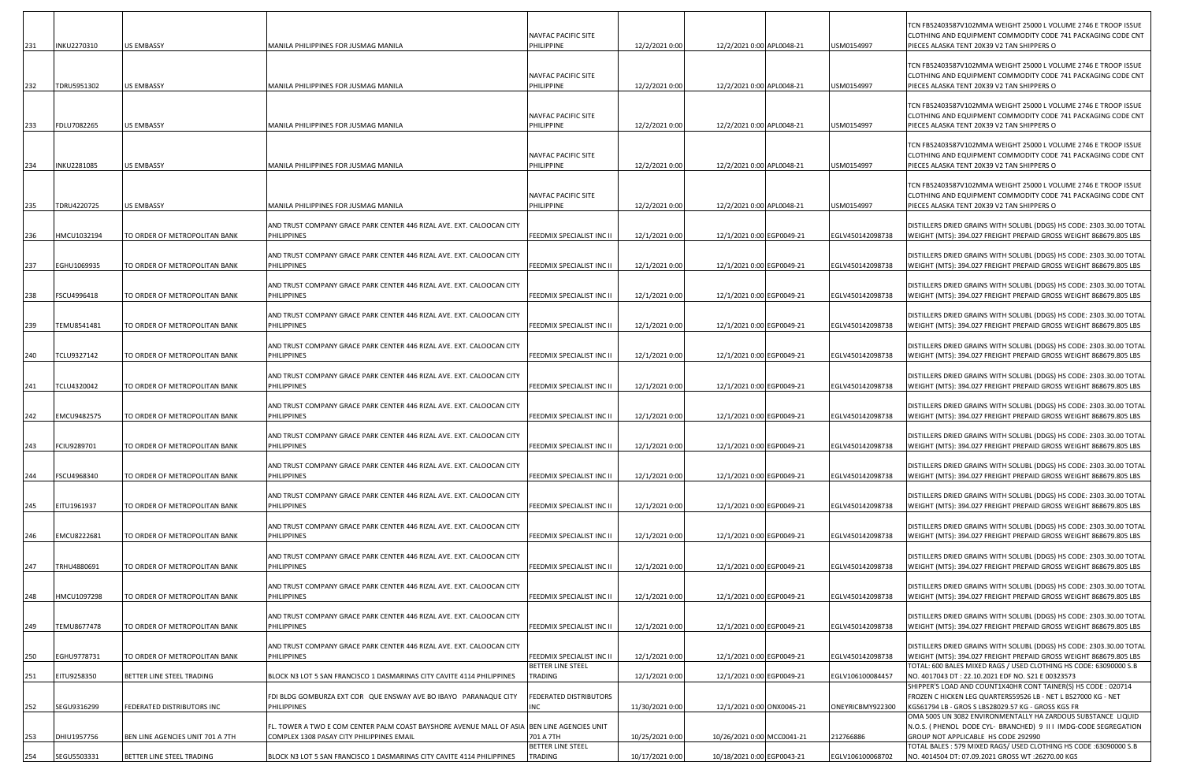| | | | | | | | | | |
|---|---|---|---|---|---|---|---|---|---|
| 231 | INKU2270310 | US EMBASSY | MANILA PHILIPPINES FOR JUSMAG MANILA | NAVFAC PACIFIC SITE PHILIPPINE | 12/2/2021 0:00 | 12/2/2021 0:00 | APL0048-21 | USM0154997 | TCN FB52403587V102MMA WEIGHT 25000 L VOLUME 2746 E TROOP ISSUE CLOTHING AND EQUIPMENT COMMODITY CODE 741 PACKAGING CODE CNT PIECES ALASKA TENT 20X39 V2 TAN SHIPPERS O |
| 232 | TDRU5951302 | US EMBASSY | MANILA PHILIPPINES FOR JUSMAG MANILA | NAVFAC PACIFIC SITE PHILIPPINE | 12/2/2021 0:00 | 12/2/2021 0:00 | APL0048-21 | USM0154997 | TCN FB52403587V102MMA WEIGHT 25000 L VOLUME 2746 E TROOP ISSUE CLOTHING AND EQUIPMENT COMMODITY CODE 741 PACKAGING CODE CNT PIECES ALASKA TENT 20X39 V2 TAN SHIPPERS O |
| 233 | FDLU7082265 | US EMBASSY | MANILA PHILIPPINES FOR JUSMAG MANILA | NAVFAC PACIFIC SITE PHILIPPINE | 12/2/2021 0:00 | 12/2/2021 0:00 | APL0048-21 | USM0154997 | TCN FB52403587V102MMA WEIGHT 25000 L VOLUME 2746 E TROOP ISSUE CLOTHING AND EQUIPMENT COMMODITY CODE 741 PACKAGING CODE CNT PIECES ALASKA TENT 20X39 V2 TAN SHIPPERS O |
| 234 | INKU2281085 | US EMBASSY | MANILA PHILIPPINES FOR JUSMAG MANILA | NAVFAC PACIFIC SITE PHILIPPINE | 12/2/2021 0:00 | 12/2/2021 0:00 | APL0048-21 | USM0154997 | TCN FB52403587V102MMA WEIGHT 25000 L VOLUME 2746 E TROOP ISSUE CLOTHING AND EQUIPMENT COMMODITY CODE 741 PACKAGING CODE CNT PIECES ALASKA TENT 20X39 V2 TAN SHIPPERS O |
| 235 | TDRU4220725 | US EMBASSY | MANILA PHILIPPINES FOR JUSMAG MANILA | NAVFAC PACIFIC SITE PHILIPPINE | 12/2/2021 0:00 | 12/2/2021 0:00 | APL0048-21 | USM0154997 | TCN FB52403587V102MMA WEIGHT 25000 L VOLUME 2746 E TROOP ISSUE CLOTHING AND EQUIPMENT COMMODITY CODE 741 PACKAGING CODE CNT PIECES ALASKA TENT 20X39 V2 TAN SHIPPERS O |
| 236 | HMCU1032194 | TO ORDER OF METROPOLITAN BANK | AND TRUST COMPANY GRACE PARK CENTER 446 RIZAL AVE. EXT. CALOOCAN CITY PHILIPPINES | FEEDMIX SPECIALIST INC II | 12/1/2021 0:00 | 12/1/2021 0:00 | EGP0049-21 | EGLV450142098738 | DISTILLERS DRIED GRAINS WITH SOLUBL (DDGS) HS CODE: 2303.30.00 TOTAL WEIGHT (MTS): 394.027 FREIGHT PREPAID GROSS WEIGHT 868679.805 LBS |
| 237 | EGHU1069935 | TO ORDER OF METROPOLITAN BANK | AND TRUST COMPANY GRACE PARK CENTER 446 RIZAL AVE. EXT. CALOOCAN CITY PHILIPPINES | FEEDMIX SPECIALIST INC II | 12/1/2021 0:00 | 12/1/2021 0:00 | EGP0049-21 | EGLV450142098738 | DISTILLERS DRIED GRAINS WITH SOLUBL (DDGS) HS CODE: 2303.30.00 TOTAL WEIGHT (MTS): 394.027 FREIGHT PREPAID GROSS WEIGHT 868679.805 LBS |
| 238 | FSCU4996418 | TO ORDER OF METROPOLITAN BANK | AND TRUST COMPANY GRACE PARK CENTER 446 RIZAL AVE. EXT. CALOOCAN CITY PHILIPPINES | FEEDMIX SPECIALIST INC II | 12/1/2021 0:00 | 12/1/2021 0:00 | EGP0049-21 | EGLV450142098738 | DISTILLERS DRIED GRAINS WITH SOLUBL (DDGS) HS CODE: 2303.30.00 TOTAL WEIGHT (MTS): 394.027 FREIGHT PREPAID GROSS WEIGHT 868679.805 LBS |
| 239 | TEMU8541481 | TO ORDER OF METROPOLITAN BANK | AND TRUST COMPANY GRACE PARK CENTER 446 RIZAL AVE. EXT. CALOOCAN CITY PHILIPPINES | FEEDMIX SPECIALIST INC II | 12/1/2021 0:00 | 12/1/2021 0:00 | EGP0049-21 | EGLV450142098738 | DISTILLERS DRIED GRAINS WITH SOLUBL (DDGS) HS CODE: 2303.30.00 TOTAL WEIGHT (MTS): 394.027 FREIGHT PREPAID GROSS WEIGHT 868679.805 LBS |
| 240 | TCLU9327142 | TO ORDER OF METROPOLITAN BANK | AND TRUST COMPANY GRACE PARK CENTER 446 RIZAL AVE. EXT. CALOOCAN CITY PHILIPPINES | FEEDMIX SPECIALIST INC II | 12/1/2021 0:00 | 12/1/2021 0:00 | EGP0049-21 | EGLV450142098738 | DISTILLERS DRIED GRAINS WITH SOLUBL (DDGS) HS CODE: 2303.30.00 TOTAL WEIGHT (MTS): 394.027 FREIGHT PREPAID GROSS WEIGHT 868679.805 LBS |
| 241 | TCLU4320042 | TO ORDER OF METROPOLITAN BANK | AND TRUST COMPANY GRACE PARK CENTER 446 RIZAL AVE. EXT. CALOOCAN CITY PHILIPPINES | FEEDMIX SPECIALIST INC II | 12/1/2021 0:00 | 12/1/2021 0:00 | EGP0049-21 | EGLV450142098738 | DISTILLERS DRIED GRAINS WITH SOLUBL (DDGS) HS CODE: 2303.30.00 TOTAL WEIGHT (MTS): 394.027 FREIGHT PREPAID GROSS WEIGHT 868679.805 LBS |
| 242 | EMCU9482575 | TO ORDER OF METROPOLITAN BANK | AND TRUST COMPANY GRACE PARK CENTER 446 RIZAL AVE. EXT. CALOOCAN CITY PHILIPPINES | FEEDMIX SPECIALIST INC II | 12/1/2021 0:00 | 12/1/2021 0:00 | EGP0049-21 | EGLV450142098738 | DISTILLERS DRIED GRAINS WITH SOLUBL (DDGS) HS CODE: 2303.30.00 TOTAL WEIGHT (MTS): 394.027 FREIGHT PREPAID GROSS WEIGHT 868679.805 LBS |
| 243 | FCIU9289701 | TO ORDER OF METROPOLITAN BANK | AND TRUST COMPANY GRACE PARK CENTER 446 RIZAL AVE. EXT. CALOOCAN CITY PHILIPPINES | FEEDMIX SPECIALIST INC II | 12/1/2021 0:00 | 12/1/2021 0:00 | EGP0049-21 | EGLV450142098738 | DISTILLERS DRIED GRAINS WITH SOLUBL (DDGS) HS CODE: 2303.30.00 TOTAL WEIGHT (MTS): 394.027 FREIGHT PREPAID GROSS WEIGHT 868679.805 LBS |
| 244 | FSCU4968340 | TO ORDER OF METROPOLITAN BANK | AND TRUST COMPANY GRACE PARK CENTER 446 RIZAL AVE. EXT. CALOOCAN CITY PHILIPPINES | FEEDMIX SPECIALIST INC II | 12/1/2021 0:00 | 12/1/2021 0:00 | EGP0049-21 | EGLV450142098738 | DISTILLERS DRIED GRAINS WITH SOLUBL (DDGS) HS CODE: 2303.30.00 TOTAL WEIGHT (MTS): 394.027 FREIGHT PREPAID GROSS WEIGHT 868679.805 LBS |
| 245 | EITU1961937 | TO ORDER OF METROPOLITAN BANK | AND TRUST COMPANY GRACE PARK CENTER 446 RIZAL AVE. EXT. CALOOCAN CITY PHILIPPINES | FEEDMIX SPECIALIST INC II | 12/1/2021 0:00 | 12/1/2021 0:00 | EGP0049-21 | EGLV450142098738 | DISTILLERS DRIED GRAINS WITH SOLUBL (DDGS) HS CODE: 2303.30.00 TOTAL WEIGHT (MTS): 394.027 FREIGHT PREPAID GROSS WEIGHT 868679.805 LBS |
| 246 | EMCU8222681 | TO ORDER OF METROPOLITAN BANK | AND TRUST COMPANY GRACE PARK CENTER 446 RIZAL AVE. EXT. CALOOCAN CITY PHILIPPINES | FEEDMIX SPECIALIST INC II | 12/1/2021 0:00 | 12/1/2021 0:00 | EGP0049-21 | EGLV450142098738 | DISTILLERS DRIED GRAINS WITH SOLUBL (DDGS) HS CODE: 2303.30.00 TOTAL WEIGHT (MTS): 394.027 FREIGHT PREPAID GROSS WEIGHT 868679.805 LBS |
| 247 | TRHU4880691 | TO ORDER OF METROPOLITAN BANK | AND TRUST COMPANY GRACE PARK CENTER 446 RIZAL AVE. EXT. CALOOCAN CITY PHILIPPINES | FEEDMIX SPECIALIST INC II | 12/1/2021 0:00 | 12/1/2021 0:00 | EGP0049-21 | EGLV450142098738 | DISTILLERS DRIED GRAINS WITH SOLUBL (DDGS) HS CODE: 2303.30.00 TOTAL WEIGHT (MTS): 394.027 FREIGHT PREPAID GROSS WEIGHT 868679.805 LBS |
| 248 | HMCU1097298 | TO ORDER OF METROPOLITAN BANK | AND TRUST COMPANY GRACE PARK CENTER 446 RIZAL AVE. EXT. CALOOCAN CITY PHILIPPINES | FEEDMIX SPECIALIST INC II | 12/1/2021 0:00 | 12/1/2021 0:00 | EGP0049-21 | EGLV450142098738 | DISTILLERS DRIED GRAINS WITH SOLUBL (DDGS) HS CODE: 2303.30.00 TOTAL WEIGHT (MTS): 394.027 FREIGHT PREPAID GROSS WEIGHT 868679.805 LBS |
| 249 | TEMU8677478 | TO ORDER OF METROPOLITAN BANK | AND TRUST COMPANY GRACE PARK CENTER 446 RIZAL AVE. EXT. CALOOCAN CITY PHILIPPINES | FEEDMIX SPECIALIST INC II | 12/1/2021 0:00 | 12/1/2021 0:00 | EGP0049-21 | EGLV450142098738 | DISTILLERS DRIED GRAINS WITH SOLUBL (DDGS) HS CODE: 2303.30.00 TOTAL WEIGHT (MTS): 394.027 FREIGHT PREPAID GROSS WEIGHT 868679.805 LBS |
| 250 | EGHU9778731 | TO ORDER OF METROPOLITAN BANK | AND TRUST COMPANY GRACE PARK CENTER 446 RIZAL AVE. EXT. CALOOCAN CITY PHILIPPINES | FEEDMIX SPECIALIST INC II | 12/1/2021 0:00 | 12/1/2021 0:00 | EGP0049-21 | EGLV450142098738 | DISTILLERS DRIED GRAINS WITH SOLUBL (DDGS) HS CODE: 2303.30.00 TOTAL WEIGHT (MTS): 394.027 FREIGHT PREPAID GROSS WEIGHT 868679.805 LBS |
| 251 | EITU9258350 | BETTER LINE STEEL TRADING | BLOCK N3 LOT 5 SAN FRANCISCO 1 DASMARINAS CITY CAVITE 4114 PHILIPPINES | BETTER LINE STEEL TRADING | 12/1/2021 0:00 | 12/1/2021 0:00 | EGP0049-21 | EGLV106100084457 | TOTAL: 600 BALES MIXED RAGS / USED CLOTHING HS CODE: 63090000 S.B NO. 4017043 DT : 22.10.2021 EDF NO. S21 E 00323573 |
| 252 | SEGU9316299 | FEDERATED DISTRIBUTORS INC | FDI BLDG GOMBURZA EXT COR QUE ENSWAY AVE BO IBAYO PARANAQUE CITY PHILIPPINES | FEDERATED DISTRIBUTORS INC | 11/30/2021 0:00 | 12/1/2021 0:00 | ONX0045-21 | ONEYRICBMY922300 | SHIPPER'S LOAD AND COUNT1X40HR CONT TAINER(S) HS CODE : 020714 FROZEN C HICKEN LEG QUARTERS59526 LB - NET L BS27000 KG - NET KGS61794 LB - GROS S LBS28029.57 KG - GROSS KGS FR |
| 253 | DHIU1957756 | BEN LINE AGENCIES UNIT 701 A 7TH | FL. TOWER A TWO E COM CENTER PALM COAST BAYSHORE AVENUE MALL OF ASIA COMPLEX 1308 PASAY CITY PHILIPPINES EMAIL | BEN LINE AGENCIES UNIT 701 A 7TH | 10/25/2021 0:00 | 10/26/2021 0:00 | MCC0041-21 | 212766886 | OMA 500S UN 3082 ENVIRONMENTALLY HA ZARDOUS SUBSTANCE LIQUID N.O.S. ( PHENOL DODE CYL- BRANCHED) 9 II I IMDG-CODE SEGREGATION GROUP NOT APPLICABLE HS CODE 292990 |
| 254 | SEGU5503331 | BETTER LINE STEEL TRADING | BLOCK N3 LOT 5 SAN FRANCISCO 1 DASMARINAS CITY CAVITE 4114 PHILIPPINES | BETTER LINE STEEL TRADING | 10/17/2021 0:00 | 10/18/2021 0:00 | EGP0043-21 | EGLV106100068702 | TOTAL BALES : 579 MIXED RAGS/ USED CLOTHING HS CODE :63090000 S.B NO. 4014504 DT: 07.09.2021 GROSS WT :26270.00 KGS |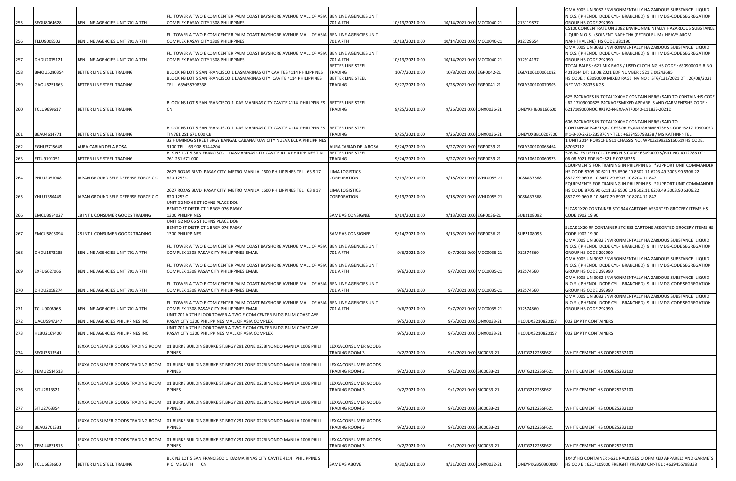| | | | | | | | | |
|---|---|---|---|---|---|---|---|---|
| 255 | SEGU8064628 | BEN LINE AGENCIES UNIT 701 A 7TH | FL. TOWER A TWO E COM CENTER PALM COAST BAYSHORE AVENUE MALL OF ASIA COMPLEX PASAY CITY 1308 PHILIPPINES | BEN LINE AGENCIES UNIT 701 A 7TH | 10/13/2021 0:00 | 10/14/2021 0:00 MCC0040-21 | 213119877 | OMA 500S UN 3082 ENVIRONMENTALLY HA ZARDOUS SUBSTANCE LIQUID N.O.S. ( PHENOL DODE CYL- BRANCHED) 9 II I IMDG-CODE SEGREGATION GROUP HS CODE 292990 |
| 256 | TLLU9008502 | BEN LINE AGENCIES UNIT 701 A 7TH | FL. TOWER A TWO E COM CENTER PALM COAST BAYSHORE AVENUE MALL OF ASIA COMPLEX PASAY CITY 1308 PHILIPPINES | BEN LINE AGENCIES UNIT 701 A 7TH | 10/13/2021 0:00 | 10/14/2021 0:00 MCC0040-21 | 912729654 | C5100 CONCENTRATE UN 3082 ENVIRONME NTALLY HAZARDOUS SUBSTANCE LIQUID N.O.S. (SOLVENT NAPHTHA (PETROLEU M) HEAVY AROM. NAPHTHALENE) HS CODE 381190 |
| 257 | DHDU2075121 | BEN LINE AGENCIES UNIT 701 A 7TH | FL. TOWER A TWO E COM CENTER PALM COAST BAYSHORE AVENUE MALL OF ASIA COMPLEX PASAY CITY 1308 PHILIPPINES | BEN LINE AGENCIES UNIT 701 A 7TH | 10/13/2021 0:00 | 10/14/2021 0:00 MCC0040-21 | 912914137 | OMA 500S UN 3082 ENVIRONMENTALLY HA ZARDOUS SUBSTANCE LIQUID N.O.S. ( PHENOL DODE CYL- BRANCHED) 9 II I IMDG-CODE SEGREGATION GROUP HS CODE 292990 |
| 258 | BMOU5280354 | BETTER LINE STEEL TRADING | BLOCK N3 LOT 5 SAN FRANCISCO 1 DASMARINAS CITY CAVITES 4114 PHILIPPINES | BETTER LINE STEEL TRADING | 10/7/2021 0:00 | 10/8/2021 0:00 EGP0042-21 | EGLV106100061082 | TOTAL BALES : 621 MIX RAGS / USED CLOTHING HS CODE : 63090000 S.B NO. 4013144 DT: 13.08.2021 EDF NUMBER : S21 E 00243685 |
| 259 | GAOU6251663 | BETTER LINE STEEL TRADING | BLOCK N3 LOT 5 SAN FRANCISCO 1 DASMARINAS CITY CAVITE 4114 PHILIPPINES TEL 639455798338 | BETTER LINE STEEL TRADING | 9/27/2021 0:00 | 9/28/2021 0:00 EGP0041-21 | EGLV300100070905 | HS CODE.: 63090000 MIXED RAGS INV NO : STG/131/2021 DT : 26/08/2021 NET WT: 28035 KGS |
| 260 | TCLU9699617 | BETTER LINE STEEL TRADING | BLOCK N3 LOT 5 SAN FRANCISCO 1 DAS MARINAS CITY CAVITE 4114 PHILIPPIN ES CN | BETTER LINE STEEL TRADING | 9/25/2021 0:00 | 9/26/2021 0:00 ONX0036-21 | ONEYKHIB09166600 | 625 PACKAGES IN TOTAL1X40HC CONTAIN NER(S) SAID TO CONTAIN:HS CODE : 62 17109000625 PACKAGESMIXED APPARELS AND GARMENTSHS CODE : 6217109000NOC #KEPZ-N-EXA-AT70040-111832-2021D |
| 261 | BEAU4614771 | BETTER LINE STEEL TRADING | BLOCK N3 LOT 5 SAN FRANCISCO 1 DAS MARINAS CITY CAVITE 4114 PHILIPPIN ES TIN761 251 671 000 CN | BETTER LINE STEEL TRADING | 9/25/2021 0:00 | 9/26/2021 0:00 ONX0036-21 | ONEYDXBB10207300 | 606 PACKAGES IN TOTAL1X40HC CONTAIN NER(S) SAID TO CONTAIN:APPARELS,AC CESSORIES,ANDGARMENTSHS-CODE: 6217 109000ED # 1-3-60-2-21-23587CN> TEL : +639455798338 / MS KATHNP> TEL |
| 262 | EGHU3715649 | AURA CABIAD DELA ROSA | 32 HUMINOG STREET BRGY BANGAD CABANATUAN CITY NUEVA ECIJA PHILIPPINES 3100 TEL 63 908 814 4204 | AURA CABIAD DELA ROSA | 9/24/2021 0:00 | 9/27/2021 0:00 EGP0039-21 | EGLV300100065464 | 1 UNIT 2014 PORSCHE 911 CHASSIS NO. WP0ZZZ99ZES160619 HS CODE. 87032312 |
| 263 | EITU9191051 | BETTER LINE STEEL TRADING | BLK N3 LOT 5 SAN FRANCISCO 1 DASMARINAS CITY CAVITE 4114 PHILIPPINES TIN 761 251 671 000 | BETTER LINE STEEL TRADING | 9/24/2021 0:00 | 9/27/2021 0:00 EGP0039-21 | EGLV106100060973 | 576 BALES USED CLOTHING H.S.CODE: 63090000 S/BILL NO.4012786 DT: 06.08.2021 EDF NO: S21 E 00236326 |
| 264 | PHLU2055048 | JAPAN GROUND SELF DEFENSE FORCE C O | 2627 ROXAS BLVD PASAY CITY METRO MANILA 1600 PHILIPPINES TEL 63 9 17 820 1253 C | LIMA LOGISTICS CORPORATION | 9/19/2021 0:00 | 9/18/2021 0:00 WHL0055-21 | 008BA37568 | EQUIPMENTS FOR TRAINING IN PHILPPIN ES *SUPPORT UNIT COMMANDER HS CO DE:8705.90 6211.33 6506.10 8502.11 6203.49 3003.90 6306.22 8527.99 960 8.10 8467.29 8903.10 8204.11 847 |
| 265 | YHLU1350449 | JAPAN GROUND SELF DEFENSE FORCE C O | 2627 ROXAS BLVD PASAY CITY METRO MANILA 1600 PHILIPPINES TEL 63 9 17 820 1253 C | LIMA LOGISTICS CORPORATION | 9/19/2021 0:00 | 9/18/2021 0:00 WHL0055-21 | 008BA37568 | EQUIPMENTS FOR TRAINING IN PHILPPIN ES *SUPPORT UNIT COMMANDER HS CO DE:8705.90 6211.33 6506.10 8502.11 6203.49 3003.90 6306.22 8527.99 960 8.10 8467.29 8903.10 8204.11 847 |
| 266 | EMCU3974027 | 28 INT L CONSUMER GOODS TRADING | UNIT G2 NO 66 ST JOHNS PLACE DON BENITO ST DISTRICT 1 BRGY 076 PASAY 1300 PHILIPPINES | SAME AS CONSIGNEE | 9/14/2021 0:00 | 9/13/2021 0:00 EGP0036-21 | SUB2108092 | SLCAS 1X20 CONTAINER STC 944 CARTONS ASSORTED GROCERY ITEMS HS CODE 1902 19 90 |
| 267 | EMCU5805094 | 28 INT L CONSUMER GOODS TRADING | UNIT G2 NO 66 ST JOHNS PLACE DON BENITO ST DISTRICT 1 BRGY 076 PASAY 1300 PHILIPPINES | SAME AS CONSIGNEE | 9/14/2021 0:00 | 9/13/2021 0:00 EGP0036-21 | SUB2108095 | SLCAS 1X20 RF CONTAINER STC 583 CARTONS ASSORTED GROCERY ITEMS HS CODE 1902 19 90 |
| 268 | DHDU1573285 | BEN LINE AGENCIES UNIT 701 A 7TH | FL. TOWER A TWO E COM CENTER PALM COAST BAYSHORE AVENUE MALL OF ASIA COMPLEX 1308 PASAY CITY PHILIPPINES EMAIL | BEN LINE AGENCIES UNIT 701 A 7TH | 9/6/2021 0:00 | 9/7/2021 0:00 MCC0035-21 | 912574560 | OMA 500S UN 3082 ENVIRONMENTALLY HA ZARDOUS SUBSTANCE LIQUID N.O.S. ( PHENOL DODE CYL- BRANCHED) 9 II I IMDG-CODE SEGREGATION GROUP HS CODE 292990 |
| 269 | EXFU6627066 | BEN LINE AGENCIES UNIT 701 A 7TH | FL. TOWER A TWO E COM CENTER PALM COAST BAYSHORE AVENUE MALL OF ASIA COMPLEX 1308 PASAY CITY PHILIPPINES EMAIL | BEN LINE AGENCIES UNIT 701 A 7TH | 9/6/2021 0:00 | 9/7/2021 0:00 MCC0035-21 | 912574560 | OMA 500S UN 3082 ENVIRONMENTALLY HA ZARDOUS SUBSTANCE LIQUID N.O.S. ( PHENOL DODE CYL- BRANCHED) 9 II I IMDG-CODE SEGREGATION GROUP HS CODE 292990 |
| 270 | DHDU2058274 | BEN LINE AGENCIES UNIT 701 A 7TH | FL. TOWER A TWO E COM CENTER PALM COAST BAYSHORE AVENUE MALL OF ASIA COMPLEX 1308 PASAY CITY PHILIPPINES EMAIL | BEN LINE AGENCIES UNIT 701 A 7TH | 9/6/2021 0:00 | 9/7/2021 0:00 MCC0035-21 | 912574560 | OMA 500S UN 3082 ENVIRONMENTALLY HA ZARDOUS SUBSTANCE LIQUID N.O.S. ( PHENOL DODE CYL- BRANCHED) 9 II I IMDG-CODE SEGREGATION GROUP HS CODE 292990 |
| 271 | TCLU9008968 | BEN LINE AGENCIES UNIT 701 A 7TH | FL. TOWER A TWO E COM CENTER PALM COAST BAYSHORE AVENUE MALL OF ASIA COMPLEX 1308 PASAY CITY PHILIPPINES EMAIL | BEN LINE AGENCIES UNIT 701 A 7TH | 9/6/2021 0:00 | 9/7/2021 0:00 MCC0035-21 | 912574560 | OMA 500S UN 3082 ENVIRONMENTALLY HA ZARDOUS SUBSTANCE LIQUID N.O.S. ( PHENOL DODE CYL- BRANCHED) 9 II I IMDG-CODE SEGREGATION GROUP HS CODE 292990 |
| 272 | UACU5947247 | BEN LINE AGENCIES PHILIPPINES INC | UNIT 701 A 7TH FLOOR TOWER A TWO E COM CENTER BLDG PALM COAST AVE PASAY CITY 1300 PHILIPPINES MALL OF ASIA COMPLEX | | 9/5/2021 0:00 | 9/5/2021 0:00 ONX0033-21 | HLCUDX3210820157 | 002 EMPTY CONTAINERS |
| 273 | HLBU2169400 | BEN LINE AGENCIES PHILIPPINES INC | UNIT 701 A 7TH FLOOR TOWER A TWO E COM CENTER BLDG PALM COAST AVE PASAY CITY 1300 PHILIPPINES MALL OF ASIA COMPLEX | | 9/5/2021 0:00 | 9/5/2021 0:00 ONX0033-21 | HLCUDX3210820157 | 002 EMPTY CONTAINERS |
| 274 | SEGU3513541 | LEXXA CONSUMER GOODS TRADING ROOM 3 | 01 BURKE BUILDINGBURKE ST.BRGY 291 ZONE 027BINONDO MANILA 1006 PHILI PPINES | LEXXA CONSUMER GOODS TRADING ROOM 3 | 9/2/2021 0:00 | 9/1/2021 0:00 SIC0033-21 | WUTG2122SSF621 | WHITE CEMENT HS CODE25232100 |
| 275 | TEMU2514513 | LEXXA CONSUMER GOODS TRADING ROOM 3 | 01 BURKE BUILDINGBURKE ST.BRGY 291 ZONE 027BINONDO MANILA 1006 PHILI PPINES | LEXXA CONSUMER GOODS TRADING ROOM 3 | 9/2/2021 0:00 | 9/1/2021 0:00 SIC0033-21 | WUTG2122SSF621 | WHITE CEMENT HS CODE25232100 |
| 276 | SITU2813521 | LEXXA CONSUMER GOODS TRADING ROOM 3 | 01 BURKE BUILDINGBURKE ST.BRGY 291 ZONE 027BINONDO MANILA 1006 PHILI PPINES | LEXXA CONSUMER GOODS TRADING ROOM 3 | 9/2/2021 0:00 | 9/1/2021 0:00 SIC0033-21 | WUTG2122SSF621 | WHITE CEMENT HS CODE25232100 |
| 277 | SITU2763354 | LEXXA CONSUMER GOODS TRADING ROOM 3 | 01 BURKE BUILDINGBURKE ST.BRGY 291 ZONE 027BINONDO MANILA 1006 PHILI PPINES | LEXXA CONSUMER GOODS TRADING ROOM 3 | 9/2/2021 0:00 | 9/1/2021 0:00 SIC0033-21 | WUTG2122SSF621 | WHITE CEMENT HS CODE25232100 |
| 278 | BEAU2701331 | LEXXA CONSUMER GOODS TRADING ROOM 3 | 01 BURKE BUILDINGBURKE ST.BRGY 291 ZONE 027BINONDO MANILA 1006 PHILI PPINES | LEXXA CONSUMER GOODS TRADING ROOM 3 | 9/2/2021 0:00 | 9/1/2021 0:00 SIC0033-21 | WUTG2122SSF621 | WHITE CEMENT HS CODE25232100 |
| 279 | TEMU4831815 | LEXXA CONSUMER GOODS TRADING ROOM 3 | 01 BURKE BUILDINGBURKE ST.BRGY 291 ZONE 027BINONDO MANILA 1006 PHILI PPINES | LEXXA CONSUMER GOODS TRADING ROOM 3 | 9/2/2021 0:00 | 9/1/2021 0:00 SIC0033-21 | WUTG2122SSF621 | WHITE CEMENT HS CODE25232100 |
| 280 | TCLU6636600 | BETTER LINE STEEL TRADING | BLK N3 LOT 5 SAN FRANCISCO 1 DASMA RINAS CITY CAVITE 4114 PHILIPPINE S PIC MS KATH CN | SAME AS ABOVE | 8/30/2021 0:00 | 8/31/2021 0:00 ONX0032-21 | ONEYPKGB50300800 | 1X40' HQ CONTAINER :-621 PACKAGES O OFMIXED APPARELS AND GARMETS HS COD E : 6217109000 FREIGHT PREPAID CN>T EL : +639455798338 |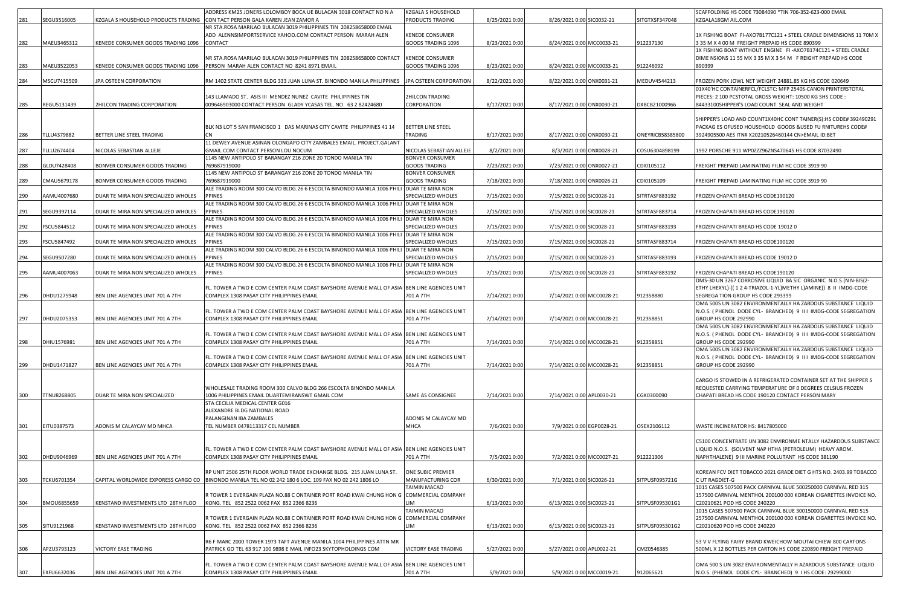| 281 | SEGU3516005 | KZGALA S HOUSEHOLD PRODUCTS TRADING | ADDRESS KM25 JONERS LOLOMBOY BOCA UE BULACAN 3018 CONTACT NO N A CON TACT PERSON GALA KAREN JEAN ZAMOR A | KZGALA S HOUSEHOLD PRODUCTS TRADING | 8/25/2021 0:00 | 8/26/2021 0:00 | SIC0032-21 | SITGTXSF347048 | SCAFFOLDING HS CODE 73084090 *TIN 706-352-623-000 EMAIL KZGALA18GM AIL.COM |
|---|---|---|---|---|---|---|---|---|---|
| 282 | MAEU3465312 | KENEDE CONSUMER GOODS TRADING 1096 | NR STA.ROSA MARILAO BULACAN 3019 PHILIPPINES TIN 208258658000 EMAIL ADD ALENNSIMPORTSERVICE YAHOO.COM CONTACT PERSON MARAH ALEN CONTACT | KENEDE CONSUMER GOODS TRADING 1096 | 8/23/2021 0:00 | 8/24/2021 0:00 | MCC0033-21 | 912237130 | 1X FISHING BOAT FI-AXO7B177C121 + STEEL CRADLE DIMENSIONS 11 70M X 3 35 M X 4 00 M FREIGHT PREPAID HS CODE 890399 |
| 283 | MAEU3522053 | KENEDE CONSUMER GOODS TRADING 1096 | NR STA.ROSA MARILAO BULACAN 3019 PHILIPPINES TIN 208258658000 CONTACT PERSON MARAH ALEN CONTACT NO 8241 8971 EMAIL | KENEDE CONSUMER GOODS TRADING 1096 | 8/23/2021 0:00 | 8/24/2021 0:00 | MCC0033-21 | 912246092 | 1X FISHING BOAT WITHOUT ENGINE FI -AXO7B174C121 + STEEL CRADLE DIME NSIONS 11 55 MX 3 35 M X 3 54 M F REIGHT PREPAID HS CODE 890399 |
| 284 | MSCU7415509 | JPA OSTEEN CORPORATION | RM 1402 STATE CENTER BLDG 333 JUAN LUNA ST. BINONDO MANILA PHILIPPINES | JPA OSTEEN CORPORATION | 8/22/2021 0:00 | 8/22/2021 0:00 | ONX0031-21 | MEDUV4544213 | FROZEN PORK JOWL NET WEIGHT 24881.85 KG HS CODE 020649 |
| 285 | REGU5131439 | 2HILCON TRADING CORPORATION | 143 LLAMADO ST. ASIS III MENDEZ NUNEZ CAVITE PHILIPPINES TIN 009646903000 CONTACT PERSON GLADY YCASAS TEL. NO. 63 2 82424680 | 2HILCON TRADING CORPORATION | 8/17/2021 0:00 | 8/17/2021 0:00 | ONX0030-21 | DXBCB21000966 | 01X40'HC CONTAINERFCL/FCLSTC: MFP 2540S-CANON PRINTERSTOTAL PIECES: 2 100 PCSTOTAL GROSS WEIGHT: 10500 KG SHS CODE : 84433100SHIPPER'S LOAD COUNT SEAL AND WEIGHT |
| 286 | TLLU4379882 | BETTER LINE STEEL TRADING | BLK N3 LOT 5 SAN FRANCISCO 1 DAS MARINAS CITY CAVITE PHILIPPINES 41 14 CN | BETTER LINE STEEL TRADING | 8/17/2021 0:00 | 8/17/2021 0:00 | ONX0030-21 | ONEYRICB58385800 | SHIPPER'S LOAD AND COUNT1X40HC CONT TAINER(S):HS CODE# 392490291 PACKAG ES OFUSED HOUSEHOLD GOODS &USED FU RNITUREHS CODE# 3924905500 AES ITN# X20210526460144 CN>EMAIL ID:BET |
| 287 | TLLU2674404 | NICOLAS SEBASTIAN ALLEJE | 11 DEWEY AVENUE ASINAN OLONGAPO CITY ZAMBALES EMAIL. PROJECT.GALANT GMAIL.COM CONTACT PERSON LOU NOCUM | NICOLAS SEBASTIAN ALLEJE | 8/2/2021 0:00 | 8/3/2021 0:00 | ONX0028-21 | COSU6304898199 | 1992 PORSCHE 911 WP0ZZZ96ZNS470645 HS CODE 87032490 |
| 288 | GLDU7428408 | BONVER CONSUMER GOODS TRADING | 1145 NEW ANTIPOLO ST BARANGAY 216 ZONE 20 TONDO MANILA TIN 769687919000 | BONVER CONSUMER GOODS TRADING | 7/23/2021 0:00 | 7/23/2021 0:00 | ONX0027-21 | CDI0105112 | FREIGHT PREPAID LAMINATING FILM HC CODE 3919 90 |
| 289 | CMAU5679178 | BONVER CONSUMER GOODS TRADING | 1145 NEW ANTIPOLO ST BARANGAY 216 ZONE 20 TONDO MANILA TIN 769687919000 | BONVER CONSUMER GOODS TRADING | 7/18/2021 0:00 | 7/18/2021 0:00 | ONX0026-21 | CDI0105109 | FREIGHT PREPAID LAMINATING FILM HC CODE 3919 90 |
| 290 | AAMU4007680 | DUAR TE MIRA NON SPECIALIZED WHOLES | ALE TRADING ROOM 300 CALVO BLDG.26 6 ESCOLTA BINONDO MANILA 1006 PHILI PPINES | DUAR TE MIRA NON SPECIALIZED WHOLES | 7/15/2021 0:00 | 7/15/2021 0:00 | SIC0028-21 | SITRTASF883192 | FROZEN CHAPATI BREAD HS CODE190120 |
| 291 | SEGU9397114 | DUAR TE MIRA NON SPECIALIZED WHOLES | ALE TRADING ROOM 300 CALVO BLDG.26 6 ESCOLTA BINONDO MANILA 1006 PHILI PPINES | DUAR TE MIRA NON SPECIALIZED WHOLES | 7/15/2021 0:00 | 7/15/2021 0:00 | SIC0028-21 | SITRTASF883714 | FROZEN CHAPATI BREAD HS CODE190120 |
| 292 | FSCU5844512 | DUAR TE MIRA NON SPECIALIZED WHOLES | ALE TRADING ROOM 300 CALVO BLDG.26 6 ESCOLTA BINONDO MANILA 1006 PHILI PPINES | DUAR TE MIRA NON SPECIALIZED WHOLES | 7/15/2021 0:00 | 7/15/2021 0:00 | SIC0028-21 | SITRTASF883193 | FROZEN CHAPATI BREAD HS CODE 19012 0 |
| 293 | FSCU5847492 | DUAR TE MIRA NON SPECIALIZED WHOLES | ALE TRADING ROOM 300 CALVO BLDG.26 6 ESCOLTA BINONDO MANILA 1006 PHILI PPINES | DUAR TE MIRA NON SPECIALIZED WHOLES | 7/15/2021 0:00 | 7/15/2021 0:00 | SIC0028-21 | SITRTASF883714 | FROZEN CHAPATI BREAD HS CODE190120 |
| 294 | SEGU9507280 | DUAR TE MIRA NON SPECIALIZED WHOLES | ALE TRADING ROOM 300 CALVO BLDG.26 6 ESCOLTA BINONDO MANILA 1006 PHILI PPINES | DUAR TE MIRA NON SPECIALIZED WHOLES | 7/15/2021 0:00 | 7/15/2021 0:00 | SIC0028-21 | SITRTASF883193 | FROZEN CHAPATI BREAD HS CODE 19012 0 |
| 295 | AAMU4007063 | DUAR TE MIRA NON SPECIALIZED WHOLES | ALE TRADING ROOM 300 CALVO BLDG.26 6 ESCOLTA BINONDO MANILA 1006 PHILI PPINES | DUAR TE MIRA NON SPECIALIZED WHOLES | 7/15/2021 0:00 | 7/15/2021 0:00 | SIC0028-21 | SITRTASF883192 | FROZEN CHAPATI BREAD HS CODE190120 |
| 296 | DHDU1275948 | BEN LINE AGENCIES UNIT 701 A 7TH | FL. TOWER A TWO E COM CENTER PALM COAST BAYSHORE AVENUE MALL OF ASIA COMPLEX 1308 PASAY CITY PHILIPPINES EMAIL | BEN LINE AGENCIES UNIT 701 A 7TH | 7/14/2021 0:00 | 7/14/2021 0:00 | MCC0028-21 | 912358880 | DMS-30 UN 3267 CORROSIVE LIQUID BA SIC ORGANIC N.O.S.(N N-BIS(2-ETHY LHEXYL)-(( 1 2 4-TRIAZOL-1-YL)METHY L)AMINE)) 8 II IMDG-CODE SEGREGA TION GROUP HS CODE 293399 |
| 297 | DHDU2075353 | BEN LINE AGENCIES UNIT 701 A 7TH | FL. TOWER A TWO E COM CENTER PALM COAST BAYSHORE AVENUE MALL OF ASIA COMPLEX 1308 PASAY CITY PHILIPPINES EMAIL | BEN LINE AGENCIES UNIT 701 A 7TH | 7/14/2021 0:00 | 7/14/2021 0:00 | MCC0028-21 | 912358851 | OMA 500S UN 3082 ENVIRONMENTALLY HA ZARDOUS SUBSTANCE LIQUID N.O.S. ( PHENOL DODE CYL- BRANCHED) 9 III IMDG-CODE SEGREGATION GROUP HS CODE 292990 |
| 298 | DHIU1576981 | BEN LINE AGENCIES UNIT 701 A 7TH | FL. TOWER A TWO E COM CENTER PALM COAST BAYSHORE AVENUE MALL OF ASIA COMPLEX 1308 PASAY CITY PHILIPPINES EMAIL | BEN LINE AGENCIES UNIT 701 A 7TH | 7/14/2021 0:00 | 7/14/2021 0:00 | MCC0028-21 | 912358851 | OMA 500S UN 3082 ENVIRONMENTALLY HA ZARDOUS SUBSTANCE LIQUID N.O.S. ( PHENOL DODE CYL- BRANCHED) 9 III IMDG-CODE SEGREGATION GROUP HS CODE 292990 |
| 299 | DHDU1471827 | BEN LINE AGENCIES UNIT 701 A 7TH | FL. TOWER A TWO E COM CENTER PALM COAST BAYSHORE AVENUE MALL OF ASIA COMPLEX 1308 PASAY CITY PHILIPPINES EMAIL | BEN LINE AGENCIES UNIT 701 A 7TH | 7/14/2021 0:00 | 7/14/2021 0:00 | MCC0028-21 | 912358851 | OMA 500S UN 3082 ENVIRONMENTALLY HA ZARDOUS SUBSTANCE LIQUID N.O.S. ( PHENOL DODE CYL- BRANCHED) 9 III IMDG-CODE SEGREGATION GROUP HS CODE 292990 |
| 300 | TTNU8268805 | DUAR TE MIRA NON SPECIALIZED | WHOLESALE TRADING ROOM 300 CALVO BLDG 266 ESCOLTA BINONDO MANILA 1006 PHILIPPINES EMAIL DUARTEMIRANSWT GMAIL COM | SAME AS CONSIGNEE | 7/14/2021 0:00 | 7/14/2021 0:00 | APL0030-21 | CGK0300090 | CARGO IS STOWED IN A REFRIGERATED CONTAINER SET AT THE SHIPPER S REQUESTED CARRYING TEMPERATURE OF 0 DEGREES CELSIUS FROZEN CHAPATI BREAD HS CODE 190120 CONTACT PERSON MARY |
| 301 | EITU0387573 | ADONIS M CALAYCAY MD MHCA | STA CECILIA MEDICAL CENTER G016 ALEXANDRE BLDG NATIONAL ROAD PALANGINAN IBA ZAMBALES TEL NUMBER 0478113317 CEL NUMBER | ADONIS M CALAYCAY MD MHCA | 7/6/2021 0:00 | 7/9/2021 0:00 | EGP0028-21 | OSEX2106112 | WASTE INCINERATOR HS: 8417805000 |
| 302 | DHDU9046969 | BEN LINE AGENCIES UNIT 701 A 7TH | FL. TOWER A TWO E COM CENTER PALM COAST BAYSHORE AVENUE MALL OF ASIA COMPLEX 1308 PASAY CITY PHILIPPINES EMAIL | BEN LINE AGENCIES UNIT 701 A 7TH | 7/5/2021 0:00 | 7/2/2021 0:00 | MCC0027-21 | 912221306 | C5100 CONCENTRATE UN 3082 ENVIRONME NTALLY HAZARDOUS SUBSTANCE LIQUID N.O.S. (SOLVENT NAP HTHA (PETROLEUM) HEAVY AROM. NAPHTHALENE) 9 III MARINE POLLUTANT HS CODE 381190 |
| 303 | TCKU6701354 | CAPITAL WORLDWIDE EXPORESS CARGO CO | RP UNIT 2506 25TH FLOOR WORLD TRADE EXCHANGE BLDG. 215 JUAN LUNA ST. BINONDO MANILA TEL NO 02 242 180 6 LOC. 109 FAX NO 02 242 1806 LO | ONE SUBIC PREMIER MANUFACTURING COR | 6/30/2021 0:00 | 7/1/2021 0:00 | SIC0026-21 | SITPUSF095721G | KOREAN FCV DIET TOBACCO 2021 GRADE DIET G HTS NO. 2403.99 TOBACCO C UT RAGDIET-G |
| 304 | BMOU6855659 | KENSTAND INVESTMENTS LTD 28TH FLOO | R TOWER 1 EVERGAIN PLAZA NO.88 C ONTAINER PORT ROAD KWAI CHUNG HON G KONG. TEL 852 2522 0062 FAX 852 2366 8236 | TAIMIN MACAO COMMERCIAL COMPANY LIM | 6/13/2021 0:00 | 6/13/2021 0:00 | SIC0023-21 | SITPUSF095301G1 | 1015 CASES 507500 PACK CARNIVAL BLUE 500250000 CARNIVAL RED 315 157500 CARNIVAL MENTHOL 200100 000 KOREAN CIGARETTES INVOICE NO. C20210621 POD HS CODE 240220 |
| 305 | SITU9121968 | KENSTAND INVESTMENTS LTD 28TH FLOO | R TOWER 1 EVERGAIN PLAZA NO.88 C ONTAINER PORT ROAD KWAI CHUNG HON G KONG. TEL 852 2522 0062 FAX 852 2366 8236 | TAIMIN MACAO COMMERCIAL COMPANY LIM | 6/13/2021 0:00 | 6/13/2021 0:00 | SIC0023-21 | SITPUSF095301G2 | 1015 CASES 507500 PACK CARNIVAL BLUE 300150000 CARNIVAL RED 515 257500 CARNIVAL MENTHOL 200100 000 KOREAN CIGARETTES INVOICE NO. C20210620 POD HS CODE 240220 |
| 306 | APZU3793123 | VICTORY EASE TRADING | R6 F MARC 2000 TOWER 1973 TAFT AVENUE MANILA 1004 PHILIPPINES ATTN MR PATRICK GO TEL 63 917 100 9898 E MAIL INFO23 SKYTOPHOLDINGS COM | VICTORY EASE TRADING | 5/27/2021 0:00 | 5/27/2021 0:00 | APL0022-21 | CMZ0546385 | 53 V V FLYING FAIRY BRAND KWEICHOW MOUTAI CHIEW 800 CARTONS 500ML X 12 BOTTLES PER CARTON HS CODE 220890 FREIGHT PREPAID |
| 307 | EXFU6632036 | BEN LINE AGENCIES UNIT 701 A 7TH | FL. TOWER A TWO E COM CENTER PALM COAST BAYSHORE AVENUE MALL OF ASIA COMPLEX 1308 PASAY CITY PHILIPPINES EMAIL | BEN LINE AGENCIES UNIT 701 A 7TH | 5/9/2021 0:00 | 5/9/2021 0:00 | MCC0019-21 | 912065621 | OMA 500 S UN 3082 ENVIRONMENTALLY H AZARDOUS SUBSTANCE LIQUID N.O.S. (PHENOL DODE CYL- BRANCHED) 9 I HS CODE: 29299000 |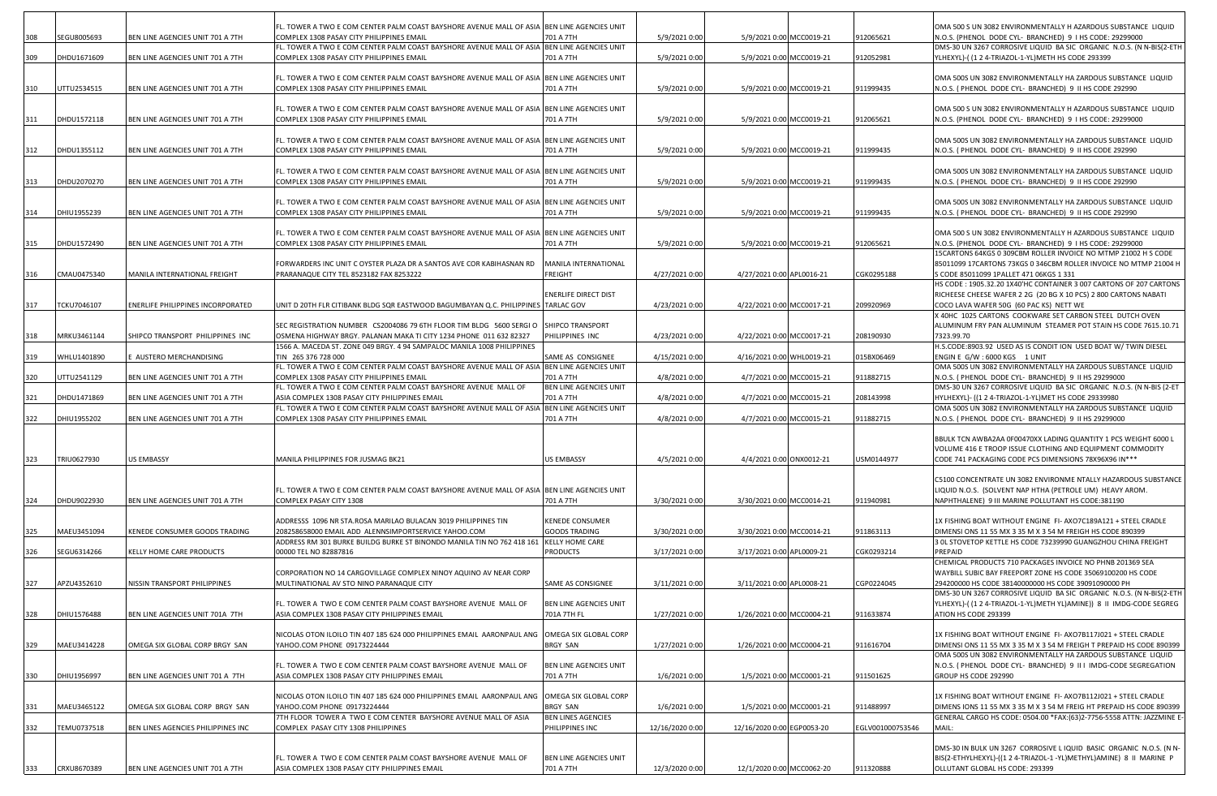| 308 | SEGU8005693 | BEN LINE AGENCIES UNIT 701 A 7TH | FL. TOWER A TWO E COM CENTER PALM COAST BAYSHORE AVENUE MALL OF ASIA COMPLEX 1308 PASAY CITY PHILIPPINES EMAIL | BEN LINE AGENCIES UNIT 701 A 7TH | 5/9/2021 0:00 | 5/9/2021 0:00 | MCC0019-21 | 912065621 | OMA 500 S UN 3082 ENVIRONMENTALLY H AZARDOUS SUBSTANCE LIQUID N.O.S. (PHENOL DODE CYL- BRANCHED) 9 I HS CODE: 29299000 |
|---|---|---|---|---|---|---|---|---|---|
| 309 | DHDU1671609 | BEN LINE AGENCIES UNIT 701 A 7TH | FL. TOWER A TWO E COM CENTER PALM COAST BAYSHORE AVENUE MALL OF ASIA COMPLEX 1308 PASAY CITY PHILIPPINES EMAIL | BEN LINE AGENCIES UNIT 701 A 7TH | 5/9/2021 0:00 | 5/9/2021 0:00 | MCC0019-21 | 912052981 | DMS-30 UN 3267 CORROSIVE LIQUID BA SIC ORGANIC N.O.S. (N N-BIS(2-ETH YLHEXYL)-(1 2 4-TRIAZOL-1-YL)METH HS CODE 293399 |
| 310 | UTTU2534515 | BEN LINE AGENCIES UNIT 701 A 7TH | FL. TOWER A TWO E COM CENTER PALM COAST BAYSHORE AVENUE MALL OF ASIA COMPLEX 1308 PASAY CITY PHILIPPINES EMAIL | BEN LINE AGENCIES UNIT 701 A 7TH | 5/9/2021 0:00 | 5/9/2021 0:00 | MCC0019-21 | 911999435 | OMA 500S UN 3082 ENVIRONMENTALLY HA ZARDOUS SUBSTANCE LIQUID N.O.S. ( PHENOL DODE CYL- BRANCHED) 9 II HS CODE 292990 |
| 311 | DHDU1572118 | BEN LINE AGENCIES UNIT 701 A 7TH | FL. TOWER A TWO E COM CENTER PALM COAST BAYSHORE AVENUE MALL OF ASIA COMPLEX 1308 PASAY CITY PHILIPPINES EMAIL | BEN LINE AGENCIES UNIT 701 A 7TH | 5/9/2021 0:00 | 5/9/2021 0:00 | MCC0019-21 | 912065621 | OMA 500 S UN 3082 ENVIRONMENTALLY H AZARDOUS SUBSTANCE LIQUID N.O.S. (PHENOL DODE CYL- BRANCHED) 9 I HS CODE: 29299000 |
| 312 | DHDU1355112 | BEN LINE AGENCIES UNIT 701 A 7TH | FL. TOWER A TWO E COM CENTER PALM COAST BAYSHORE AVENUE MALL OF ASIA COMPLEX 1308 PASAY CITY PHILIPPINES EMAIL | BEN LINE AGENCIES UNIT 701 A 7TH | 5/9/2021 0:00 | 5/9/2021 0:00 | MCC0019-21 | 911999435 | OMA 500S UN 3082 ENVIRONMENTALLY HA ZARDOUS SUBSTANCE LIQUID N.O.S. ( PHENOL DODE CYL- BRANCHED) 9 II HS CODE 292990 |
| 313 | DHDU2070270 | BEN LINE AGENCIES UNIT 701 A 7TH | FL. TOWER A TWO E COM CENTER PALM COAST BAYSHORE AVENUE MALL OF ASIA COMPLEX 1308 PASAY CITY PHILIPPINES EMAIL | BEN LINE AGENCIES UNIT 701 A 7TH | 5/9/2021 0:00 | 5/9/2021 0:00 | MCC0019-21 | 911999435 | OMA 500S UN 3082 ENVIRONMENTALLY HA ZARDOUS SUBSTANCE LIQUID N.O.S. ( PHENOL DODE CYL- BRANCHED) 9 II HS CODE 292990 |
| 314 | DHIU1955239 | BEN LINE AGENCIES UNIT 701 A 7TH | FL. TOWER A TWO E COM CENTER PALM COAST BAYSHORE AVENUE MALL OF ASIA COMPLEX 1308 PASAY CITY PHILIPPINES EMAIL | BEN LINE AGENCIES UNIT 701 A 7TH | 5/9/2021 0:00 | 5/9/2021 0:00 | MCC0019-21 | 911999435 | OMA 500S UN 3082 ENVIRONMENTALLY HA ZARDOUS SUBSTANCE LIQUID N.O.S. ( PHENOL DODE CYL- BRANCHED) 9 II HS CODE 292990 |
| 315 | DHDU1572490 | BEN LINE AGENCIES UNIT 701 A 7TH | FL. TOWER A TWO E COM CENTER PALM COAST BAYSHORE AVENUE MALL OF ASIA COMPLEX 1308 PASAY CITY PHILIPPINES EMAIL | BEN LINE AGENCIES UNIT 701 A 7TH | 5/9/2021 0:00 | 5/9/2021 0:00 | MCC0019-21 | 912065621 | OMA 500 S UN 3082 ENVIRONMENTALLY H AZARDOUS SUBSTANCE LIQUID N.O.S. (PHENOL DODE CYL- BRANCHED) 9 I HS CODE: 29299000 |
| 316 | CMAU0475340 | MANILA INTERNATIONAL FREIGHT | FORWARDERS INC UNIT C OYSTER PLAZA DR A SANTOS AVE COR KABIHASNAN RD PRARANAQUE CITY TEL 8523182 FAX 8253222 | MANILA INTERNATIONAL FREIGHT | 4/27/2021 0:00 | 4/27/2021 0:00 | APL0016-21 | CGK0295188 | 15CARTONS 64KGS 0 309CBM ROLLER INVOICE NO MTMP 21002 H S CODE 85011099 17CARTONS 73KGS 0 346CBM ROLLER INVOICE NO MTMP 21004 H S CODE 85011099 1PALLET 471 06KGS 1 331 |
| 317 | TCKU7046107 | ENERLIFE PHILIPPINES INCORPORATED | UNIT D 20TH FLR CITIBANK BLDG SQR EASTWOOD BAGUMBAYAN Q.C. PHILIPPINES | ENERLIFE DIRECT DIST TARLAC GOV | 4/23/2021 0:00 | 4/22/2021 0:00 | MCC0017-21 | 209920969 | HS CODE : 1905.32.20 1X40'HC CONTAINER 3 007 CARTONS OF 207 CARTONS RICHEESE CHEESE WAFER 2 2G (20 BG X 10 PCS) 2 800 CARTONS NABATI COCO LAVA WAFER 50G (60 PAC KS) NETT WE |
| 318 | MRKU3461144 | SHIPCO TRANSPORT PHILIPPINES INC | SEC REGISTRATION NUMBER CS2004086 79 6TH FLOOR TIM BLDG 5600 SERGI O OSMENA HIGHWAY BRGY. PALANAN MAKA TI CITY 1234 PHONE 011 632 82327 | SHIPCO TRANSPORT PHILIPPINES INC | 4/23/2021 0:00 | 4/22/2021 0:00 | MCC0017-21 | 208190930 | X 40HC 1025 CARTONS COOKWARE SET CARBON STEEL DUTCH OVEN ALUMINUM FRY PAN ALUMINUM STEAMER POT STAIN HS CODE 7615.10.71 7323.99.70 |
| 319 | WHLU1401890 | E AUSTERO MERCHANDISING | 1566 A. MACEDA ST. ZONE 049 BRGY. 4 94 SAMPALOC MANILA 1008 PHILIPPINES TIN 265 376 728 000 | SAME AS CONSIGNEE | 4/15/2021 0:00 | 4/16/2021 0:00 | WHL0019-21 | 015BX06469 | H.S.CODE:8903.92 USED AS IS CONDIT ION USED BOAT W/ TWIN DIESEL ENGIN E G/W : 6000 KGS 1 UNIT |
| 320 | UTTU2541129 | BEN LINE AGENCIES UNIT 701 A 7TH | FL. TOWER A TWO E COM CENTER PALM COAST BAYSHORE AVENUE MALL OF ASIA COMPLEX 1308 PASAY CITY PHILIPPINES EMAIL | BEN LINE AGENCIES UNIT 701 A 7TH | 4/8/2021 0:00 | 4/7/2021 0:00 | MCC0015-21 | 911882715 | OMA 500S UN 3082 ENVIRONMENTALLY HA ZARDOUS SUBSTANCE LIQUID N.O.S. ( PHENOL DODE CYL- BRANCHED) 9 II HS 29299000 |
| 321 | DHDU1471869 | BEN LINE AGENCIES UNIT 701 A 7TH | FL. TOWER A TWO E COM CENTER PALM COAST BAYSHORE AVENUE MALL OF ASIA COMPLEX 1308 PASAY CITY PHILIPPINES EMAIL | BEN LINE AGENCIES UNIT 701 A 7TH | 4/8/2021 0:00 | 4/7/2021 0:00 | MCC0015-21 | 208143998 | DMS-30 UN 3267 CORROSIVE LIQUID BA SIC ORGANIC N.O.S. (N N-BIS (2-ET HYLHEXYL)- ((1 2 4-TRIAZOL-1-YL)MET HS CODE 29339980 |
| 322 | DHIU1955202 | BEN LINE AGENCIES UNIT 701 A 7TH | FL. TOWER A TWO E COM CENTER PALM COAST BAYSHORE AVENUE MALL OF ASIA COMPLEX 1308 PASAY CITY PHILIPPINES EMAIL | BEN LINE AGENCIES UNIT 701 A 7TH | 4/8/2021 0:00 | 4/7/2021 0:00 | MCC0015-21 | 911882715 | OMA 500S UN 3082 ENVIRONMENTALLY HA ZARDOUS SUBSTANCE LIQUID N.O.S. ( PHENOL DODE CYL- BRANCHED) 9 II HS 29299000 |
| 323 | TRIU0627930 | US EMBASSY | MANILA PHILIPPINES FOR JUSMAG BK21 | US EMBASSY | 4/5/2021 0:00 | 4/4/2021 0:00 | ONX0012-21 | USM0144977 | BBULK TCN AWBA2AA 0F00470XX LADING QUANTITY 1 PCS WEIGHT 6000 L VOLUME 416 E TROOP ISSUE CLOTHING AND EQUIPMENT COMMODITY CODE 741 PACKAGING CODE PCS DIMENSIONS 78X96X96 IN*** |
| 324 | DHDU9022930 | BEN LINE AGENCIES UNIT 701 A 7TH | FL. TOWER A TWO E COM CENTER PALM COAST BAYSHORE AVENUE MALL OF ASIA COMPLEX PASAY CITY 1308 | BEN LINE AGENCIES UNIT 701 A 7TH | 3/30/2021 0:00 | 3/30/2021 0:00 | MCC0014-21 | 911940981 | C5100 CONCENTRATE UN 3082 ENVIRONME NTALLY HAZARDOUS SUBSTANCE LIQUID N.O.S. (SOLVENT NAP HTHA (PETROLE UM) HEAVY AROM. NAPHTHALENE) 9 III MARINE POLLUTANT HS CODE:381190 |
| 325 | MAEU3451094 | KENEDE CONSUMER GOODS TRADING | ADDRESSS 1096 NR STA.ROSA MARILAO BULACAN 3019 PHILIPPINES TIN 208258658000 EMAIL ADD ALENNSIMPORTSERVICE YAHOO.COM | KENEDE CONSUMER GOODS TRADING | 3/30/2021 0:00 | 3/30/2021 0:00 | MCC0014-21 | 911863113 | 1X FISHING BOAT WITHOUT ENGINE FI- AXO7C189A121 + STEEL CRADLE DIMENSI ONS 11 55 MX 3 35 M X 3 54 M FREIGH HS CODE 890399 |
| 326 | SEGU6314266 | KELLY HOME CARE PRODUCTS | ADDRESS RM 301 BURKE BUILDG BURKE ST BINONDO MANILA TIN NO 762 418 161 00000 TEL NO 82887816 | KELLY HOME CARE PRODUCTS | 3/17/2021 0:00 | 3/17/2021 0:00 | APL0009-21 | CGK0293214 | 3 0L STOVETOP KETTLE HS CODE 73239990 GUANGZHOU CHINA FREIGHT PREPAID |
| 327 | APZU4352610 | NISSIN TRANSPORT PHILIPPINES | CORPORATION NO 14 CARGOVILLAGE COMPLEX NINOY AQUINO AV NEAR CORP MULTINATIONAL AV STO NINO PARANAQUE CITY | SAME AS CONSIGNEE | 3/11/2021 0:00 | 3/11/2021 0:00 | APL0008-21 | CGP0224045 | CHEMICAL PRODUCTS 710 PACKAGES INVOICE NO PHNB 201369 SEA WAYBILL SUBIC BAY FREEPORT ZONE HS CODE 35069100200 HS CODE 294200000 HS CODE 38140000000 HS CODE 39091090000 PH |
| 328 | DHIU1576488 | BEN LINE AGENCIES UNIT 701A 7TH | FL. TOWER A TWO E COM CENTER PALM COAST BAYSHORE AVENUE MALL OF ASIA COMPLEX 1308 PASAY CITY PHILIPPINES EMAIL | BEN LINE AGENCIES UNIT 701A 7TH FL | 1/27/2021 0:00 | 1/26/2021 0:00 | MCC0004-21 | 911633874 | DMS-30 UN 3267 CORROSIVE LIQUID BA SIC ORGANIC N.O.S. (N N-BIS(2-ETH YLHEXYL)-(1 2 4-TRIAZOL-1-YL)METH YL)AMINE)) 8 II IMDG-CODE SEGREG ATION HS CODE 293399 |
| 329 | MAEU3414228 | OMEGA SIX GLOBAL CORP BRGY SAN | NICOLAS OTON ILOILO TIN 407 185 624 000 PHILIPPINES EMAIL AARONPAUL ANG YAHOO.COM PHONE 09173224444 | OMEGA SIX GLOBAL CORP BRGY SAN | 1/27/2021 0:00 | 1/26/2021 0:00 | MCC0004-21 | 911616704 | 1X FISHING BOAT WITHOUT ENGINE FI- AXO7B117J021 + STEEL CRADLE DIMENSI ONS 11 55 MX 3 35 M X 3 54 M FREIGH T PREPAID HS CODE 890399 |
| 330 | DHIU1956997 | BEN LINE AGENCIES UNIT 701 A 7TH | FL. TOWER A TWO E COM CENTER PALM COAST BAYSHORE AVENUE MALL OF ASIA COMPLEX 1308 PASAY CITY PHILIPPINES EMAIL | BEN LINE AGENCIES UNIT 701 A 7TH | 1/6/2021 0:00 | 1/5/2021 0:00 | MCC0001-21 | 911501625 | OMA 500S UN 3082 ENVIRONMENTALLY HA ZARDOUS SUBSTANCE LIQUID N.O.S. ( PHENOL DODE CYL- BRANCHED) 9 III IMDG-CODE SEGREGATION GROUP HS CODE 292990 |
| 331 | MAEU3465122 | OMEGA SIX GLOBAL CORP BRGY SAN | NICOLAS OTON ILOILO TIN 407 185 624 000 PHILIPPINES EMAIL AARONPAUL ANG YAHOO.COM PHONE 09173224444 | OMEGA SIX GLOBAL CORP BRGY SAN | 1/6/2021 0:00 | 1/5/2021 0:00 | MCC0001-21 | 911488997 | 1X FISHING BOAT WITHOUT ENGINE FI- AXO7B112J021 + STEEL CRADLE DIMENS IONS 11 55 MX 3 35 M X 3 54 M FREIGH HT PREPAID HS CODE 890399 |
| 332 | TEMU0737518 | BEN LINES AGENCIES PHILIPPINES INC | 7TH FLOOR TOWER A TWO E COM CENTER BAYSHORE AVENUE MALL OF ASIA COMPLEX PASAY CITY 1308 PHILIPPINES | BEN LINES AGENCIES PHILIPPINES INC | 12/16/2020 0:00 | 12/16/2020 0:00 | EGP0053-20 | EGLV001000753546 | GENERAL CARGO HS CODE: 0504.00 *FAX:(63)2-7756-5558 ATTN: JAZZMINE E-MAIL: |
| 333 | CRXU8670389 | BEN LINE AGENCIES UNIT 701 A 7TH | FL. TOWER A TWO E COM CENTER PALM COAST BAYSHORE AVENUE MALL OF ASIA COMPLEX 1308 PASAY CITY PHILIPPINES EMAIL | BEN LINE AGENCIES UNIT 701 A 7TH | 12/3/2020 0:00 | 12/1/2020 0:00 | MCC0062-20 | 911320888 | DMS-30 IN BULK UN 3267 CORROSIVE L IQUID BASIC ORGANIC N.O.S. (N N-BIS(2-ETHYLHEXYL)-((1 2 4-TRIAZOL-1 -YL)METHYL)AMINE) 8 II MARINE P OLLUTANT GLOBAL HS CODE: 293399 |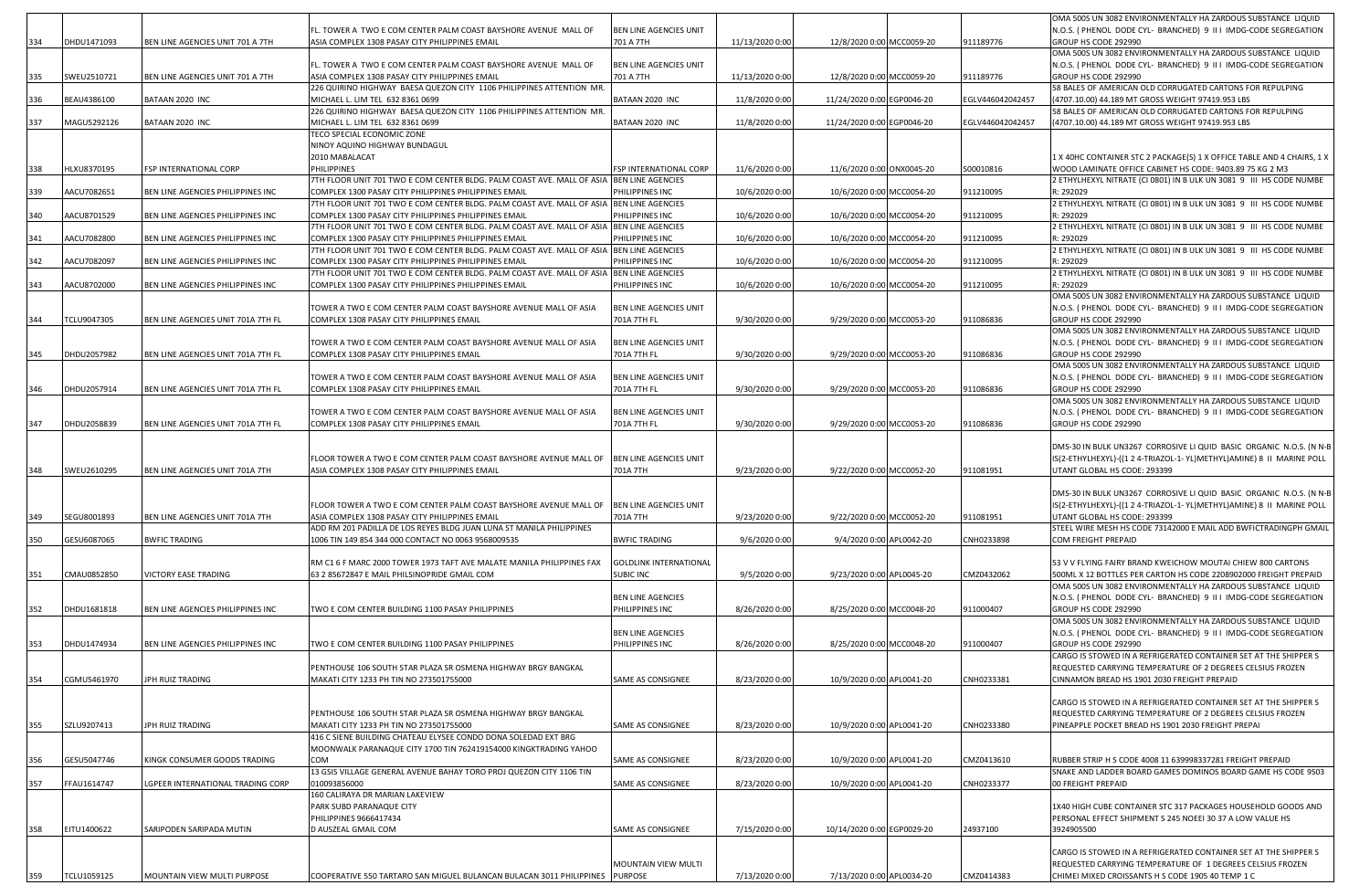| | | | | | | | | |
|---|---|---|---|---|---|---|---|---|
| 334 | DHDU1471093 | BEN LINE AGENCIES UNIT 701 A 7TH | FL. TOWER A TWO E COM CENTER PALM COAST BAYSHORE AVENUE MALL OF ASIA COMPLEX 1308 PASAY CITY PHILIPPINES EMAIL | BEN LINE AGENCIES UNIT 701 A 7TH | 11/13/2020 0:00 | 12/8/2020 0:00 MCC0059-20 | 911189776 | OMA 500S UN 3082 ENVIRONMENTALLY HA ZARDOUS SUBSTANCE LIQUID N.O.S. ( PHENOL DODE CYL- BRANCHED) 9 III IMDG-CODE SEGREGATION GROUP HS CODE 292990 |
| 335 | SWEU2510721 | BEN LINE AGENCIES UNIT 701 A 7TH | FL. TOWER A TWO E COM CENTER PALM COAST BAYSHORE AVENUE MALL OF ASIA COMPLEX 1308 PASAY CITY PHILIPPINES EMAIL | BEN LINE AGENCIES UNIT 701 A 7TH | 11/13/2020 0:00 | 12/8/2020 0:00 MCC0059-20 | 911189776 | OMA 500S UN 3082 ENVIRONMENTALLY HA ZARDOUS SUBSTANCE LIQUID N.O.S. ( PHENOL DODE CYL- BRANCHED) 9 III IMDG-CODE SEGREGATION GROUP HS CODE 292990 |
| 336 | BEAU4386100 | BATAAN 2020 INC | 226 QUIRINO HIGHWAY BAESA QUEZON CITY 1106 PHILIPPINES ATTENTION MR. MICHAEL L. LIM TEL 632 8361 0699 | BATAAN 2020 INC | 11/8/2020 0:00 | 11/24/2020 0:00 EGP0046-20 | EGLV446042042457 | 58 BALES OF AMERICAN OLD CORRUGATED CARTONS FOR REPULPING (4707.10.00) 44.189 MT GROSS WEIGHT 97419.953 LBS |
| 337 | MAGU5292126 | BATAAN 2020 INC | 226 QUIRINO HIGHWAY BAESA QUEZON CITY 1106 PHILIPPINES ATTENTION MR. MICHAEL L. LIM TEL 632 8361 0699 | BATAAN 2020 INC | 11/8/2020 0:00 | 11/24/2020 0:00 EGP0046-20 | EGLV446042042457 | 58 BALES OF AMERICAN OLD CORRUGATED CARTONS FOR REPULPING (4707.10.00) 44.189 MT GROSS WEIGHT 97419.953 LBS |
| 338 | HLXU8370195 | FSP INTERNATIONAL CORP | TECO SPECIAL ECONOMIC ZONE NINOY AQUINO HIGHWAY BUNDAGUL 2010 MABALACAT PHILIPPINES | FSP INTERNATIONAL CORP | 11/6/2020 0:00 | 11/6/2020 0:00 ONX0045-20 | S00010816 | 1 X 40HC CONTAINER STC 2 PACKAGE(S) 1 X OFFICE TABLE AND 4 CHAIRS, 1 X WOOD LAMINATE OFFICE CABINET HS CODE: 9403.89 75 KG 2 M3 |
| 339 | AACU7082651 | BEN LINE AGENCIES PHILIPPINES INC | 7TH FLOOR UNIT 701 TWO E COM CENTER BLDG. PALM COAST AVE. MALL OF ASIA COMPLEX 1300 PASAY CITY PHILIPPINES PHILIPPINES EMAIL | BEN LINE AGENCIES PHILIPPINES INC | 10/6/2020 0:00 | 10/6/2020 0:00 MCC0054-20 | 911210095 | 2 ETHYLHEXYL NITRATE (CI 0801) IN B ULK UN 3081 9 III HS CODE NUMBE R: 292029 |
| 340 | AACU8701529 | BEN LINE AGENCIES PHILIPPINES INC | 7TH FLOOR UNIT 701 TWO E COM CENTER BLDG. PALM COAST AVE. MALL OF ASIA COMPLEX 1300 PASAY CITY PHILIPPINES PHILIPPINES EMAIL | BEN LINE AGENCIES PHILIPPINES INC | 10/6/2020 0:00 | 10/6/2020 0:00 MCC0054-20 | 911210095 | 2 ETHYLHEXYL NITRATE (CI 0801) IN B ULK UN 3081 9 III HS CODE NUMBE R: 292029 |
| 341 | AACU7082800 | BEN LINE AGENCIES PHILIPPINES INC | 7TH FLOOR UNIT 701 TWO E COM CENTER BLDG. PALM COAST AVE. MALL OF ASIA COMPLEX 1300 PASAY CITY PHILIPPINES PHILIPPINES EMAIL | BEN LINE AGENCIES PHILIPPINES INC | 10/6/2020 0:00 | 10/6/2020 0:00 MCC0054-20 | 911210095 | 2 ETHYLHEXYL NITRATE (CI 0801) IN B ULK UN 3081 9 III HS CODE NUMBE R: 292029 |
| 342 | AACU7082097 | BEN LINE AGENCIES PHILIPPINES INC | 7TH FLOOR UNIT 701 TWO E COM CENTER BLDG. PALM COAST AVE. MALL OF ASIA COMPLEX 1300 PASAY CITY PHILIPPINES PHILIPPINES EMAIL | BEN LINE AGENCIES PHILIPPINES INC | 10/6/2020 0:00 | 10/6/2020 0:00 MCC0054-20 | 911210095 | 2 ETHYLHEXYL NITRATE (CI 0801) IN B ULK UN 3081 9 III HS CODE NUMBE R: 292029 |
| 343 | AACU8702000 | BEN LINE AGENCIES PHILIPPINES INC | 7TH FLOOR UNIT 701 TWO E COM CENTER BLDG. PALM COAST AVE. MALL OF ASIA COMPLEX 1300 PASAY CITY PHILIPPINES PHILIPPINES EMAIL | BEN LINE AGENCIES PHILIPPINES INC | 10/6/2020 0:00 | 10/6/2020 0:00 MCC0054-20 | 911210095 | 2 ETHYLHEXYL NITRATE (CI 0801) IN B ULK UN 3081 9 III HS CODE NUMBE R: 292029 |
| 344 | TCLU9047305 | BEN LINE AGENCIES UNIT 701A 7TH FL | TOWER A TWO E COM CENTER PALM COAST BAYSHORE AVENUE MALL OF ASIA COMPLEX 1308 PASAY CITY PHILIPPINES EMAIL | BEN LINE AGENCIES UNIT 701A 7TH FL | 9/30/2020 0:00 | 9/29/2020 0:00 MCC0053-20 | 911086836 | OMA 500S UN 3082 ENVIRONMENTALLY HA ZARDOUS SUBSTANCE LIQUID N.O.S. ( PHENOL DODE CYL- BRANCHED) 9 III IMDG-CODE SEGREGATION GROUP HS CODE 292990 |
| 345 | DHDU2057982 | BEN LINE AGENCIES UNIT 701A 7TH FL | TOWER A TWO E COM CENTER PALM COAST BAYSHORE AVENUE MALL OF ASIA COMPLEX 1308 PASAY CITY PHILIPPINES EMAIL | BEN LINE AGENCIES UNIT 701A 7TH FL | 9/30/2020 0:00 | 9/29/2020 0:00 MCC0053-20 | 911086836 | OMA 500S UN 3082 ENVIRONMENTALLY HA ZARDOUS SUBSTANCE LIQUID N.O.S. ( PHENOL DODE CYL- BRANCHED) 9 III IMDG-CODE SEGREGATION GROUP HS CODE 292990 |
| 346 | DHDU2057914 | BEN LINE AGENCIES UNIT 701A 7TH FL | TOWER A TWO E COM CENTER PALM COAST BAYSHORE AVENUE MALL OF ASIA COMPLEX 1308 PASAY CITY PHILIPPINES EMAIL | BEN LINE AGENCIES UNIT 701A 7TH FL | 9/30/2020 0:00 | 9/29/2020 0:00 MCC0053-20 | 911086836 | OMA 500S UN 3082 ENVIRONMENTALLY HA ZARDOUS SUBSTANCE LIQUID N.O.S. ( PHENOL DODE CYL- BRANCHED) 9 III IMDG-CODE SEGREGATION GROUP HS CODE 292990 |
| 347 | DHDU2058839 | BEN LINE AGENCIES UNIT 701A 7TH FL | TOWER A TWO E COM CENTER PALM COAST BAYSHORE AVENUE MALL OF ASIA COMPLEX 1308 PASAY CITY PHILIPPINES EMAIL | BEN LINE AGENCIES UNIT 701A 7TH FL | 9/30/2020 0:00 | 9/29/2020 0:00 MCC0053-20 | 911086836 | OMA 500S UN 3082 ENVIRONMENTALLY HA ZARDOUS SUBSTANCE LIQUID N.O.S. ( PHENOL DODE CYL- BRANCHED) 9 III IMDG-CODE SEGREGATION GROUP HS CODE 292990 |
| 348 | SWEU2610295 | BEN LINE AGENCIES UNIT 701A 7TH | FLOOR TOWER A TWO E COM CENTER PALM COAST BAYSHORE AVENUE MALL OF ASIA COMPLEX 1308 PASAY CITY PHILIPPINES EMAIL | BEN LINE AGENCIES UNIT 701A 7TH | 9/23/2020 0:00 | 9/22/2020 0:00 MCC0052-20 | 911081951 | DMS-30 IN BULK UN3267 CORROSIVE LI QUID BASIC ORGANIC N.O.S. (N N-B IS(2-ETHYLHEXYL)-((1 2 4-TRIAZOL-1- YL)METHYL)AMINE) 8 II MARINE POLL UTANT GLOBAL HS CODE: 293399 |
| 349 | SEGU8001893 | BEN LINE AGENCIES UNIT 701A 7TH | FLOOR TOWER A TWO E COM CENTER PALM COAST BAYSHORE AVENUE MALL OF ASIA COMPLEX 1308 PASAY CITY PHILIPPINES EMAIL | BEN LINE AGENCIES UNIT 701A 7TH | 9/23/2020 0:00 | 9/22/2020 0:00 MCC0052-20 | 911081951 | DMS-30 IN BULK UN3267 CORROSIVE LI QUID BASIC ORGANIC N.O.S. (N N-B IS(2-ETHYLHEXYL)-((1 2 4-TRIAZOL-1- YL)METHYL)AMINE) 8 II MARINE POLL UTANT GLOBAL HS CODE: 293399 |
| 350 | GESU6087065 | BWFIC TRADING | ADD RM 201 PADILLA DE LOS REYES BLDG JUAN LUNA ST MANILA PHILIPPINES 1006 TIN 149 854 344 000 CONTACT NO 0063 9568009535 | BWFIC TRADING | 9/6/2020 0:00 | 9/4/2020 0:00 APL0042-20 | CNH0233898 | STEEL WIRE MESH HS CODE 73142000 E MAIL ADD BWFICTRADINGPH GMAIL COM FREIGHT PREPAID |
| 351 | CMAU0852850 | VICTORY EASE TRADING | RM C1 6 F MARC 2000 TOWER 1973 TAFT AVE MALATE MANILA PHILIPPINES FAX 63 2 85672847 E MAIL PHILSINOPRIDE GMAIL COM | GOLDLINK INTERNATIONAL SUBIC INC | 9/5/2020 0:00 | 9/23/2020 0:00 APL0045-20 | CMZ0432062 | 53 V V FLYING FAIRY BRAND KWEICHOW MOUTAI CHIEW 800 CARTONS 500ML X 12 BOTTLES PER CARTON HS CODE 2208902000 FREIGHT PREPAID |
| 352 | DHDU1681818 | BEN LINE AGENCIES PHILIPPINES INC | TWO E COM CENTER BUILDING 1100 PASAY PHILIPPINES | BEN LINE AGENCIES PHILIPPINES INC | 8/26/2020 0:00 | 8/25/2020 0:00 MCC0048-20 | 911000407 | OMA 500S UN 3082 ENVIRONMENTALLY HA ZARDOUS SUBSTANCE LIQUID N.O.S. ( PHENOL DODE CYL- BRANCHED) 9 III IMDG-CODE SEGREGATION GROUP HS CODE 292990 |
| 353 | DHDU1474934 | BEN LINE AGENCIES PHILIPPINES INC | TWO E COM CENTER BUILDING 1100 PASAY PHILIPPINES | BEN LINE AGENCIES PHILIPPINES INC | 8/26/2020 0:00 | 8/25/2020 0:00 MCC0048-20 | 911000407 | OMA 500S UN 3082 ENVIRONMENTALLY HA ZARDOUS SUBSTANCE LIQUID N.O.S. ( PHENOL DODE CYL- BRANCHED) 9 III IMDG-CODE SEGREGATION GROUP HS CODE 292990 |
| 354 | CGMU5461970 | JPH RUIZ TRADING | PENTHOUSE 106 SOUTH STAR PLAZA SR OSMENA HIGHWAY BRGY BANGKAL MAKATI CITY 1233 PH TIN NO 273501755000 | SAME AS CONSIGNEE | 8/23/2020 0:00 | 10/9/2020 0:00 APL0041-20 | CNH0233381 | CARGO IS STOWED IN A REFRIGERATED CONTAINER SET AT THE SHIPPER S REQUESTED CARRYING TEMPERATURE OF 2 DEGREES CELSIUS FROZEN CINNAMON BREAD HS 1901 2030 FREIGHT PREPAID |
| 355 | SZLU9207413 | JPH RUIZ TRADING | PENTHOUSE 106 SOUTH STAR PLAZA SR OSMENA HIGHWAY BRGY BANGKAL MAKATI CITY 1233 PH TIN NO 273501755000 | SAME AS CONSIGNEE | 8/23/2020 0:00 | 10/9/2020 0:00 APL0041-20 | CNH0233380 | CARGO IS STOWED IN A REFRIGERATED CONTAINER SET AT THE SHIPPER S REQUESTED CARRYING TEMPERATURE OF 2 DEGREES CELSIUS FROZEN PINEAPPLE POCKET BREAD HS 1901 2030 FREIGHT PREPAI |
| 356 | GESU5047746 | KINGK CONSUMER GOODS TRADING | 416 C SIENE BUILDING CHATEAU ELYSEE CONDO DONA SOLEDAD EXT BRG MOONWALK PARANAQUE CITY 1700 TIN 762419154000 KINGKTRADING YAHOO COM | SAME AS CONSIGNEE | 8/23/2020 0:00 | 10/9/2020 0:00 APL0041-20 | CMZ0413610 | RUBBER STRIP H S CODE 4008 11 639998337281 FREIGHT PREPAID |
| 357 | FFAU1614747 | LGPEER INTERNATIONAL TRADING CORP | 13 GSIS VILLAGE GENERAL AVENUE BAHAY TORO PROJ QUEZON CITY 1106 TIN 010093856000 | SAME AS CONSIGNEE | 8/23/2020 0:00 | 10/9/2020 0:00 APL0041-20 | CNH0233377 | SNAKE AND LADDER BOARD GAMES DOMINOS BOARD GAME HS CODE 9503 00 FREIGHT PREPAID |
| 358 | EITU1400622 | SARIPODEN SARIPADA MUTIN | 160 CALIRAYA DR MARIAN LAKEVIEW PARK SUBD PARANAQUE CITY PHILIPPINES 9666417434 D AUSZEAL GMAIL COM | SAME AS CONSIGNEE | 7/15/2020 0:00 | 10/14/2020 0:00 EGP0029-20 | 24937100 | 1X40 HIGH CUBE CONTAINER STC 317 PACKAGES HOUSEHOLD GOODS AND PERSONAL EFFECT SHIPMENT S 245 NOEEI 30 37 A LOW VALUE HS 3924905500 |
| 359 | TCLU1059125 | MOUNTAIN VIEW MULTI PURPOSE | COOPERATIVE 550 TARTARO SAN MIGUEL BULANCAN BULACAN 3011 PHILIPPINES | MOUNTAIN VIEW MULTI PURPOSE | 7/13/2020 0:00 | 7/13/2020 0:00 APL0034-20 | CMZ0414383 | CARGO IS STOWED IN A REFRIGERATED CONTAINER SET AT THE SHIPPER S REQUESTED CARRYING TEMPERATURE OF 1 DEGREES CELSIUS FROZEN CHIMEI MIXED CROISSANTS H S CODE 1905 40 TEMP 1 C |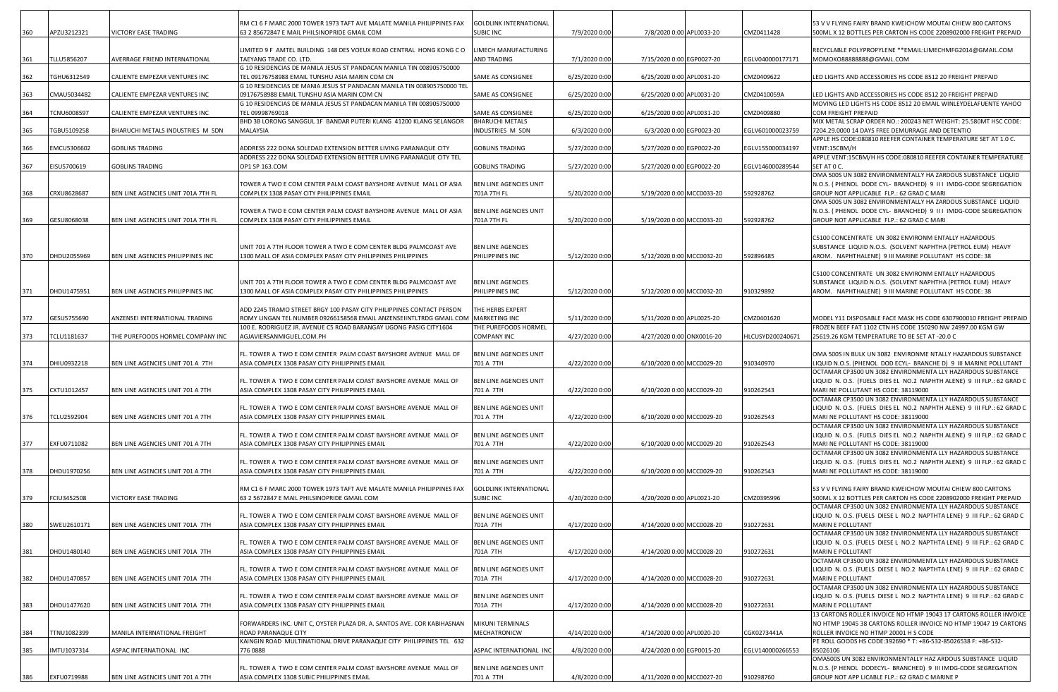| 360 | APZU3212321 | VICTORY EASE TRADING | RM C1 6 F MARC 2000 TOWER 1973 TAFT AVE MALATE MANILA PHILIPPINES FAX 63 2 85672847 E MAIL PHILSINOPRIDE GMAIL COM | GOLDLINK INTERNATIONAL SUBIC INC | 7/9/2020 0:00 | 7/8/2020 0:00 | APL0033-20 | CMZ0411428 | 53 V V FLYING FAIRY BRAND KWEICHOW MOUTAI CHIEW 800 CARTONS 500ML X 12 BOTTLES PER CARTON HS CODE 2208902000 FREIGHT PREPAID |
|---|---|---|---|---|---|---|---|---|---|
| 361 | TLLU5856207 | AVERRAGE FRIEND INTERNATIONAL | LIMITED 9 F AMTEL BUILDING 148 DES VOEUX ROAD CENTRAL HONG KONG C O TAEYANG TRADE CO. LTD. | LIMECH MANUFACTURING AND TRADING | 7/1/2020 0:00 | 7/15/2020 0:00 | EGP0027-20 | EGLV040000177171 | RECYCLABLE POLYPROPYLENE **EMAIL:LIMECHMFG2014@GMAIL.COM MOMOKO88888888@GMAIL.COM |
| 362 | TGHU6312549 | CALIENTE EMPEZAR VENTURES INC | G 10 RESIDENCIAS DE MANIA JESUS ST PANDACAN MANILA TIN 008905750000 TEL 09176758988 EMAIL TUNSHU ASIA MARIN COM CN | SAME AS CONSIGNEE | 6/25/2020 0:00 | 6/25/2020 0:00 | APL0031-20 | CMZ0409622 | LED LIGHTS AND ACCESSORIES HS CODE 8512 20 FREIGHT PREPAID |
| 363 | CMAU5034482 | CALIENTE EMPEZAR VENTURES INC | G 10 RESIDENCIAS DE MANIA JESUS ST PANDACAN MANILA TIN 008905750000 TEL 09176758988 EMAIL TUNSHU ASIA MARIN COM CN | SAME AS CONSIGNEE | 6/25/2020 0:00 | 6/25/2020 0:00 | APL0031-20 | CMZ0410059A | LED LIGHTS AND ACCESSORIES HS CODE 8512 20 FREIGHT PREPAID |
| 364 | TCNU6008597 | CALIENTE EMPEZAR VENTURES INC | G 10 RESIDENCIAS DE MANIA JESUS ST PANDACAN MANILA TIN 008905750000 TEL 09998769018 | SAME AS CONSIGNEE | 6/25/2020 0:00 | 6/25/2020 0:00 | APL0031-20 | CMZ0409880 | MOVING LED LIGHTS HS CODE 8512 20 EMAIL WINLEYDELAFUENTE YAHOO COM FREIGHT PREPAID |
| 365 | TGBU5109258 | BHARUCHI METALS INDUSTRIES M SDN | BHD 3B LORONG SANGGUL 1F BANDAR PUTERI KLANG 41200 KLANG SELANGOR MALAYSIA | BHARUCHI METALS INDUSTRIES M SDN | 6/3/2020 0:00 | 6/3/2020 0:00 | EGP0023-20 | EGLV601000023759 | MIX METAL SCRAP ORDER NO.: 200243 NET WEIGHT: 25.580MT HSC CODE: 7204.29.0000 14 DAYS FREE DEMURRAGE AND DETENTIO |
| 366 | EMCU5306602 | GOBLINS TRADING | ADDRESS 222 DONA SOLEDAD EXTENSION BETTER LIVING PARANAQUE CITY | GOBLINS TRADING | 5/27/2020 0:00 | 5/27/2020 0:00 | EGP0022-20 | EGLV155000034197 | APPLE HS CODE:080810 REEFER CONTAINER TEMPERATURE SET AT 1.0 C. VENT:15CBM/H |
| 367 | EISU5700619 | GOBLINS TRADING | ADDRESS 222 DONA SOLEDAD EXTENSION BETTER LIVING PARANAQUE CITY TEL OP1 SP 163.COM | GOBLINS TRADING | 5/27/2020 0:00 | 5/27/2020 0:00 | EGP0022-20 | EGLV146000289544 | APPLE VENT:15CBM/H HS CODE:080810 REEFER CONTAINER TEMPERATURE SET AT 0 C. |
| 368 | CRXU8628687 | BEN LINE AGENCIES UNIT 701A 7TH FL | TOWER A TWO E COM CENTER PALM COAST BAYSHORE AVENUE MALL OF ASIA COMPLEX 1308 PASAY CITY PHILIPPINES EMAIL | BEN LINE AGENCIES UNIT 701A 7TH FL | 5/20/2020 0:00 | 5/19/2020 0:00 | MCC0033-20 | 592928762 | OMA 500S UN 3082 ENVIRONMENTALLY HA ZARDOUS SUBSTANCE LIQUID N.O.S. ( PHENOL DODE CYL- BRANCHED) 9 II I IMDG-CODE SEGREGATION GROUP NOT APPLICABLE FLP.: 62 GRAD C MARI |
| 369 | GESU8068038 | BEN LINE AGENCIES UNIT 701A 7TH FL | TOWER A TWO E COM CENTER PALM COAST BAYSHORE AVENUE MALL OF ASIA COMPLEX 1308 PASAY CITY PHILIPPINES EMAIL | BEN LINE AGENCIES UNIT 701A 7TH FL | 5/20/2020 0:00 | 5/19/2020 0:00 | MCC0033-20 | 592928762 | OMA 500S UN 3082 ENVIRONMENTALLY HA ZARDOUS SUBSTANCE LIQUID N.O.S. ( PHENOL DODE CYL- BRANCHED) 9 II I IMDG-CODE SEGREGATION GROUP NOT APPLICABLE FLP.: 62 GRAD C MARI |
| 370 | DHDU2055969 | BEN LINE AGENCIES PHILIPPINES INC | UNIT 701 A 7TH FLOOR TOWER A TWO E COM CENTER BLDG PALMCOAST AVE 1300 MALL OF ASIA COMPLEX PASAY CITY PHILIPPINES PHILIPPINES | BEN LINE AGENCIES PHILIPPINES INC | 5/12/2020 0:00 | 5/12/2020 0:00 | MCC0032-20 | 592896485 | C5100 CONCENTRATE UN 3082 ENVIRONM ENTALLY HAZARDOUS SUBSTANCE LIQUID N.O.S. (SOLVENT NAPHTHA (PETROL EUM) HEAVY AROM. NAPHTHALENE) 9 III MARINE POLLUTANT HS CODE: 38 |
| 371 | DHDU1475951 | BEN LINE AGENCIES PHILIPPINES INC | UNIT 701 A 7TH FLOOR TOWER A TWO E COM CENTER BLDG PALMCOAST AVE 1300 MALL OF ASIA COMPLEX PASAY CITY PHILIPPINES PHILIPPINES | BEN LINE AGENCIES PHILIPPINES INC | 5/12/2020 0:00 | 5/12/2020 0:00 | MCC0032-20 | 910329892 | C5100 CONCENTRATE UN 3082 ENVIRONM ENTALLY HAZARDOUS SUBSTANCE LIQUID N.O.S. (SOLVENT NAPHTHA (PETROL EUM) HEAVY AROM. NAPHTHALENE) 9 III MARINE POLLUTANT HS CODE: 38 |
| 372 | GESU5755690 | ANZENSEI INTERNATIONAL TRADING | ADD 2245 TRAMO STREET BRGY 100 PASAY CITY PHILIPPINES CONTACT PERSON ROMY LINGAN TEL NUMBER 09266158568 EMAIL ANZENSEIINTLTRDG GMAIL COM | THE HERBS EXPERT MARKETING INC | 5/11/2020 0:00 | 5/11/2020 0:00 | APL0025-20 | CMZ0401620 | MODEL Y11 DISPOSABLE FACE MASK HS CODE 6307900010 FREIGHT PREPAID |
| 373 | TCLU1181637 | THE PUREFOODS HORMEL COMPANY INC | 100 E. RODRIGUEZ JR. AVENUE C5 ROAD BARANGAY UGONG PASIG CITY1604 AGJAVIERSANMIGUEL.COM.PH | THE PUREFOODS HORMEL COMPANY INC | 4/27/2020 0:00 | 4/27/2020 0:00 | ONX0016-20 | HLCUSYD200240671 | FROZEN BEEF FAT 1102 CTN HS CODE 150290 NW 24997.00 KGM GW 25619.26 KGM TEMPERATURE TO BE SET AT -20.0 C |
| 374 | DHIU0932218 | BEN LINE AGENCIES UNIT 701 A 7TH | FL. TOWER A TWO E COM CENTER PALM COAST BAYSHORE AVENUE MALL OF ASIA COMPLEX 1308 PASAY CITY PHILIPPINES EMAIL | BEN LINE AGENCIES UNIT 701 A 7TH | 4/22/2020 0:00 | 6/10/2020 0:00 | MCC0029-20 | 910340970 | OMA 500S IN BULK UN 3082 ENVIRONME NTALLY HAZARDOUS SUBSTANCE LIQUID N.O.S. (PHENOL DOD ECYL- BRANCHE D) 9 III MARINE POLLUTANT |
| 375 | CXTU1012457 | BEN LINE AGENCIES UNIT 701 A 7TH | FL. TOWER A TWO E COM CENTER PALM COAST BAYSHORE AVENUE MALL OF ASIA COMPLEX 1308 PASAY CITY PHILIPPINES EMAIL | BEN LINE AGENCIES UNIT 701 A 7TH | 4/22/2020 0:00 | 6/10/2020 0:00 | MCC0029-20 | 910262543 | OCTAMAR CP3500 UN 3082 ENVIRONMENTA LLY HAZARDOUS SUBSTANCE LIQUID N. O.S. (FUELS DIES EL NO.2 NAPHTH ALENE) 9 III FLP.: 62 GRAD C MARI NE POLLUTANT HS CODE: 38119000 |
| 376 | TCLU2592904 | BEN LINE AGENCIES UNIT 701 A 7TH | FL. TOWER A TWO E COM CENTER PALM COAST BAYSHORE AVENUE MALL OF ASIA COMPLEX 1308 PASAY CITY PHILIPPINES EMAIL | BEN LINE AGENCIES UNIT 701 A 7TH | 4/22/2020 0:00 | 6/10/2020 0:00 | MCC0029-20 | 910262543 | OCTAMAR CP3500 UN 3082 ENVIRONMENTA LLY HAZARDOUS SUBSTANCE LIQUID N. O.S. (FUELS DIES EL NO.2 NAPHTH ALENE) 9 III FLP.: 62 GRAD C MARI NE POLLUTANT HS CODE: 38119000 |
| 377 | EXFU0711082 | BEN LINE AGENCIES UNIT 701 A 7TH | FL. TOWER A TWO E COM CENTER PALM COAST BAYSHORE AVENUE MALL OF ASIA COMPLEX 1308 PASAY CITY PHILIPPINES EMAIL | BEN LINE AGENCIES UNIT 701 A 7TH | 4/22/2020 0:00 | 6/10/2020 0:00 | MCC0029-20 | 910262543 | OCTAMAR CP3500 UN 3082 ENVIRONMENTA LLY HAZARDOUS SUBSTANCE LIQUID N. O.S. (FUELS DIES EL NO.2 NAPHTH ALENE) 9 III FLP.: 62 GRAD C MARI NE POLLUTANT HS CODE: 38119000 |
| 378 | DHDU1970256 | BEN LINE AGENCIES UNIT 701 A 7TH | FL. TOWER A TWO E COM CENTER PALM COAST BAYSHORE AVENUE MALL OF ASIA COMPLEX 1308 PASAY CITY PHILIPPINES EMAIL | BEN LINE AGENCIES UNIT 701 A 7TH | 4/22/2020 0:00 | 6/10/2020 0:00 | MCC0029-20 | 910262543 | OCTAMAR CP3500 UN 3082 ENVIRONMENTA LLY HAZARDOUS SUBSTANCE LIQUID N. O.S. (FUELS DIES EL NO.2 NAPHTH ALENE) 9 III FLP.: 62 GRAD C MARI NE POLLUTANT HS CODE: 38119000 |
| 379 | FCIU3452508 | VICTORY EASE TRADING | RM C1 6 F MARC 2000 TOWER 1973 TAFT AVE MALATE MANILA PHILIPPINES FAX 63 2 5672847 E MAIL PHILSINOPRIDE GMAIL COM | GOLDLINK INTERNATIONAL SUBIC INC | 4/20/2020 0:00 | 4/20/2020 0:00 | APL0021-20 | CMZ0395996 | 53 V V FLYING FAIRY BRAND KWEICHOW MOUTAI CHIEW 800 CARTONS 500ML X 12 BOTTLES PER CARTON HS CODE 2208902000 FREIGHT PREPAID |
| 380 | SWEU2610171 | BEN LINE AGENCIES UNIT 701A 7TH | FL. TOWER A TWO E COM CENTER PALM COAST BAYSHORE AVENUE MALL OF ASIA COMPLEX 1308 PASAY CITY PHILIPPINES EMAIL | BEN LINE AGENCIES UNIT 701A 7TH | 4/17/2020 0:00 | 4/14/2020 0:00 | MCC0028-20 | 910272631 | OCTAMAR CP3500 UN 3082 ENVIRONMENTA LLY HAZARDOUS SUBSTANCE LIQUID N. O.S. (FUELS DIESE L NO.2 NAPTHTA LENE) 9 III FLP.: 62 GRAD C MARIN E POLLUTANT |
| 381 | DHDU1480140 | BEN LINE AGENCIES UNIT 701A 7TH | FL. TOWER A TWO E COM CENTER PALM COAST BAYSHORE AVENUE MALL OF ASIA COMPLEX 1308 PASAY CITY PHILIPPINES EMAIL | BEN LINE AGENCIES UNIT 701A 7TH | 4/17/2020 0:00 | 4/14/2020 0:00 | MCC0028-20 | 910272631 | OCTAMAR CP3500 UN 3082 ENVIRONMENTA LLY HAZARDOUS SUBSTANCE LIQUID N. O.S. (FUELS DIESE L NO.2 NAPTHTA LENE) 9 III FLP.: 62 GRAD C MARIN E POLLUTANT |
| 382 | DHDU1470857 | BEN LINE AGENCIES UNIT 701A 7TH | FL. TOWER A TWO E COM CENTER PALM COAST BAYSHORE AVENUE MALL OF ASIA COMPLEX 1308 PASAY CITY PHILIPPINES EMAIL | BEN LINE AGENCIES UNIT 701A 7TH | 4/17/2020 0:00 | 4/14/2020 0:00 | MCC0028-20 | 910272631 | OCTAMAR CP3500 UN 3082 ENVIRONMENTA LLY HAZARDOUS SUBSTANCE LIQUID N. O.S. (FUELS DIESE L NO.2 NAPTHTA LENE) 9 III FLP.: 62 GRAD C MARIN E POLLUTANT |
| 383 | DHDU1477620 | BEN LINE AGENCIES UNIT 701A 7TH | FL. TOWER A TWO E COM CENTER PALM COAST BAYSHORE AVENUE MALL OF ASIA COMPLEX 1308 PASAY CITY PHILIPPINES EMAIL | BEN LINE AGENCIES UNIT 701A 7TH | 4/17/2020 0:00 | 4/14/2020 0:00 | MCC0028-20 | 910272631 | OCTAMAR CP3500 UN 3082 ENVIRONMENTA LLY HAZARDOUS SUBSTANCE LIQUID N. O.S. (FUELS DIESE L NO.2 NAPTHTA LENE) 9 III FLP.: 62 GRAD C MARIN E POLLUTANT |
| 384 | TTNU1082399 | MANILA INTERNATIONAL FREIGHT | FORWARDERS INC. UNIT C, OYSTER PLAZA DR. A. SANTOS AVE. COR KABIHASNAN ROAD PARANAQUE CITY | MIKUNI TERMINALS MECHATRONICW | 4/14/2020 0:00 | 4/14/2020 0:00 | APL0020-20 | CGK0273441A | 13 CARTONS ROLLER INVOICE NO HTMP 19043 17 CARTONS ROLLER INVOICE NO HTMP 19045 38 CARTONS ROLLER INVOICE NO HTMP 19047 19 CARTONS ROLLER INVOICE NO HTMP 20001 H S CODE |
| 385 | IMTU1037314 | ASPAC INTERNATIONAL INC | KAINGIN ROAD MULTINATIONAL DRIVE PARANAQUE CITY PHILIPPINES TEL 632 776 0888 | ASPAC INTERNATIONAL INC | 4/8/2020 0:00 | 4/24/2020 0:00 | EGP0015-20 | EGLV140000266553 | PE ROLL GOODS HS CODE:392690 * T: +86-532-85026538 F: +86-532-85026106 |
| 386 | EXFU0719988 | BEN LINE AGENCIES UNIT 701 A 7TH | FL. TOWER A TWO E COM CENTER PALM COAST BAYSHORE AVENUE MALL OF ASIA COMPLEX 1308 SUBIC PHILIPPINES EMAIL | BEN LINE AGENCIES UNIT 701 A 7TH | 4/8/2020 0:00 | 4/11/2020 0:00 | MCC0027-20 | 910298760 | OMA500S UN 3082 ENVIRONMENTALLY HAZ ARDOUS SUBSTANCE LIQUID N.O.S. (P HENOL DODECYL- BRANCHED) 9 III IMDG-CODE SEGREGATION GROUP NOT APP LICABLE FLP.: 62 GRAD C MARINE P |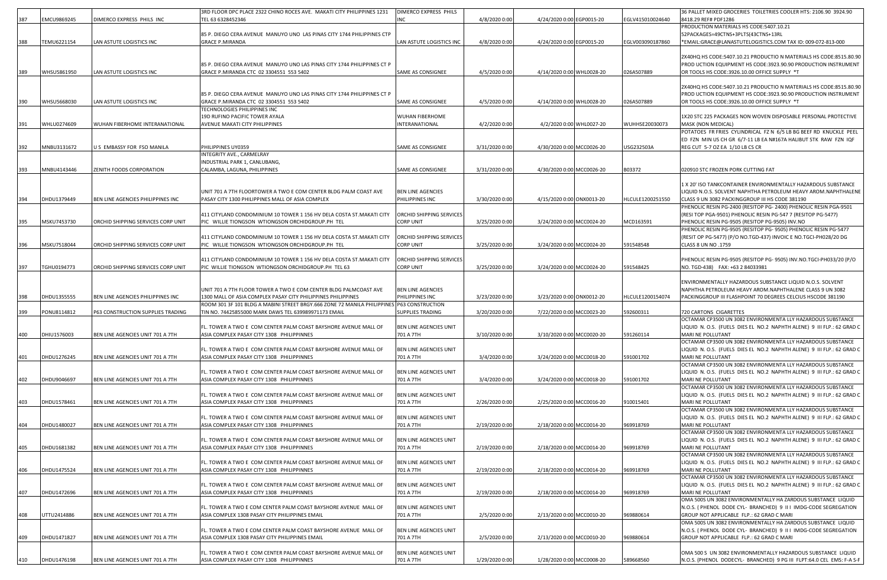| | | | | | | | | | |
|---|---|---|---|---|---|---|---|---|---|
| 387 | EMCU9869245 | DIMERCO EXPRESS PHILS INC | 3RD FLOOR DPC PLACE 2322 CHINO ROCES AVE. MAKATI CITY PHILIPPINES 1231 TEL 63 6328452346 | DIMERCO EXPRESS PHILS INC | 4/8/2020 0:00 | 4/24/2020 0:00 | EGP0015-20 | EGLV415010024640 | 36 PALLET MIXED GROCERIES TOILETRIES COOLER HTS: 2106.90 3924.90 8418.29 REF# PDF1286 |
| 388 | TEMU6221154 | LAN ASTUTE LOGISTICS INC | 85 P. DIEGO CERA AVENUE MANUYO UNO LAS PINAS CITY 1744 PHILIPPINES CTP GRACE P.MIRANDA | LAN ASTUTE LOGISTICS INC | 4/8/2020 0:00 | 4/24/2020 0:00 | EGP0015-20 | EGLV003090187860 | PRODUCTION MATERIALS HS CODE:5407.10.21 52PACKAGES=49CTNS+3PLTS(43CTNS+13RL *EMAIL:GRACE@LANASTUTELOGISTICS.COM TAX ID: 009-072-813-000 |
| 389 | WHSU5861950 | LAN ASTUTE LOGISTICS INC | 85 P. DIEGO CERA AVENUE MANUYO UNO LAS PINAS CITY 1744 PHILIPPINES CT P GRACE P.MIRANDA CTC 02 3304551 553 5402 | SAME AS CONSIGNEE | 4/5/2020 0:00 | 4/14/2020 0:00 | WHL0028-20 | 026A507889 | 2X40HQ HS CODE:5407.10.21 PRODUCTIO N MATERIALS HS CODE:8515.80.90 PROD UCTION EQUIPMENT HS CODE:3923.90.90 PRODUCTION INSTRUMENT OR TOOLS HS CODE:3926.10.00 OFFICE SUPPLY *T |
| 390 | WHSU5668030 | LAN ASTUTE LOGISTICS INC | 85 P. DIEGO CERA AVENUE MANUYO UNO LAS PINAS CITY 1744 PHILIPPINES CT P GRACE P.MIRANDA CTC 02 3304551 553 5402 | SAME AS CONSIGNEE | 4/5/2020 0:00 | 4/14/2020 0:00 | WHL0028-20 | 026A507889 | 2X40HQ HS CODE:5407.10.21 PRODUCTIO N MATERIALS HS CODE:8515.80.90 PROD UCTION EQUIPMENT HS CODE:3923.90.90 PRODUCTION INSTRUMENT OR TOOLS HS CODE:3926.10.00 OFFICE SUPPLY *T |
| 391 | WHLU0274609 | WUHAN FIBERHOME INTERANATIONAL | TECHNOLOGIES PHILIPPINES INC 19D RUFINO PACIFIC TOWER AYALA AVENUE MAKATI CITY PHILIPPINES | WUHAN FIBERHOME INTERANATIONAL | 4/2/2020 0:00 | 4/2/2020 0:00 | WHL0027-20 | WUHHSE20030073 | 1X20 STC 225 PACKAGES NON WOVEN DISPOSABLE PERSONAL PROTECTIVE MASK (NON MEDICAL) |
| 392 | MNBU3131672 | U S EMBASSY FOR FSO MANILA | PHILIPPINES UY0359 | SAME AS CONSIGNEE | 3/31/2020 0:00 | 4/30/2020 0:00 | MCC0026-20 | USG232503A | POTATOES FR FRIES CYLINDRICAL FZ N 6/5 LB BG BEEF RD KNUCKLE PEEL ED FZN MIN US CH GR 6/7-11 LB EA N#167A HALIBUT STK RAW FZN IQF REG CUT 5-7 OZ EA 1/10 LB CS CR |
| 393 | MNBU4143446 | ZENITH FOODS CORPORATION | INTEGRITY AVE., CARMELRAY INDUSTRIAL PARK 1, CANLUBANG, CALAMBA, LAGUNA, PHILIPPINES | SAME AS CONSIGNEE | 3/31/2020 0:00 | 4/30/2020 0:00 | MCC0026-20 | B03372 | 020910 STC FROZEN PORK CUTTING FAT |
| 394 | DHDU1379449 | BEN LINE AGENCIES PHILIPPINES INC | UNIT 701 A 7TH FLOORTOWER A TWO E COM CENTER BLDG PALM COAST AVE PASAY CITY 1300 PHILIPPINES MALL OF ASIA COMPLEX | BEN LINE AGENCIES PHILIPPINES INC | 3/30/2020 0:00 | 4/15/2020 0:00 | ONX0013-20 | HLCULE1200251550 | 1 X 20' ISO TANKCONTAINER ENVIRONMENTALLY HAZARDOUS SUBSTANCE LIQUID N.O.S. SOLVENT NAPHTHA PETROLEUM HEAVY AROM.NAPHTHALENE CLASS 9 UN 3082 PACKINGGROUP III HS CODE 381190 |
| 395 | MSKU7453730 | ORCHID SHIPPING SERVICES CORP UNIT | 411 CITYLAND CONDOMINIUM 10 TOWER 1 156 HV DELA COSTA ST.MAKATI CITY PIC WILLIE TIONGSON WTIONGSON ORCHIDGROUP.PH TEL | ORCHID SHIPPING SERVICES CORP UNIT | 3/25/2020 0:00 | 3/24/2020 0:00 | MCC0024-20 | MCD163591 | PHENOLIC RESIN PG-2400 (RESITOP PG- 2400) PHENOLIC RESIN PGA-9501 (RESI TOP PGA-9501) PHENOLIC RESIN PG-547 7 (RESITOP PG-5477) PHENOLIC RESIN PG-9505 (RESITOP PG-9505) INV.NO |
| 396 | MSKU7518044 | ORCHID SHIPPING SERVICES CORP UNIT | 411 CITYLAND CONDOMINIUM 10 TOWER 1 156 HV DELA COSTA ST.MAKATI CITY PIC WILLIE TIONGSON WTIONGSON ORCHIDGROUP.PH TEL | ORCHID SHIPPING SERVICES CORP UNIT | 3/25/2020 0:00 | 3/24/2020 0:00 | MCC0024-20 | 591548548 | PHENOLIC RESIN PG-9505 (RESITOP PG- 9505) PHENOLIC RESIN PG-5477 (RESIT OP PG-5477) (P/O NO.TGD-437) INVOIC E NO.TGCI-PH028/20 DG CLASS 8 UN NO .1759 |
| 397 | TGHU0194773 | ORCHID SHIPPING SERVICES CORP UNIT | 411 CITYLAND CONDOMINIUM 10 TOWER 1 156 HV DELA COSTA ST.MAKATI CITY PIC WILLIE TIONGSON WTIONGSON ORCHIDGROUP.PH TEL 63 | ORCHID SHIPPING SERVICES CORP UNIT | 3/25/2020 0:00 | 3/24/2020 0:00 | MCC0024-20 | 591548425 | PHENOLIC RESIN PG-9505 (RESITOP PG- 9505) INV.NO.TGCI-PH033/20 (P/O NO. TGD-438) FAX: +63 2 84033981 |
| 398 | DHDU1355555 | BEN LINE AGENCIES PHILIPPINES INC | UNIT 701 A 7TH FLOOR TOWER A TWO E COM CENTER BLDG PALMCOAST AVE 1300 MALL OF ASIA COMPLEX PASAY CITY PHILIPPINES PHILIPPINES | BEN LINE AGENCIES PHILIPPINES INC | 3/23/2020 0:00 | 3/23/2020 0:00 | ONX0012-20 | HLCULE1200154074 | ENVIRONMENTALLY HAZARDOUS SUBSTANCE LIQUID N.O.S. SOLVENT NAPHTHA PETROLEUM HEAVY AROM.NAPHTHALENE CLASS 9 UN 3082 PACKINGGROUP III FLASHPOINT 70 DEGREES CELCIUS HSCODE 381190 |
| 399 | PONU8114812 | P63 CONSTRUCTION SUPPLIES TRADING | ROOM 301 3F 101 BLDG A MABINI STREET BRGY.666 ZONE 72 MANILA PHILIPPINES TIN NO. 74425855000 MARK DAWS TEL 639989971173 EMAIL | P63 CONSTRUCTION SUPPLIES TRADING | 3/20/2020 0:00 | 7/22/2020 0:00 | MCC0023-20 | 592600311 | 720 CARTONS CIGARETTES |
| 400 | DHIU1576003 | BEN LINE AGENCIES UNIT 701 A 7TH | FL. TOWER A TWO E COM CENTER PALM COAST BAYSHORE AVENUE MALL OF ASIA COMPLEX PASAY CITY 1308 PHILIPPINNES | BEN LINE AGENCIES UNIT 701 A 7TH | 3/10/2020 0:00 | 3/10/2020 0:00 | MCC0020-20 | 591260114 | OCTAMAR CP3500 UN 3082 ENVIRONMENTA LLY HAZARDOUS SUBSTANCE LIQUID N. O.S. (FUELS DIES EL NO.2 NAPHTH ALENE) 9 III FLP.: 62 GRAD C MARI NE POLLUTANT |
| 401 | DHDU1276245 | BEN LINE AGENCIES UNIT 701 A 7TH | FL. TOWER A TWO E COM CENTER PALM COAST BAYSHORE AVENUE MALL OF ASIA COMPLEX PASAY CITY 1308 PHILIPPINNES | BEN LINE AGENCIES UNIT 701 A 7TH | 3/4/2020 0:00 | 3/24/2020 0:00 | MCC0018-20 | 591001702 | OCTAMAR CP3500 UN 3082 ENVIRONMENTA LLY HAZARDOUS SUBSTANCE LIQUID N. O.S. (FUELS DIES EL NO.2 NAPHTH ALENE) 9 III FLP.: 62 GRAD C MARI NE POLLUTANT |
| 402 | DHDU9046697 | BEN LINE AGENCIES UNIT 701 A 7TH | FL. TOWER A TWO E COM CENTER PALM COAST BAYSHORE AVENUE MALL OF ASIA COMPLEX PASAY CITY 1308 PHILIPPINNES | BEN LINE AGENCIES UNIT 701 A 7TH | 3/4/2020 0:00 | 3/24/2020 0:00 | MCC0018-20 | 591001702 | OCTAMAR CP3500 UN 3082 ENVIRONMENTA LLY HAZARDOUS SUBSTANCE LIQUID N. O.S. (FUELS DIES EL NO.2 NAPHTH ALENE) 9 III FLP.: 62 GRAD C MARI NE POLLUTANT |
| 403 | DHDU1578461 | BEN LINE AGENCIES UNIT 701 A 7TH | FL. TOWER A TWO E COM CENTER PALM COAST BAYSHORE AVENUE MALL OF ASIA COMPLEX PASAY CITY 1308 PHILIPPINNES | BEN LINE AGENCIES UNIT 701 A 7TH | 2/26/2020 0:00 | 2/25/2020 0:00 | MCC0016-20 | 910015401 | OCTAMAR CP3500 UN 3082 ENVIRONMENTA LLY HAZARDOUS SUBSTANCE LIQUID N. O.S. (FUELS DIES EL NO.2 NAPHTH ALENE) 9 III FLP.: 62 GRAD C MARI NE POLLUTANT |
| 404 | DHDU1480027 | BEN LINE AGENCIES UNIT 701 A 7TH | FL. TOWER A TWO E COM CENTER PALM COAST BAYSHORE AVENUE MALL OF ASIA COMPLEX PASAY CITY 1308 PHILIPPINNES | BEN LINE AGENCIES UNIT 701 A 7TH | 2/19/2020 0:00 | 2/18/2020 0:00 | MCC0014-20 | 969918769 | OCTAMAR CP3500 UN 3082 ENVIRONMENTA LLY HAZARDOUS SUBSTANCE LIQUID N. O.S. (FUELS DIES EL NO.2 NAPHTH ALENE) 9 III FLP.: 62 GRAD C MARI NE POLLUTANT |
| 405 | DHDU1681382 | BEN LINE AGENCIES UNIT 701 A 7TH | FL. TOWER A TWO E COM CENTER PALM COAST BAYSHORE AVENUE MALL OF ASIA COMPLEX PASAY CITY 1308 PHILIPPINNES | BEN LINE AGENCIES UNIT 701 A 7TH | 2/19/2020 0:00 | 2/18/2020 0:00 | MCC0014-20 | 969918769 | OCTAMAR CP3500 UN 3082 ENVIRONMENTA LLY HAZARDOUS SUBSTANCE LIQUID N. O.S. (FUELS DIES EL NO.2 NAPHTH ALENE) 9 III FLP.: 62 GRAD C MARI NE POLLUTANT |
| 406 | DHDU1475524 | BEN LINE AGENCIES UNIT 701 A 7TH | FL. TOWER A TWO E COM CENTER PALM COAST BAYSHORE AVENUE MALL OF ASIA COMPLEX PASAY CITY 1308 PHILIPPINNES | BEN LINE AGENCIES UNIT 701 A 7TH | 2/19/2020 0:00 | 2/18/2020 0:00 | MCC0014-20 | 969918769 | OCTAMAR CP3500 UN 3082 ENVIRONMENTA LLY HAZARDOUS SUBSTANCE LIQUID N. O.S. (FUELS DIES EL NO.2 NAPHTH ALENE) 9 III FLP.: 62 GRAD C MARI NE POLLUTANT |
| 407 | DHDU1472696 | BEN LINE AGENCIES UNIT 701 A 7TH | FL. TOWER A TWO E COM CENTER PALM COAST BAYSHORE AVENUE MALL OF ASIA COMPLEX PASAY CITY 1308 PHILIPPINNES | BEN LINE AGENCIES UNIT 701 A 7TH | 2/19/2020 0:00 | 2/18/2020 0:00 | MCC0014-20 | 969918769 | OCTAMAR CP3500 UN 3082 ENVIRONMENTA LLY HAZARDOUS SUBSTANCE LIQUID N. O.S. (FUELS DIES EL NO.2 NAPHTH ALENE) 9 III FLP.: 62 GRAD C MARI NE POLLUTANT |
| 408 | UTTU2414886 | BEN LINE AGENCIES UNIT 701 A 7TH | FL. TOWER A TWO E COM CENTER PALM COAST BAYSHORE AVENUE MALL OF ASIA COMPLEX 1308 PASAY CITY PHILIPPINES EMAIL | BEN LINE AGENCIES UNIT 701 A 7TH | 2/5/2020 0:00 | 2/13/2020 0:00 | MCC0010-20 | 969880614 | OMA 500S UN 3082 ENVIRONMENTALLY HA ZARDOUS SUBSTANCE LIQUID N.O.S. ( PHENOL DODE CYL- BRANCHED) 9 II I IMDG-CODE SEGREGATION GROUP NOT APPLICABLE FLP.: 62 GRAD C MARI |
| 409 | DHDU1471827 | BEN LINE AGENCIES UNIT 701 A 7TH | FL. TOWER A TWO E COM CENTER PALM COAST BAYSHORE AVENUE MALL OF ASIA COMPLEX 1308 PASAY CITY PHILIPPINES EMAIL | BEN LINE AGENCIES UNIT 701 A 7TH | 2/5/2020 0:00 | 2/13/2020 0:00 | MCC0010-20 | 969880614 | OMA 500S UN 3082 ENVIRONMENTALLY HA ZARDOUS SUBSTANCE LIQUID N.O.S. ( PHENOL DODE CYL- BRANCHED) 9 II I IMDG-CODE SEGREGATION GROUP NOT APPLICABLE FLP.: 62 GRAD C MARI |
| 410 | DHDU1476198 | BEN LINE AGENCIES UNIT 701 A 7TH | FL. TOWER A TWO E COM CENTER PALM COAST BAYSHORE AVENUE MALL OF ASIA COMPLEX PASAY CITY 1308 PHILIPPINNES | BEN LINE AGENCIES UNIT 701 A 7TH | 1/29/2020 0:00 | 1/28/2020 0:00 | MCC0008-20 | 589668560 | OMA 500 S UN 3082 ENVIRONMENTALLY HAZARDOUS SUBSTANCE LIQUID N.O.S. (PHENOL DODECYL- BRANCHED) 9 PG III FLPT:64.0 CEL EMS: F-A S-F |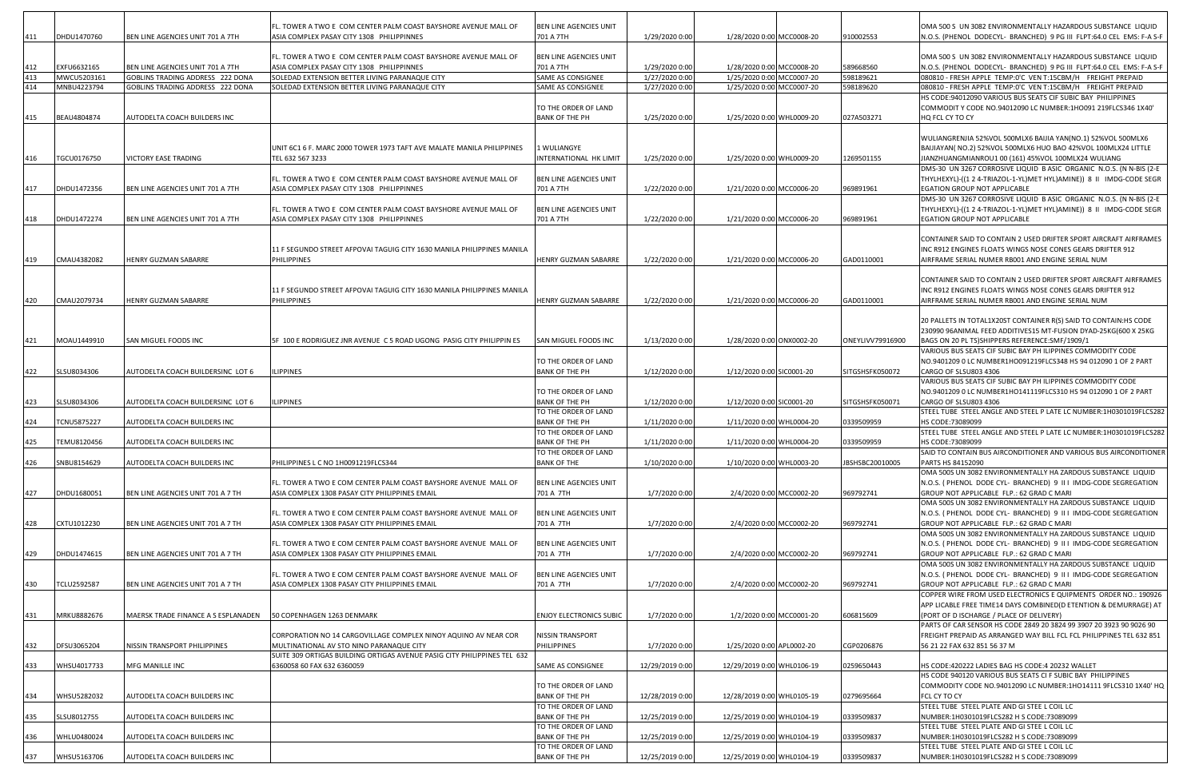| | | | | | | | | | |
|---|---|---|---|---|---|---|---|---|---|
| 411 | DHDU1470760 | BEN LINE AGENCIES UNIT 701 A 7TH | FL. TOWER A TWO E COM CENTER PALM COAST BAYSHORE AVENUE MALL OF ASIA COMPLEX PASAY CITY 1308 PHILIPPINNES | BEN LINE AGENCIES UNIT 701 A 7TH | 1/29/2020 0:00 | 1/28/2020 0:00 | MCC0008-20 | 910002553 | OMA 500 S UN 3082 ENVIRONMENTALLY HAZARDOUS SUBSTANCE LIQUID N.O.S. (PHENOL DODECYL- BRANCHED) 9 PG III FLPT:64.0 CEL EMS: F-A S-F |
| 412 | EXFU6632165 | BEN LINE AGENCIES UNIT 701 A 7TH | FL. TOWER A TWO E COM CENTER PALM COAST BAYSHORE AVENUE MALL OF ASIA COMPLEX PASAY CITY 1308 PHILIPPINNES | BEN LINE AGENCIES UNIT 701 A 7TH | 1/29/2020 0:00 | 1/28/2020 0:00 | MCC0008-20 | 589668560 | OMA 500 S UN 3082 ENVIRONMENTALLY HAZARDOUS SUBSTANCE LIQUID N.O.S. (PHENOL DODECYL- BRANCHED) 9 PG III FLPT:64.0 CEL EMS: F-A S-F |
| 413 | MWCU5203161 | GOBLINS TRADING ADDRESS 222 DONA | SOLEDAD EXTENSION BETTER LIVING PARANAQUE CITY | SAME AS CONSIGNEE | 1/27/2020 0:00 | 1/25/2020 0:00 | MCC0007-20 | 598189621 | 080810 - FRESH APPLE TEMP:0'C VEN T:15CBM/H FREIGHT PREPAID |
| 414 | MNBU4223794 | GOBLINS TRADING ADDRESS 222 DONA | SOLEDAD EXTENSION BETTER LIVING PARANAQUE CITY | SAME AS CONSIGNEE | 1/27/2020 0:00 | 1/25/2020 0:00 | MCC0007-20 | 598189620 | 080810 - FRESH APPLE TEMP:0'C VEN T:15CBM/H FREIGHT PREPAID |
| 415 | BEAU4804874 | AUTODELTA COACH BUILDERS INC | | TO THE ORDER OF LAND BANK OF THE PH | 1/25/2020 0:00 | 1/25/2020 0:00 | WHL0009-20 | 027A503271 | HS CODE:94012090 VARIOUS BUS SEATS CIF SUBIC BAY PHILIPPINES COMMODIT Y CODE NO.94012090 LC NUMBER:1HO091 219FLCS346 1X40' HQ FCL CY TO CY |
| 416 | TGCU0176750 | VICTORY EASE TRADING | UNIT 6C1 6 F. MARC 2000 TOWER 1973 TAFT AVE MALATE MANILA PHILIPPINES TEL 632 567 3233 | 1 WULIANGYE INTERNATIONAL HK LIMIT | 1/25/2020 0:00 | 1/25/2020 0:00 | WHL0009-20 | 1269501155 | WULIANGRENJIA 52%VOL 500MLX6 BAIJIA YAN(NO.1) 52%VOL 500MLX6 BAIJIAYAN( NO.2) 52%VOL 500MLX6 HUO BAO 42%VOL 100MLX24 LITTLE JIANZHUANGMIANROU1 00 (161) 45%VOL 100MLX24 WULIANG |
| 417 | DHDU1472356 | BEN LINE AGENCIES UNIT 701 A 7TH | FL. TOWER A TWO E COM CENTER PALM COAST BAYSHORE AVENUE MALL OF ASIA COMPLEX PASAY CITY 1308 PHILIPPINNES | BEN LINE AGENCIES UNIT 701 A 7TH | 1/22/2020 0:00 | 1/21/2020 0:00 | MCC0006-20 | 969891961 | DMS-30 UN 3267 CORROSIVE LIQUID B ASIC ORGANIC N.O.S. (N N-BIS (2-E THYLHEXYL)-((1 2 4-TRIAZOL-1-YL)MET HYL)AMINE)) 8 II IMDG-CODE SEGR EGATION GROUP NOT APPLICABLE |
| 418 | DHDU1472274 | BEN LINE AGENCIES UNIT 701 A 7TH | FL. TOWER A TWO E COM CENTER PALM COAST BAYSHORE AVENUE MALL OF ASIA COMPLEX PASAY CITY 1308 PHILIPPINNES | BEN LINE AGENCIES UNIT 701 A 7TH | 1/22/2020 0:00 | 1/21/2020 0:00 | MCC0006-20 | 969891961 | DMS-30 UN 3267 CORROSIVE LIQUID B ASIC ORGANIC N.O.S. (N N-BIS (2-E THYLHEXYL)-((1 2 4-TRIAZOL-1-YL)MET HYL)AMINE)) 8 II IMDG-CODE SEGR EGATION GROUP NOT APPLICABLE |
| 419 | CMAU4382082 | HENRY GUZMAN SABARRE | 11 F SEGUNDO STREET AFPOVAI TAGUIG CITY 1630 MANILA PHILIPPINES MANILA PHILIPPINES | HENRY GUZMAN SABARRE | 1/22/2020 0:00 | 1/21/2020 0:00 | MCC0006-20 | GAD0110001 | CONTAINER SAID TO CONTAIN 2 USED DRIFTER SPORT AIRCRAFT AIRFRAMES INC R912 ENGINES FLOATS WINGS NOSE CONES GEARS DRIFTER 912 AIRFRAME SERIAL NUMER RB001 AND ENGINE SERIAL NUM |
| 420 | CMAU2079734 | HENRY GUZMAN SABARRE | 11 F SEGUNDO STREET AFPOVAI TAGUIG CITY 1630 MANILA PHILIPPINES MANILA PHILIPPINES | HENRY GUZMAN SABARRE | 1/22/2020 0:00 | 1/21/2020 0:00 | MCC0006-20 | GAD0110001 | CONTAINER SAID TO CONTAIN 2 USED DRIFTER SPORT AIRCRAFT AIRFRAMES INC R912 ENGINES FLOATS WINGS NOSE CONES GEARS DRIFTER 912 AIRFRAME SERIAL NUMER RB001 AND ENGINE SERIAL NUM |
| 421 | MOAU1449910 | SAN MIGUEL FOODS INC | 5F 100 E RODRIGUEZ JNR AVENUE C 5 ROAD UGONG PASIG CITY PHILIPPIN ES | SAN MIGUEL FOODS INC | 1/13/2020 0:00 | 1/28/2020 0:00 | ONX0002-20 | ONEYLIVV79916900 | 20 PALLETS IN TOTAL1X20ST CONTAINER R(S) SAID TO CONTAIN:HS CODE 230990 96ANIMAL FEED ADDITIVES15 MT-FUSION DYAD-25KG(600 X 25KG BAGS ON 20 PL TS)SHIPPERS REFERENCE:SMF/1909/1 |
| 422 | SLSU8034306 | AUTODELTA COACH BUILDERSINC LOT 6 | ILIPPINES | TO THE ORDER OF LAND BANK OF THE PH | 1/12/2020 0:00 | 1/12/2020 0:00 | SIC0001-20 | SITGSHSFK050072 | VARIOUS BUS SEATS CIF SUBIC BAY PH ILIPPINES COMMODITY CODE NO.9401209 0 LC NUMBER1HO091219FLCS348 HS 94 012090 1 OF 2 PART CARGO OF SLSU803 4306 |
| 423 | SLSU8034306 | AUTODELTA COACH BUILDERSINC LOT 6 | ILIPPINES | TO THE ORDER OF LAND BANK OF THE PH | 1/12/2020 0:00 | 1/12/2020 0:00 | SIC0001-20 | SITGSHSFK050071 | VARIOUS BUS SEATS CIF SUBIC BAY PH ILIPPINES COMMODITY CODE NO.9401209 0 LC NUMBER1HO141119FLCS310 HS 94 012090 1 OF 2 PART CARGO OF SLSU803 4306 |
| 424 | TCNU5875227 | AUTODELTA COACH BUILDERS INC | | TO THE ORDER OF LAND BANK OF THE PH | 1/11/2020 0:00 | 1/11/2020 0:00 | WHL0004-20 | 0339509959 | STEEL TUBE STEEL ANGLE AND STEEL P LATE LC NUMBER:1H0301019FLCS282 HS CODE:73089099 |
| 425 | TEMU8120456 | AUTODELTA COACH BUILDERS INC | | TO THE ORDER OF LAND BANK OF THE PH | 1/11/2020 0:00 | 1/11/2020 0:00 | WHL0004-20 | 0339509959 | STEEL TUBE STEEL ANGLE AND STEEL P LATE LC NUMBER:1H0301019FLCS282 HS CODE:73089099 |
| 426 | SNBU8154629 | AUTODELTA COACH BUILDERS INC | PHILIPPINES L C NO 1H0091219FLCS344 | TO THE ORDER OF LAND BANK OF THE | 1/10/2020 0:00 | 1/10/2020 0:00 | WHL0003-20 | JBSHSBC20010005 | SAID TO CONTAIN BUS AIRCONDITIONER AND VARIOUS BUS AIRCONDITIONER PARTS HS 84152090 |
| 427 | DHDU1680051 | BEN LINE AGENCIES UNIT 701 A 7 TH | FL. TOWER A TWO E COM CENTER PALM COAST BAYSHORE AVENUE MALL OF ASIA COMPLEX 1308 PASAY CITY PHILIPPINES EMAIL | BEN LINE AGENCIES UNIT 701 A 7TH | 1/7/2020 0:00 | 2/4/2020 0:00 | MCC0002-20 | 969792741 | OMA 500S UN 3082 ENVIRONMENTALLY HA ZARDOUS SUBSTANCE LIQUID N.O.S. ( PHENOL DODE CYL- BRANCHED) 9 II I IMDG-CODE SEGREGATION GROUP NOT APPLICABLE FLP.: 62 GRAD C MARI |
| 428 | CXTU1012230 | BEN LINE AGENCIES UNIT 701 A 7 TH | FL. TOWER A TWO E COM CENTER PALM COAST BAYSHORE AVENUE MALL OF ASIA COMPLEX 1308 PASAY CITY PHILIPPINES EMAIL | BEN LINE AGENCIES UNIT 701 A 7TH | 1/7/2020 0:00 | 2/4/2020 0:00 | MCC0002-20 | 969792741 | OMA 500S UN 3082 ENVIRONMENTALLY HA ZARDOUS SUBSTANCE LIQUID N.O.S. ( PHENOL DODE CYL- BRANCHED) 9 II I IMDG-CODE SEGREGATION GROUP NOT APPLICABLE FLP.: 62 GRAD C MARI |
| 429 | DHDU1474615 | BEN LINE AGENCIES UNIT 701 A 7 TH | FL. TOWER A TWO E COM CENTER PALM COAST BAYSHORE AVENUE MALL OF ASIA COMPLEX 1308 PASAY CITY PHILIPPINES EMAIL | BEN LINE AGENCIES UNIT 701 A 7TH | 1/7/2020 0:00 | 2/4/2020 0:00 | MCC0002-20 | 969792741 | OMA 500S UN 3082 ENVIRONMENTALLY HA ZARDOUS SUBSTANCE LIQUID N.O.S. ( PHENOL DODE CYL- BRANCHED) 9 II I IMDG-CODE SEGREGATION GROUP NOT APPLICABLE FLP.: 62 GRAD C MARI |
| 430 | TCLU2592587 | BEN LINE AGENCIES UNIT 701 A 7 TH | FL. TOWER A TWO E COM CENTER PALM COAST BAYSHORE AVENUE MALL OF ASIA COMPLEX 1308 PASAY CITY PHILIPPINES EMAIL | BEN LINE AGENCIES UNIT 701 A 7TH | 1/7/2020 0:00 | 2/4/2020 0:00 | MCC0002-20 | 969792741 | OMA 500S UN 3082 ENVIRONMENTALLY HA ZARDOUS SUBSTANCE LIQUID N.O.S. ( PHENOL DODE CYL- BRANCHED) 9 II I IMDG-CODE SEGREGATION GROUP NOT APPLICABLE FLP.: 62 GRAD C MARI |
| 431 | MRKU8882676 | MAERSK TRADE FINANCE A S ESPLANADEN | 50 COPENHAGEN 1263 DENMARK | ENJOY ELECTRONICS SUBIC | 1/7/2020 0:00 | 1/2/2020 0:00 | MCC0001-20 | 606815609 | COPPER WIRE FROM USED ELECTRONICS E QUIPMENTS ORDER NO.: 190926 APP LICABLE FREE TIME14 DAYS COMBINED(D ETENTION & DEMURRAGE) AT (PORT OF D ISCHARGE / PLACE OF DELIVERY) |
| 432 | DFSU3065204 | NISSIN TRANSPORT PHILIPPINES | CORPORATION NO 14 CARGOVILLAGE COMPLEX NINOY AQUINO AV NEAR COR MULTINATIONAL AV STO NINO PARANAQUE CITY | NISSIN TRANSPORT PHILIPPINES | 1/7/2020 0:00 | 1/25/2020 0:00 | APL0002-20 | CGP0206876 | PARTS OF CAR SENSOR HS CODE 2849 20 3824 99 3907 20 3923 90 9026 90 FREIGHT PREPAID AS ARRANGED WAY BILL FCL FCL PHILIPPINES TEL 632 851 56 21 22 FAX 632 851 56 37 M |
| 433 | WHSU4017733 | MFG MANILLE INC | SUITE 309 ORTIGAS BUILDING ORTIGAS AVENUE PASIG CITY PHILIPPINES TEL 632 6360058 60 FAX 632 6360059 | SAME AS CONSIGNEE | 12/29/2019 0:00 | 12/29/2019 0:00 | WHL0106-19 | 0259650443 | HS CODE:420222 LADIES BAG HS CODE:4 20232 WALLET |
| 434 | WHSU5282032 | AUTODELTA COACH BUILDERS INC | | TO THE ORDER OF LAND BANK OF THE PH | 12/28/2019 0:00 | 12/28/2019 0:00 | WHL0105-19 | 0279695664 | HS CODE 940120 VARIOUS BUS SEATS CI F SUBIC BAY PHILIPPINES COMMODITY CODE NO.94012090 LC NUMBER:1HO14111 9FLCS310 1X40' HQ FCL CY TO CY |
| 435 | SLSU8012755 | AUTODELTA COACH BUILDERS INC | | TO THE ORDER OF LAND BANK OF THE PH | 12/25/2019 0:00 | 12/25/2019 0:00 | WHL0104-19 | 0339509837 | STEEL TUBE STEEL PLATE AND GI STEE L COIL LC NUMBER:1H0301019FLCS282 H S CODE:73089099 |
| 436 | WHLU0480024 | AUTODELTA COACH BUILDERS INC | | TO THE ORDER OF LAND BANK OF THE PH | 12/25/2019 0:00 | 12/25/2019 0:00 | WHL0104-19 | 0339509837 | STEEL TUBE STEEL PLATE AND GI STEE L COIL LC NUMBER:1H0301019FLCS282 H S CODE:73089099 |
| 437 | WHSU5163706 | AUTODELTA COACH BUILDERS INC | | TO THE ORDER OF LAND BANK OF THE PH | 12/25/2019 0:00 | 12/25/2019 0:00 | WHL0104-19 | 0339509837 | STEEL TUBE STEEL PLATE AND GI STEE L COIL LC NUMBER:1H0301019FLCS282 H S CODE:73089099 |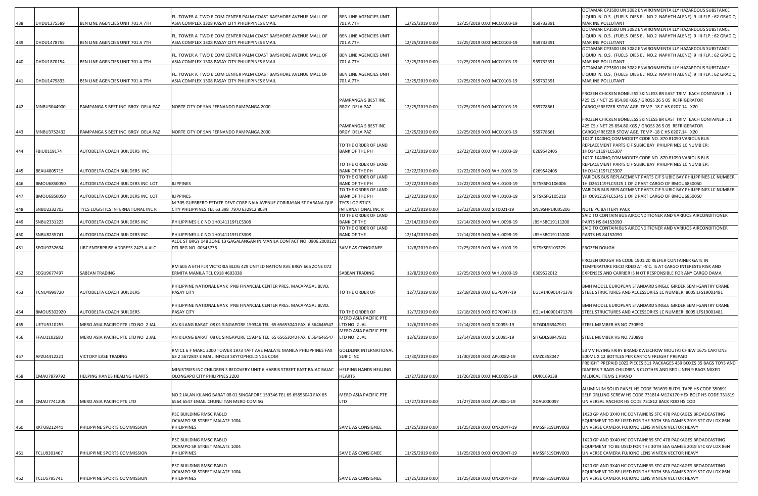| 438 | DHDU1275589 | BEN LINE AGENCIES UNIT 701 A 7TH | FL. TOWER A TWO E COM CENTER PALM COAST BAYSHORE AVENUE MALL OF ASIA COMPLEX 1308 PASAY CITY PHILIPPINES EMAIL | BEN LINE AGENCIES UNIT 701 A 7TH | 12/25/2019 0:00 | 12/25/2019 0:00 | MCC0103-19 | 969732391 | OCTAMAR CP3500 UN 3082 ENVIRONMENTA LLY HAZARDOUS SUBSTANCE LIQUID N. O.S. (FUELS DIES EL NO.2 NAPHTH ALENE) 9 III FLP.: 62 GRAD C; MAR INE POLLUTANT |
|---|---|---|---|---|---|---|---|---|---|
| 439 | DHDU1478755 | BEN LINE AGENCIES UNIT 701 A 7TH | FL. TOWER A TWO E COM CENTER PALM COAST BAYSHORE AVENUE MALL OF ASIA COMPLEX 1308 PASAY CITY PHILIPPINES EMAIL | BEN LINE AGENCIES UNIT 701 A 7TH | 12/25/2019 0:00 | 12/25/2019 0:00 | MCC0103-19 | 969732391 | OCTAMAR CP3500 UN 3082 ENVIRONMENTA LLY HAZARDOUS SUBSTANCE LIQUID N. O.S. (FUELS DIES EL NO.2 NAPHTH ALENE) 9 III FLP.: 62 GRAD C; MAR INE POLLUTANT |
| 440 | DHDU1870154 | BEN LINE AGENCIES UNIT 701 A 7TH | FL. TOWER A TWO E COM CENTER PALM COAST BAYSHORE AVENUE MALL OF ASIA COMPLEX 1308 PASAY CITY PHILIPPINES EMAIL | BEN LINE AGENCIES UNIT 701 A 7TH | 12/25/2019 0:00 | 12/25/2019 0:00 | MCC0103-19 | 969732391 | OCTAMAR CP3500 UN 3082 ENVIRONMENTA LLY HAZARDOUS SUBSTANCE LIQUID N. O.S. (FUELS DIES EL NO.2 NAPHTH ALENE) 9 III FLP.: 62 GRAD C; MAR INE POLLUTANT |
| 441 | DHDU1479833 | BEN LINE AGENCIES UNIT 701 A 7TH | FL. TOWER A TWO E COM CENTER PALM COAST BAYSHORE AVENUE MALL OF ASIA COMPLEX 1308 PASAY CITY PHILIPPINES EMAIL | BEN LINE AGENCIES UNIT 701 A 7TH | 12/25/2019 0:00 | 12/25/2019 0:00 | MCC0103-19 | 969732391 | OCTAMAR CP3500 UN 3082 ENVIRONMENTA LLY HAZARDOUS SUBSTANCE LIQUID N. O.S. (FUELS DIES EL NO.2 NAPHTH ALENE) 9 III FLP.: 62 GRAD C; MAR INE POLLUTANT |
| 442 | MNBU3044900 | PAMPANGA S BEST INC BRGY DELA PAZ | NORTE CITY OF SAN FERNANDO PAMPANGA 2000 | PAMPANGA S BEST INC BRGY DELA PAZ | 12/25/2019 0:00 | 12/25/2019 0:00 | MCC0103-19 | 969778661 | FROZEN CHICKEN BONELESS SKINLESS BR EAST TRIM EACH CONTAINER .: 1 425 CS / NET 25 854.80 KGS / GROSS 26 5 05 REFRIGERATOR CARGO/FREEZER STOW AGE. TEMP -18 C HS 0207.14 X20 |
| 443 | MNBU3752432 | PAMPANGA S BEST INC BRGY DELA PAZ | NORTE CITY OF SAN FERNANDO PAMPANGA 2000 | PAMPANGA S BEST INC BRGY DELA PAZ | 12/25/2019 0:00 | 12/25/2019 0:00 | MCC0103-19 | 969778661 | FROZEN CHICKEN BONELESS SKINLESS BR EAST TRIM EACH CONTAINER .: 1 425 CS / NET 25 854.80 KGS / GROSS 26 5 05 REFRIGERATOR CARGO/FREEZER STOW AGE. TEMP -18 C HS 0207.14 X20 |
| 444 | FBIU0119174 | AUTODELTA COACH BUILDERS INC | | TO THE ORDER OF LAND BANK OF THE PH | 12/22/2019 0:00 | 12/22/2019 0:00 | WHL0103-19 | 0269542405 | 1X20' 1X40HQ COMMODITY CODE NO. 870 81090 VARIOUS BUS REPLACEMENT PARTS CIF SUBIC BAY PHILIPPINES LC NUMB ER: 1HO141119FLCS307 |
| 445 | BEAU4805715 | AUTODELTA COACH BUILDERS INC | | TO THE ORDER OF LAND BANK OF THE PH | 12/22/2019 0:00 | 12/22/2019 0:00 | WHL0103-19 | 0269542405 | 1X20' 1X40HQ COMMODITY CODE NO. 870 81090 VARIOUS BUS REPLACEMENT PARTS CIF SUBIC BAY PHILIPPINES LC NUMB ER: 1HO141119FLCS307 |
| 446 | BMOU6850050 | AUTODELTA COACH BUILDERS INC LOT | ILIPPINES | TO THE ORDER OF LAND BANK OF THE PH | 12/22/2019 0:00 | 12/22/2019 0:00 | WHL0103-19 | SITSKSFG106006 | VARIOUS BUS REPLACEMENT PARTS CIF S UBIC BAY PHILIPPINES LC NUMBER 1H O261119FLCS325 1 OF 2 PART CARGO OF BMOU6850050 |
| 447 | BMOU6850050 | AUTODELTA COACH BUILDERS INC LOT | ILIPPINES | TO THE ORDER OF LAND BANK OF THE PH | 12/22/2019 0:00 | 12/22/2019 0:00 | WHL0103-19 | SITSKSFG105218 | VARIOUS BUS REPLACEMENT PARTS CIF S UBIC BAY PHILIPPINES LC NUMBER 1H O091219FLCS345 1 OF 2 PART CARGO OF BMOU6850050 |
| 448 | SNBU2232703 | TYCS LOGISTICS INTERNATIONAL INC R | M 305 GUERRERO ESTATE DEVT CORP NAIA AVENUE CORIRASAN ST PARANA QUE CITY PHILIPPINES TEL 63 398 7970 632912 8034 | TYCS LOGISTICS INTERNATIONAL INC R | 12/22/2019 0:00 | 12/22/2019 0:00 | SIT0021-19 | SNL9SHPL4005206 | NOTE PC BATTERY PACK |
| 449 | SNBU2331223 | AUTODELTA COACH BUILDERS INC | PHILIPPINES L C NO 1H0141119FLCS308 | TO THE ORDER OF LAND BANK OF THE | 12/14/2019 0:00 | 12/14/2019 0:00 | WHL0098-19 | JBSHSBC19111200 | SAID TO CONTAIN BUS AIRCONDITIONER AND VARIUOS AIRCONDITIONER PARTS HS 84152090 |
| 450 | SNBU8235741 | AUTODELTA COACH BUILDERS INC | PHILIPPINES L C NO 1H0141119FLCS308 | TO THE ORDER OF LAND BANK OF THE | 12/14/2019 0:00 | 12/14/2019 0:00 | WHL0098-19 | JBSHSBC19111200 | SAID TO CONTAIN BUS AIRCONDITIONER AND VARIUOS AIRCONDITIONER PARTS HS 84152090 |
| 451 | SEGU9732634 | JJRC ENTERPRISE ADDRESS 2423 A ALC | ALDE ST BRGY 148 ZONE 13 GAGALANGAN IN MANILA CONTACT NO 0906 2000121 DTI REG NO. 00345736 | SAME AS CONGIGNEE | 12/8/2019 0:00 | 12/25/2019 0:00 | WHL0100-19 | SITSKSFR103279 | FROZEN DOUGH |
| 452 | SEGU9677497 | SABEAN TRADING | RM 605 A 6TH FLR VICTORIA BLDG 429 UNITED NATION AVE BRGY 666 ZONE 072 ERMITA MANILA TEL 0918 4603338 | SABEAN TRADING | 12/8/2019 0:00 | 12/25/2019 0:00 | WHL0100-19 | 0309522012 | FROZEN DOUGH HS CODE:1901.20 REEFER CONTAINER GATE IN TEMPERATURE RECO RDED AT -5'C. IS AT CARGO INTERESTS RISK AND EXPENSES AND CARRIER IS N OT RESPONSIBLE FOR ANY CARGO DAMA |
| 453 | TCNU4998720 | AUTODELTA COACH BUILDERS | PHILIPPINE NATIONAL BANK PNB FINANCIAL CENTER PRES. MACAPAGAL BLVD. PASAY CITY | TO THE ORDER OF | 12/7/2019 0:00 | 12/18/2019 0:00 | EGP0047-19 | EGLV140901471378 | BMH MODEL EUROPEAN STANDARD SINGLE GIRDER SEMI-GANTRY CRANE STEEL STRUCTURES AND ACCESSORIES LC NUMBER: 8005ILFS19001481 |
| 454 | BMOU5302920 | AUTODELTA COACH BUILDERS | PHILIPPINE NATIONAL BANK PNB FINANCIAL CENTER PRES. MACAPAGAL BLVD. PASAY CITY | TO THE ORDER OF | 12/7/2019 0:00 | 12/18/2019 0:00 | EGP0047-19 | EGLV140901471378 | BMH MODEL EUROPEAN STANDARD SINGLE GIRDER SEMI-GANTRY CRANE STEEL STRUCTURES AND ACCESSORIES LC NUMBER: 8005ILFS19001481 |
| 455 | UETU5310253 | MERO ASIA PACIFIC PTE LTD NO 2 JAL | AN KILANG BARAT 08 01 SINGAPORE 159346 TEL 65 65653040 FAX 6 564646547 | MERO ASIA PACIFIC PTE LTD NO 2 JAL | 12/6/2019 0:00 | 12/14/2019 0:00 | SIC0095-19 | SITGDLSB947931 | STEEL MEMBER HS NO.730890 |
| 456 | FFAU1102680 | MERO ASIA PACIFIC PTE LTD NO 2 JAL | AN KILANG BARAT 08 01 SINGAPORE 159346 TEL 65 65653040 FAX 6 564646547 | MERO ASIA PACIFIC PTE LTD NO 2 JAL | 12/6/2019 0:00 | 12/14/2019 0:00 | SIC0095-19 | SITGDLSB947931 | STEEL MEMBER HS NO.730890 |
| 457 | APZU4412221 | VICTORY EASE TRADING | RM C1 6 F MARC 2000 TOWER 1973 TAFT AVE MALATE MANILA PHILIPPINES FAX 63 2 5672847 E MAIL INFO23 SKYTOPHOLDINGS COM | GOLDLINK INTERNATIONAL SUBIC INC | 11/30/2019 0:00 | 11/30/2019 0:00 | APL0082-19 | CMZ0358047 | 53 V V FLYING FAIRY BRAND KWEICHOW MOUTAI CHIEW 1675 CARTONS 500ML X 12 BOTTLES PER CARTON FREIGHT PREPAID |
| 458 | CMAU7879792 | HELPING HANDS HEALING HEARTS | MINISTRIES INC CHILDREN S RECOVERY UNIT 6 HARRIS STREET EAST BAJAC BAJAC OLONGAPO CITY PHILIPINES 2200 | HELPING HANDS HEALING HEARTS | 11/27/2019 0:00 | 11/26/2019 0:00 | MCC0095-19 | DUI0169138 | FREIGHT PREPAID 1022 PIECES 511 PACKAGES 459 BOXES 35 BAGS TOYS AND DIAPERS 7 BAGS CHILDREN S CLOTHES AND BED LINEN 9 BAGS MIXED MEDICAL ITEMS 1 PIANO |
| 459 | CMAU7741205 | MERO ASIA PACIFIC PTE LTD | NO 2 JALAN KILANG BARAT 08 01 SINGAPORE 159346 TEL 65 65653040 FAX 65 6564 6547 EMAIL CHUNLI TAN MERO COM SG | MERO ASIA PACIFIC PTE LTD | 11/27/2019 0:00 | 11/27/2019 0:00 | APL0081-19 | XDAU000097 | ALUMINUM SOLID PANEL HS CODE 761699 BUTYL TAPE HS CODE 350691 SELF DRLLING SCREW HS CODE 731814 M12X170 HEX BOLT HS CODE 731819 UNIVERSAL ANCHOR HS CODE 731812 BACK ROD HS COD |
| 460 | KKTU8212441 | PHILIPPINE SPORTS COMMISSION | PSC BUILDING RMSC PABLO OCAMPO SR STREET MALATE 1004 PHILIPPINES | SAME AS CONSIGNEE | 11/25/2019 0:00 | 11/25/2019 0:00 | ONX0047-19 | KMSSFS19ENV003 | 1X20 GP AND 3X40 HC CONTAINERS STC 478 PACKAGES BROADCASTING EQUIPMENT TO BE USED FOR THE 30TH SEA GAMES 2019 STC GV LDX 86N UNIVERSE CAMERA FUJIONO LENS VINTEN VECTOR HEAVY |
| 461 | TCLU9301467 | PHILIPPINE SPORTS COMMISSION | PSC BUILDING RMSC PABLO OCAMPO SR STREET MALATE 1004 PHILIPPINES | SAME AS CONSIGNEE | 11/25/2019 0:00 | 11/25/2019 0:00 | ONX0047-19 | KMSSFS19ENV003 | 1X20 GP AND 3X40 HC CONTAINERS STC 478 PACKAGES BROADCASTING EQUIPMENT TO BE USED FOR THE 30TH SEA GAMES 2019 STC GV LDX 86N UNIVERSE CAMERA FUJIONO LENS VINTEN VECTOR HEAVY |
| 462 | TCLU5795741 | PHILIPPINE SPORTS COMMISSION | PSC BUILDING RMSC PABLO OCAMPO SR STREET MALATE 1004 PHILIPPINES | SAME AS CONSIGNEE | 11/25/2019 0:00 | 11/25/2019 0:00 | ONX0047-19 | KMSSFS19ENV003 | 1X20 GP AND 3X40 HC CONTAINERS STC 478 PACKAGES BROADCASTING EQUIPMENT TO BE USED FOR THE 30TH SEA GAMES 2019 STC GV LDX 86N UNIVERSE CAMERA FUJIONO LENS VINTEN VECTOR HEAVY |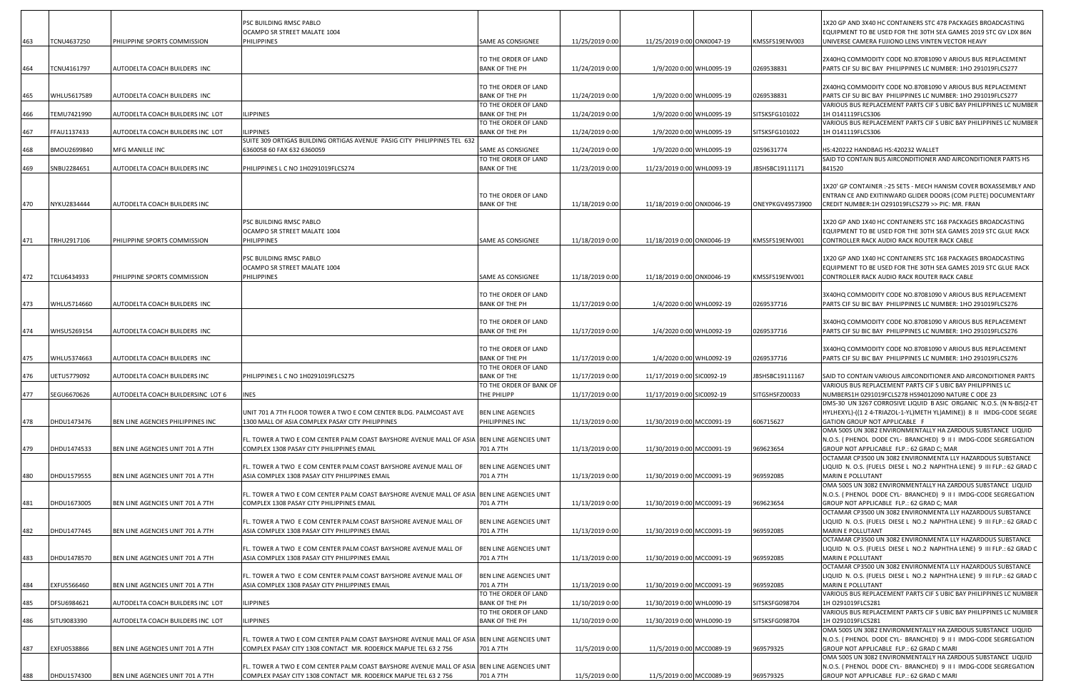| 463 | TCNU4637250 | PHILIPPINE SPORTS COMMISSION | PSC BUILDING RMSC PABLO OCAMPO SR STREET MALATE 1004 PHILIPPINES | SAME AS CONSIGNEE | 11/25/2019 0:00 | 11/25/2019 0:00 | ONX0047-19 | KMSSFS19ENV003 | 1X20 GP AND 3X40 HC CONTAINERS STC 478 PACKAGES BROADCASTING EQUIPMENT TO BE USED FOR THE 30TH SEA GAMES 2019 STC GV LDX 86N UNIVERSE CAMERA FUJIONO LENS VINTEN VECTOR HEAVY |
|---|---|---|---|---|---|---|---|---|---|
| 464 | TCNU4161797 | AUTODELTA COACH BUILDERS INC | | TO THE ORDER OF LAND BANK OF THE PH | 11/24/2019 0:00 | 1/9/2020 0:00 | WHL0095-19 | 0269538831 | 2X40HQ COMMODITY CODE NO.87081090 V ARIOUS BUS REPLACEMENT PARTS CIF SU BIC BAY PHILIPPINES LC NUMBER: 1HO 291019FLCS277 |
| 465 | WHLU5617589 | AUTODELTA COACH BUILDERS INC | | TO THE ORDER OF LAND BANK OF THE PH | 11/24/2019 0:00 | 1/9/2020 0:00 | WHL0095-19 | 0269538831 | 2X40HQ COMMODITY CODE NO.87081090 V ARIOUS BUS REPLACEMENT PARTS CIF SU BIC BAY PHILIPPINES LC NUMBER: 1HO 291019FLCS277 |
| 466 | TEMU7421990 | AUTODELTA COACH BUILDERS INC LOT | ILIPPINES | TO THE ORDER OF LAND BANK OF THE PH | 11/24/2019 0:00 | 1/9/2020 0:00 | WHL0095-19 | SITSKSFG101022 | VARIOUS BUS REPLACEMENT PARTS CIF S UBIC BAY PHILIPPINES LC NUMBER 1H O141119FLCS306 |
| 467 | FFAU1137433 | AUTODELTA COACH BUILDERS INC LOT | ILIPPINES | TO THE ORDER OF LAND BANK OF THE PH | 11/24/2019 0:00 | 1/9/2020 0:00 | WHL0095-19 | SITSKSFG101022 | VARIOUS BUS REPLACEMENT PARTS CIF S UBIC BAY PHILIPPINES LC NUMBER 1H O141119FLCS306 |
| 468 | BMOU2699840 | MFG MANILLE INC | SUITE 309 ORTIGAS BUILDING ORTIGAS AVENUE PASIG CITY PHILIPPINES TEL 632 6360058 60 FAX 632 6360059 | SAME AS CONSIGNEE | 11/24/2019 0:00 | 1/9/2020 0:00 | WHL0095-19 | 0259631774 | HS:420222 HANDBAG HS:420232 WALLET |
| 469 | SNBU2284651 | AUTODELTA COACH BUILDERS INC | PHILIPPINES L C NO 1H0291019FLCS274 | TO THE ORDER OF LAND BANK OF THE | 11/23/2019 0:00 | 11/23/2019 0:00 | WHL0093-19 | JBSHSBC19111171 | SAID TO CONTAIN BUS AIRCONDITIONER AND AIRCONDITIONER PARTS HS 841520 |
| 470 | NYKU2834444 | AUTODELTA COACH BUILDERS INC | | TO THE ORDER OF LAND BANK OF THE | 11/18/2019 0:00 | 11/18/2019 0:00 | ONX0046-19 | ONEYPKGV49573900 | 1X20' GP CONTAINER :-25 SETS - MECH HANISM COVER BOXASSEMBLY AND ENTRAN CE AND EXITINWARD GLIDER DOORS (COM PLETE) DOCUMENTARY CREDIT NUMBER:1H O291019FLCS279 >> PIC: MR. FRAN |
| 471 | TRHU2917106 | PHILIPPINE SPORTS COMMISSION | PSC BUILDING RMSC PABLO OCAMPO SR STREET MALATE 1004 PHILIPPINES | SAME AS CONSIGNEE | 11/18/2019 0:00 | 11/18/2019 0:00 | ONX0046-19 | KMSSFS19ENV001 | 1X20 GP AND 1X40 HC CONTAINERS STC 168 PACKAGES BROADCASTING EQUIPMENT TO BE USED FOR THE 30TH SEA GAMES 2019 STC GLUE RACK CONTROLLER RACK AUDIO RACK ROUTER RACK CABLE |
| 472 | TCLU6434933 | PHILIPPINE SPORTS COMMISSION | PSC BUILDING RMSC PABLO OCAMPO SR STREET MALATE 1004 PHILIPPINES | SAME AS CONSIGNEE | 11/18/2019 0:00 | 11/18/2019 0:00 | ONX0046-19 | KMSSFS19ENV001 | 1X20 GP AND 1X40 HC CONTAINERS STC 168 PACKAGES BROADCASTING EQUIPMENT TO BE USED FOR THE 30TH SEA GAMES 2019 STC GLUE RACK CONTROLLER RACK AUDIO RACK ROUTER RACK CABLE |
| 473 | WHLU5714660 | AUTODELTA COACH BUILDERS INC | | TO THE ORDER OF LAND BANK OF THE PH | 11/17/2019 0:00 | 1/4/2020 0:00 | WHL0092-19 | 0269537716 | 3X40HQ COMMODITY CODE NO.87081090 V ARIOUS BUS REPLACEMENT PARTS CIF SU BIC BAY PHILIPPINES LC NUMBER: 1HO 291019FLCS276 |
| 474 | WHSU5269154 | AUTODELTA COACH BUILDERS INC | | TO THE ORDER OF LAND BANK OF THE PH | 11/17/2019 0:00 | 1/4/2020 0:00 | WHL0092-19 | 0269537716 | 3X40HQ COMMODITY CODE NO.87081090 V ARIOUS BUS REPLACEMENT PARTS CIF SU BIC BAY PHILIPPINES LC NUMBER: 1HO 291019FLCS276 |
| 475 | WHLU5374663 | AUTODELTA COACH BUILDERS INC | | TO THE ORDER OF LAND BANK OF THE PH | 11/17/2019 0:00 | 1/4/2020 0:00 | WHL0092-19 | 0269537716 | 3X40HQ COMMODITY CODE NO.87081090 V ARIOUS BUS REPLACEMENT PARTS CIF SU BIC BAY PHILIPPINES LC NUMBER: 1HO 291019FLCS276 |
| 476 | UETU5779092 | AUTODELTA COACH BUILDERS INC | PHILIPPINES L C NO 1H0291019FLCS275 | TO THE ORDER OF LAND BANK OF THE | 11/17/2019 0:00 | 11/17/2019 0:00 | SIC0092-19 | JBSHSBC19111167 | SAID TO CONTAIN VARIOUS AIRCONDITIONER AND AIRCONDITIONER PARTS |
| 477 | SEGU6670626 | AUTODELTA COACH BUILDERSINC LOT 6 | INES | TO THE ORDER OF BANK OF THE PHILIPP | 11/17/2019 0:00 | 11/17/2019 0:00 | SIC0092-19 | SITGHSFZ00033 | VARIOUS BUS REPLACEMENT PARTS CIF S UBIC BAY PHILIPPINES LC NUMBERS1H 0291019FCLS278 HS94012090 NATURE C ODE 23 |
| 478 | DHDU1473476 | BEN LINE AGENCIES PHILIPPINES INC | UNIT 701 A 7TH FLOOR TOWER A TWO E COM CENTER BLDG. PALMCOAST AVE 1300 MALL OF ASIA COMPLEX PASAY CITY PHILIPPINES | BEN LINE AGENCIES PHILIPPINES INC | 11/13/2019 0:00 | 11/30/2019 0:00 | MCC0091-19 | 606715627 | DMS-30 UN 3267 CORROSIVE LIQUID B ASIC ORGANIC N.O.S. (N N-BIS(2-ET HYLHEXYL)-((1 2 4-TRIAZOL-1-YL)METH YL)AMINE)) 8 II IMDG-CODE SEGRE GATION GROUP NOT APPLICABLE F |
| 479 | DHDU1474533 | BEN LINE AGENCIES UNIT 701 A 7TH | FL. TOWER A TWO E COM CENTER PALM COAST BAYSHORE AVENUE MALL OF ASIA COMPLEX 1308 PASAY CITY PHILIPPINES EMAIL | BEN LINE AGENCIES UNIT 701 A 7TH | 11/13/2019 0:00 | 11/30/2019 0:00 | MCC0091-19 | 969623654 | OMA 500S UN 3082 ENVIRONMENTALLY HA ZARDOUS SUBSTANCE LIQUID N.O.S. ( PHENOL DODE CYL- BRANCHED) 9 III IMDG-CODE SEGREGATION GROUP NOT APPLICABLE FLP.: 62 GRAD C; MAR |
| 480 | DHDU1579555 | BEN LINE AGENCIES UNIT 701 A 7TH | FL. TOWER A TWO E COM CENTER PALM COAST BAYSHORE AVENUE MALL OF ASIA COMPLEX 1308 PASAY CITY PHILIPPINES EMAIL | BEN LINE AGENCIES UNIT 701 A 7TH | 11/13/2019 0:00 | 11/30/2019 0:00 | MCC0091-19 | 969592085 | OCTAMAR CP3500 UN 3082 ENVIRONMENTA LLY HAZARDOUS SUBSTANCE LIQUID N. O.S. (FUELS DIESE L NO.2 NAPHTHA LENE) 9 III FLP.: 62 GRAD C MARIN E POLLUTANT |
| 481 | DHDU1673005 | BEN LINE AGENCIES UNIT 701 A 7TH | FL. TOWER A TWO E COM CENTER PALM COAST BAYSHORE AVENUE MALL OF ASIA COMPLEX 1308 PASAY CITY PHILIPPINES EMAIL | BEN LINE AGENCIES UNIT 701 A 7TH | 11/13/2019 0:00 | 11/30/2019 0:00 | MCC0091-19 | 969623654 | OMA 500S UN 3082 ENVIRONMENTALLY HA ZARDOUS SUBSTANCE LIQUID N.O.S. ( PHENOL DODE CYL- BRANCHED) 9 III IMDG-CODE SEGREGATION GROUP NOT APPLICABLE FLP.: 62 GRAD C; MAR |
| 482 | DHDU1477445 | BEN LINE AGENCIES UNIT 701 A 7TH | FL. TOWER A TWO E COM CENTER PALM COAST BAYSHORE AVENUE MALL OF ASIA COMPLEX 1308 PASAY CITY PHILIPPINES EMAIL | BEN LINE AGENCIES UNIT 701 A 7TH | 11/13/2019 0:00 | 11/30/2019 0:00 | MCC0091-19 | 969592085 | OCTAMAR CP3500 UN 3082 ENVIRONMENTA LLY HAZARDOUS SUBSTANCE LIQUID N. O.S. (FUELS DIESE L NO.2 NAPHTHA LENE) 9 III FLP.: 62 GRAD C MARIN E POLLUTANT |
| 483 | DHDU1478570 | BEN LINE AGENCIES UNIT 701 A 7TH | FL. TOWER A TWO E COM CENTER PALM COAST BAYSHORE AVENUE MALL OF ASIA COMPLEX 1308 PASAY CITY PHILIPPINES EMAIL | BEN LINE AGENCIES UNIT 701 A 7TH | 11/13/2019 0:00 | 11/30/2019 0:00 | MCC0091-19 | 969592085 | OCTAMAR CP3500 UN 3082 ENVIRONMENTA LLY HAZARDOUS SUBSTANCE LIQUID N. O.S. (FUELS DIESE L NO.2 NAPHTHA LENE) 9 III FLP.: 62 GRAD C MARIN E POLLUTANT |
| 484 | EXFU5566460 | BEN LINE AGENCIES UNIT 701 A 7TH | FL. TOWER A TWO E COM CENTER PALM COAST BAYSHORE AVENUE MALL OF ASIA COMPLEX 1308 PASAY CITY PHILIPPINES EMAIL | BEN LINE AGENCIES UNIT 701 A 7TH | 11/13/2019 0:00 | 11/30/2019 0:00 | MCC0091-19 | 969592085 | OCTAMAR CP3500 UN 3082 ENVIRONMENTA LLY HAZARDOUS SUBSTANCE LIQUID N. O.S. (FUELS DIESE L NO.2 NAPHTHA LENE) 9 III FLP.: 62 GRAD C MARIN E POLLUTANT |
| 485 | DFSU6984621 | AUTODELTA COACH BUILDERS INC LOT | ILIPPINES | TO THE ORDER OF LAND BANK OF THE PH | 11/10/2019 0:00 | 11/30/2019 0:00 | WHL0090-19 | SITSKSFG098704 | VARIOUS BUS REPLACEMENT PARTS CIF S UBIC BAY PHILIPPINES LC NUMBER 1H O291019FLCS281 |
| 486 | SITU9083390 | AUTODELTA COACH BUILDERS INC LOT | ILIPPINES | TO THE ORDER OF LAND BANK OF THE PH | 11/10/2019 0:00 | 11/30/2019 0:00 | WHL0090-19 | SITSKSFG098704 | VARIOUS BUS REPLACEMENT PARTS CIF S UBIC BAY PHILIPPINES LC NUMBER 1H O291019FLCS281 |
| 487 | EXFU0538866 | BEN LINE AGENCIES UNIT 701 A 7TH | FL. TOWER A TWO E COM CENTER PALM COAST BAYSHORE AVENUE MALL OF ASIA COMPLEX PASAY CITY 1308 CONTACT MR. RODERICK MAPUE TEL 63 2 756 | BEN LINE AGENCIES UNIT 701 A 7TH | 11/5/2019 0:00 | 11/5/2019 0:00 | MCC0089-19 | 969579325 | OMA 500S UN 3082 ENVIRONMENTALLY HA ZARDOUS SUBSTANCE LIQUID N.O.S. ( PHENOL DODE CYL- BRANCHED) 9 III IMDG-CODE SEGREGATION GROUP NOT APPLICABLE FLP.: 62 GRAD C MARI |
| 488 | DHDU1574300 | BEN LINE AGENCIES UNIT 701 A 7TH | FL. TOWER A TWO E COM CENTER PALM COAST BAYSHORE AVENUE MALL OF ASIA COMPLEX PASAY CITY 1308 CONTACT MR. RODERICK MAPUE TEL 63 2 756 | BEN LINE AGENCIES UNIT 701 A 7TH | 11/5/2019 0:00 | 11/5/2019 0:00 | MCC0089-19 | 969579325 | OMA 500S UN 3082 ENVIRONMENTALLY HA ZARDOUS SUBSTANCE LIQUID N.O.S. ( PHENOL DODE CYL- BRANCHED) 9 III IMDG-CODE SEGREGATION GROUP NOT APPLICABLE FLP.: 62 GRAD C MARI |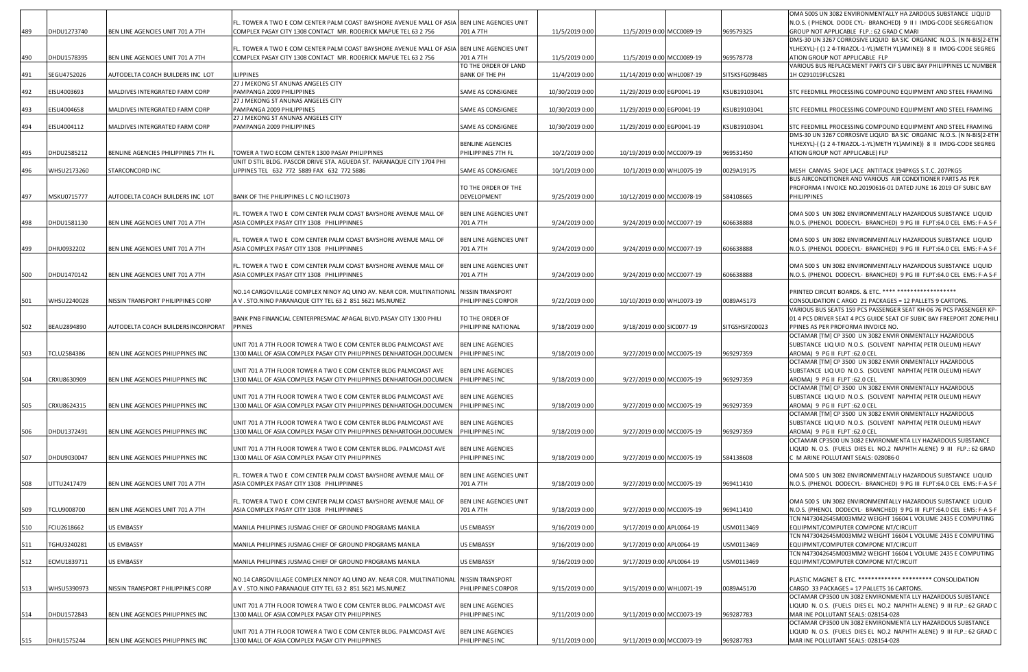| | | | | | | | | |
|---|---|---|---|---|---|---|---|---|
| 489 | DHDU1273740 | BEN LINE AGENCIES UNIT 701 A 7TH | FL. TOWER A TWO E COM CENTER PALM COAST BAYSHORE AVENUE MALL OF ASIA COMPLEX PASAY CITY 1308 CONTACT MR. RODERICK MAPUE TEL 63 2 756 | BEN LINE AGENCIES UNIT 701 A 7TH | 11/5/2019 0:00 | 11/5/2019 0:00 MCC0089-19 | 969579325 | OMA 500S UN 3082 ENVIRONMENTALLY HA ZARDOUS SUBSTANCE LIQUID N.O.S. ( PHENOL DODE CYL- BRANCHED) 9 III IMDG-CODE SEGREGATION GROUP NOT APPLICABLE FLP.: 62 GRAD C MARI |
| 490 | DHDU1578395 | BEN LINE AGENCIES UNIT 701 A 7TH | FL. TOWER A TWO E COM CENTER PALM COAST BAYSHORE AVENUE MALL OF ASIA COMPLEX PASAY CITY 1308 CONTACT MR. RODERICK MAPUE TEL 63 2 756 | BEN LINE AGENCIES UNIT 701 A 7TH | 11/5/2019 0:00 | 11/5/2019 0:00 MCC0089-19 | 969578778 | DMS-30 UN 3267 CORROSIVE LIQUID BA SIC ORGANIC N.O.S. (N N-BIS(2-ETHYLHEXYL)-((1 2 4-TRIAZOL-1-YL)METH YL)AMINE)) 8 II IMDG-CODE SEGREGATION GROUP NOT APPLICABLE FLP |
| 491 | SEGU4752026 | AUTODELTA COACH BUILDERS INC LOT | ILIPPINES | TO THE ORDER OF LAND BANK OF THE PH | 11/4/2019 0:00 | 11/14/2019 0:00 WHL0087-19 | SITSKSFG098485 | VARIOUS BUS REPLACEMENT PARTS CIF S UBIC BAY PHILIPPINES LC NUMBER 1H O291019FLCS281 |
| 492 | EISU4003693 | MALDIVES INTERGRATED FARM CORP | 27 J MEKONG ST ANUNAS ANGELES CITY PAMPANGA 2009 PHILIPPINES | SAME AS CONSIGNEE | 10/30/2019 0:00 | 11/29/2019 0:00 EGP0041-19 | KSUB19103041 | STC FEEDMILL PROCESSING COMPOUND EQUIPMENT AND STEEL FRAMING |
| 493 | EISU4004658 | MALDIVES INTERGRATED FARM CORP | 27 J MEKONG ST ANUNAS ANGELES CITY PAMPANGA 2009 PHILIPPINES | SAME AS CONSIGNEE | 10/30/2019 0:00 | 11/29/2019 0:00 EGP0041-19 | KSUB19103041 | STC FEEDMILL PROCESSING COMPOUND EQUIPMENT AND STEEL FRAMING |
| 494 | EISU4004112 | MALDIVES INTERGRATED FARM CORP | 27 J MEKONG ST ANUNAS ANGELES CITY PAMPANGA 2009 PHILIPPINES | SAME AS CONSIGNEE | 10/30/2019 0:00 | 11/29/2019 0:00 EGP0041-19 | KSUB19103041 | STC FEEDMILL PROCESSING COMPOUND EQUIPMENT AND STEEL FRAMING |
| 495 | DHDU2585212 | BENLINE AGENCIES PHILIPPINES 7TH FL | TOWER A TWO ECOM CENTER 1300 PASAY PHILIPPINES | BENLINE AGENCIES PHILIPPINES 7TH FL | 10/2/2019 0:00 | 10/19/2019 0:00 MCC0079-19 | 969531450 | DMS-30 UN 3267 CORROSIVE LIQUID BA SIC ORGANIC N.O.S. (N N-BIS(2-ETHYLHEXYL)-((1 2 4-TRIAZOL-1-YL)METH YL)AMINE)) 8 II IMDG-CODE SEGREGATION GROUP NOT APPLICABLE) FLP |
| 496 | WHSU2173260 | STARCONCORD INC | UNIT D STIL BLDG. PASCOR DRIVE STA. AGUEDA ST. PARANAQUE CITY 1704 PHILIPPINES TEL 632 772 5889 FAX 632 772 5886 | SAME AS CONSIGNEE | 10/1/2019 0:00 | 10/1/2019 0:00 WHL0075-19 | 0029A19175 | MESH CANVAS SHOE LACE ANTITACK 194PKGS S.T.C. 207PKGS |
| 497 | MSKU0715777 | AUTODELTA COACH BUILDERS INC LOT | BANK OF THE PHILIPPINES L C NO ILC19073 | TO THE ORDER OF THE DEVELOPMENT | 9/25/2019 0:00 | 10/12/2019 0:00 MCC0078-19 | 584108665 | BUS AIRCONDITIONER AND VARIOUS AIR CONDITIONER PARTS AS PER PROFORMA I NVOICE NO.20190616-01 DATED JUNE 16 2019 CIF SUBIC BAY PHILIPPINES |
| 498 | DHDU1581130 | BEN LINE AGENCIES UNIT 701 A 7TH | FL. TOWER A TWO E COM CENTER PALM COAST BAYSHORE AVENUE MALL OF ASIA COMPLEX PASAY CITY 1308 PHILIPPINNES | BEN LINE AGENCIES UNIT 701 A 7TH | 9/24/2019 0:00 | 9/24/2019 0:00 MCC0077-19 | 606638888 | OMA 500 S UN 3082 ENVIRONMENTALLY HAZARDOUS SUBSTANCE LIQUID N.O.S. (PHENOL DODECYL- BRANCHED) 9 PG III FLPT:64.0 CEL EMS: F-A S-F |
| 499 | DHIU0932202 | BEN LINE AGENCIES UNIT 701 A 7TH | FL. TOWER A TWO E COM CENTER PALM COAST BAYSHORE AVENUE MALL OF ASIA COMPLEX PASAY CITY 1308 PHILIPPINNES | BEN LINE AGENCIES UNIT 701 A 7TH | 9/24/2019 0:00 | 9/24/2019 0:00 MCC0077-19 | 606638888 | OMA 500 S UN 3082 ENVIRONMENTALLY HAZARDOUS SUBSTANCE LIQUID N.O.S. (PHENOL DODECYL- BRANCHED) 9 PG III FLPT:64.0 CEL EMS: F-A S-F |
| 500 | DHDU1470142 | BEN LINE AGENCIES UNIT 701 A 7TH | FL. TOWER A TWO E COM CENTER PALM COAST BAYSHORE AVENUE MALL OF ASIA COMPLEX PASAY CITY 1308 PHILIPPINNES | BEN LINE AGENCIES UNIT 701 A 7TH | 9/24/2019 0:00 | 9/24/2019 0:00 MCC0077-19 | 606638888 | OMA 500 S UN 3082 ENVIRONMENTALLY HAZARDOUS SUBSTANCE LIQUID N.O.S. (PHENOL DODECYL- BRANCHED) 9 PG III FLPT:64.0 CEL EMS: F-A S-F |
| 501 | WHSU2240028 | NISSIN TRANSPORT PHILIPPINES CORP | NO.14 CARGOVILLAGE COMPLEX NINOY AQ UINO AV. NEAR COR. MULTINATIONAL A V . STO.NINO PARANAQUE CITY TEL 63 2 851 5621 MS.NUNEZ | NISSIN TRANSPORT PHILIPPINES CORPOR | 9/22/2019 0:00 | 10/10/2019 0:00 WHL0073-19 | 0089A45173 | PRINTED CIRCUIT BOARDS. & ETC. **** ****************** CONSOLIDATION C ARGO 21 PACKAGES = 12 PALLETS 9 CARTONS. |
| 502 | BEAU2894890 | AUTODELTA COACH BUILDERSINCORPORAT | BANK PNB FINANCIAL CENTERPRESMAC APAGAL BLVD.PASAY CITY 1300 PHILIPPINES | TO THE ORDER OF PHILIPPINE NATIONAL | 9/18/2019 0:00 | 9/18/2019 0:00 SIC0077-19 | SITGSHSFZ00023 | VARIOUS BUS SEATS 159 PCS PASSENGER SEAT KH-06 76 PCS PASSENGER KP-01 4 PCS DRIVER SEAT 4 PCS GUIDE SEAT CIF SUBIC BAY FREEPORT ZONEPHILIPPINES AS PER PROFORMA INVOICE NO. |
| 503 | TCLU2584386 | BEN LINE AGENCIES PHILIPPINES INC | UNIT 701 A 7TH FLOOR TOWER A TWO E COM CENTER BLDG PALMCOAST AVE 1300 MALL OF ASIA COMPLEX PASAY CITY PHILIPPINES DENHARTOGH.DOCUMEN | BEN LINE AGENCIES PHILIPPINES INC | 9/18/2019 0:00 | 9/27/2019 0:00 MCC0075-19 | 969297359 | OCTAMAR [TM] CP 3500 UN 3082 ENVIR ONMENTALLY HAZARDOUS SUBSTANCE LIQ UID N.O.S. (SOLVENT NAPHTA( PETR OLEUM) HEAVY AROMA) 9 PG II FLPT :62.0 CEL |
| 504 | CRXU8630909 | BEN LINE AGENCIES PHILIPPINES INC | UNIT 701 A 7TH FLOOR TOWER A TWO E COM CENTER BLDG PALMCOAST AVE 1300 MALL OF ASIA COMPLEX PASAY CITY PHILIPPINES DENHARTOGH.DOCUMEN | BEN LINE AGENCIES PHILIPPINES INC | 9/18/2019 0:00 | 9/27/2019 0:00 MCC0075-19 | 969297359 | OCTAMAR [TM] CP 3500 UN 3082 ENVIR ONMENTALLY HAZARDOUS SUBSTANCE LIQ UID N.O.S. (SOLVENT NAPHTA( PETR OLEUM) HEAVY AROMA) 9 PG II FLPT :62.0 CEL |
| 505 | CRXU8624315 | BEN LINE AGENCIES PHILIPPINES INC | UNIT 701 A 7TH FLOOR TOWER A TWO E COM CENTER BLDG PALMCOAST AVE 1300 MALL OF ASIA COMPLEX PASAY CITY PHILIPPINES DENHARTOGH.DOCUMEN | BEN LINE AGENCIES PHILIPPINES INC | 9/18/2019 0:00 | 9/27/2019 0:00 MCC0075-19 | 969297359 | OCTAMAR [TM] CP 3500 UN 3082 ENVIR ONMENTALLY HAZARDOUS SUBSTANCE LIQ UID N.O.S. (SOLVENT NAPHTA( PETR OLEUM) HEAVY AROMA) 9 PG II FLPT :62.0 CEL |
| 506 | DHDU1372491 | BEN LINE AGENCIES PHILIPPINES INC | UNIT 701 A 7TH FLOOR TOWER A TWO E COM CENTER BLDG PALMCOAST AVE 1300 MALL OF ASIA COMPLEX PASAY CITY PHILIPPINES DENHARTOGH.DOCUMEN | BEN LINE AGENCIES PHILIPPINES INC | 9/18/2019 0:00 | 9/27/2019 0:00 MCC0075-19 | 969297359 | OCTAMAR [TM] CP 3500 UN 3082 ENVIR ONMENTALLY HAZARDOUS SUBSTANCE LIQ UID N.O.S. (SOLVENT NAPHTA( PETR OLEUM) HEAVY AROMA) 9 PG II FLPT :62.0 CEL |
| 507 | DHDU9030047 | BEN LINE AGENCIES PHILIPPINES INC | UNIT 701 A 7TH FLOOR TOWER A TWO E COM CENTER BLDG. PALMCOAST AVE 1300 MALL OF ASIA COMPLEX PASAY CITY PHILIPPINES | BEN LINE AGENCIES PHILIPPINES INC | 9/18/2019 0:00 | 9/27/2019 0:00 MCC0075-19 | 584138608 | OCTAMAR CP3500 UN 3082 ENVIRONMENTA LLY HAZARDOUS SUBSTANCE LIQUID N. O.S. (FUELS DIES EL NO.2 NAPHTH ALENE) 9 III FLP.: 62 GRAD C M ARINE POLLUTANT SEALS: 028086-0 |
| 508 | UTTU2417479 | BEN LINE AGENCIES UNIT 701 A 7TH | FL. TOWER A TWO E COM CENTER PALM COAST BAYSHORE AVENUE MALL OF ASIA COMPLEX PASAY CITY 1308 PHILIPPINNES | BEN LINE AGENCIES UNIT 701 A 7TH | 9/18/2019 0:00 | 9/27/2019 0:00 MCC0075-19 | 969411410 | OMA 500 S UN 3082 ENVIRONMENTALLY HAZARDOUS SUBSTANCE LIQUID N.O.S. (PHENOL DODECYL- BRANCHED) 9 PG III FLPT:64.0 CEL EMS: F-A S-F |
| 509 | TCLU9008700 | BEN LINE AGENCIES UNIT 701 A 7TH | FL. TOWER A TWO E COM CENTER PALM COAST BAYSHORE AVENUE MALL OF ASIA COMPLEX PASAY CITY 1308 PHILIPPINNES | BEN LINE AGENCIES UNIT 701 A 7TH | 9/18/2019 0:00 | 9/27/2019 0:00 MCC0075-19 | 969411410 | OMA 500 S UN 3082 ENVIRONMENTALLY HAZARDOUS SUBSTANCE LIQUID N.O.S. (PHENOL DODECYL- BRANCHED) 9 PG III FLPT:64.0 CEL EMS: F-A S-F |
| 510 | FCIU2618662 | US EMBASSY | MANILA PHILIPINES JUSMAG CHIEF OF GROUND PROGRAMS MANILA | US EMBASSY | 9/16/2019 0:00 | 9/17/2019 0:00 APL0064-19 | USM0113469 | TCN N473042645M003MM2 WEIGHT 16604 L VOLUME 2435 E COMPUTING EQUIPMNT/COMPUTER COMPONE NT/CIRCUIT |
| 511 | TGHU3240281 | US EMBASSY | MANILA PHILIPINES JUSMAG CHIEF OF GROUND PROGRAMS MANILA | US EMBASSY | 9/16/2019 0:00 | 9/17/2019 0:00 APL0064-19 | USM0113469 | TCN N473042645M003MM2 WEIGHT 16604 L VOLUME 2435 E COMPUTING EQUIPMNT/COMPUTER COMPONE NT/CIRCUIT |
| 512 | ECMU1839711 | US EMBASSY | MANILA PHILIPINES JUSMAG CHIEF OF GROUND PROGRAMS MANILA | US EMBASSY | 9/16/2019 0:00 | 9/17/2019 0:00 APL0064-19 | USM0113469 | TCN N473042645M003MM2 WEIGHT 16604 L VOLUME 2435 E COMPUTING EQUIPMNT/COMPUTER COMPONE NT/CIRCUIT |
| 513 | WHSU5390973 | NISSIN TRANSPORT PHILIPPINES CORP | NO.14 CARGOVILLAGE COMPLEX NINOY AQ UINO AV. NEAR COR. MULTINATIONAL A V . STO.NINO PARANAQUE CITY TEL 63 2 851 5621 MS.NUNEZ | NISSIN TRANSPORT PHILIPPINES CORPOR | 9/15/2019 0:00 | 9/15/2019 0:00 WHL0071-19 | 0089A45170 | PLASTIC MAGNET & ETC. ************* ********* CONSOLIDATION CARGO 33 PACKAGES = 17 PALLETS 16 CARTONS. |
| 514 | DHDU1572843 | BEN LINE AGENCIES PHILIPPINES INC | UNIT 701 A 7TH FLOOR TOWER A TWO E COM CENTER BLDG. PALMCOAST AVE 1300 MALL OF ASIA COMPLEX PASAY CITY PHILIPPINES | BEN LINE AGENCIES PHILIPPINES INC | 9/11/2019 0:00 | 9/11/2019 0:00 MCC0073-19 | 969287783 | OCTAMAR CP3500 UN 3082 ENVIRONMENTA LLY HAZARDOUS SUBSTANCE LIQUID N. O.S. (FUELS DIES EL NO.2 NAPHTH ALENE) 9 III FLP.: 62 GRAD C MAR INE POLLUTANT SEALS: 028154-028 |
| 515 | DHIU1575244 | BEN LINE AGENCIES PHILIPPINES INC | UNIT 701 A 7TH FLOOR TOWER A TWO E COM CENTER BLDG. PALMCOAST AVE 1300 MALL OF ASIA COMPLEX PASAY CITY PHILIPPINES | BEN LINE AGENCIES PHILIPPINES INC | 9/11/2019 0:00 | 9/11/2019 0:00 MCC0073-19 | 969287783 | OCTAMAR CP3500 UN 3082 ENVIRONMENTA LLY HAZARDOUS SUBSTANCE LIQUID N. O.S. (FUELS DIES EL NO.2 NAPHTH ALENE) 9 III FLP.: 62 GRAD C MAR INE POLLUTANT SEALS: 028154-028 |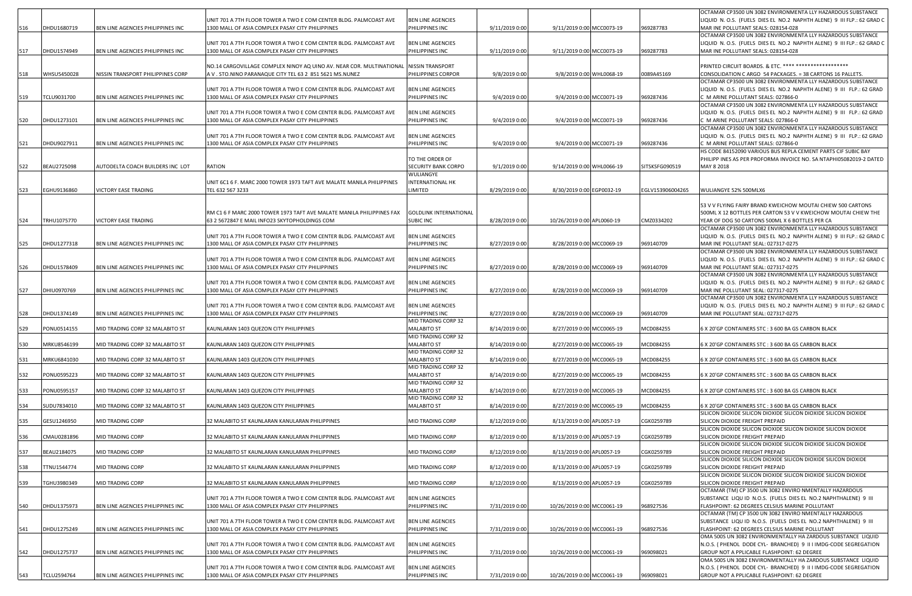| | | | | | | | | |
|---|---|---|---|---|---|---|---|---|
| 516 | DHDU1680719 | BEN LINE AGENCIES PHILIPPINES INC | UNIT 701 A 7TH FLOOR TOWER A TWO E COM CENTER BLDG. PALMCOAST AVE 1300 MALL OF ASIA COMPLEX PASAY CITY PHILIPPINES | BEN LINE AGENCIES PHILIPPINES INC | 9/11/2019 0:00 | 9/11/2019 0:00 MCC0073-19 | 969287783 | OCTAMAR CP3500 UN 3082 ENVIRONMENTA LLY HAZARDOUS SUBSTANCE LIQUID N. O.S. (FUELS DIES EL NO.2 NAPHTH ALENE) 9 III FLP.: 62 GRAD C MAR INE POLLUTANT SEALS: 028154-028 |
| 517 | DHDU1574949 | BEN LINE AGENCIES PHILIPPINES INC | UNIT 701 A 7TH FLOOR TOWER A TWO E COM CENTER BLDG. PALMCOAST AVE 1300 MALL OF ASIA COMPLEX PASAY CITY PHILIPPINES | BEN LINE AGENCIES PHILIPPINES INC | 9/11/2019 0:00 | 9/11/2019 0:00 MCC0073-19 | 969287783 | OCTAMAR CP3500 UN 3082 ENVIRONMENTA LLY HAZARDOUS SUBSTANCE LIQUID N. O.S. (FUELS DIES EL NO.2 NAPHTH ALENE) 9 III FLP.: 62 GRAD C MAR INE POLLUTANT SEALS: 028154-028 |
| 518 | WHSU5450028 | NISSIN TRANSPORT PHILIPPINES CORP | NO.14 CARGOVILLAGE COMPLEX NINOY AQ UINO AV. NEAR COR. MULTINATIONAL A V . STO.NINO PARANAQUE CITY TEL 63 2 851 5621 MS.NUNEZ | NISSIN TRANSPORT PHILIPPINES CORPOR | 9/8/2019 0:00 | 9/8/2019 0:00 WHL0068-19 | 0089A45169 | PRINTED CIRCUIT BOARDS. & ETC. **** ****************** CONSOLIDATION C ARGO 54 PACKAGES. = 38 CARTONS 16 PALLETS. |
| 519 | TCLU9031700 | BEN LINE AGENCIES PHILIPPINES INC | UNIT 701 A 7TH FLOOR TOWER A TWO E COM CENTER BLDG. PALMCOAST AVE 1300 MALL OF ASIA COMPLEX PASAY CITY PHILIPPINES | BEN LINE AGENCIES PHILIPPINES INC | 9/4/2019 0:00 | 9/4/2019 0:00 MCC0071-19 | 969287436 | OCTAMAR CP3500 UN 3082 ENVIRONMENTA LLY HAZARDOUS SUBSTANCE LIQUID N. O.S. (FUELS DIES EL NO.2 NAPHTH ALENE) 9 III FLP.: 62 GRAD C M ARINE POLLUTANT SEALS: 027866-0 |
| 520 | DHDU1273101 | BEN LINE AGENCIES PHILIPPINES INC | UNIT 701 A 7TH FLOOR TOWER A TWO E COM CENTER BLDG. PALMCOAST AVE 1300 MALL OF ASIA COMPLEX PASAY CITY PHILIPPINES | BEN LINE AGENCIES PHILIPPINES INC | 9/4/2019 0:00 | 9/4/2019 0:00 MCC0071-19 | 969287436 | OCTAMAR CP3500 UN 3082 ENVIRONMENTA LLY HAZARDOUS SUBSTANCE LIQUID N. O.S. (FUELS DIES EL NO.2 NAPHTH ALENE) 9 III FLP.: 62 GRAD C M ARINE POLLUTANT SEALS: 027866-0 |
| 521 | DHDU9027911 | BEN LINE AGENCIES PHILIPPINES INC | UNIT 701 A 7TH FLOOR TOWER A TWO E COM CENTER BLDG. PALMCOAST AVE 1300 MALL OF ASIA COMPLEX PASAY CITY PHILIPPINES | BEN LINE AGENCIES PHILIPPINES INC | 9/4/2019 0:00 | 9/4/2019 0:00 MCC0071-19 | 969287436 | OCTAMAR CP3500 UN 3082 ENVIRONMENTA LLY HAZARDOUS SUBSTANCE LIQUID N. O.S. (FUELS DIES EL NO.2 NAPHTH ALENE) 9 III FLP.: 62 GRAD C M ARINE POLLUTANT SEALS: 027866-0 |
| 522 | BEAU2725098 | AUTODELTA COACH BUILDERS INC LOT | RATION | TO THE ORDER OF SECURITY BANK CORPO | 9/1/2019 0:00 | 9/14/2019 0:00 WHL0066-19 | SITSKSFG090519 | HS CODE 84152090 VARIOUS BUS REPLA CEMENT PARTS CIF SUBIC BAY PHILIPP INES AS PER PROFORMA INVOICE NO. SA NTAPHI05082019-2 DATED MAY 8 2018 |
| 523 | EGHU9136860 | VICTORY EASE TRADING | UNIT 6C1 6 F. MARC 2000 TOWER 1973 TAFT AVE MALATE MANILA PHILIPPINES TEL 632 567 3233 | WULIANGYE INTERNATIONAL HK LIMITED | 8/29/2019 0:00 | 8/30/2019 0:00 EGP0032-19 | EGLV153906004265 | WULIANGYE 52% 500MLX6 |
| 524 | TRHU1075770 | VICTORY EASE TRADING | RM C1 6 F MARC 2000 TOWER 1973 TAFT AVE MALATE MANILA PHILIPPINES FAX 63 2 5672847 E MAIL INFO23 SKYTOPHOLDINGS COM | GOLDLINK INTERNATIONAL SUBIC INC | 8/28/2019 0:00 | 10/26/2019 0:00 APL0060-19 | CMZ0334202 | 53 V V FLYING FAIRY BRAND KWEICHOW MOUTAI CHIEW 500 CARTONS 500ML X 12 BOTTLES PER CARTON 53 V V KWEICHOW MOUTAI CHIEW THE YEAR OF DOG 50 CARTONS 500ML X 6 BOTTLES PER CA |
| 525 | DHDU1277318 | BEN LINE AGENCIES PHILIPPINES INC | UNIT 701 A 7TH FLOOR TOWER A TWO E COM CENTER BLDG. PALMCOAST AVE 1300 MALL OF ASIA COMPLEX PASAY CITY PHILIPPINES | BEN LINE AGENCIES PHILIPPINES INC | 8/27/2019 0:00 | 8/28/2019 0:00 MCC0069-19 | 969140709 | OCTAMAR CP3500 UN 3082 ENVIRONMENTA LLY HAZARDOUS SUBSTANCE LIQUID N. O.S. (FUELS DIES EL NO.2 NAPHTH ALENE) 9 III FLP.: 62 GRAD C MAR INE POLLUTANT SEAL: 027317-0275 |
| 526 | DHDU1578409 | BEN LINE AGENCIES PHILIPPINES INC | UNIT 701 A 7TH FLOOR TOWER A TWO E COM CENTER BLDG. PALMCOAST AVE 1300 MALL OF ASIA COMPLEX PASAY CITY PHILIPPINES | BEN LINE AGENCIES PHILIPPINES INC | 8/27/2019 0:00 | 8/28/2019 0:00 MCC0069-19 | 969140709 | OCTAMAR CP3500 UN 3082 ENVIRONMENTA LLY HAZARDOUS SUBSTANCE LIQUID N. O.S. (FUELS DIES EL NO.2 NAPHTH ALENE) 9 III FLP.: 62 GRAD C MAR INE POLLUTANT SEAL: 027317-0275 |
| 527 | DHIU0970769 | BEN LINE AGENCIES PHILIPPINES INC | UNIT 701 A 7TH FLOOR TOWER A TWO E COM CENTER BLDG. PALMCOAST AVE 1300 MALL OF ASIA COMPLEX PASAY CITY PHILIPPINES | BEN LINE AGENCIES PHILIPPINES INC | 8/27/2019 0:00 | 8/28/2019 0:00 MCC0069-19 | 969140709 | OCTAMAR CP3500 UN 3082 ENVIRONMENTA LLY HAZARDOUS SUBSTANCE LIQUID N. O.S. (FUELS DIES EL NO.2 NAPHTH ALENE) 9 III FLP.: 62 GRAD C MAR INE POLLUTANT SEAL: 027317-0275 |
| 528 | DHDU1374149 | BEN LINE AGENCIES PHILIPPINES INC | UNIT 701 A 7TH FLOOR TOWER A TWO E COM CENTER BLDG. PALMCOAST AVE 1300 MALL OF ASIA COMPLEX PASAY CITY PHILIPPINES | BEN LINE AGENCIES PHILIPPINES INC | 8/27/2019 0:00 | 8/28/2019 0:00 MCC0069-19 | 969140709 | OCTAMAR CP3500 UN 3082 ENVIRONMENTA LLY HAZARDOUS SUBSTANCE LIQUID N. O.S. (FUELS DIES EL NO.2 NAPHTH ALENE) 9 III FLP.: 62 GRAD C MAR INE POLLUTANT SEAL: 027317-0275 |
| 529 | PONU0514155 | MID TRADING CORP 32 MALABITO ST | KAUNLARAN 1403 QUEZON CITY PHILIPPINES | MID TRADING CORP 32 MALABITO ST | 8/14/2019 0:00 | 8/27/2019 0:00 MCC0065-19 | MCD084255 | 6 X 20'GP CONTAINERS STC : 3 600 BA GS CARBON BLACK |
| 530 | MRKU8546199 | MID TRADING CORP 32 MALABITO ST | KAUNLARAN 1403 QUEZON CITY PHILIPPINES | MID TRADING CORP 32 MALABITO ST | 8/14/2019 0:00 | 8/27/2019 0:00 MCC0065-19 | MCD084255 | 6 X 20'GP CONTAINERS STC : 3 600 BA GS CARBON BLACK |
| 531 | MRKU6841030 | MID TRADING CORP 32 MALABITO ST | KAUNLARAN 1403 QUEZON CITY PHILIPPINES | MID TRADING CORP 32 MALABITO ST | 8/14/2019 0:00 | 8/27/2019 0:00 MCC0065-19 | MCD084255 | 6 X 20'GP CONTAINERS STC : 3 600 BA GS CARBON BLACK |
| 532 | PONU0595223 | MID TRADING CORP 32 MALABITO ST | KAUNLARAN 1403 QUEZON CITY PHILIPPINES | MID TRADING CORP 32 MALABITO ST | 8/14/2019 0:00 | 8/27/2019 0:00 MCC0065-19 | MCD084255 | 6 X 20'GP CONTAINERS STC : 3 600 BA GS CARBON BLACK |
| 533 | PONU0595157 | MID TRADING CORP 32 MALABITO ST | KAUNLARAN 1403 QUEZON CITY PHILIPPINES | MID TRADING CORP 32 MALABITO ST | 8/14/2019 0:00 | 8/27/2019 0:00 MCC0065-19 | MCD084255 | 6 X 20'GP CONTAINERS STC : 3 600 BA GS CARBON BLACK |
| 534 | SUDU7834010 | MID TRADING CORP 32 MALABITO ST | KAUNLARAN 1403 QUEZON CITY PHILIPPINES | MID TRADING CORP 32 MALABITO ST | 8/14/2019 0:00 | 8/27/2019 0:00 MCC0065-19 | MCD084255 | 6 X 20'GP CONTAINERS STC : 3 600 BA GS CARBON BLACK |
| 535 | GESU1246950 | MID TRADING CORP | 32 MALABITO ST KAUNTLARAN KANULARAN PHILIPPINES | MID TRADING CORP | 8/12/2019 0:00 | 8/13/2019 0:00 APL0057-19 | CGK0259789 | SILICON DIOXIDE SILICON DIOXIDE SILICON DIOXIDE SILICON DIOXIDE SILICON DIOXIDE FREIGHT PREPAID |
| 536 | CMAU0281896 | MID TRADING CORP | 32 MALABITO ST KAUNTLARAN KANULARAN PHILIPPINES | MID TRADING CORP | 8/12/2019 0:00 | 8/13/2019 0:00 APL0057-19 | CGK0259789 | SILICON DIOXIDE SILICON DIOXIDE SILICON DIOXIDE SILICON DIOXIDE SILICON DIOXIDE FREIGHT PREPAID |
| 537 | BEAU2184075 | MID TRADING CORP | 32 MALABITO ST KAUNTLARAN KANULARAN PHILIPPINES | MID TRADING CORP | 8/12/2019 0:00 | 8/13/2019 0:00 APL0057-19 | CGK0259789 | SILICON DIOXIDE SILICON DIOXIDE SILICON DIOXIDE SILICON DIOXIDE SILICON DIOXIDE FREIGHT PREPAID |
| 538 | TTNU1544774 | MID TRADING CORP | 32 MALABITO ST KAUNTLARAN KANULARAN PHILIPPINES | MID TRADING CORP | 8/12/2019 0:00 | 8/13/2019 0:00 APL0057-19 | CGK0259789 | SILICON DIOXIDE SILICON DIOXIDE SILICON DIOXIDE SILICON DIOXIDE SILICON DIOXIDE FREIGHT PREPAID |
| 539 | TGHU3980349 | MID TRADING CORP | 32 MALABITO ST KAUNTLARAN KANULARAN PHILIPPINES | MID TRADING CORP | 8/12/2019 0:00 | 8/13/2019 0:00 APL0057-19 | CGK0259789 | SILICON DIOXIDE SILICON DIOXIDE SILICON DIOXIDE SILICON DIOXIDE SILICON DIOXIDE FREIGHT PREPAID |
| 540 | DHDU1375973 | BEN LINE AGENCIES PHILIPPINES INC | UNIT 701 A 7TH FLOOR TOWER A TWO E COM CENTER BLDG. PALMCOAST AVE 1300 MALL OF ASIA COMPLEX PASAY CITY PHILIPPINES | BEN LINE AGENCIES PHILIPPINES INC | 7/31/2019 0:00 | 10/26/2019 0:00 MCC0061-19 | 968927536 | OCTAMAR (TM) CP 3500 UN 3082 ENVIRO NMENTALLY HAZARDOUS SUBSTANCE LIQU ID N.O.S. (FUELS DIES EL NO.2 NAPHTHALENE) 9 III FLASHPOINT: 62 DEGREES CELSIUS MARINE POLLUTANT |
| 541 | DHDU1275249 | BEN LINE AGENCIES PHILIPPINES INC | UNIT 701 A 7TH FLOOR TOWER A TWO E COM CENTER BLDG. PALMCOAST AVE 1300 MALL OF ASIA COMPLEX PASAY CITY PHILIPPINES | BEN LINE AGENCIES PHILIPPINES INC | 7/31/2019 0:00 | 10/26/2019 0:00 MCC0061-19 | 968927536 | OCTAMAR (TM) CP 3500 UN 3082 ENVIRO NMENTALLY HAZARDOUS SUBSTANCE LIQU ID N.O.S. (FUELS DIES EL NO.2 NAPHTHALENE) 9 III FLASHPOINT: 62 DEGREES CELSIUS MARINE POLLUTANT |
| 542 | DHDU1275737 | BEN LINE AGENCIES PHILIPPINES INC | UNIT 701 A 7TH FLOOR TOWER A TWO E COM CENTER BLDG. PALMCOAST AVE 1300 MALL OF ASIA COMPLEX PASAY CITY PHILIPPINES | BEN LINE AGENCIES PHILIPPINES INC | 7/31/2019 0:00 | 10/26/2019 0:00 MCC0061-19 | 969098021 | OMA 500S UN 3082 ENVIRONMENTALLY HA ZARDOUS SUBSTANCE LIQUID N.O.S. ( PHENOL DODE CYL- BRANCHED) 9 II I IMDG-CODE SEGREGATION GROUP NOT A PPLICABLE FLASHPOINT: 62 DEGREE |
| 543 | TCLU2594764 | BEN LINE AGENCIES PHILIPPINES INC | UNIT 701 A 7TH FLOOR TOWER A TWO E COM CENTER BLDG. PALMCOAST AVE 1300 MALL OF ASIA COMPLEX PASAY CITY PHILIPPINES | BEN LINE AGENCIES PHILIPPINES INC | 7/31/2019 0:00 | 10/26/2019 0:00 MCC0061-19 | 969098021 | OMA 500S UN 3082 ENVIRONMENTALLY HA ZARDOUS SUBSTANCE LIQUID N.O.S. ( PHENOL DODE CYL- BRANCHED) 9 II I IMDG-CODE SEGREGATION GROUP NOT A PPLICABLE FLASHPOINT: 62 DEGREE |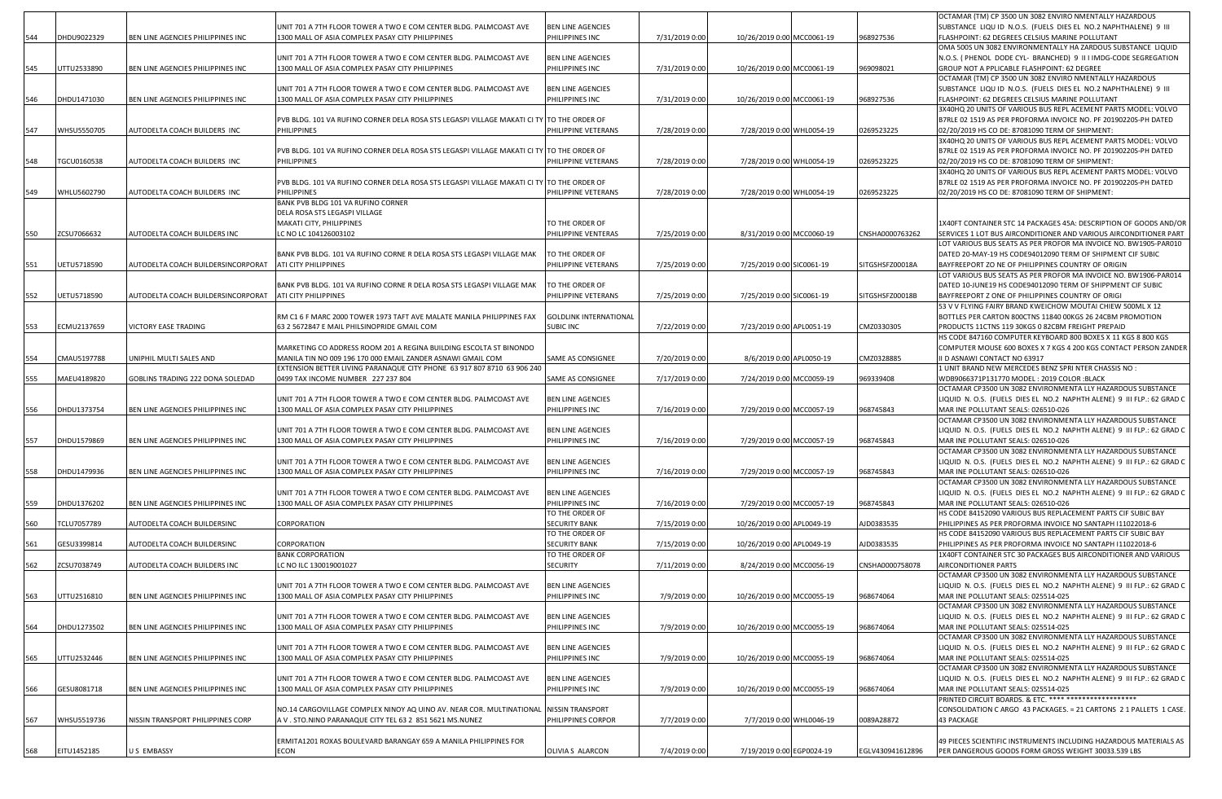| | | | | | | | | | |
|---|---|---|---|---|---|---|---|---|---|
| 544 | DHDU9022329 | BEN LINE AGENCIES PHILIPPINES INC | UNIT 701 A 7TH FLOOR TOWER A TWO E COM CENTER BLDG. PALMCOAST AVE 1300 MALL OF ASIA COMPLEX PASAY CITY PHILIPPINES | BEN LINE AGENCIES PHILIPPINES INC | 7/31/2019 0:00 | 10/26/2019 0:00 | MCC0061-19 | 968927536 | OCTAMAR (TM) CP 3500 UN 3082 ENVIRO NMENTALLY HAZARDOUS SUBSTANCE LIQU ID N.O.S. (FUELS DIES EL NO.2 NAPHTHALENE) 9 III FLASHPOINT: 62 DEGREES CELSIUS MARINE POLLUTANT |
| 545 | UTTU2533890 | BEN LINE AGENCIES PHILIPPINES INC | UNIT 701 A 7TH FLOOR TOWER A TWO E COM CENTER BLDG. PALMCOAST AVE 1300 MALL OF ASIA COMPLEX PASAY CITY PHILIPPINES | BEN LINE AGENCIES PHILIPPINES INC | 7/31/2019 0:00 | 10/26/2019 0:00 | MCC0061-19 | 969098021 | OMA 5005 UN 3082 ENVIRONMENTALLY HA ZARDOUS SUBSTANCE LIQUID N.O.S. ( PHENOL DODE CYL- BRANCHED) 9 II I IMDG-CODE SEGREGATION GROUP NOT A PPLICABLE FLASHPOINT: 62 DEGREE |
| 546 | DHDU1471030 | BEN LINE AGENCIES PHILIPPINES INC | UNIT 701 A 7TH FLOOR TOWER A TWO E COM CENTER BLDG. PALMCOAST AVE 1300 MALL OF ASIA COMPLEX PASAY CITY PHILIPPINES | BEN LINE AGENCIES PHILIPPINES INC | 7/31/2019 0:00 | 10/26/2019 0:00 | MCC0061-19 | 968927536 | OCTAMAR (TM) CP 3500 UN 3082 ENVIRO NMENTALLY HAZARDOUS SUBSTANCE LIQU ID N.O.S. (FUELS DIES EL NO.2 NAPHTHALENE) 9 III FLASHPOINT: 62 DEGREES CELSIUS MARINE POLLUTANT |
| 547 | WHSU5550705 | AUTODELTA COACH BUILDERS INC | PVB BLDG. 101 VA RUFINO CORNER DELA ROSA STS LEGASPI VILLAGE MAKATI CI TY PHILIPPINES | TO THE ORDER OF PHILIPPINE VETERANS | 7/28/2019 0:00 | 7/28/2019 0:00 | WHL0054-19 | 0269523225 | 3X40HQ 20 UNITS OF VARIOUS BUS REPL ACEMENT PARTS MODEL: VOLVO B7RLE 02 1519 AS PER PROFORMA INVOICE NO. PF 20190220S-PH DATED 02/20/2019 HS CO DE: 87081090 TERM OF SHIPMENT: |
| 548 | TGCU0160538 | AUTODELTA COACH BUILDERS INC | PVB BLDG. 101 VA RUFINO CORNER DELA ROSA STS LEGASPI VILLAGE MAKATI CI TY PHILIPPINES | TO THE ORDER OF PHILIPPINE VETERANS | 7/28/2019 0:00 | 7/28/2019 0:00 | WHL0054-19 | 0269523225 | 3X40HQ 20 UNITS OF VARIOUS BUS REPL ACEMENT PARTS MODEL: VOLVO B7RLE 02 1519 AS PER PROFORMA INVOICE NO. PF 20190220S-PH DATED 02/20/2019 HS CO DE: 87081090 TERM OF SHIPMENT: |
| 549 | WHLU5602790 | AUTODELTA COACH BUILDERS INC | PVB BLDG. 101 VA RUFINO CORNER DELA ROSA STS LEGASPI VILLAGE MAKATI CI TY PHILIPPINES | TO THE ORDER OF PHILIPPINE VETERANS | 7/28/2019 0:00 | 7/28/2019 0:00 | WHL0054-19 | 0269523225 | 3X40HQ 20 UNITS OF VARIOUS BUS REPL ACEMENT PARTS MODEL: VOLVO B7RLE 02 1519 AS PER PROFORMA INVOICE NO. PF 20190220S-PH DATED 02/20/2019 HS CO DE: 87081090 TERM OF SHIPMENT: |
| 550 | ZCSU7066632 | AUTODELTA COACH BUILDERS INC | BANK PVB BLDG 101 VA RUFINO CORNER DELA ROSA STS LEGASPI VILLAGE MAKATI CITY, PHILIPPINES LC NO LC 104126003102 | TO THE ORDER OF PHILIPPINE VENTERAS | 7/25/2019 0:00 | 8/31/2019 0:00 | MCC0060-19 | CNSHA0000763262 | 1X40FT CONTAINER STC 14 PACKAGES 45A: DESCRIPTION OF GOODS AND/OR SERVICES 1 LOT BUS AIRCONDITIONER AND VARIOUS AIRCONDITIONER PART |
| 551 | UETU5718590 | AUTODELTA COACH BUILDERSINCORPORAT | BANK PVB BLDG. 101 VA RUFINO CORNE R DELA ROSA STS LEGASPI VILLAGE MAK ATI CITY PHILIPPINES | TO THE ORDER OF PHILIPPINE VETERANS | 7/25/2019 0:00 | 7/25/2019 0:00 | SIC0061-19 | SITGSHSFZ00018A | LOT VARIOUS BUS SEATS AS PER PROFOR MA INVOICE NO. BW1905-PAR010 DATED 20-MAY-19 HS CODE94012090 TERM OF SHIPMENT CIF SUBIC BAYFREEPORT ZO NE OF PHILIPPINES COUNTRY OF ORIGIN |
| 552 | UETU5718590 | AUTODELTA COACH BUILDERSINCORPORAT | BANK PVB BLDG. 101 VA RUFINO CORNE R DELA ROSA STS LEGASPI VILLAGE MAK ATI CITY PHILIPPINES | TO THE ORDER OF PHILIPPINE VETERANS | 7/25/2019 0:00 | 7/25/2019 0:00 | SIC0061-19 | SITGSHSFZ00018B | LOT VARIOUS BUS SEATS AS PER PROFOR MA INVOICE NO. BW1906-PAR014 DATED 10-JUNE19 HS CODE94012090 TERM OF SHIPPMENT CIF SUBIC BAYFREEPORT Z ONE OF PHILIPPINES COUNTRY OF ORIGI |
| 553 | ECMU2137659 | VICTORY EASE TRADING | RM C1 6 F MARC 2000 TOWER 1973 TAFT AVE MALATE MANILA PHILIPPINES FAX 63 2 5672847 E MAIL PHILSINOPRIDE GMAIL COM | GOLDLINK INTERNATIONAL SUBIC INC | 7/22/2019 0:00 | 7/23/2019 0:00 | APL0051-19 | CMZ0330305 | 53 V V FLYING FAIRY BRAND KWEICHOW MOUTAI CHIEW 500ML X 12 BOTTLES PER CARTON 800CTNS 11840 00KGS 26 24CBM PROMOTION PRODUCTS 11CTNS 119 30KGS 0 82CBM FREIGHT PREPAID |
| 554 | CMAU5197788 | UNIPHIL MULTI SALES AND | MARKETING CO ADDRESS ROOM 201 A REGINA BUILDING ESCOLTA ST BINONDO MANILA TIN NO 009 196 170 000 EMAIL ZANDER ASNAWI GMAIL COM | SAME AS CONSIGNEE | 7/20/2019 0:00 | 8/6/2019 0:00 | APL0050-19 | CMZ0328885 | HS CODE 847160 COMPUTER KEYBOARD 800 BOXES X 11 KGS 8 800 KGS COMPUTER MOUSE 600 BOXES X 7 KGS 4 200 KGS CONTACT PERSON ZANDER II D ASNAWI CONTACT NO 63917 |
| 555 | MAEU4189820 | GOBLINS TRADING 222 DONA SOLEDAD | EXTENSION BETTER LIVING PARANAQUE CITY PHONE 63 917 807 8710 63 906 240 0499 TAX INCOME NUMBER 227 237 804 | SAME AS CONSIGNEE | 7/17/2019 0:00 | 7/24/2019 0:00 | MCC0059-19 | 969339408 | 1 UNIT BRAND NEW MERCEDES BENZ SPRI NTER CHASSIS NO : WDB9066371P131770 MODEL : 2019 COLOR :BLACK |
| 556 | DHDU1373754 | BEN LINE AGENCIES PHILIPPINES INC | UNIT 701 A 7TH FLOOR TOWER A TWO E COM CENTER BLDG. PALMCOAST AVE 1300 MALL OF ASIA COMPLEX PASAY CITY PHILIPPINES | BEN LINE AGENCIES PHILIPPINES INC | 7/16/2019 0:00 | 7/29/2019 0:00 | MCC0057-19 | 968745843 | OCTAMAR CP3500 UN 3082 ENVIRONMENTA LLY HAZARDOUS SUBSTANCE LIQUID N. O.S. (FUELS DIES EL NO.2 NAPHTH ALENE) 9 III FLP.: 62 GRAD C MAR INE POLLUTANT SEALS: 026510-026 |
| 557 | DHDU1579869 | BEN LINE AGENCIES PHILIPPINES INC | UNIT 701 A 7TH FLOOR TOWER A TWO E COM CENTER BLDG. PALMCOAST AVE 1300 MALL OF ASIA COMPLEX PASAY CITY PHILIPPINES | BEN LINE AGENCIES PHILIPPINES INC | 7/16/2019 0:00 | 7/29/2019 0:00 | MCC0057-19 | 968745843 | OCTAMAR CP3500 UN 3082 ENVIRONMENTA LLY HAZARDOUS SUBSTANCE LIQUID N. O.S. (FUELS DIES EL NO.2 NAPHTH ALENE) 9 III FLP.: 62 GRAD C MAR INE POLLUTANT SEALS: 026510-026 |
| 558 | DHDU1479936 | BEN LINE AGENCIES PHILIPPINES INC | UNIT 701 A 7TH FLOOR TOWER A TWO E COM CENTER BLDG. PALMCOAST AVE 1300 MALL OF ASIA COMPLEX PASAY CITY PHILIPPINES | BEN LINE AGENCIES PHILIPPINES INC | 7/16/2019 0:00 | 7/29/2019 0:00 | MCC0057-19 | 968745843 | OCTAMAR CP3500 UN 3082 ENVIRONMENTA LLY HAZARDOUS SUBSTANCE LIQUID N. O.S. (FUELS DIES EL NO.2 NAPHTH ALENE) 9 III FLP.: 62 GRAD C MAR INE POLLUTANT SEALS: 026510-026 |
| 559 | DHDU1376202 | BEN LINE AGENCIES PHILIPPINES INC | UNIT 701 A 7TH FLOOR TOWER A TWO E COM CENTER BLDG. PALMCOAST AVE 1300 MALL OF ASIA COMPLEX PASAY CITY PHILIPPINES | BEN LINE AGENCIES PHILIPPINES INC | 7/16/2019 0:00 | 7/29/2019 0:00 | MCC0057-19 | 968745843 | OCTAMAR CP3500 UN 3082 ENVIRONMENTA LLY HAZARDOUS SUBSTANCE LIQUID N. O.S. (FUELS DIES EL NO.2 NAPHTH ALENE) 9 III FLP.: 62 GRAD C MAR INE POLLUTANT SEALS: 026510-026 |
| 560 | TCLU7057789 | AUTODELTA COACH BUILDERSINC | CORPORATION | TO THE ORDER OF SECURITY BANK | 7/15/2019 0:00 | 10/26/2019 0:00 | APL0049-19 | AJD0383535 | HS CODE 84152090 VARIOUS BUS REPLACEMENT PARTS CIF SUBIC BAY PHILIPPINES AS PER PROFORMA INVOICE NO SANTAPH I11022018-6 |
| 561 | GESU3399814 | AUTODELTA COACH BUILDERSINC | CORPORATION | TO THE ORDER OF SECURITY BANK | 7/15/2019 0:00 | 10/26/2019 0:00 | APL0049-19 | AJD0383535 | HS CODE 84152090 VARIOUS BUS REPLACEMENT PARTS CIF SUBIC BAY PHILIPPINES AS PER PROFORMA INVOICE NO SANTAPH I11022018-6 |
| 562 | ZCSU7038749 | AUTODELTA COACH BUILDERS INC | BANK CORPORATION LC NO ILC 130019001027 | TO THE ORDER OF SECURITY | 7/11/2019 0:00 | 8/24/2019 0:00 | MCC0056-19 | CNSHA0000758078 | 1X40FT CONTAINER STC 30 PACKAGES BUS AIRCONDITIONER AND VARIOUS AIRCONDITIONER PARTS |
| 563 | UTTU2516810 | BEN LINE AGENCIES PHILIPPINES INC | UNIT 701 A 7TH FLOOR TOWER A TWO E COM CENTER BLDG. PALMCOAST AVE 1300 MALL OF ASIA COMPLEX PASAY CITY PHILIPPINES | BEN LINE AGENCIES PHILIPPINES INC | 7/9/2019 0:00 | 10/26/2019 0:00 | MCC0055-19 | 968674064 | OCTAMAR CP3500 UN 3082 ENVIRONMENTA LLY HAZARDOUS SUBSTANCE LIQUID N. O.S. (FUELS DIES EL NO.2 NAPHTH ALENE) 9 III FLP.: 62 GRAD C MAR INE POLLUTANT SEALS: 025514-025 |
| 564 | DHDU1273502 | BEN LINE AGENCIES PHILIPPINES INC | UNIT 701 A 7TH FLOOR TOWER A TWO E COM CENTER BLDG. PALMCOAST AVE 1300 MALL OF ASIA COMPLEX PASAY CITY PHILIPPINES | BEN LINE AGENCIES PHILIPPINES INC | 7/9/2019 0:00 | 10/26/2019 0:00 | MCC0055-19 | 968674064 | OCTAMAR CP3500 UN 3082 ENVIRONMENTA LLY HAZARDOUS SUBSTANCE LIQUID N. O.S. (FUELS DIES EL NO.2 NAPHTH ALENE) 9 III FLP.: 62 GRAD C MAR INE POLLUTANT SEALS: 025514-025 |
| 565 | UTTU2532446 | BEN LINE AGENCIES PHILIPPINES INC | UNIT 701 A 7TH FLOOR TOWER A TWO E COM CENTER BLDG. PALMCOAST AVE 1300 MALL OF ASIA COMPLEX PASAY CITY PHILIPPINES | BEN LINE AGENCIES PHILIPPINES INC | 7/9/2019 0:00 | 10/26/2019 0:00 | MCC0055-19 | 968674064 | OCTAMAR CP3500 UN 3082 ENVIRONMENTA LLY HAZARDOUS SUBSTANCE LIQUID N. O.S. (FUELS DIES EL NO.2 NAPHTH ALENE) 9 III FLP.: 62 GRAD C MAR INE POLLUTANT SEALS: 025514-025 |
| 566 | GESU8081718 | BEN LINE AGENCIES PHILIPPINES INC | UNIT 701 A 7TH FLOOR TOWER A TWO E COM CENTER BLDG. PALMCOAST AVE 1300 MALL OF ASIA COMPLEX PASAY CITY PHILIPPINES | BEN LINE AGENCIES PHILIPPINES INC | 7/9/2019 0:00 | 10/26/2019 0:00 | MCC0055-19 | 968674064 | OCTAMAR CP3500 UN 3082 ENVIRONMENTA LLY HAZARDOUS SUBSTANCE LIQUID N. O.S. (FUELS DIES EL NO.2 NAPHTH ALENE) 9 III FLP.: 62 GRAD C MAR INE POLLUTANT SEALS: 025514-025 |
| 567 | WHSU5519736 | NISSIN TRANSPORT PHILIPPINES CORP | NO.14 CARGOVILLAGE COMPLEX NINOY AQ UINO AV. NEAR COR. MULTINATIONAL A V . STO.NINO PARANAQUE CITY TEL 63 2 851 5621 MS.NUNEZ | NISSIN TRANSPORT PHILIPPINES CORPOR | 7/7/2019 0:00 | 7/7/2019 0:00 | WHL0046-19 | 0089A28872 | PRINTED CIRCUIT BOARDS. & ETC. **** ****************** CONSOLIDATION C ARGO 43 PACKAGES. = 21 CARTONS 2 1 PALLETS 1 CASE. 43 PACKAGE |
| 568 | EITU1452185 | U S EMBASSY | ERMITA1201 ROXAS BOULEVARD BARANGAY 659 A MANILA PHILIPPINES FOR ECON | OLIVIA S ALARCON | 7/4/2019 0:00 | 7/19/2019 0:00 | EGP0024-19 | EGLV430941612896 | 49 PIECES SCIENTIFIC INSTRUMENTS INCLUDING HAZARDOUS MATERIALS AS PER DANGEROUS GOODS FORM GROSS WEIGHT 30033.539 LBS |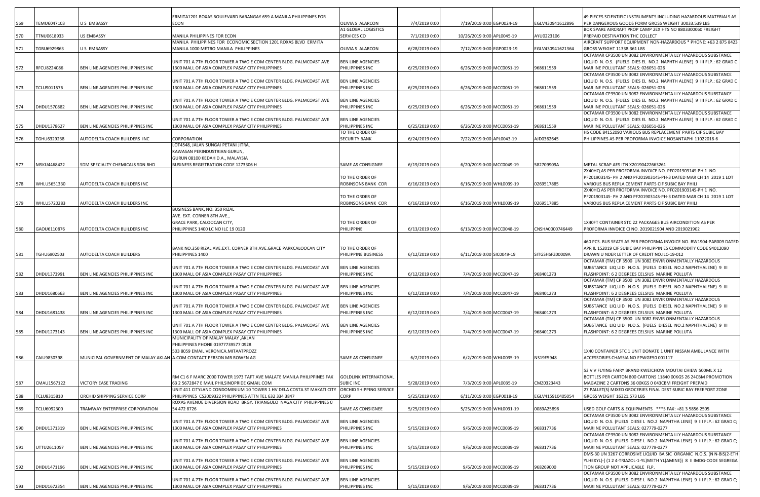| 569 | TEMU6047103 | U S EMBASSY | ERMITA1201 ROXAS BOULEVARD BARANGAY 659 A MANILA PHILIPPINES FOR ECON | OLIVIA S ALARCON | 7/4/2019 0:00 | 7/19/2019 0:00 | EGP0024-19 | EGLV430941612896 | 49 PIECES SCIENTIFIC INSTRUMENTS INCLUDING HAZARDOUS MATERIALS AS PER DANGEROUS GOODS FORM GROSS WEIGHT 30033.539 LBS |
|---|---|---|---|---|---|---|---|---|---|
| 570 | TTNU0618933 | US EMBASSY | MANILA PHILIPPINES FOR ECON | A1 GLOBAL LOGISTICS SERVICES CO | 7/1/2019 0:00 | 10/26/2019 0:00 | APL0045-19 | AYU0223106 | BOX SPARE AIRCRAFT PROP CAMP 2EX HTS NO 8803000060 FREIGHT PREPAID DESTINATION THC COLLECT |
| 571 | TGBU6929863 | U S EMBASSY | MANILA PHILIPPINES FOR ECONOMIC SECTION 1201 ROXAS BLVD ERMITA MANILA 1000 METRO MANILA PHILIPPINES | OLIVIA S ALARCON | 6/28/2019 0:00 | 7/12/2019 0:00 | EGP0023-19 | EGLV430941621364 | AIRCRAFT SUPPORT EQUIPMENT NON-HAZARDOUS * PHONE: +63 2 875 8423 GROSS WEIGHT 11338.361 LBS |
| 572 | RFCU8224086 | BEN LINE AGENCIES PHILIPPINES INC | UNIT 701 A 7TH FLOOR TOWER A TWO E COM CENTER BLDG. PALMCOAST AVE 1300 MALL OF ASIA COMPLEX PASAY CITY PHILIPPINES | BEN LINE AGENCIES PHILIPPINES INC | 6/25/2019 0:00 | 6/26/2019 0:00 | MCC0051-19 | 968611559 | OCTAMAR CP3500 UN 3082 ENVIRONMENTA LLY HAZARDOUS SUBSTANCE LIQUID N. O.S. (FUELS DIES EL NO.2 NAPHTH ALENE) 9 III FLP.: 62 GRAD C MAR INE POLLUTANT SEALS: 026051-026 |
| 573 | TCLU9011576 | BEN LINE AGENCIES PHILIPPINES INC | UNIT 701 A 7TH FLOOR TOWER A TWO E COM CENTER BLDG. PALMCOAST AVE 1300 MALL OF ASIA COMPLEX PASAY CITY PHILIPPINES | BEN LINE AGENCIES PHILIPPINES INC | 6/25/2019 0:00 | 6/26/2019 0:00 | MCC0051-19 | 968611559 | OCTAMAR CP3500 UN 3082 ENVIRONMENTA LLY HAZARDOUS SUBSTANCE LIQUID N. O.S. (FUELS DIES EL NO.2 NAPHTH ALENE) 9 III FLP.: 62 GRAD C MAR INE POLLUTANT SEALS: 026051-026 |
| 574 | DHDU1570882 | BEN LINE AGENCIES PHILIPPINES INC | UNIT 701 A 7TH FLOOR TOWER A TWO E COM CENTER BLDG. PALMCOAST AVE 1300 MALL OF ASIA COMPLEX PASAY CITY PHILIPPINES | BEN LINE AGENCIES PHILIPPINES INC | 6/25/2019 0:00 | 6/26/2019 0:00 | MCC0051-19 | 968611559 | OCTAMAR CP3500 UN 3082 ENVIRONMENTA LLY HAZARDOUS SUBSTANCE LIQUID N. O.S. (FUELS DIES EL NO.2 NAPHTH ALENE) 9 III FLP.: 62 GRAD C MAR INE POLLUTANT SEALS: 026051-026 |
| 575 | DHDU1378627 | BEN LINE AGENCIES PHILIPPINES INC | UNIT 701 A 7TH FLOOR TOWER A TWO E COM CENTER BLDG. PALMCOAST AVE 1300 MALL OF ASIA COMPLEX PASAY CITY PHILIPPINES | BEN LINE AGENCIES PHILIPPINES INC | 6/25/2019 0:00 | 6/26/2019 0:00 | MCC0051-19 | 968611559 | OCTAMAR CP3500 UN 3082 ENVIRONMENTA LLY HAZARDOUS SUBSTANCE LIQUID N. O.S. (FUELS DIES EL NO.2 NAPHTH ALENE) 9 III FLP.: 62 GRAD C MAR INE POLLUTANT SEALS: 026051-026 |
| 576 | TGHU6329238 | AUTODELTA COACH BUILDERS INC | CORPORATION | TO THE ORDER OF SECURITY BANK | 6/24/2019 0:00 | 7/22/2019 0:00 | APL0043-19 | AJD0362645 | HS CODE 84152090 VARIOUS BUS REPLACEMENT PARTS CIF SUBIC BAY PHILIPPINES AS PER PROFORMA INVOICE NOSANTAPHI 11022018-6 |
| 577 | MSKU4468422 | SDM SPECIALTY CHEMICALS SDN BHD | LOT4548, JALAN SUNGAI PETANI JITRA, KAWASAN PERINDUSTRIAN GURUN, GURUN 08100 KEDAH D.A., MALAYSIA BUSINESS REGISTRATION CODE 1273306 H | SAME AS CONSIGNEE | 6/19/2019 0:00 | 6/20/2019 0:00 | MCC0049-19 | 582709909A | METAL SCRAP AES ITN X20190422663261 |
| 578 | WHLU5651330 | AUTODELTA COACH BUILDERS INC | | TO THE ORDER OF ROBINSONS BANK COR | 6/16/2019 0:00 | 6/16/2019 0:00 | WHL0039-19 | 0269517885 | 2X40HQ AS PER PROFORMA INVOICE NO. PF20190314S-PH 1 NO. PF20190314S- PH 2 AND PF20190314S-PH-3 DATED MAR CH 14 2019 1 LOT VARIOUS BUS REPLA CEMENT PARTS CIF SUBIC BAY PHILI |
| 579 | WHLU5720283 | AUTODELTA COACH BUILDERS INC | | TO THE ORDER OF ROBINSONS BANK COR | 6/16/2019 0:00 | 6/16/2019 0:00 | WHL0039-19 | 0269517885 | 2X40HQ AS PER PROFORMA INVOICE NO. PF20190314S-PH 1 NO. PF20190314S- PH 2 AND PF20190314S-PH-3 DATED MAR CH 14 2019 1 LOT VARIOUS BUS REPLA CEMENT PARTS CIF SUBIC BAY PHILI |
| 580 | GAOU6110876 | AUTODELTA COACH BUILDERS INC | BUSINESS BANK, NO. 350 RIZAL AVE. EXT. CORNER 8TH AVE., GRACE PARK, CALOOCAN CITY, PHILIPPINES 1400 LC NO ILC 19 0120 | TO THE ORDER OF PHILIPPINE | 6/13/2019 0:00 | 6/13/2019 0:00 | MCC0048-19 | CNSHA0000746449 | 1X40FT CONTAINER STC 22 PACKAGES BUS AIRCONDITION AS PER PROFORMA INVOICE CI NO. 2019021904 AND 2019021902 |
| 581 | TGHU6902503 | AUTODELTA COACH BUILDERS | BANK NO.350 RIZAL AVE.EXT. CORNER 8TH AVE.GRACE PARKCALOOCAN CITY PHILIPPINES 1400 | TO THE ORDER OF PHILIPPINE BUSINESS | 6/12/2019 0:00 | 6/11/2019 0:00 | SIC0049-19 | SITGSHSFZ00009A | 460 PCS. BUS SEATS AS PER PROFORMA INVOICE NO. BW1904-PAR009 DATED APR IL 152019 CIF SUBIC BAY PHILIPPIN ES COMMODITY CODE 94012090 DRAWN U NDER LETTER OF CREDIT NO.ILC-19-012 |
| 582 | DHDU1373991 | BEN LINE AGENCIES PHILIPPINES INC | UNIT 701 A 7TH FLOOR TOWER A TWO E COM CENTER BLDG. PALMCOAST AVE 1300 MALL OF ASIA COMPLEX PASAY CITY PHILIPPINES | BEN LINE AGENCIES PHILIPPINES INC | 6/12/2019 0:00 | 7/4/2019 0:00 | MCC0047-19 | 968401273 | OCTAMAR (TM) CP 3500 UN 3082 ENVIR ONMENTALLY HAZARDOUS SUBSTANCE LIQ UID N.O.S. (FUELS DIESEL NO.2 NAPHTHALENE) 9 III FLASHPOINT: 6 2 DEGREES CELSIUS MARINE POLLUTA |
| 583 | DHDU1680663 | BEN LINE AGENCIES PHILIPPINES INC | UNIT 701 A 7TH FLOOR TOWER A TWO E COM CENTER BLDG. PALMCOAST AVE 1300 MALL OF ASIA COMPLEX PASAY CITY PHILIPPINES | BEN LINE AGENCIES PHILIPPINES INC | 6/12/2019 0:00 | 7/4/2019 0:00 | MCC0047-19 | 968401273 | OCTAMAR (TM) CP 3500 UN 3082 ENVIR ONMENTALLY HAZARDOUS SUBSTANCE LIQ UID N.O.S. (FUELS DIESEL NO.2 NAPHTHALENE) 9 III FLASHPOINT: 6 2 DEGREES CELSIUS MARINE POLLUTA |
| 584 | DHDU1681438 | BEN LINE AGENCIES PHILIPPINES INC | UNIT 701 A 7TH FLOOR TOWER A TWO E COM CENTER BLDG. PALMCOAST AVE 1300 MALL OF ASIA COMPLEX PASAY CITY PHILIPPINES | BEN LINE AGENCIES PHILIPPINES INC | 6/12/2019 0:00 | 7/4/2019 0:00 | MCC0047-19 | 968401273 | OCTAMAR (TM) CP 3500 UN 3082 ENVIR ONMENTALLY HAZARDOUS SUBSTANCE LIQ UID N.O.S. (FUELS DIESEL NO.2 NAPHTHALENE) 9 III FLASHPOINT: 6 2 DEGREES CELSIUS MARINE POLLUTA |
| 585 | DHDU1273143 | BEN LINE AGENCIES PHILIPPINES INC | UNIT 701 A 7TH FLOOR TOWER A TWO E COM CENTER BLDG. PALMCOAST AVE 1300 MALL OF ASIA COMPLEX PASAY CITY PHILIPPINES | BEN LINE AGENCIES PHILIPPINES INC | 6/12/2019 0:00 | 7/4/2019 0:00 | MCC0047-19 | 968401273 | OCTAMAR (TM) CP 3500 UN 3082 ENVIR ONMENTALLY HAZARDOUS SUBSTANCE LIQ UID N.O.S. (FUELS DIESEL NO.2 NAPHTHALENE) 9 III FLASHPOINT: 6 2 DEGREES CELSIUS MARINE POLLUTA |
| 586 | CAIU9830398 | MUNICIPAL GOVERNMENT OF MALAY AKLAN | MUNICIPALITY OF MALAY MALAY ,AKLAN PHILIPPINES PHONE 01977739577 0928 503 8059 EMAIL VERONICA.MITAATPROZZ A.COM CONTACT PERSON MR ROWEN AG | SAME AS CONSIGNEE | 6/2/2019 0:00 | 6/2/2019 0:00 | WHL0035-19 | NS19E5948 | 1X40 CONTAINER STC 1 UNIT DONATE 1 UNIT NISSAN AMBULANCE WITH ACCESSORIES CHASSIA NO FPWGE50 001117 |
| 587 | CMAU1567122 | VICTORY EASE TRADING | RM C1 6 F MARC 2000 TOWER 1973 TAFT AVE MALATE MANILA PHILIPPINES FAX 63 2 5672847 E MAIL PHILSINOPRIDE GMAIL COM | GOLDLINK INTERNATIONAL SUBIC INC | 5/28/2019 0:00 | 7/3/2019 0:00 | APL0035-19 | CMZ0323443 | 53 V V FLYING FAIRY BRAND KWEICHOW MOUTAI CHIEW 500ML X 12 BOTTLES PER CARTON 800 CARTONS 11840 00KGS 26 24CBM PROMOTION MAGAZINE 2 CARTONS 36 00KGS 0 043CBM FREIGHT PREPAID |
| 588 | TCLU8315810 | ORCHID SHIPPING SERVICE CORP | UNIT 411 CITYLAND CONDOMINIUM 10 TOWER 1 HV DELA COSTA ST MAKATI CITY PHILIPPINES CS2009322 PHILIPPINES ATTN TEL 632 334 3847 | ORCHID SHIPPING SERVICE CORP | 5/25/2019 0:00 | 6/11/2019 0:00 | EGP0018-19 | EGLV415910405054 | 27 PALLET(S) MIXED GROCERIES FINAL DEST:SUBIC BAY FREEPORT ZONE GROSS WEIGHT 16321.573 LBS |
| 589 | TCLU6092300 | TRAMWAY ENTERPRISE CORPORATION | ROXAS AVENUE DIVERSION ROAD BRGY. TRIANGULO NAGA CITY PHILIPPINES 0 54 472 8726 | SAME AS CONSIGNEE | 5/25/2019 0:00 | 5/25/2019 0:00 | WHL0031-19 | 0089A25898 | USED GOLF CARTS & EQUIPMENTS ***S FAX: +81 3 5856 2505 |
| 590 | DHDU1371319 | BEN LINE AGENCIES PHILIPPINES INC | UNIT 701 A 7TH FLOOR TOWER A TWO E COM CENTER BLDG. PALMCOAST AVE 1300 MALL OF ASIA COMPLEX PASAY CITY PHILIPPINES | BEN LINE AGENCIES PHILIPPINES INC | 5/15/2019 0:00 | 9/6/2019 0:00 | MCC0039-19 | 968317736 | OCTAMAR CP3500 UN 3082 ENVIRONMENTA LLY HAZARDOUS SUBSTANCE LIQUID N. O.S. (FUELS DIESE L NO.2 NAPHTHA LENE) 9 III FLP.: 62 GRAD C; MARI NE POLLUTANT SEALS: 027779-0277 |
| 591 | UTTU2611057 | BEN LINE AGENCIES PHILIPPINES INC | UNIT 701 A 7TH FLOOR TOWER A TWO E COM CENTER BLDG. PALMCOAST AVE 1300 MALL OF ASIA COMPLEX PASAY CITY PHILIPPINES | BEN LINE AGENCIES PHILIPPINES INC | 5/15/2019 0:00 | 9/6/2019 0:00 | MCC0039-19 | 968317736 | OCTAMAR CP3500 UN 3082 ENVIRONMENTA LLY HAZARDOUS SUBSTANCE LIQUID N. O.S. (FUELS DIESE L NO.2 NAPHTHA LENE) 9 III FLP.: 62 GRAD C; MARI NE POLLUTANT SEALS: 027779-0277 |
| 592 | DHDU1471196 | BEN LINE AGENCIES PHILIPPINES INC | UNIT 701 A 7TH FLOOR TOWER A TWO E COM CENTER BLDG. PALMCOAST AVE 1300 MALL OF ASIA COMPLEX PASAY CITY PHILIPPINES | BEN LINE AGENCIES PHILIPPINES INC | 5/15/2019 0:00 | 9/6/2019 0:00 | MCC0039-19 | 968269000 | DMS-30 UN 3267 CORROSIVE LIQUID BA SIC ORGANIC N.O.S. (N N-BIS(2-ETH YLHEXYL)-( (1 2 4-TRIAZOL-1-YL)METH YL)AMINE)) 8 II IMDG-CODE SEGREGA TION GROUP NOT APPLICABLE FLP. |
| 593 | DHDU1672354 | BEN LINE AGENCIES PHILIPPINES INC | UNIT 701 A 7TH FLOOR TOWER A TWO E COM CENTER BLDG. PALMCOAST AVE 1300 MALL OF ASIA COMPLEX PASAY CITY PHILIPPINES | BEN LINE AGENCIES PHILIPPINES INC | 5/15/2019 0:00 | 9/6/2019 0:00 | MCC0039-19 | 968317736 | OCTAMAR CP3500 UN 3082 ENVIRONMENTA LLY HAZARDOUS SUBSTANCE LIQUID N. O.S. (FUELS DIESE L NO.2 NAPHTHA LENE) 9 III FLP.: 62 GRAD C; MARI NE POLLUTANT SEALS: 027779-0277 |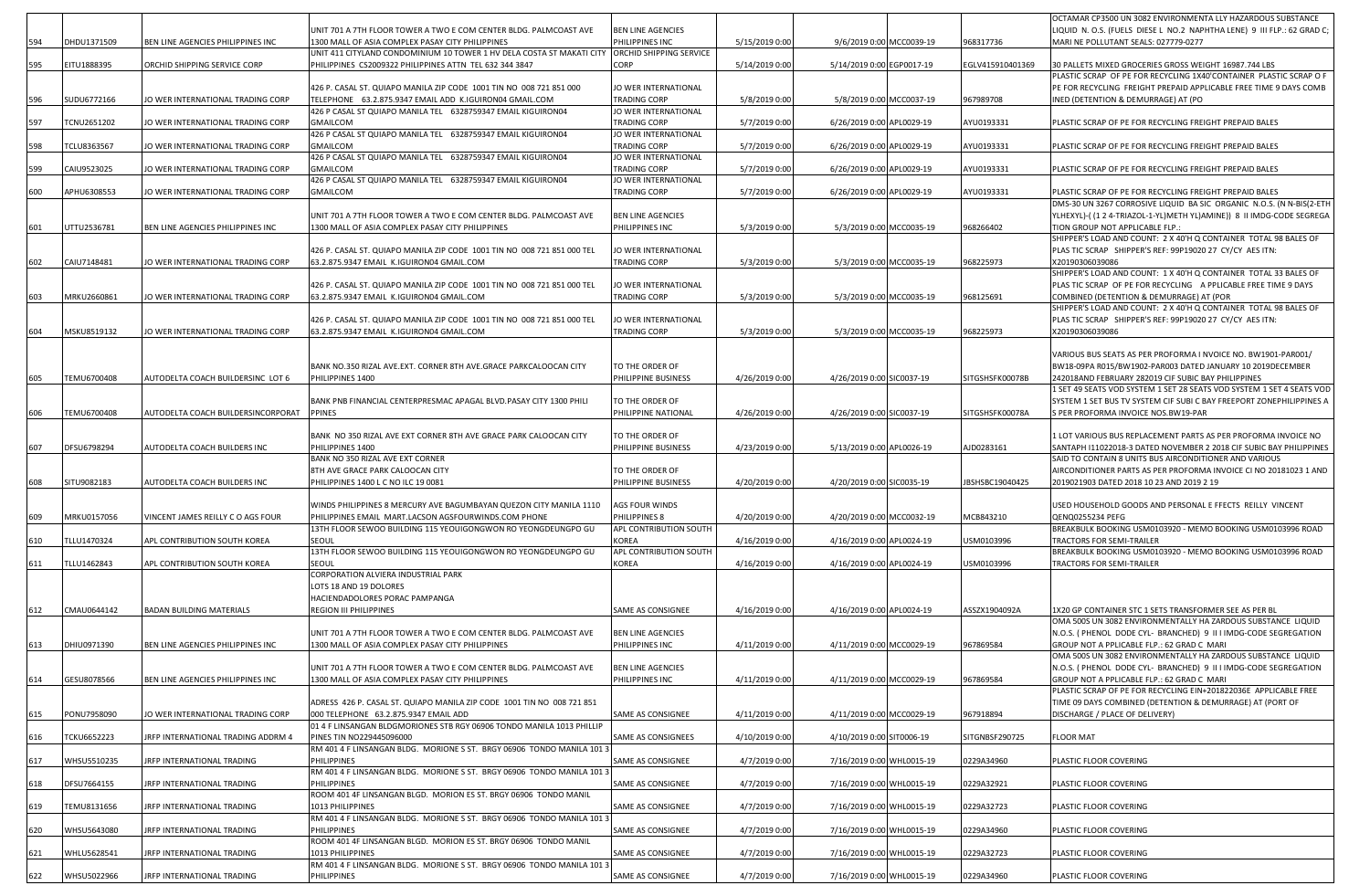| | | | | | | | | | |
|---|---|---|---|---|---|---|---|---|---|
| 594 | DHDU1371509 | BEN LINE AGENCIES PHILIPPINES INC | UNIT 701 A 7TH FLOOR TOWER A TWO E COM CENTER BLDG. PALMCOAST AVE 1300 MALL OF ASIA COMPLEX PASAY CITY PHILIPPINES | BEN LINE AGENCIES PHILIPPINES INC | 5/15/2019 0:00 | 9/6/2019 0:00 | MCC0039-19 | 968317736 | OCTAMAR CP3500 UN 3082 ENVIRONMENTA LLY HAZARDOUS SUBSTANCE LIQUID N. O.S. (FUELS DIESE L NO.2 NAPHTHA LENE) 9 III FLP.: 62 GRAD C; MARI NE POLLUTANT SEALS: 027779-0277 |
| 595 | EITU1888395 | ORCHID SHIPPING SERVICE CORP | UNIT 411 CITYLAND CONDOMINIUM 10 TOWER 1 HV DELA COSTA ST MAKATI CITY PHILIPPINES CS2009322 PHILIPPINES ATTN TEL 632 344 3847 | ORCHID SHIPPING SERVICE CORP | 5/14/2019 0:00 | 5/14/2019 0:00 | EGP0017-19 | EGLV415910401369 | 30 PALLETS MIXED GROCERIES GROSS WEIGHT 16987.744 LBS |
| 596 | SUDU6772166 | JO WER INTERNATIONAL TRADING CORP | 426 P. CASAL ST. QUIAPO MANILA ZIP CODE 1001 TIN NO 008 721 851 000 TELEPHONE 63.2.875.9347 EMAIL ADD K.IGUIRON04 GMAIL.COM | JO WER INTERNATIONAL TRADING CORP | 5/8/2019 0:00 | 5/8/2019 0:00 | MCC0037-19 | 967989708 | PLASTIC SCRAP OF PE FOR RECYCLING 1X40'CONTAINER PLASTIC SCRAP O F PE FOR RECYCLING FREIGHT PREPAID APPLICABLE FREE TIME 9 DAYS COMB INED (DETENTION & DEMURRAGE) AT (PO |
| 597 | TCNU2651202 | JO WER INTERNATIONAL TRADING CORP | 426 P CASAL ST QUIAPO MANILA TEL 6328759347 EMAIL KIGUIRON04 GMAILCOM | JO WER INTERNATIONAL TRADING CORP | 5/7/2019 0:00 | 6/26/2019 0:00 | APL0029-19 | AYU0193331 | PLASTIC SCRAP OF PE FOR RECYCLING FREIGHT PREPAID BALES |
| 598 | TCLU8363567 | JO WER INTERNATIONAL TRADING CORP | 426 P CASAL ST QUIAPO MANILA TEL 6328759347 EMAIL KIGUIRON04 GMAILCOM | JO WER INTERNATIONAL TRADING CORP | 5/7/2019 0:00 | 6/26/2019 0:00 | APL0029-19 | AYU0193331 | PLASTIC SCRAP OF PE FOR RECYCLING FREIGHT PREPAID BALES |
| 599 | CAIU9523025 | JO WER INTERNATIONAL TRADING CORP | 426 P CASAL ST QUIAPO MANILA TEL 6328759347 EMAIL KIGUIRON04 GMAILCOM | JO WER INTERNATIONAL TRADING CORP | 5/7/2019 0:00 | 6/26/2019 0:00 | APL0029-19 | AYU0193331 | PLASTIC SCRAP OF PE FOR RECYCLING FREIGHT PREPAID BALES |
| 600 | APHU6308553 | JO WER INTERNATIONAL TRADING CORP | 426 P CASAL ST QUIAPO MANILA TEL 6328759347 EMAIL KIGUIRON04 GMAILCOM | JO WER INTERNATIONAL TRADING CORP | 5/7/2019 0:00 | 6/26/2019 0:00 | APL0029-19 | AYU0193331 | PLASTIC SCRAP OF PE FOR RECYCLING FREIGHT PREPAID BALES |
| 601 | UTTU2536781 | BEN LINE AGENCIES PHILIPPINES INC | UNIT 701 A 7TH FLOOR TOWER A TWO E COM CENTER BLDG. PALMCOAST AVE 1300 MALL OF ASIA COMPLEX PASAY CITY PHILIPPINES | BEN LINE AGENCIES PHILIPPINES INC | 5/3/2019 0:00 | 5/3/2019 0:00 | MCC0035-19 | 968266402 | DMS-30 UN 3267 CORROSIVE LIQUID BA SIC ORGANIC N.O.S. (N N-BIS(2-ETH YLHEXYL)-( (1 2 4-TRIAZOL-1-YL)METH YL)AMINE)) 8 II IMDG-CODE SEGREGA TION GROUP NOT APPLICABLE FLP.: |
| 602 | CAIU7148481 | JO WER INTERNATIONAL TRADING CORP | 426 P. CASAL ST. QUIAPO MANILA ZIP CODE 1001 TIN NO 008 721 851 000 TEL 63.2.875.9347 EMAIL K.IGUIRON04 GMAIL.COM | JO WER INTERNATIONAL TRADING CORP | 5/3/2019 0:00 | 5/3/2019 0:00 | MCC0035-19 | 968225973 | SHIPPER'S LOAD AND COUNT: 2 X 40'H Q CONTAINER TOTAL 98 BALES OF PLAS TIC SCRAP SHIPPER'S REF: 99P19020 27 CY/CY AES ITN: X20190306039086 |
| 603 | MRKU2660861 | JO WER INTERNATIONAL TRADING CORP | 426 P. CASAL ST. QUIAPO MANILA ZIP CODE 1001 TIN NO 008 721 851 000 TEL 63.2.875.9347 EMAIL K.IGUIRON04 GMAIL.COM | JO WER INTERNATIONAL TRADING CORP | 5/3/2019 0:00 | 5/3/2019 0:00 | MCC0035-19 | 968125691 | SHIPPER'S LOAD AND COUNT: 1 X 40'H Q CONTAINER TOTAL 33 BALES OF PLAS TIC SCRAP OF PE FOR RECYCLING A PPLICABLE FREE TIME 9 DAYS COMBINED (DETENTION & DEMURRAGE) AT (POR |
| 604 | MSKU8519132 | JO WER INTERNATIONAL TRADING CORP | 426 P. CASAL ST. QUIAPO MANILA ZIP CODE 1001 TIN NO 008 721 851 000 TEL 63.2.875.9347 EMAIL K.IGUIRON04 GMAIL.COM | JO WER INTERNATIONAL TRADING CORP | 5/3/2019 0:00 | 5/3/2019 0:00 | MCC0035-19 | 968225973 | SHIPPER'S LOAD AND COUNT: 2 X 40'H Q CONTAINER TOTAL 98 BALES OF PLAS TIC SCRAP SHIPPER'S REF: 99P19020 27 CY/CY AES ITN: X20190306039086 |
| 605 | TEMU6700408 | AUTODELTA COACH BUILDERSINC LOT 6 | BANK NO.350 RIZAL AVE.EXT. CORNER 8TH AVE.GRACE PARKCALOOCAN CITY PHILIPPINES 1400 | TO THE ORDER OF PHILIPPINE BUSINESS | 4/26/2019 0:00 | 4/26/2019 0:00 | SIC0037-19 | SITGSHSFK00078B | VARIOUS BUS SEATS AS PER PROFORMA I NVOICE NO. BW1901-PAR001/ BW18-09PA R015/BW1902-PAR003 DATED JANUARY 10 2019DECEMBER 242018AND FEBRUARY 282019 CIF SUBIC BAY PHILIPPINES |
| 606 | TEMU6700408 | AUTODELTA COACH BUILDERSINCORPORAT | BANK PNB FINANCIAL CENTERPRESMAC APAGAL BLVD.PASAY CITY 1300 PHILI PPINES | TO THE ORDER OF PHILIPPINE NATIONAL | 4/26/2019 0:00 | 4/26/2019 0:00 | SIC0037-19 | SITGSHSFK00078A | 1 SET 49 SEATS VOD SYSTEM 1 SET 28 SEATS VOD SYSTEM 1 SET 4 SEATS VOD SYSTEM 1 SET BUS TV SYSTEM CIF SUBI C BAY FREEPORT ZONEPHILIPPINES A S PER PROFORMA INVOICE NOS.BW19-PAR |
| 607 | DFSU6798294 | AUTODELTA COACH BUILDERS INC | BANK NO 350 RIZAL AVE EXT CORNER 8TH AVE GRACE PARK CALOOCAN CITY PHILIPPINES 1400 | TO THE ORDER OF PHILIPPINE BUSINESS | 4/23/2019 0:00 | 5/13/2019 0:00 | APL0026-19 | AJD0283161 | 1 LOT VARIOUS BUS REPLACEMENT PARTS AS PER PROFORMA INVOICE NO SANTAPH I11022018-3 DATED NOVEMBER 2 2018 CIF SUBIC BAY PHILIPPINES |
| 608 | SITU9082183 | AUTODELTA COACH BUILDERS INC | BANK NO 350 RIZAL AVE EXT CORNER 8TH AVE GRACE PARK CALOOCAN CITY PHILIPPINES 1400 L C NO ILC 19 0081 | TO THE ORDER OF PHILIPPINE BUSINESS | 4/20/2019 0:00 | 4/20/2019 0:00 | SIC0035-19 | JBSHSBC19040425 | SAID TO CONTAIN 8 UNITS BUS AIRCONDITIONER AND VARIOUS AIRCONDITIONER PARTS AS PER PROFORMA INVOICE CI NO 20181023 1 AND 2019021903 DATED 2018 10 23 AND 2019 2 19 |
| 609 | MRKU0157056 | VINCENT JAMES REILLY C O AGS FOUR | WINDS PHILIPPINES 8 MERCURY AVE BAGUMBAYAN QUEZON CITY MANILA 1110 PHILIPPINES EMAIL MART.LACSON AGSFOURWINDS.COM PHONE | AGS FOUR WINDS PHILIPPINES 8 | 4/20/2019 0:00 | 4/20/2019 0:00 | MCC0032-19 | MCB843210 | USED HOUSEHOLD GOODS AND PERSONAL E FFECTS REILLY VINCENT QENQ0255234 PEFG |
| 610 | TLLU1470324 | APL CONTRIBUTION SOUTH KOREA | 13TH FLOOR SEWOO BUILDING 115 YEOUIGONGWON RO YEONGDEUNGPO GU SEOUL | APL CONTRIBUTION SOUTH KOREA | 4/16/2019 0:00 | 4/16/2019 0:00 | APL0024-19 | USM0103996 | BREAKBULK BOOKING USM0103920 - MEMO BOOKING USM0103996 ROAD TRACTORS FOR SEMI-TRAILER |
| 611 | TLLU1462843 | APL CONTRIBUTION SOUTH KOREA | 13TH FLOOR SEWOO BUILDING 115 YEOUIGONGWON RO YEONGDEUNGPO GU SEOUL | APL CONTRIBUTION SOUTH KOREA | 4/16/2019 0:00 | 4/16/2019 0:00 | APL0024-19 | USM0103996 | BREAKBULK BOOKING USM0103920 - MEMO BOOKING USM0103996 ROAD TRACTORS FOR SEMI-TRAILER |
| 612 | CMAU0644142 | BADAN BUILDING MATERIALS | CORPORATION ALVIERA INDUSTRIAL PARK LOTS 18 AND 19 DOLORES HACIENDADOLORES PORAC PAMPANGA REGION III PHILIPPINES | SAME AS CONSIGNEE | 4/16/2019 0:00 | 4/16/2019 0:00 | APL0024-19 | ASSZX1904092A | 1X20 GP CONTAINER STC 1 SETS TRANSFORMER SEE AS PER BL |
| 613 | DHIU0971390 | BEN LINE AGENCIES PHILIPPINES INC | UNIT 701 A 7TH FLOOR TOWER A TWO E COM CENTER BLDG. PALMCOAST AVE 1300 MALL OF ASIA COMPLEX PASAY CITY PHILIPPINES | BEN LINE AGENCIES PHILIPPINES INC | 4/11/2019 0:00 | 4/11/2019 0:00 | MCC0029-19 | 967869584 | OMA 500S UN 3082 ENVIRONMENTALLY HA ZARDOUS SUBSTANCE LIQUID N.O.S. ( PHENOL DODE CYL- BRANCHED) 9 I I IMDG-CODE SEGREGATION GROUP NOT A PPLICABLE FLP.: 62 GRAD C MARI |
| 614 | GESU8078566 | BEN LINE AGENCIES PHILIPPINES INC | UNIT 701 A 7TH FLOOR TOWER A TWO E COM CENTER BLDG. PALMCOAST AVE 1300 MALL OF ASIA COMPLEX PASAY CITY PHILIPPINES | BEN LINE AGENCIES PHILIPPINES INC | 4/11/2019 0:00 | 4/11/2019 0:00 | MCC0029-19 | 967869584 | OMA 500S UN 3082 ENVIRONMENTALLY HA ZARDOUS SUBSTANCE LIQUID N.O.S. ( PHENOL DODE CYL- BRANCHED) 9 I I IMDG-CODE SEGREGATION GROUP NOT A PPLICABLE FLP.: 62 GRAD C MARI |
| 615 | PONU7958090 | JO WER INTERNATIONAL TRADING CORP | ADRESS 426 P. CASAL ST. QUIAPO MANILA ZIP CODE 1001 TIN NO 008 721 851 000 TELEPHONE 63.2.875.9347 EMAIL ADD | SAME AS CONSIGNEE | 4/11/2019 0:00 | 4/11/2019 0:00 | MCC0029-19 | 967918894 | PLASTIC SCRAP OF PE FOR RECYCLING EIN+201822036E APPLICABLE FREE TIME 09 DAYS COMBINED (DETENTION & DEMURRAGE) AT (PORT OF DISCHARGE / PLACE OF DELIVERY) |
| 616 | TCKU6652223 | JRFP INTERNATIONAL TRADING ADDRM 4 | 01 4 F LINSANGAN BLDGMORIONES STB RGY 06906 TONDO MANILA 1013 PHILLIP PINES TIN NO229445096000 | SAME AS CONSIGNEES | 4/10/2019 0:00 | 4/10/2019 0:00 | SIT0006-19 | SITGNBSF290725 | FLOOR MAT |
| 617 | WHSU5510235 | JRFP INTERNATIONAL TRADING | RM 401 4 F LINSANGAN BLDG. MORIONE S ST. BRGY 06906 TONDO MANILA 101 3 PHILIPPINES | SAME AS CONSIGNEE | 4/7/2019 0:00 | 7/16/2019 0:00 | WHL0015-19 | 0229A34960 | PLASTIC FLOOR COVERING |
| 618 | DFSU7664155 | JRFP INTERNATIONAL TRADING | RM 401 4 F LINSANGAN BLDG. MORIONE S ST. BRGY 06906 TONDO MANILA 101 3 PHILIPPINES | SAME AS CONSIGNEE | 4/7/2019 0:00 | 7/16/2019 0:00 | WHL0015-19 | 0229A32921 | PLASTIC FLOOR COVERING |
| 619 | TEMU8131656 | JRFP INTERNATIONAL TRADING | ROOM 401 4F LINSANGAN BLGD. MORION ES ST. BRGY 06906 TONDO MANIL 1013 PHILIPPINES | SAME AS CONSIGNEE | 4/7/2019 0:00 | 7/16/2019 0:00 | WHL0015-19 | 0229A32723 | PLASTIC FLOOR COVERING |
| 620 | WHSU5643080 | JRFP INTERNATIONAL TRADING | RM 401 4 F LINSANGAN BLDG. MORIONE S ST. BRGY 06906 TONDO MANILA 101 3 PHILIPPINES | SAME AS CONSIGNEE | 4/7/2019 0:00 | 7/16/2019 0:00 | WHL0015-19 | 0229A34960 | PLASTIC FLOOR COVERING |
| 621 | WHLU5628541 | JRFP INTERNATIONAL TRADING | ROOM 401 4F LINSANGAN BLGD. MORION ES ST. BRGY 06906 TONDO MANIL 1013 PHILIPPINES | SAME AS CONSIGNEE | 4/7/2019 0:00 | 7/16/2019 0:00 | WHL0015-19 | 0229A32723 | PLASTIC FLOOR COVERING |
| 622 | WHSU5022966 | JRFP INTERNATIONAL TRADING | RM 401 4 F LINSANGAN BLDG. MORIONE S ST. BRGY 06906 TONDO MANILA 101 3 PHILIPPINES | SAME AS CONSIGNEE | 4/7/2019 0:00 | 7/16/2019 0:00 | WHL0015-19 | 0229A34960 | PLASTIC FLOOR COVERING |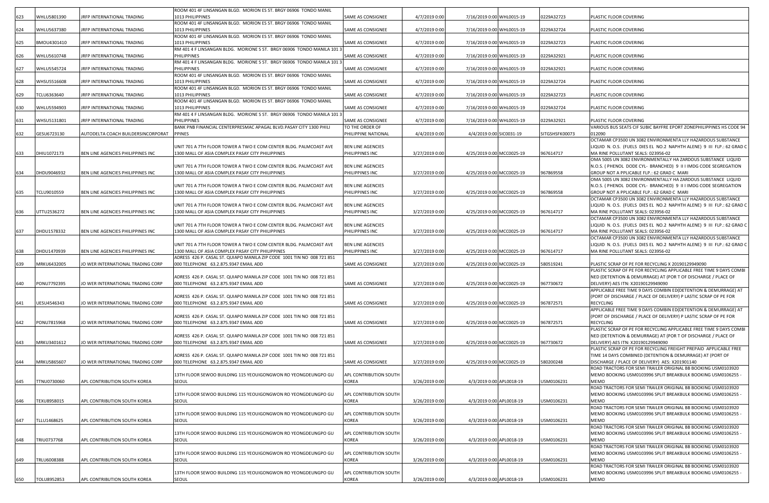| | | | | | | | | | |
|---|---|---|---|---|---|---|---|---|---|
| 623 | WHLU5801390 | JRFP INTERNATIONAL TRADING | ROOM 401 4F LINSANGAN BLGD. MORION ES ST. BRGY 06906 TONDO MANIL 1013 PHILIPPINES | SAME AS CONSIGNEE | 4/7/2019 0:00 | 7/16/2019 0:00 | WHL0015-19 | 0229A32723 | PLASTIC FLOOR COVERING |
| 624 | WHLU5637380 | JRFP INTERNATIONAL TRADING | ROOM 401 4F LINSANGAN BLGD. MORION ES ST. BRGY 06906 TONDO MANIL 1013 PHILIPPINES | SAME AS CONSIGNEE | 4/7/2019 0:00 | 7/16/2019 0:00 | WHL0015-19 | 0229A32724 | PLASTIC FLOOR COVERING |
| 625 | BMOU4301410 | JRFP INTERNATIONAL TRADING | ROOM 401 4F LINSANGAN BLGD. MORION ES ST. BRGY 06906 TONDO MANIL 1013 PHILIPPINES | SAME AS CONSIGNEE | 4/7/2019 0:00 | 7/16/2019 0:00 | WHL0015-19 | 0229A32723 | PLASTIC FLOOR COVERING |
| 626 | WHLU5610748 | JRFP INTERNATIONAL TRADING | RM 401 4 F LINSANGAN BLDG. MORIONE S ST. BRGY 06906 TONDO MANILA 101 3 PHILIPPINES | SAME AS CONSIGNEE | 4/7/2019 0:00 | 7/16/2019 0:00 | WHL0015-19 | 0229A32921 | PLASTIC FLOOR COVERING |
| 627 | WHLU5545724 | JRFP INTERNATIONAL TRADING | RM 401 4 F LINSANGAN BLDG. MORIONE S ST. BRGY 06906 TONDO MANILA 101 3 PHILIPPINES | SAME AS CONSIGNEE | 4/7/2019 0:00 | 7/16/2019 0:00 | WHL0015-19 | 0229A32921 | PLASTIC FLOOR COVERING |
| 628 | WHSU5516608 | JRFP INTERNATIONAL TRADING | ROOM 401 4F LINSANGAN BLGD. MORION ES ST. BRGY 06906 TONDO MANIL 1013 PHILIPPINES | SAME AS CONSIGNEE | 4/7/2019 0:00 | 7/16/2019 0:00 | WHL0015-19 | 0229A32724 | PLASTIC FLOOR COVERING |
| 629 | TCLU6363640 | JRFP INTERNATIONAL TRADING | ROOM 401 4F LINSANGAN BLGD. MORION ES ST. BRGY 06906 TONDO MANIL 1013 PHILIPPINES | SAME AS CONSIGNEE | 4/7/2019 0:00 | 7/16/2019 0:00 | WHL0015-19 | 0229A32723 | PLASTIC FLOOR COVERING |
| 630 | WHLU5594903 | JRFP INTERNATIONAL TRADING | ROOM 401 4F LINSANGAN BLGD. MORION ES ST. BRGY 06906 TONDO MANIL 1013 PHILIPPINES | SAME AS CONSIGNEE | 4/7/2019 0:00 | 7/16/2019 0:00 | WHL0015-19 | 0229A32724 | PLASTIC FLOOR COVERING |
| 631 | WHSU5131801 | JRFP INTERNATIONAL TRADING | RM 401 4 F LINSANGAN BLDG. MORIONE S ST. BRGY 06906 TONDO MANILA 101 3 PHILIPPINES | SAME AS CONSIGNEE | 4/7/2019 0:00 | 7/16/2019 0:00 | WHL0015-19 | 0229A32921 | PLASTIC FLOOR COVERING |
| 632 | GESU6723130 | AUTODELTA COACH BUILDERSINCORPORAT | BANK PNB FINANCIAL CENTERPRESMAC APAGAL BLVD.PASAY CITY 1300 PHILI PPINES | TO THE ORDER OF PHILIPPINE NATIONAL | 4/4/2019 0:00 | 4/4/2019 0:00 | SIC0031-19 | SITGSHSFK00073 | VARIOUS BUS SEATS CIF SUBIC BAYFRE EPORT ZONEPHILIPPINES HS CODE 94 012090 |
| 633 | DHIU1072173 | BEN LINE AGENCIES PHILIPPINES INC | UNIT 701 A 7TH FLOOR TOWER A TWO E COM CENTER BLDG. PALMCOAST AVE 1300 MALL OF ASIA COMPLEX PASAY CITY PHILIPPINES | BEN LINE AGENCIES PHILIPPINES INC | 3/27/2019 0:00 | 4/25/2019 0:00 | MCC0025-19 | 967614717 | OCTAMAR CP3500 UN 3082 ENVIRONMENTA LLY HAZARDOUS SUBSTANCE LIQUID N. O.S. (FUELS DIES EL NO.2 NAPHTH ALENE) 9 III FLP.: 62 GRAD C MA RINE POLLUTANT SEALS: 023956-02 |
| 634 | DHDU9046932 | BEN LINE AGENCIES PHILIPPINES INC | UNIT 701 A 7TH FLOOR TOWER A TWO E COM CENTER BLDG. PALMCOAST AVE 1300 MALL OF ASIA COMPLEX PASAY CITY PHILIPPINES | BEN LINE AGENCIES PHILIPPINES INC | 3/27/2019 0:00 | 4/25/2019 0:00 | MCC0025-19 | 967869558 | OMA 5005 UN 3082 ENVIRONMENTALLY HA ZARDOUS SUBSTANCE LIQUID N.O.S. ( PHENOL DODE CYL- BRANCHED) 9 II I IMDG CODE SEGREGATION GROUP NOT A PPLICABLE FLP.: 62 GRAD C MARI |
| 635 | TCLU9010559 | BEN LINE AGENCIES PHILIPPINES INC | UNIT 701 A 7TH FLOOR TOWER A TWO E COM CENTER BLDG. PALMCOAST AVE 1300 MALL OF ASIA COMPLEX PASAY CITY PHILIPPINES | BEN LINE AGENCIES PHILIPPINES INC | 3/27/2019 0:00 | 4/25/2019 0:00 | MCC0025-19 | 967869558 | OMA 5005 UN 3082 ENVIRONMENTALLY HA ZARDOUS SUBSTANCE LIQUID N.O.S. ( PHENOL DODE CYL- BRANCHED) 9 II I IMDG CODE SEGREGATION GROUP NOT A PPLICABLE FLP.: 62 GRAD C MARI |
| 636 | UTTU2536272 | BEN LINE AGENCIES PHILIPPINES INC | UNIT 701 A 7TH FLOOR TOWER A TWO E COM CENTER BLDG. PALMCOAST AVE 1300 MALL OF ASIA COMPLEX PASAY CITY PHILIPPINES | BEN LINE AGENCIES PHILIPPINES INC | 3/27/2019 0:00 | 4/25/2019 0:00 | MCC0025-19 | 967614717 | OCTAMAR CP3500 UN 3082 ENVIRONMENTA LLY HAZARDOUS SUBSTANCE LIQUID N. O.S. (FUELS DIES EL NO.2 NAPHTH ALENE) 9 III FLP.: 62 GRAD C MA RINE POLLUTANT SEALS: 023956-02 |
| 637 | DHDU1578332 | BEN LINE AGENCIES PHILIPPINES INC | UNIT 701 A 7TH FLOOR TOWER A TWO E COM CENTER BLDG. PALMCOAST AVE 1300 MALL OF ASIA COMPLEX PASAY CITY PHILIPPINES | BEN LINE AGENCIES PHILIPPINES INC | 3/27/2019 0:00 | 4/25/2019 0:00 | MCC0025-19 | 967614717 | OCTAMAR CP3500 UN 3082 ENVIRONMENTA LLY HAZARDOUS SUBSTANCE LIQUID N. O.S. (FUELS DIES EL NO.2 NAPHTH ALENE) 9 III FLP.: 62 GRAD C MA RINE POLLUTANT SEALS: 023956-02 |
| 638 | DHDU1470939 | BEN LINE AGENCIES PHILIPPINES INC | UNIT 701 A 7TH FLOOR TOWER A TWO E COM CENTER BLDG. PALMCOAST AVE 1300 MALL OF ASIA COMPLEX PASAY CITY PHILIPPINES | BEN LINE AGENCIES PHILIPPINES INC | 3/27/2019 0:00 | 4/25/2019 0:00 | MCC0025-19 | 967614717 | OCTAMAR CP3500 UN 3082 ENVIRONMENTA LLY HAZARDOUS SUBSTANCE LIQUID N. O.S. (FUELS DIES EL NO.2 NAPHTH ALENE) 9 III FLP.: 62 GRAD C MA RINE POLLUTANT SEALS: 023956-02 |
| 639 | MRKU6432005 | JO WER INTERNATIONAL TRADING CORP | ADRESS 426 P. CASAL ST. QUIAPO MANILA ZIP CODE 1001 TIN NO 008 721 851 000 TELEPHONE 63.2.875.9347 EMAIL ADD | SAME AS CONSIGNEE | 3/27/2019 0:00 | 4/25/2019 0:00 | MCC0025-19 | 580519241 | PLASTIC SCRAP OF PE FOR RECYCLING X 20190129949090 |
| 640 | PONU7792395 | JO WER INTERNATIONAL TRADING CORP | ADRESS 426 P. CASAL ST. QUIAPO MANILA ZIP CODE 1001 TIN NO 008 721 851 000 TELEPHONE 63.2.875.9347 EMAIL ADD | SAME AS CONSIGNEE | 3/27/2019 0:00 | 4/25/2019 0:00 | MCC0025-19 | 967730672 | PLASTIC SCRAP OF PE FOR RECYCLING APPLICABLE FREE TIME 9 DAYS COMBI NED (DETENTION & DEMURRAGE) AT (POR T OF DISCHARGE / PLACE OF DELIVERY) AES ITN: X20190129949090 |
| 641 | UESU4546343 | JO WER INTERNATIONAL TRADING CORP | ADRESS 426 P. CASAL ST. QUIAPO MANILA ZIP CODE 1001 TIN NO 008 721 851 000 TELEPHONE 63.2.875.9347 EMAIL ADD | SAME AS CONSIGNEE | 3/27/2019 0:00 | 4/25/2019 0:00 | MCC0025-19 | 967872571 | APPLICABLE FREE TIME 9 DAYS COMBIN ED(DETENTION & DEMURRAGE) AT (PORT OF DISCHARGE / PLACE OF DELIVERY) P LASTIC SCRAP OF PE FOR RECYCLING |
| 642 | PONU7815968 | JO WER INTERNATIONAL TRADING CORP | ADRESS 426 P. CASAL ST. QUIAPO MANILA ZIP CODE 1001 TIN NO 008 721 851 000 TELEPHONE 63.2.875.9347 EMAIL ADD | SAME AS CONSIGNEE | 3/27/2019 0:00 | 4/25/2019 0:00 | MCC0025-19 | 967872571 | APPLICABLE FREE TIME 9 DAYS COMBIN ED(DETENTION & DEMURRAGE) AT (PORT OF DISCHARGE / PLACE OF DELIVERY) P LASTIC SCRAP OF PE FOR RECYCLING |
| 643 | MRKU3401612 | JO WER INTERNATIONAL TRADING CORP | ADRESS 426 P. CASAL ST. QUIAPO MANILA ZIP CODE 1001 TIN NO 008 721 851 000 TELEPHONE 63.2.875.9347 EMAIL ADD | SAME AS CONSIGNEE | 3/27/2019 0:00 | 4/25/2019 0:00 | MCC0025-19 | 967730672 | PLASTIC SCRAP OF PE FOR RECYCLING APPLICABLE FREE TIME 9 DAYS COMBI NED (DETENTION & DEMURRAGE) AT (POR T OF DISCHARGE / PLACE OF DELIVERY) AES ITN: X20190129949090 |
| 644 | MRKU5865607 | JO WER INTERNATIONAL TRADING CORP | ADRESS 426 P. CASAL ST. QUIAPO MANILA ZIP CODE 1001 TIN NO 008 721 851 000 TELEPHONE 63.2.875.9347 EMAIL ADD | SAME AS CONSIGNEE | 3/27/2019 0:00 | 4/25/2019 0:00 | MCC0025-19 | 580200248 | PLASTIC SCRAP OF PE FOR RECYCLING FREIGHT PREPAID APPLICABLE FREE TIME 14 DAYS COMBINED (DETENTION & DEMURRAGE) AT (PORT OF DISCHARGE / PLACE OF DELIVERY) AES: X201901140 |
| 645 | TTNU0730060 | APL CONTRIBUTION SOUTH KOREA | 13TH FLOOR SEWOO BUILDING 115 YEOUIGONGWON RO YEONGDEUNGPO GU SEOUL | APL CONTRIBUTION SOUTH KOREA | 3/26/2019 0:00 | 4/3/2019 0:00 | APL0018-19 | USM0106231 | ROAD TRACTORS FOR SEMI TRAILER ORIGINAL BB BOOKING USM0103920 MEMO BOOKING USM0103996 SPLIT BREAKBULK BOOKING USM0106255 - MEMO |
| 646 | TEXU8958015 | APL CONTRIBUTION SOUTH KOREA | 13TH FLOOR SEWOO BUILDING 115 YEOUIGONGWON RO YEONGDEUNGPO GU SEOUL | APL CONTRIBUTION SOUTH KOREA | 3/26/2019 0:00 | 4/3/2019 0:00 | APL0018-19 | USM0106231 | ROAD TRACTORS FOR SEMI TRAILER ORIGINAL BB BOOKING USM0103920 MEMO BOOKING USM0103996 SPLIT BREAKBULK BOOKING USM0106255 - MEMO |
| 647 | TLLU1468625 | APL CONTRIBUTION SOUTH KOREA | 13TH FLOOR SEWOO BUILDING 115 YEOUIGONGWON RO YEONGDEUNGPO GU SEOUL | APL CONTRIBUTION SOUTH KOREA | 3/26/2019 0:00 | 4/3/2019 0:00 | APL0018-19 | USM0106231 | ROAD TRACTORS FOR SEMI TRAILER ORIGINAL BB BOOKING USM0103920 MEMO BOOKING USM0103996 SPLIT BREAKBULK BOOKING USM0106255 - MEMO |
| 648 | TRIU0737768 | APL CONTRIBUTION SOUTH KOREA | 13TH FLOOR SEWOO BUILDING 115 YEOUIGONGWON RO YEONGDEUNGPO GU SEOUL | APL CONTRIBUTION SOUTH KOREA | 3/26/2019 0:00 | 4/3/2019 0:00 | APL0018-19 | USM0106231 | ROAD TRACTORS FOR SEMI TRAILER ORIGINAL BB BOOKING USM0103920 MEMO BOOKING USM0103996 SPLIT BREAKBULK BOOKING USM0106255 - MEMO |
| 649 | TRLU6008388 | APL CONTRIBUTION SOUTH KOREA | 13TH FLOOR SEWOO BUILDING 115 YEOUIGONGWON RO YEONGDEUNGPO GU SEOUL | APL CONTRIBUTION SOUTH KOREA | 3/26/2019 0:00 | 4/3/2019 0:00 | APL0018-19 | USM0106231 | ROAD TRACTORS FOR SEMI TRAILER ORIGINAL BB BOOKING USM0103920 MEMO BOOKING USM0103996 SPLIT BREAKBULK BOOKING USM0106255 - MEMO |
| 650 | TOLU8952853 | APL CONTRIBUTION SOUTH KOREA | 13TH FLOOR SEWOO BUILDING 115 YEOUIGONGWON RO YEONGDEUNGPO GU SEOUL | APL CONTRIBUTION SOUTH KOREA | 3/26/2019 0:00 | 4/3/2019 0:00 | APL0018-19 | USM0106231 | ROAD TRACTORS FOR SEMI TRAILER ORIGINAL BB BOOKING USM0103920 MEMO BOOKING USM0103996 SPLIT BREAKBULK BOOKING USM0106255 - MEMO |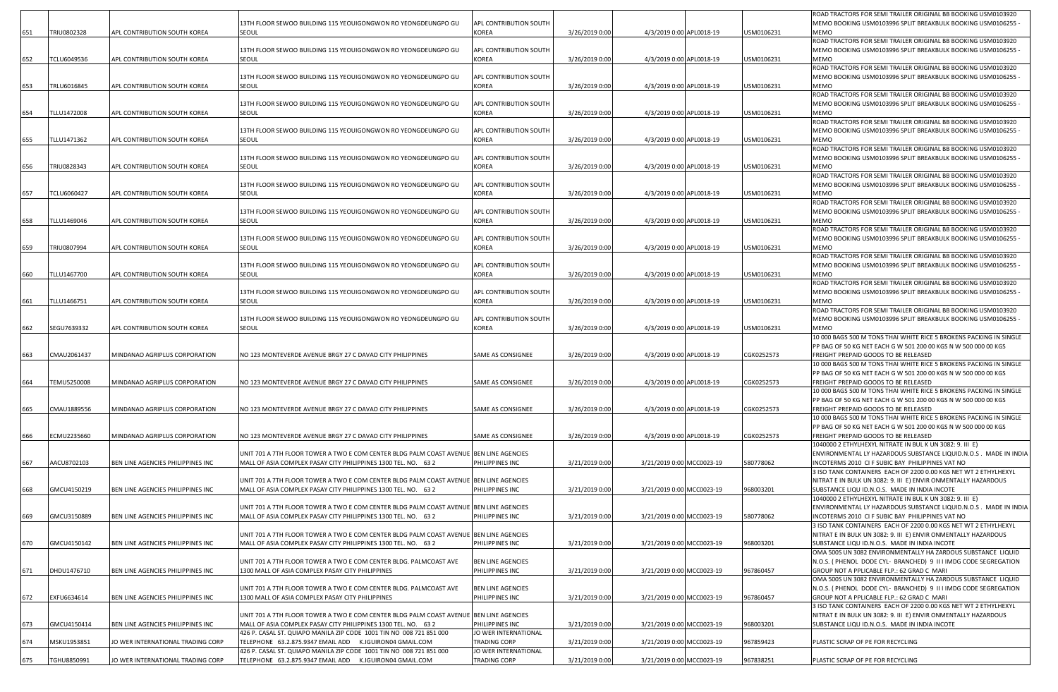|  |  |  |  |  |  |  |  |  |
|---|---|---|---|---|---|---|---|---|
| 651 | TRIU0802328 | APL CONTRIBUTION SOUTH KOREA | 13TH FLOOR SEWOO BUILDING 115 YEOUIGONGWON RO YEONGDEUNGPO GU SEOUL | APL CONTRIBUTION SOUTH KOREA | 3/26/2019 0:00 | 4/3/2019 0:00 APL0018-19 | USM0106231 | ROAD TRACTORS FOR SEMI TRAILER ORIGINAL BB BOOKING USM0103920 MEMO BOOKING USM0103996 SPLIT BREAKBULK BOOKING USM0106255 - MEMO |
| 652 | TCLU6049536 | APL CONTRIBUTION SOUTH KOREA | 13TH FLOOR SEWOO BUILDING 115 YEOUIGONGWON RO YEONGDEUNGPO GU SEOUL | APL CONTRIBUTION SOUTH KOREA | 3/26/2019 0:00 | 4/3/2019 0:00 APL0018-19 | USM0106231 | ROAD TRACTORS FOR SEMI TRAILER ORIGINAL BB BOOKING USM0103920 MEMO BOOKING USM0103996 SPLIT BREAKBULK BOOKING USM0106255 - MEMO |
| 653 | TRLU6016845 | APL CONTRIBUTION SOUTH KOREA | 13TH FLOOR SEWOO BUILDING 115 YEOUIGONGWON RO YEONGDEUNGPO GU SEOUL | APL CONTRIBUTION SOUTH KOREA | 3/26/2019 0:00 | 4/3/2019 0:00 APL0018-19 | USM0106231 | ROAD TRACTORS FOR SEMI TRAILER ORIGINAL BB BOOKING USM0103920 MEMO BOOKING USM0103996 SPLIT BREAKBULK BOOKING USM0106255 - MEMO |
| 654 | TLLU1472008 | APL CONTRIBUTION SOUTH KOREA | 13TH FLOOR SEWOO BUILDING 115 YEOUIGONGWON RO YEONGDEUNGPO GU SEOUL | APL CONTRIBUTION SOUTH KOREA | 3/26/2019 0:00 | 4/3/2019 0:00 APL0018-19 | USM0106231 | ROAD TRACTORS FOR SEMI TRAILER ORIGINAL BB BOOKING USM0103920 MEMO BOOKING USM0103996 SPLIT BREAKBULK BOOKING USM0106255 - MEMO |
| 655 | TLLU1471362 | APL CONTRIBUTION SOUTH KOREA | 13TH FLOOR SEWOO BUILDING 115 YEOUIGONGWON RO YEONGDEUNGPO GU SEOUL | APL CONTRIBUTION SOUTH KOREA | 3/26/2019 0:00 | 4/3/2019 0:00 APL0018-19 | USM0106231 | ROAD TRACTORS FOR SEMI TRAILER ORIGINAL BB BOOKING USM0103920 MEMO BOOKING USM0103996 SPLIT BREAKBULK BOOKING USM0106255 - MEMO |
| 656 | TRIU0828343 | APL CONTRIBUTION SOUTH KOREA | 13TH FLOOR SEWOO BUILDING 115 YEOUIGONGWON RO YEONGDEUNGPO GU SEOUL | APL CONTRIBUTION SOUTH KOREA | 3/26/2019 0:00 | 4/3/2019 0:00 APL0018-19 | USM0106231 | ROAD TRACTORS FOR SEMI TRAILER ORIGINAL BB BOOKING USM0103920 MEMO BOOKING USM0103996 SPLIT BREAKBULK BOOKING USM0106255 - MEMO |
| 657 | TCLU6060427 | APL CONTRIBUTION SOUTH KOREA | 13TH FLOOR SEWOO BUILDING 115 YEOUIGONGWON RO YEONGDEUNGPO GU SEOUL | APL CONTRIBUTION SOUTH KOREA | 3/26/2019 0:00 | 4/3/2019 0:00 APL0018-19 | USM0106231 | ROAD TRACTORS FOR SEMI TRAILER ORIGINAL BB BOOKING USM0103920 MEMO BOOKING USM0103996 SPLIT BREAKBULK BOOKING USM0106255 - MEMO |
| 658 | TLLU1469046 | APL CONTRIBUTION SOUTH KOREA | 13TH FLOOR SEWOO BUILDING 115 YEOUIGONGWON RO YEONGDEUNGPO GU SEOUL | APL CONTRIBUTION SOUTH KOREA | 3/26/2019 0:00 | 4/3/2019 0:00 APL0018-19 | USM0106231 | ROAD TRACTORS FOR SEMI TRAILER ORIGINAL BB BOOKING USM0103920 MEMO BOOKING USM0103996 SPLIT BREAKBULK BOOKING USM0106255 - MEMO |
| 659 | TRIU0807994 | APL CONTRIBUTION SOUTH KOREA | 13TH FLOOR SEWOO BUILDING 115 YEOUIGONGWON RO YEONGDEUNGPO GU SEOUL | APL CONTRIBUTION SOUTH KOREA | 3/26/2019 0:00 | 4/3/2019 0:00 APL0018-19 | USM0106231 | ROAD TRACTORS FOR SEMI TRAILER ORIGINAL BB BOOKING USM0103920 MEMO BOOKING USM0103996 SPLIT BREAKBULK BOOKING USM0106255 - MEMO |
| 660 | TLLU1467700 | APL CONTRIBUTION SOUTH KOREA | 13TH FLOOR SEWOO BUILDING 115 YEOUIGONGWON RO YEONGDEUNGPO GU SEOUL | APL CONTRIBUTION SOUTH KOREA | 3/26/2019 0:00 | 4/3/2019 0:00 APL0018-19 | USM0106231 | ROAD TRACTORS FOR SEMI TRAILER ORIGINAL BB BOOKING USM0103920 MEMO BOOKING USM0103996 SPLIT BREAKBULK BOOKING USM0106255 - MEMO |
| 661 | TLLU1466751 | APL CONTRIBUTION SOUTH KOREA | 13TH FLOOR SEWOO BUILDING 115 YEOUIGONGWON RO YEONGDEUNGPO GU SEOUL | APL CONTRIBUTION SOUTH KOREA | 3/26/2019 0:00 | 4/3/2019 0:00 APL0018-19 | USM0106231 | ROAD TRACTORS FOR SEMI TRAILER ORIGINAL BB BOOKING USM0103920 MEMO BOOKING USM0103996 SPLIT BREAKBULK BOOKING USM0106255 - MEMO |
| 662 | SEGU7639332 | APL CONTRIBUTION SOUTH KOREA | 13TH FLOOR SEWOO BUILDING 115 YEOUIGONGWON RO YEONGDEUNGPO GU SEOUL | APL CONTRIBUTION SOUTH KOREA | 3/26/2019 0:00 | 4/3/2019 0:00 APL0018-19 | USM0106231 | ROAD TRACTORS FOR SEMI TRAILER ORIGINAL BB BOOKING USM0103920 MEMO BOOKING USM0103996 SPLIT BREAKBULK BOOKING USM0106255 - MEMO |
| 663 | CMAU2061437 | MINDANAO AGRIPLUS CORPORATION | NO 123 MONTEVERDE AVENUE BRGY 27 C DAVAO CITY PHILIPPINES | SAME AS CONSIGNEE | 3/26/2019 0:00 | 4/3/2019 0:00 APL0018-19 | CGK0252573 | 10 000 BAGS 500 M TONS THAI WHITE RICE 5 BROKENS PACKING IN SINGLE PP BAG OF 50 KG NET EACH G W 501 200 00 KGS N W 500 000 00 KGS FREIGHT PREPAID GOODS TO BE RELEASED |
| 664 | TEMU5250008 | MINDANAO AGRIPLUS CORPORATION | NO 123 MONTEVERDE AVENUE BRGY 27 C DAVAO CITY PHILIPPINES | SAME AS CONSIGNEE | 3/26/2019 0:00 | 4/3/2019 0:00 APL0018-19 | CGK0252573 | 10 000 BAGS 500 M TONS THAI WHITE RICE 5 BROKENS PACKING IN SINGLE PP BAG OF 50 KG NET EACH G W 501 200 00 KGS N W 500 000 00 KGS FREIGHT PREPAID GOODS TO BE RELEASED |
| 665 | CMAU1889556 | MINDANAO AGRIPLUS CORPORATION | NO 123 MONTEVERDE AVENUE BRGY 27 C DAVAO CITY PHILIPPINES | SAME AS CONSIGNEE | 3/26/2019 0:00 | 4/3/2019 0:00 APL0018-19 | CGK0252573 | 10 000 BAGS 500 M TONS THAI WHITE RICE 5 BROKENS PACKING IN SINGLE PP BAG OF 50 KG NET EACH G W 501 200 00 KGS N W 500 000 00 KGS FREIGHT PREPAID GOODS TO BE RELEASED |
| 666 | ECMU2235660 | MINDANAO AGRIPLUS CORPORATION | NO 123 MONTEVERDE AVENUE BRGY 27 C DAVAO CITY PHILIPPINES | SAME AS CONSIGNEE | 3/26/2019 0:00 | 4/3/2019 0:00 APL0018-19 | CGK0252573 | 10 000 BAGS 500 M TONS THAI WHITE RICE 5 BROKENS PACKING IN SINGLE PP BAG OF 50 KG NET EACH G W 501 200 00 KGS N W 500 000 00 KGS FREIGHT PREPAID GOODS TO BE RELEASED |
| 667 | AACU8702103 | BEN LINE AGENCIES PHILIPPINES INC | UNIT 701 A 7TH FLOOR TOWER A TWO E COM CENTER BLDG PALM COAST AVENUE MALL OF ASIA COMPLEX PASAY CITY PHILIPPINES 1300 TEL. NO. 63 2 | BEN LINE AGENCIES PHILIPPINES INC | 3/21/2019 0:00 | 3/21/2019 0:00 MCC0023-19 | 580778062 | 1040000 2 ETHYLHEXYL NITRATE IN BUL K UN 3082: 9. III E) ENVIRONMENTAL LY HAZARDOUS SUBSTANCE LIQUID.N.O.S . MADE IN INDIA INCOTERMS 2010 CI F SUBIC BAY PHILIPPINES VAT NO |
| 668 | GMCU4150219 | BEN LINE AGENCIES PHILIPPINES INC | UNIT 701 A 7TH FLOOR TOWER A TWO E COM CENTER BLDG PALM COAST AVENUE MALL OF ASIA COMPLEX PASAY CITY PHILIPPINES 1300 TEL. NO. 63 2 | BEN LINE AGENCIES PHILIPPINES INC | 3/21/2019 0:00 | 3/21/2019 0:00 MCC0023-19 | 968003201 | 3 ISO TANK CONTAINERS EACH OF 2200 0.00 KGS NET WT 2 ETHYLHEXYL NITRAT E IN BULK UN 3082: 9. III E) ENVIR ONMENTALLY HAZARDOUS SUBSTANCE LIQU ID.N.O.S. MADE IN INDIA INCOTE |
| 669 | GMCU3150889 | BEN LINE AGENCIES PHILIPPINES INC | UNIT 701 A 7TH FLOOR TOWER A TWO E COM CENTER BLDG PALM COAST AVENUE MALL OF ASIA COMPLEX PASAY CITY PHILIPPINES 1300 TEL. NO. 63 2 | BEN LINE AGENCIES PHILIPPINES INC | 3/21/2019 0:00 | 3/21/2019 0:00 MCC0023-19 | 580778062 | 1040000 2 ETHYLHEXYL NITRATE IN BUL K UN 3082: 9. III E) ENVIRONMENTAL LY HAZARDOUS SUBSTANCE LIQUID.N.O.S . MADE IN INDIA INCOTERMS 2010 CI F SUBIC BAY PHILIPPINES VAT NO |
| 670 | GMCU4150142 | BEN LINE AGENCIES PHILIPPINES INC | UNIT 701 A 7TH FLOOR TOWER A TWO E COM CENTER BLDG PALM COAST AVENUE MALL OF ASIA COMPLEX PASAY CITY PHILIPPINES 1300 TEL. NO. 63 2 | BEN LINE AGENCIES PHILIPPINES INC | 3/21/2019 0:00 | 3/21/2019 0:00 MCC0023-19 | 968003201 | 3 ISO TANK CONTAINERS EACH OF 2200 0.00 KGS NET WT 2 ETHYLHEXYL NITRAT E IN BULK UN 3082: 9. III E) ENVIR ONMENTALLY HAZARDOUS SUBSTANCE LIQU ID.N.O.S. MADE IN INDIA INCOTE |
| 671 | DHDU1476710 | BEN LINE AGENCIES PHILIPPINES INC | UNIT 701 A 7TH FLOOR TOWER A TWO E COM CENTER BLDG. PALMCOAST AVE 1300 MALL OF ASIA COMPLEX PASAY CITY PHILIPPINES | BEN LINE AGENCIES PHILIPPINES INC | 3/21/2019 0:00 | 3/21/2019 0:00 MCC0023-19 | 967860457 | OMA 500S UN 3082 ENVIRONMENTALLY HA ZARDOUS SUBSTANCE LIQUID N.O.S. ( PHENOL DODE CYL- BRANCHED) 9 I I IMDG CODE SEGREGATION GROUP NOT A PPLICABLE FLP.: 62 GRAD C MARI |
| 672 | EXFU6634614 | BEN LINE AGENCIES PHILIPPINES INC | UNIT 701 A 7TH FLOOR TOWER A TWO E COM CENTER BLDG. PALMCOAST AVE 1300 MALL OF ASIA COMPLEX PASAY CITY PHILIPPINES | BEN LINE AGENCIES PHILIPPINES INC | 3/21/2019 0:00 | 3/21/2019 0:00 MCC0023-19 | 967860457 | OMA 500S UN 3082 ENVIRONMENTALLY HA ZARDOUS SUBSTANCE LIQUID N.O.S. ( PHENOL DODE CYL- BRANCHED) 9 I I IMDG CODE SEGREGATION GROUP NOT A PPLICABLE FLP.: 62 GRAD C MARI |
| 673 | GMCU4150414 | BEN LINE AGENCIES PHILIPPINES INC | UNIT 701 A 7TH FLOOR TOWER A TWO E COM CENTER BLDG PALM COAST AVENUE MALL OF ASIA COMPLEX PASAY CITY PHILIPPINES 1300 TEL. NO. 63 2 | BEN LINE AGENCIES PHILIPPINES INC | 3/21/2019 0:00 | 3/21/2019 0:00 MCC0023-19 | 968003201 | 3 ISO TANK CONTAINERS EACH OF 2200 0.00 KGS NET WT 2 ETHYLHEXYL NITRAT E IN BULK UN 3082: 9. III E) ENVIR ONMENTALLY HAZARDOUS SUBSTANCE LIQU ID.N.O.S. MADE IN INDIA INCOTE |
| 674 | MSKU1953851 | JO WER INTERNATIONAL TRADING CORP | 426 P. CASAL ST. QUIAPO MANILA ZIP CODE 1001 TIN NO 008 721 851 000 TELEPHONE 63.2.875.9347 EMAIL ADD K.IGUIRON04 GMAIL.COM | JO WER INTERNATIONAL TRADING CORP | 3/21/2019 0:00 | 3/21/2019 0:00 MCC0023-19 | 967859423 | PLASTIC SCRAP OF PE FOR RECYCLING |
| 675 | TGHU8850991 | JO WER INTERNATIONAL TRADING CORP | 426 P. CASAL ST. QUIAPO MANILA ZIP CODE 1001 TIN NO 008 721 851 000 TELEPHONE 63.2.875.9347 EMAIL ADD K.IGUIRON04 GMAIL.COM | JO WER INTERNATIONAL TRADING CORP | 3/21/2019 0:00 | 3/21/2019 0:00 MCC0023-19 | 967838251 | PLASTIC SCRAP OF PE FOR RECYCLING |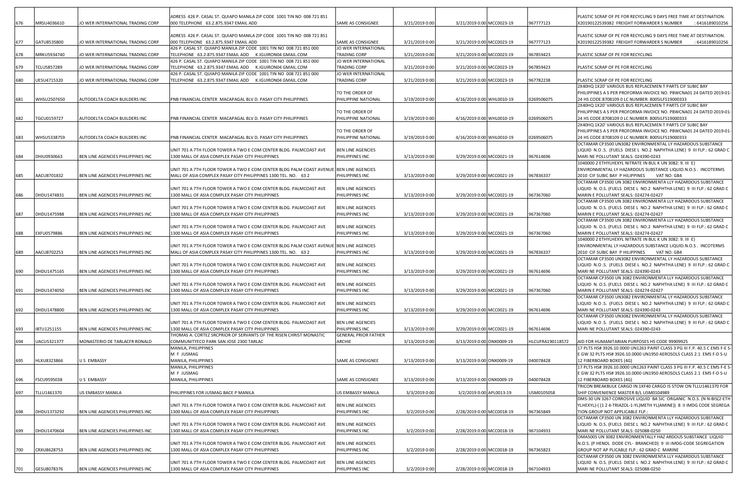| | | | | | | | | |
|---|---|---|---|---|---|---|---|---|
| 676 | MRSU4036610 | JO WER INTERNATIONAL TRADING CORP | ADRESS 426 P. CASAL ST. QUIAPO MANILA ZIP CODE 1001 TIN NO 008 721 851 000 TELEPHONE 63.2.875.9347 EMAIL ADD | SAME AS CONSIGNEE | 3/21/2019 0:00 | 3/21/2019 0:00 MCC0023-19 | 967777123 | PLASTIC SCRAP OF PE FOR RECYCLING 9 DAYS FREE TIME AT DESTINATION. X20190122539382 FREIGHT FORWARDER S NUMBER : 6416189010256 |
| 677 | GATU8535800 | JO WER INTERNATIONAL TRADING CORP | ADRESS 426 P. CASAL ST. QUIAPO MANILA ZIP CODE 1001 TIN NO 008 721 851 000 TELEPHONE 63.2.875.9347 EMAIL ADD | SAME AS CONSIGNEE | 3/21/2019 0:00 | 3/21/2019 0:00 MCC0023-19 | 967777123 | PLASTIC SCRAP OF PE FOR RECYCLING 9 DAYS FREE TIME AT DESTINATION. X20190122539382 FREIGHT FORWARDER S NUMBER : 6416189010256 |
| 678 | MRKU5934740 | JO WER INTERNATIONAL TRADING CORP | 426 P. CASAL ST. QUIAPO MANILA ZIP CODE 1001 TIN NO 008 721 851 000 TELEPHONE 63.2.875.9347 EMAIL ADD K.IGUIRON04 GMAIL.COM | JO WER INTERNATIONAL TRADING CORP | 3/21/2019 0:00 | 3/21/2019 0:00 MCC0023-19 | 967859423 | PLASTIC SCRAP OF PE FOR RECYCLING |
| 679 | TCLU5857289 | JO WER INTERNATIONAL TRADING CORP | 426 P. CASAL ST. QUIAPO MANILA ZIP CODE 1001 TIN NO 008 721 851 000 TELEPHONE 63.2.875.9347 EMAIL ADD K.IGUIRON04 GMAIL.COM | JO WER INTERNATIONAL TRADING CORP | 3/21/2019 0:00 | 3/21/2019 0:00 MCC0023-19 | 967859423 | PLASTIC SCRAP OF PE FOR RECYCLING |
| 680 | UESU4715320 | JO WER INTERNATIONAL TRADING CORP | 426 P. CASAL ST. QUIAPO MANILA ZIP CODE 1001 TIN NO 008 721 851 000 TELEPHONE 63.2.875.9347 EMAIL ADD K.IGUIRON04 GMAIL.COM | JO WER INTERNATIONAL TRADING CORP | 3/21/2019 0:00 | 3/21/2019 0:00 MCC0023-19 | 967782238 | PLASTIC SCRAP OF PE FOR RECYCLING |
| 681 | WHSU2507650 | AUTODELTA COACH BUILDERS INC | PNB FINANCIAL CENTER MACAPAGAL BLV D. PASAY CITY PHILIPPINES | TO THE ORDER OF PHILIPPINE NATIONAL | 3/19/2019 0:00 | 4/16/2019 0:00 WHL0010-19 | 0269506075 | 2X40HQ 1X20' VARIOUS BUS REPLACEMEN T PARTS CIF SUBIC BAY PHILIPPINES A S PER PROFORMA INVOICE NO. PBWCNA01 24 DATED 2019-01-24 HS CODE:8708109 0 LC NUMBER: 8005ILFS19000333 |
| 682 | TGCU0159727 | AUTODELTA COACH BUILDERS INC | PNB FINANCIAL CENTER MACAPAGAL BLV D. PASAY CITY PHILIPPINES | TO THE ORDER OF PHILIPPINE NATIONAL | 3/19/2019 0:00 | 4/16/2019 0:00 WHL0010-19 | 0269506075 | 2X40HQ 1X20' VARIOUS BUS REPLACEMEN T PARTS CIF SUBIC BAY PHILIPPINES A S PER PROFORMA INVOICE NO. PBWCNA01 24 DATED 2019-01-24 HS CODE:8708109 0 LC NUMBER: 8005ILFS19000333 |
| 683 | WHSU5338759 | AUTODELTA COACH BUILDERS INC | PNB FINANCIAL CENTER MACAPAGAL BLV D. PASAY CITY PHILIPPINES | TO THE ORDER OF PHILIPPINE NATIONAL | 3/19/2019 0:00 | 4/16/2019 0:00 WHL0010-19 | 0269506075 | 2X40HQ 1X20' VARIOUS BUS REPLACEMEN T PARTS CIF SUBIC BAY PHILIPPINES A S PER PROFORMA INVOICE NO. PBWCNA01 24 DATED 2019-01-24 HS CODE:8708109 0 LC NUMBER: 8005ILFS19000333 |
| 684 | DHIU0930663 | BEN LINE AGENCIES PHILIPPINES INC | UNIT 701 A 7TH FLOOR TOWER A TWO E COM CENTER BLDG. PALMCOAST AVE 1300 MALL OF ASIA COMPLEX PASAY CITY PHILIPPINES | BEN LINE AGENCIES PHILIPPINES INC | 3/13/2019 0:00 | 3/29/2019 0:00 MCC0021-19 | 967614696 | OCTAMAR CP3500 UN3082 ENVIRONMENTAL LY HAZARDOUS SUBSTANCE LIQUID N.O .S. (FUELS DIESE L NO.2 NAPHTHA LENE) 9 III FLP.: 62 GRAD C MARI NE POLLUTANT SEALS: 024390-0243 |
| 685 | AACU8701832 | BEN LINE AGENCIES PHILIPPINES INC | UNIT 701 A 7TH FLOOR TOWER A TWO E COM CENTER BLDG PALM COAST AVENUE MALL OF ASIA COMPLEX PASAY CITY PHILIPPINES 1300 TEL. NO. 63 2 | BEN LINE AGENCIES PHILIPPINES INC | 3/13/2019 0:00 | 3/29/2019 0:00 MCC0021-19 | 967836337 | 1040000 2 ETHYLHEXYL NITRATE IN BUL K UN 3082: 9. III E) ENVIRONMENTAL LY HAZARDOUS SUBSTANCE LIQUID.N.O.S . INCOTERMS 2010 CIF SUBIC BAY P HILIPPINES VAT NO: GB4 |
| 686 | DHDU1474831 | BEN LINE AGENCIES PHILIPPINES INC | UNIT 701 A 7TH FLOOR TOWER A TWO E COM CENTER BLDG. PALMCOAST AVE 1300 MALL OF ASIA COMPLEX PASAY CITY PHILIPPINES | BEN LINE AGENCIES PHILIPPINES INC | 3/13/2019 0:00 | 3/29/2019 0:00 MCC0021-19 | 967367060 | OCTAMAR CP3500 UN 3082 ENVIRONMENTA LLY HAZARDOUS SUBSTANCE LIQUID N. O.S. (FUELS DIESE L NO.2 NAPHTHA LENE) 9 III FLP.: 62 GRAD C MARIN E POLLUTANT SEALS: 024274-02427 |
| 687 | DHDU1475988 | BEN LINE AGENCIES PHILIPPINES INC | UNIT 701 A 7TH FLOOR TOWER A TWO E COM CENTER BLDG. PALMCOAST AVE 1300 MALL OF ASIA COMPLEX PASAY CITY PHILIPPINES | BEN LINE AGENCIES PHILIPPINES INC | 3/13/2019 0:00 | 3/29/2019 0:00 MCC0021-19 | 967367060 | OCTAMAR CP3500 UN 3082 ENVIRONMENTA LLY HAZARDOUS SUBSTANCE LIQUID N. O.S. (FUELS DIESE L NO.2 NAPHTHA LENE) 9 III FLP.: 62 GRAD C MARIN E POLLUTANT SEALS: 024274-02427 |
| 688 | EXFU0579886 | BEN LINE AGENCIES PHILIPPINES INC | UNIT 701 A 7TH FLOOR TOWER A TWO E COM CENTER BLDG. PALMCOAST AVE 1300 MALL OF ASIA COMPLEX PASAY CITY PHILIPPINES | BEN LINE AGENCIES PHILIPPINES INC | 3/13/2019 0:00 | 3/29/2019 0:00 MCC0021-19 | 967367060 | OCTAMAR CP3500 UN 3082 ENVIRONMENTA LLY HAZARDOUS SUBSTANCE LIQUID N. O.S. (FUELS DIESE L NO.2 NAPHTHA LENE) 9 III FLP.: 62 GRAD C MARIN E POLLUTANT SEALS: 024274-02427 |
| 689 | AACU8702253 | BEN LINE AGENCIES PHILIPPINES INC | UNIT 701 A 7TH FLOOR TOWER A TWO E COM CENTER BLDG PALM COAST AVENUE MALL OF ASIA COMPLEX PASAY CITY PHILIPPINES 1300 TEL. NO. 63 2 | BEN LINE AGENCIES PHILIPPINES INC | 3/13/2019 0:00 | 3/29/2019 0:00 MCC0021-19 | 967836337 | 1040000 2 ETHYLHEXYL NITRATE IN BUL K UN 3082: 9. III E) ENVIRONMENTAL LY HAZARDOUS SUBSTANCE LIQUID.N.O.S . INCOTERMS 2010 CIF SUBIC BAY P HILIPPINES VAT NO: GB4 |
| 690 | DHDU1475165 | BEN LINE AGENCIES PHILIPPINES INC | UNIT 701 A 7TH FLOOR TOWER A TWO E COM CENTER BLDG. PALMCOAST AVE 1300 MALL OF ASIA COMPLEX PASAY CITY PHILIPPINES | BEN LINE AGENCIES PHILIPPINES INC | 3/13/2019 0:00 | 3/29/2019 0:00 MCC0021-19 | 967614696 | OCTAMAR CP3500 UN3082 ENVIRONMENTAL LY HAZARDOUS SUBSTANCE LIQUID N.O .S. (FUELS DIESE L NO.2 NAPHTHA LENE) 9 III FLP.: 62 GRAD C MARI NE POLLUTANT SEALS: 024390-0243 |
| 691 | DHDU1474050 | BEN LINE AGENCIES PHILIPPINES INC | UNIT 701 A 7TH FLOOR TOWER A TWO E COM CENTER BLDG. PALMCOAST AVE 1300 MALL OF ASIA COMPLEX PASAY CITY PHILIPPINES | BEN LINE AGENCIES PHILIPPINES INC | 3/13/2019 0:00 | 3/29/2019 0:00 MCC0021-19 | 967367060 | OCTAMAR CP3500 UN 3082 ENVIRONMENTA LLY HAZARDOUS SUBSTANCE LIQUID N. O.S. (FUELS DIESE L NO.2 NAPHTHA LENE) 9 III FLP.: 62 GRAD C MARIN E POLLUTANT SEALS: 024274-02427 |
| 692 | DHDU1478800 | BEN LINE AGENCIES PHILIPPINES INC | UNIT 701 A 7TH FLOOR TOWER A TWO E COM CENTER BLDG. PALMCOAST AVE 1300 MALL OF ASIA COMPLEX PASAY CITY PHILIPPINES | BEN LINE AGENCIES PHILIPPINES INC | 3/13/2019 0:00 | 3/29/2019 0:00 MCC0021-19 | 967614696 | OCTAMAR CP3500 UN3082 ENVIRONMENTAL LY HAZARDOUS SUBSTANCE LIQUID N.O .S. (FUELS DIESE L NO.2 NAPHTHA LENE) 9 III FLP.: 62 GRAD C MARI NE POLLUTANT SEALS: 024390-0243 |
| 693 | IBTU1251155 | BEN LINE AGENCIES PHILIPPINES INC | UNIT 701 A 7TH FLOOR TOWER A TWO E COM CENTER BLDG. PALMCOAST AVE 1300 MALL OF ASIA COMPLEX PASAY CITY PHILIPPINES | BEN LINE AGENCIES PHILIPPINES INC | 3/13/2019 0:00 | 3/29/2019 0:00 MCC0021-19 | 967614696 | OCTAMAR CP3500 UN3082 ENVIRONMENTAL LY HAZARDOUS SUBSTANCE LIQUID N.O .S. (FUELS DIESE L NO.2 NAPHTHA LENE) 9 III FLP.: 62 GRAD C MARI NE POLLUTANT SEALS: 024390-0243 |
| 694 | UACU5321377 | MONASTERIO DE TARLACFR RONALD | THOMAS A. CORTEZ SRCPRIOR OF SERVANTS OF THE RISEN CHRIST MONASTIC COMMUNITYECO PARK SAN JOSE 2300 TARLAC | GENERAL PRIOR FATHER ARCHIE | 3/13/2019 0:00 | 3/13/2019 0:00 ONX0009-19 | HLCUFRA190118572 | AID FOR HUMANITARIAN PURPOSES HS CODE 99909925 |
| 695 | HLXU8323866 | U S EMBASSY | MANILA, PHILIPPINES M F JUSMAG MANILA, PHILIPPINES | SAME AS CONSIGNEE | 3/13/2019 0:00 | 3/13/2019 0:00 ONX0009-19 | 040078428 | 17 PLTS HS# 3926.10.0000 UN1263 PAINT CLASS 3 PG III F.P. 40.5 C EMS F-E S-E GW 32 PLTS HS# 3926.10.0000 UN1950 AEROSOLS CLASS 2.1 EMS F-D S-U 12 FIBERBOARD BOXES (4G) |
| 696 | FSCU9595038 | U S EMBASSY | MANILA, PHILIPPINES M F JUSMAG MANILA, PHILIPPINES | SAME AS CONSIGNEE | 3/13/2019 0:00 | 3/13/2019 0:00 ONX0009-19 | 040078428 | 17 PLTS HS# 3926.10.0000 UN1263 PAINT CLASS 3 PG III F.P. 40.5 C EMS F-E S-E GW 32 PLTS HS# 3926.10.0000 UN1950 AEROSOLS CLASS 2.1 EMS F-D S-U 12 FIBERBOARD BOXES (4G) |
| 697 | TLLU1461370 | US EMBASSY MANILA | PHILIPPINES FOR JUSMAG BACE P MANILA | US EMBASSY MANILA | 3/3/2019 0:00 | 3/2/2019 0:00 APL0013-19 | USM0105058 | TRICON BREAKBULK CARGO IN 1XF40 CARGO IS STOW ON TLLU1461370 FOR SHIP CONVENIENCE MASTER B/L USM0104989 |
| 698 | DHDU1373292 | BEN LINE AGENCIES PHILIPPINES INC | UNIT 701 A 7TH FLOOR TOWER A TWO E COM CENTER BLDG. PALMCOAST AVE 1300 MALL OF ASIA COMPLEX PASAY CITY PHILIPPINES | BEN LINE AGENCIES PHILIPPINES INC | 3/2/2019 0:00 | 2/28/2019 0:00 MCC0018-19 | 967365849 | DMS-30 UN 3267 CORROSIVE LIQUID BA SIC ORGANIC N.O.S. (N N-BIS(2-ETH YLHEXYL)-(1 2 4-TRIAZOL-1-YL)METH YL)AMINE)) 8 II IMDG CODE SEGREGA TION GROUP NOT APPLICABLE FLP.: |
| 699 | DHDU1470604 | BEN LINE AGENCIES PHILIPPINES INC | UNIT 701 A 7TH FLOOR TOWER A TWO E COM CENTER BLDG. PALMCOAST AVE 1300 MALL OF ASIA COMPLEX PASAY CITY PHILIPPINES | BEN LINE AGENCIES PHILIPPINES INC | 3/2/2019 0:00 | 2/28/2019 0:00 MCC0018-19 | 967104933 | OCTAMAR CP3500 UN 3082 ENVIRONMENTA LLY HAZARDOUS SUBSTANCE LIQUID N. O.S. (FUELS DIESE L NO.2 NAPHTHA LENE) 9 III FLP.: 62 GRAD C MARI NE POLLUTANT SEALS: 025088-0250 |
| 700 | CRXU8628753 | BEN LINE AGENCIES PHILIPPINES INC | UNIT 701 A 7TH FLOOR TOWER A TWO E COM CENTER BLDG. PALMCOAST AVE 1300 MALL OF ASIA COMPLEX PASAY CITY PHILIPPINES | BEN LINE AGENCIES PHILIPPINES INC | 3/2/2019 0:00 | 2/28/2019 0:00 MCC0018-19 | 967365823 | OMA500S UN 3082 ENVIRONMENTALLY HAZ ARDOUS SUBSTANCE LIQUID N.O.S. (P HENOL DODE CYL- BRANCHED) 9 III IMDG-CODE SEGREGATION GROUP NOT AP PLICABLE FLP.: 62 GRAD C MARINE |
| 701 | GESU8078376 | BEN LINE AGENCIES PHILIPPINES INC | UNIT 701 A 7TH FLOOR TOWER A TWO E COM CENTER BLDG. PALMCOAST AVE 1300 MALL OF ASIA COMPLEX PASAY CITY PHILIPPINES | BEN LINE AGENCIES PHILIPPINES INC | 3/2/2019 0:00 | 2/28/2019 0:00 MCC0018-19 | 967104933 | OCTAMAR CP3500 UN 3082 ENVIRONMENTA LLY HAZARDOUS SUBSTANCE LIQUID N. O.S. (FUELS DIESE L NO.2 NAPHTHA LENE) 9 III FLP.: 62 GRAD C MARI NE POLLUTANT SEALS: 025088-0250 |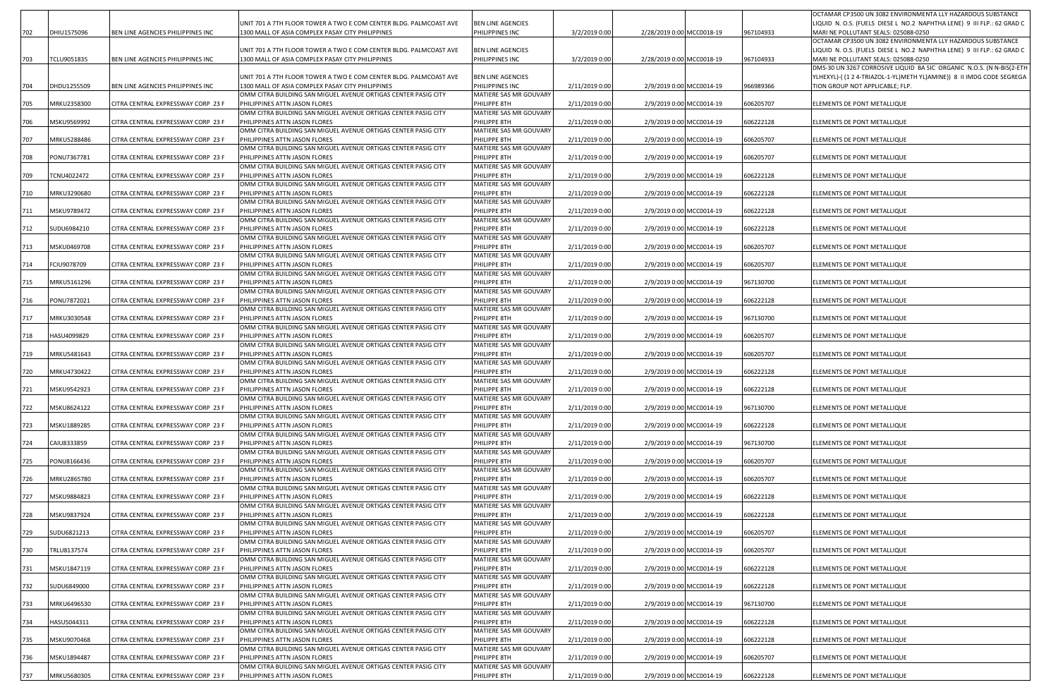| | | | | | | | | | |
|---|---|---|---|---|---|---|---|---|---|
| 702 | DHIU1575096 | BEN LINE AGENCIES PHILIPPINES INC | UNIT 701 A 7TH FLOOR TOWER A TWO E COM CENTER BLDG. PALMCOAST AVE 1300 MALL OF ASIA COMPLEX PASAY CITY PHILIPPINES | BEN LINE AGENCIES PHILIPPINES INC | 3/2/2019 0:00 | 2/28/2019 0:00 | MCC0018-19 | 967104933 | OCTAMAR CP3500 UN 3082 ENVIRONMENTA LLY HAZARDOUS SUBSTANCE LIQUID N. O.S. (FUELS DIESE L NO.2 NAPHTHA LENE) 9 III FLP.: 62 GRAD C MARI NE POLLUTANT SEALS: 025088-0250 |
| 703 | TCLU9051835 | BEN LINE AGENCIES PHILIPPINES INC | UNIT 701 A 7TH FLOOR TOWER A TWO E COM CENTER BLDG. PALMCOAST AVE 1300 MALL OF ASIA COMPLEX PASAY CITY PHILIPPINES | BEN LINE AGENCIES PHILIPPINES INC | 3/2/2019 0:00 | 2/28/2019 0:00 | MCC0018-19 | 967104933 | OCTAMAR CP3500 UN 3082 ENVIRONMENTA LLY HAZARDOUS SUBSTANCE LIQUID N. O.S. (FUELS DIESE L NO.2 NAPHTHA LENE) 9 III FLP.: 62 GRAD C MARI NE POLLUTANT SEALS: 025088-0250 |
| 704 | DHDU1255509 | BEN LINE AGENCIES PHILIPPINES INC | UNIT 701 A 7TH FLOOR TOWER A TWO E COM CENTER BLDG. PALMCOAST AVE 1300 MALL OF ASIA COMPLEX PASAY CITY PHILIPPINES | BEN LINE AGENCIES PHILIPPINES INC | 2/11/2019 0:00 | 2/9/2019 0:00 | MCC0014-19 | 966989366 | DMS-30 UN 3267 CORROSIVE LIQUID BA SIC ORGANIC N.O.S. (N N-BIS(2-ETH YLHEXYL)-( (1 2 4-TRIAZOL-1-YL)METH YL)AMINE)) 8 II IMDG CODE SEGREGA TION GROUP NOT APPLICABLE; FLP. |
| 705 | MRKU2358300 | CITRA CENTRAL EXPRESSWAY CORP 23 F | OMM CITRA BUILDING SAN MIGUEL AVENUE ORTIGAS CENTER PASIG CITY PHILIPPINES ATTN JASON FLORES | MATIERE SAS MR GOUVARY PHILIPPE 8TH | 2/11/2019 0:00 | 2/9/2019 0:00 | MCC0014-19 | 606205707 | ELEMENTS DE PONT METALLIQUE |
| 706 | MSKU9569992 | CITRA CENTRAL EXPRESSWAY CORP 23 F | OMM CITRA BUILDING SAN MIGUEL AVENUE ORTIGAS CENTER PASIG CITY PHILIPPINES ATTN JASON FLORES | MATIERE SAS MR GOUVARY PHILIPPE 8TH | 2/11/2019 0:00 | 2/9/2019 0:00 | MCC0014-19 | 606222128 | ELEMENTS DE PONT METALLIQUE |
| 707 | MRKU5288486 | CITRA CENTRAL EXPRESSWAY CORP 23 F | OMM CITRA BUILDING SAN MIGUEL AVENUE ORTIGAS CENTER PASIG CITY PHILIPPINES ATTN JASON FLORES | MATIERE SAS MR GOUVARY PHILIPPE 8TH | 2/11/2019 0:00 | 2/9/2019 0:00 | MCC0014-19 | 606205707 | ELEMENTS DE PONT METALLIQUE |
| 708 | PONU7367781 | CITRA CENTRAL EXPRESSWAY CORP 23 F | OMM CITRA BUILDING SAN MIGUEL AVENUE ORTIGAS CENTER PASIG CITY PHILIPPINES ATTN JASON FLORES | MATIERE SAS MR GOUVARY PHILIPPE 8TH | 2/11/2019 0:00 | 2/9/2019 0:00 | MCC0014-19 | 606205707 | ELEMENTS DE PONT METALLIQUE |
| 709 | TCNU4022472 | CITRA CENTRAL EXPRESSWAY CORP 23 F | OMM CITRA BUILDING SAN MIGUEL AVENUE ORTIGAS CENTER PASIG CITY PHILIPPINES ATTN JASON FLORES | MATIERE SAS MR GOUVARY PHILIPPE 8TH | 2/11/2019 0:00 | 2/9/2019 0:00 | MCC0014-19 | 606222128 | ELEMENTS DE PONT METALLIQUE |
| 710 | MRKU3290680 | CITRA CENTRAL EXPRESSWAY CORP 23 F | OMM CITRA BUILDING SAN MIGUEL AVENUE ORTIGAS CENTER PASIG CITY PHILIPPINES ATTN JASON FLORES | MATIERE SAS MR GOUVARY PHILIPPE 8TH | 2/11/2019 0:00 | 2/9/2019 0:00 | MCC0014-19 | 606222128 | ELEMENTS DE PONT METALLIQUE |
| 711 | MSKU9789472 | CITRA CENTRAL EXPRESSWAY CORP 23 F | OMM CITRA BUILDING SAN MIGUEL AVENUE ORTIGAS CENTER PASIG CITY PHILIPPINES ATTN JASON FLORES | MATIERE SAS MR GOUVARY PHILIPPE 8TH | 2/11/2019 0:00 | 2/9/2019 0:00 | MCC0014-19 | 606222128 | ELEMENTS DE PONT METALLIQUE |
| 712 | SUDU6984210 | CITRA CENTRAL EXPRESSWAY CORP 23 F | OMM CITRA BUILDING SAN MIGUEL AVENUE ORTIGAS CENTER PASIG CITY PHILIPPINES ATTN JASON FLORES | MATIERE SAS MR GOUVARY PHILIPPE 8TH | 2/11/2019 0:00 | 2/9/2019 0:00 | MCC0014-19 | 606222128 | ELEMENTS DE PONT METALLIQUE |
| 713 | MSKU0469708 | CITRA CENTRAL EXPRESSWAY CORP 23 F | OMM CITRA BUILDING SAN MIGUEL AVENUE ORTIGAS CENTER PASIG CITY PHILIPPINES ATTN JASON FLORES | MATIERE SAS MR GOUVARY PHILIPPE 8TH | 2/11/2019 0:00 | 2/9/2019 0:00 | MCC0014-19 | 606205707 | ELEMENTS DE PONT METALLIQUE |
| 714 | FCIU9078709 | CITRA CENTRAL EXPRESSWAY CORP 23 F | OMM CITRA BUILDING SAN MIGUEL AVENUE ORTIGAS CENTER PASIG CITY PHILIPPINES ATTN JASON FLORES | MATIERE SAS MR GOUVARY PHILIPPE 8TH | 2/11/2019 0:00 | 2/9/2019 0:00 | MCC0014-19 | 606205707 | ELEMENTS DE PONT METALLIQUE |
| 715 | MRKU5161296 | CITRA CENTRAL EXPRESSWAY CORP 23 F | OMM CITRA BUILDING SAN MIGUEL AVENUE ORTIGAS CENTER PASIG CITY PHILIPPINES ATTN JASON FLORES | MATIERE SAS MR GOUVARY PHILIPPE 8TH | 2/11/2019 0:00 | 2/9/2019 0:00 | MCC0014-19 | 967130700 | ELEMENTS DE PONT METALLIQUE |
| 716 | PONU7872021 | CITRA CENTRAL EXPRESSWAY CORP 23 F | OMM CITRA BUILDING SAN MIGUEL AVENUE ORTIGAS CENTER PASIG CITY PHILIPPINES ATTN JASON FLORES | MATIERE SAS MR GOUVARY PHILIPPE 8TH | 2/11/2019 0:00 | 2/9/2019 0:00 | MCC0014-19 | 606222128 | ELEMENTS DE PONT METALLIQUE |
| 717 | MRKU3030548 | CITRA CENTRAL EXPRESSWAY CORP 23 F | OMM CITRA BUILDING SAN MIGUEL AVENUE ORTIGAS CENTER PASIG CITY PHILIPPINES ATTN JASON FLORES | MATIERE SAS MR GOUVARY PHILIPPE 8TH | 2/11/2019 0:00 | 2/9/2019 0:00 | MCC0014-19 | 967130700 | ELEMENTS DE PONT METALLIQUE |
| 718 | HASU4099829 | CITRA CENTRAL EXPRESSWAY CORP 23 F | OMM CITRA BUILDING SAN MIGUEL AVENUE ORTIGAS CENTER PASIG CITY PHILIPPINES ATTN JASON FLORES | MATIERE SAS MR GOUVARY PHILIPPE 8TH | 2/11/2019 0:00 | 2/9/2019 0:00 | MCC0014-19 | 606205707 | ELEMENTS DE PONT METALLIQUE |
| 719 | MRKU5481643 | CITRA CENTRAL EXPRESSWAY CORP 23 F | OMM CITRA BUILDING SAN MIGUEL AVENUE ORTIGAS CENTER PASIG CITY PHILIPPINES ATTN JASON FLORES | MATIERE SAS MR GOUVARY PHILIPPE 8TH | 2/11/2019 0:00 | 2/9/2019 0:00 | MCC0014-19 | 606205707 | ELEMENTS DE PONT METALLIQUE |
| 720 | MRKU4730422 | CITRA CENTRAL EXPRESSWAY CORP 23 F | OMM CITRA BUILDING SAN MIGUEL AVENUE ORTIGAS CENTER PASIG CITY PHILIPPINES ATTN JASON FLORES | MATIERE SAS MR GOUVARY PHILIPPE 8TH | 2/11/2019 0:00 | 2/9/2019 0:00 | MCC0014-19 | 606222128 | ELEMENTS DE PONT METALLIQUE |
| 721 | MSKU9542923 | CITRA CENTRAL EXPRESSWAY CORP 23 F | OMM CITRA BUILDING SAN MIGUEL AVENUE ORTIGAS CENTER PASIG CITY PHILIPPINES ATTN JASON FLORES | MATIERE SAS MR GOUVARY PHILIPPE 8TH | 2/11/2019 0:00 | 2/9/2019 0:00 | MCC0014-19 | 606222128 | ELEMENTS DE PONT METALLIQUE |
| 722 | MSKU8624122 | CITRA CENTRAL EXPRESSWAY CORP 23 F | OMM CITRA BUILDING SAN MIGUEL AVENUE ORTIGAS CENTER PASIG CITY PHILIPPINES ATTN JASON FLORES | MATIERE SAS MR GOUVARY PHILIPPE 8TH | 2/11/2019 0:00 | 2/9/2019 0:00 | MCC0014-19 | 967130700 | ELEMENTS DE PONT METALLIQUE |
| 723 | MSKU1889285 | CITRA CENTRAL EXPRESSWAY CORP 23 F | OMM CITRA BUILDING SAN MIGUEL AVENUE ORTIGAS CENTER PASIG CITY PHILIPPINES ATTN JASON FLORES | MATIERE SAS MR GOUVARY PHILIPPE 8TH | 2/11/2019 0:00 | 2/9/2019 0:00 | MCC0014-19 | 606222128 | ELEMENTS DE PONT METALLIQUE |
| 724 | CAIU8333859 | CITRA CENTRAL EXPRESSWAY CORP 23 F | OMM CITRA BUILDING SAN MIGUEL AVENUE ORTIGAS CENTER PASIG CITY PHILIPPINES ATTN JASON FLORES | MATIERE SAS MR GOUVARY PHILIPPE 8TH | 2/11/2019 0:00 | 2/9/2019 0:00 | MCC0014-19 | 967130700 | ELEMENTS DE PONT METALLIQUE |
| 725 | PONU8166436 | CITRA CENTRAL EXPRESSWAY CORP 23 F | OMM CITRA BUILDING SAN MIGUEL AVENUE ORTIGAS CENTER PASIG CITY PHILIPPINES ATTN JASON FLORES | MATIERE SAS MR GOUVARY PHILIPPE 8TH | 2/11/2019 0:00 | 2/9/2019 0:00 | MCC0014-19 | 606205707 | ELEMENTS DE PONT METALLIQUE |
| 726 | MRKU2865780 | CITRA CENTRAL EXPRESSWAY CORP 23 F | OMM CITRA BUILDING SAN MIGUEL AVENUE ORTIGAS CENTER PASIG CITY PHILIPPINES ATTN JASON FLORES | MATIERE SAS MR GOUVARY PHILIPPE 8TH | 2/11/2019 0:00 | 2/9/2019 0:00 | MCC0014-19 | 606205707 | ELEMENTS DE PONT METALLIQUE |
| 727 | MSKU9884823 | CITRA CENTRAL EXPRESSWAY CORP 23 F | OMM CITRA BUILDING SAN MIGUEL AVENUE ORTIGAS CENTER PASIG CITY PHILIPPINES ATTN JASON FLORES | MATIERE SAS MR GOUVARY PHILIPPE 8TH | 2/11/2019 0:00 | 2/9/2019 0:00 | MCC0014-19 | 606222128 | ELEMENTS DE PONT METALLIQUE |
| 728 | MSKU9837924 | CITRA CENTRAL EXPRESSWAY CORP 23 F | OMM CITRA BUILDING SAN MIGUEL AVENUE ORTIGAS CENTER PASIG CITY PHILIPPINES ATTN JASON FLORES | MATIERE SAS MR GOUVARY PHILIPPE 8TH | 2/11/2019 0:00 | 2/9/2019 0:00 | MCC0014-19 | 606222128 | ELEMENTS DE PONT METALLIQUE |
| 729 | SUDU6821213 | CITRA CENTRAL EXPRESSWAY CORP 23 F | OMM CITRA BUILDING SAN MIGUEL AVENUE ORTIGAS CENTER PASIG CITY PHILIPPINES ATTN JASON FLORES | MATIERE SAS MR GOUVARY PHILIPPE 8TH | 2/11/2019 0:00 | 2/9/2019 0:00 | MCC0014-19 | 606205707 | ELEMENTS DE PONT METALLIQUE |
| 730 | TRLU8137574 | CITRA CENTRAL EXPRESSWAY CORP 23 F | OMM CITRA BUILDING SAN MIGUEL AVENUE ORTIGAS CENTER PASIG CITY PHILIPPINES ATTN JASON FLORES | MATIERE SAS MR GOUVARY PHILIPPE 8TH | 2/11/2019 0:00 | 2/9/2019 0:00 | MCC0014-19 | 606205707 | ELEMENTS DE PONT METALLIQUE |
| 731 | MSKU1847119 | CITRA CENTRAL EXPRESSWAY CORP 23 F | OMM CITRA BUILDING SAN MIGUEL AVENUE ORTIGAS CENTER PASIG CITY PHILIPPINES ATTN JASON FLORES | MATIERE SAS MR GOUVARY PHILIPPE 8TH | 2/11/2019 0:00 | 2/9/2019 0:00 | MCC0014-19 | 606222128 | ELEMENTS DE PONT METALLIQUE |
| 732 | SUDU6849000 | CITRA CENTRAL EXPRESSWAY CORP 23 F | OMM CITRA BUILDING SAN MIGUEL AVENUE ORTIGAS CENTER PASIG CITY PHILIPPINES ATTN JASON FLORES | MATIERE SAS MR GOUVARY PHILIPPE 8TH | 2/11/2019 0:00 | 2/9/2019 0:00 | MCC0014-19 | 606222128 | ELEMENTS DE PONT METALLIQUE |
| 733 | MRKU6496530 | CITRA CENTRAL EXPRESSWAY CORP 23 F | OMM CITRA BUILDING SAN MIGUEL AVENUE ORTIGAS CENTER PASIG CITY PHILIPPINES ATTN JASON FLORES | MATIERE SAS MR GOUVARY PHILIPPE 8TH | 2/11/2019 0:00 | 2/9/2019 0:00 | MCC0014-19 | 967130700 | ELEMENTS DE PONT METALLIQUE |
| 734 | HASU5044311 | CITRA CENTRAL EXPRESSWAY CORP 23 F | OMM CITRA BUILDING SAN MIGUEL AVENUE ORTIGAS CENTER PASIG CITY PHILIPPINES ATTN JASON FLORES | MATIERE SAS MR GOUVARY PHILIPPE 8TH | 2/11/2019 0:00 | 2/9/2019 0:00 | MCC0014-19 | 606222128 | ELEMENTS DE PONT METALLIQUE |
| 735 | MSKU9070468 | CITRA CENTRAL EXPRESSWAY CORP 23 F | OMM CITRA BUILDING SAN MIGUEL AVENUE ORTIGAS CENTER PASIG CITY PHILIPPINES ATTN JASON FLORES | MATIERE SAS MR GOUVARY PHILIPPE 8TH | 2/11/2019 0:00 | 2/9/2019 0:00 | MCC0014-19 | 606222128 | ELEMENTS DE PONT METALLIQUE |
| 736 | MSKU1894487 | CITRA CENTRAL EXPRESSWAY CORP 23 F | OMM CITRA BUILDING SAN MIGUEL AVENUE ORTIGAS CENTER PASIG CITY PHILIPPINES ATTN JASON FLORES | MATIERE SAS MR GOUVARY PHILIPPE 8TH | 2/11/2019 0:00 | 2/9/2019 0:00 | MCC0014-19 | 606205707 | ELEMENTS DE PONT METALLIQUE |
| 737 | MRKU5680305 | CITRA CENTRAL EXPRESSWAY CORP 23 F | OMM CITRA BUILDING SAN MIGUEL AVENUE ORTIGAS CENTER PASIG CITY PHILIPPINES ATTN JASON FLORES | MATIERE SAS MR GOUVARY PHILIPPE 8TH | 2/11/2019 0:00 | 2/9/2019 0:00 | MCC0014-19 | 606222128 | ELEMENTS DE PONT METALLIQUE |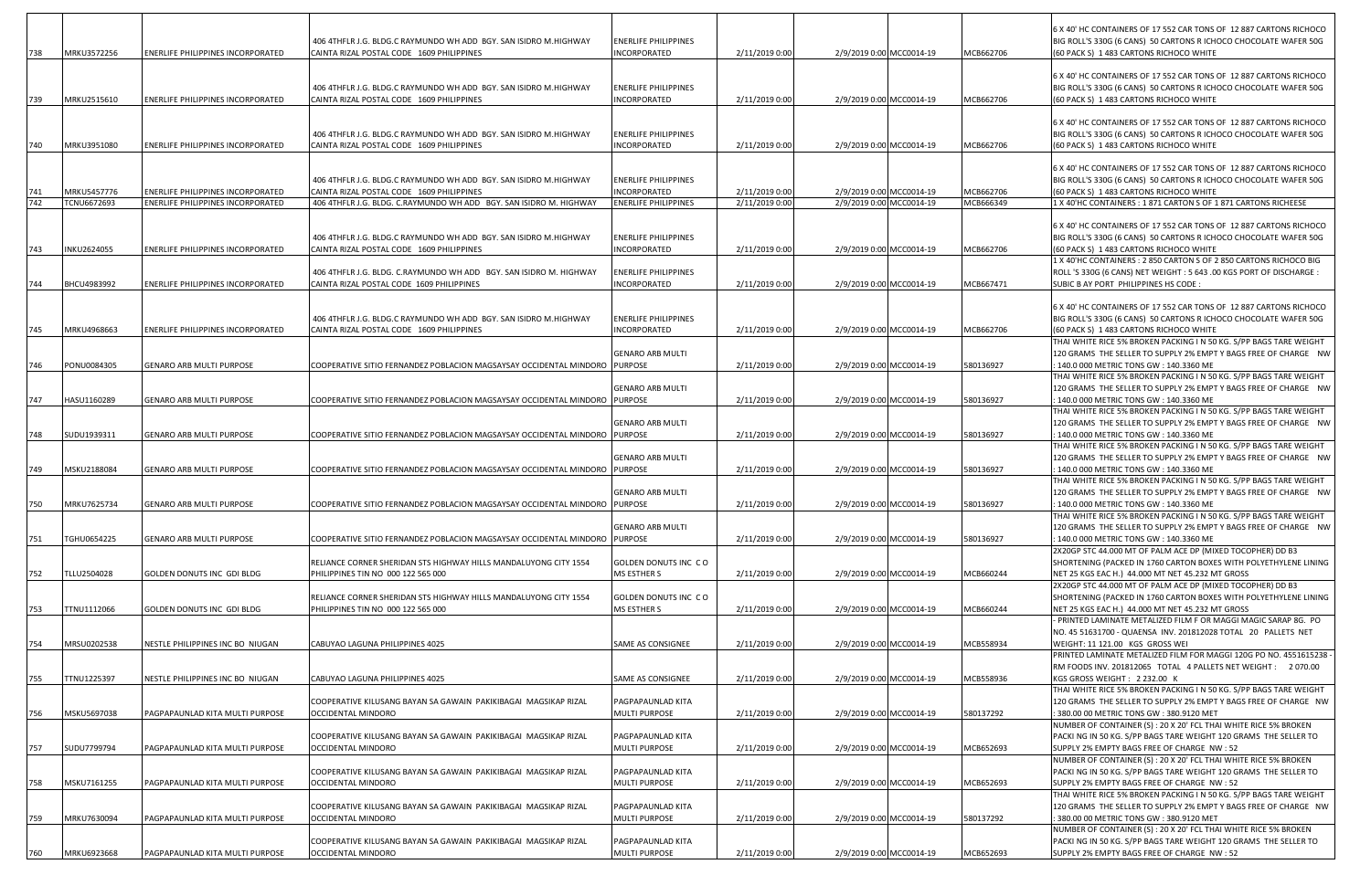| | | | | | | | | | |
|---|---|---|---|---|---|---|---|---|---|
| 738 | MRKU3572256 | ENERLIFE PHILIPPINES INCORPORATED | 406 4THFLR J.G. BLDG.C RAYMUNDO WH ADD BGY. SAN ISIDRO M.HIGHWAY CAINTA RIZAL POSTAL CODE 1609 PHILIPPINES | ENERLIFE PHILIPPINES INCORPORATED | 2/11/2019 0:00 | 2/9/2019 0:00 | MCC0014-19 | MCB662706 | 6 X 40' HC CONTAINERS OF 17 552 CAR TONS OF 12 887 CARTONS RICHOCO BIG ROLL'S 330G (6 CANS) 50 CARTONS R ICHOCO CHOCOLATE WAFER 50G (60 PACK S) 1 483 CARTONS RICHOCO WHITE |
| 739 | MRKU2515610 | ENERLIFE PHILIPPINES INCORPORATED | 406 4THFLR J.G. BLDG.C RAYMUNDO WH ADD BGY. SAN ISIDRO M.HIGHWAY CAINTA RIZAL POSTAL CODE 1609 PHILIPPINES | ENERLIFE PHILIPPINES INCORPORATED | 2/11/2019 0:00 | 2/9/2019 0:00 | MCC0014-19 | MCB662706 | 6 X 40' HC CONTAINERS OF 17 552 CAR TONS OF 12 887 CARTONS RICHOCO BIG ROLL'S 330G (6 CANS) 50 CARTONS R ICHOCO CHOCOLATE WAFER 50G (60 PACK S) 1 483 CARTONS RICHOCO WHITE |
| 740 | MRKU3951080 | ENERLIFE PHILIPPINES INCORPORATED | 406 4THFLR J.G. BLDG.C RAYMUNDO WH ADD BGY. SAN ISIDRO M.HIGHWAY CAINTA RIZAL POSTAL CODE 1609 PHILIPPINES | ENERLIFE PHILIPPINES INCORPORATED | 2/11/2019 0:00 | 2/9/2019 0:00 | MCC0014-19 | MCB662706 | 6 X 40' HC CONTAINERS OF 17 552 CAR TONS OF 12 887 CARTONS RICHOCO BIG ROLL'S 330G (6 CANS) 50 CARTONS R ICHOCO CHOCOLATE WAFER 50G (60 PACK S) 1 483 CARTONS RICHOCO WHITE |
| 741 | MRKU5457776 | ENERLIFE PHILIPPINES INCORPORATED | 406 4THFLR J.G. BLDG.C RAYMUNDO WH ADD BGY. SAN ISIDRO M.HIGHWAY CAINTA RIZAL POSTAL CODE 1609 PHILIPPINES | ENERLIFE PHILIPPINES INCORPORATED | 2/11/2019 0:00 | 2/9/2019 0:00 | MCC0014-19 | MCB662706 | 6 X 40' HC CONTAINERS OF 17 552 CAR TONS OF 12 887 CARTONS RICHOCO BIG ROLL'S 330G (6 CANS) 50 CARTONS R ICHOCO CHOCOLATE WAFER 50G (60 PACK S) 1 483 CARTONS RICHOCO WHITE |
| 742 | TCNU6672693 | ENERLIFE PHILIPPINES INCORPORATED | 406 4THFLR J.G. BLDG. C.RAYMUNDO WH ADD BGY. SAN ISIDRO M. HIGHWAY | ENERLIFE PHILIPPINES | 2/11/2019 0:00 | 2/9/2019 0:00 | MCC0014-19 | MCB666349 | 1 X 40'HC CONTAINERS : 1 871 CARTON S OF 1 871 CARTONS RICHEESE |
| 743 | INKU2624055 | ENERLIFE PHILIPPINES INCORPORATED | 406 4THFLR J.G. BLDG.C RAYMUNDO WH ADD BGY. SAN ISIDRO M.HIGHWAY CAINTA RIZAL POSTAL CODE 1609 PHILIPPINES | ENERLIFE PHILIPPINES INCORPORATED | 2/11/2019 0:00 | 2/9/2019 0:00 | MCC0014-19 | MCB662706 | 6 X 40' HC CONTAINERS OF 17 552 CAR TONS OF 12 887 CARTONS RICHOCO BIG ROLL'S 330G (6 CANS) 50 CARTONS R ICHOCO CHOCOLATE WAFER 50G (60 PACK S) 1 483 CARTONS RICHOCO WHITE |
| 744 | BHCU4983992 | ENERLIFE PHILIPPINES INCORPORATED | 406 4THFLR J.G. BLDG. C.RAYMUNDO WH ADD BGY. SAN ISIDRO M. HIGHWAY CAINTA RIZAL POSTAL CODE 1609 PHILIPPINES | ENERLIFE PHILIPPINES INCORPORATED | 2/11/2019 0:00 | 2/9/2019 0:00 | MCC0014-19 | MCB667471 | 1 X 40'HC CONTAINERS : 2 850 CARTON S OF 2 850 CARTONS RICHOCO BIG ROLL 'S 330G (6 CANS) NET WEIGHT : 5 643 .00 KGS PORT OF DISCHARGE : SUBIC B AY PORT PHILIPPINES HS CODE : |
| 745 | MRKU4968663 | ENERLIFE PHILIPPINES INCORPORATED | 406 4THFLR J.G. BLDG.C RAYMUNDO WH ADD BGY. SAN ISIDRO M.HIGHWAY CAINTA RIZAL POSTAL CODE 1609 PHILIPPINES | ENERLIFE PHILIPPINES INCORPORATED | 2/11/2019 0:00 | 2/9/2019 0:00 | MCC0014-19 | MCB662706 | 6 X 40' HC CONTAINERS OF 17 552 CAR TONS OF 12 887 CARTONS RICHOCO BIG ROLL'S 330G (6 CANS) 50 CARTONS R ICHOCO CHOCOLATE WAFER 50G (60 PACK S) 1 483 CARTONS RICHOCO WHITE |
| 746 | PONU0084305 | GENARO ARB MULTI PURPOSE | COOPERATIVE SITIO FERNANDEZ POBLACION MAGSAYSAY OCCIDENTAL MINDORO | GENARO ARB MULTI PURPOSE | 2/11/2019 0:00 | 2/9/2019 0:00 | MCC0014-19 | 580136927 | THAI WHITE RICE 5% BROKEN PACKING I N 50 KG. S/PP BAGS TARE WEIGHT 120 GRAMS THE SELLER TO SUPPLY 2% EMPT Y BAGS FREE OF CHARGE NW : 140.0 000 METRIC TONS GW : 140.3360 ME |
| 747 | HASU1160289 | GENARO ARB MULTI PURPOSE | COOPERATIVE SITIO FERNANDEZ POBLACION MAGSAYSAY OCCIDENTAL MINDORO | GENARO ARB MULTI PURPOSE | 2/11/2019 0:00 | 2/9/2019 0:00 | MCC0014-19 | 580136927 | THAI WHITE RICE 5% BROKEN PACKING I N 50 KG. S/PP BAGS TARE WEIGHT 120 GRAMS THE SELLER TO SUPPLY 2% EMPT Y BAGS FREE OF CHARGE NW : 140.0 000 METRIC TONS GW : 140.3360 ME |
| 748 | SUDU1939311 | GENARO ARB MULTI PURPOSE | COOPERATIVE SITIO FERNANDEZ POBLACION MAGSAYSAY OCCIDENTAL MINDORO | GENARO ARB MULTI PURPOSE | 2/11/2019 0:00 | 2/9/2019 0:00 | MCC0014-19 | 580136927 | THAI WHITE RICE 5% BROKEN PACKING I N 50 KG. S/PP BAGS TARE WEIGHT 120 GRAMS THE SELLER TO SUPPLY 2% EMPT Y BAGS FREE OF CHARGE NW : 140.0 000 METRIC TONS GW : 140.3360 ME |
| 749 | MSKU2188084 | GENARO ARB MULTI PURPOSE | COOPERATIVE SITIO FERNANDEZ POBLACION MAGSAYSAY OCCIDENTAL MINDORO | GENARO ARB MULTI PURPOSE | 2/11/2019 0:00 | 2/9/2019 0:00 | MCC0014-19 | 580136927 | THAI WHITE RICE 5% BROKEN PACKING I N 50 KG. S/PP BAGS TARE WEIGHT 120 GRAMS THE SELLER TO SUPPLY 2% EMPT Y BAGS FREE OF CHARGE NW : 140.0 000 METRIC TONS GW : 140.3360 ME |
| 750 | MRKU7625734 | GENARO ARB MULTI PURPOSE | COOPERATIVE SITIO FERNANDEZ POBLACION MAGSAYSAY OCCIDENTAL MINDORO | GENARO ARB MULTI PURPOSE | 2/11/2019 0:00 | 2/9/2019 0:00 | MCC0014-19 | 580136927 | THAI WHITE RICE 5% BROKEN PACKING I N 50 KG. S/PP BAGS TARE WEIGHT 120 GRAMS THE SELLER TO SUPPLY 2% EMPT Y BAGS FREE OF CHARGE NW : 140.0 000 METRIC TONS GW : 140.3360 ME |
| 751 | TGHU0654225 | GENARO ARB MULTI PURPOSE | COOPERATIVE SITIO FERNANDEZ POBLACION MAGSAYSAY OCCIDENTAL MINDORO | GENARO ARB MULTI PURPOSE | 2/11/2019 0:00 | 2/9/2019 0:00 | MCC0014-19 | 580136927 | THAI WHITE RICE 5% BROKEN PACKING I N 50 KG. S/PP BAGS TARE WEIGHT 120 GRAMS THE SELLER TO SUPPLY 2% EMPT Y BAGS FREE OF CHARGE NW : 140.0 000 METRIC TONS GW : 140.3360 ME |
| 752 | TLLU2504028 | GOLDEN DONUTS INC GDI BLDG | RELIANCE CORNER SHERIDAN STS HIGHWAY HILLS MANDALUYONG CITY 1554 PHILIPPINES TIN NO 000 122 565 000 | GOLDEN DONUTS INC C O MS ESTHER S | 2/11/2019 0:00 | 2/9/2019 0:00 | MCC0014-19 | MCB660244 | 2X20GP STC 44.000 MT OF PALM ACE DP (MIXED TOCOPHER) DD B3 SHORTENING (PACKED IN 1760 CARTON BOXES WITH POLYETHYLENE LINING NET 25 KGS EAC H.) 44.000 MT NET 45.232 MT GROSS |
| 753 | TTNU1112066 | GOLDEN DONUTS INC GDI BLDG | RELIANCE CORNER SHERIDAN STS HIGHWAY HILLS MANDALUYONG CITY 1554 PHILIPPINES TIN NO 000 122 565 000 | GOLDEN DONUTS INC C O MS ESTHER S | 2/11/2019 0:00 | 2/9/2019 0:00 | MCC0014-19 | MCB660244 | 2X20GP STC 44.000 MT OF PALM ACE DP (MIXED TOCOPHER) DD B3 SHORTENING (PACKED IN 1760 CARTON BOXES WITH POLYETHYLENE LINING NET 25 KGS EAC H.) 44.000 MT NET 45.232 MT GROSS |
| 754 | MRSU0202538 | NESTLE PHILIPPINES INC BO NIUGAN | CABUYAO LAGUNA PHILIPPINES 4025 | SAME AS CONSIGNEE | 2/11/2019 0:00 | 2/9/2019 0:00 | MCC0014-19 | MCB558934 | - PRINTED LAMINATE METALIZED FILM F OR MAGGI MAGIC SARAP 8G. PO NO. 45 51631700 - QUAENSA INV. 201812028 TOTAL 20 PALLETS NET WEIGHT: 11 121.00 KGS GROSS WEI |
| 755 | TTNU1225397 | NESTLE PHILIPPINES INC BO NIUGAN | CABUYAO LAGUNA PHILIPPINES 4025 | SAME AS CONSIGNEE | 2/11/2019 0:00 | 2/9/2019 0:00 | MCC0014-19 | MCB558936 | PRINTED LAMINATE METALIZED FILM FOR MAGGI 120G PO NO. 4551615238 - RM FOODS INV. 201812065 TOTAL 4 PALLETS NET WEIGHT : 2 070.00 KGS GROSS WEIGHT : 2 232.00 K |
| 756 | MSKU5697038 | PAGPAPAUNLAD KITA MULTI PURPOSE | COOPERATIVE KILUSANG BAYAN SA GAWAIN PAKIKIBAGAI MAGSIKAP RIZAL OCCIDENTAL MINDORO | PAGPAPAUNLAD KITA MULTI PURPOSE | 2/11/2019 0:00 | 2/9/2019 0:00 | MCC0014-19 | 580137292 | THAI WHITE RICE 5% BROKEN PACKING I N 50 KG. S/PP BAGS TARE WEIGHT 120 GRAMS THE SELLER TO SUPPLY 2% EMPT Y BAGS FREE OF CHARGE NW : 380.00 00 METRIC TONS GW : 380.9120 MET |
| 757 | SUDU7799794 | PAGPAPAUNLAD KITA MULTI PURPOSE | COOPERATIVE KILUSANG BAYAN SA GAWAIN PAKIKIBAGAI MAGSIKAP RIZAL OCCIDENTAL MINDORO | PAGPAPAUNLAD KITA MULTI PURPOSE | 2/11/2019 0:00 | 2/9/2019 0:00 | MCC0014-19 | MCB652693 | NUMBER OF CONTAINER (S) : 20 X 20' FCL THAI WHITE RICE 5% BROKEN PACKI NG IN 50 KG. S/PP BAGS TARE WEIGHT 120 GRAMS THE SELLER TO SUPPLY 2% EMPTY BAGS FREE OF CHARGE NW : 52 |
| 758 | MSKU7161255 | PAGPAPAUNLAD KITA MULTI PURPOSE | COOPERATIVE KILUSANG BAYAN SA GAWAIN PAKIKIBAGAI MAGSIKAP RIZAL OCCIDENTAL MINDORO | PAGPAPAUNLAD KITA MULTI PURPOSE | 2/11/2019 0:00 | 2/9/2019 0:00 | MCC0014-19 | MCB652693 | NUMBER OF CONTAINER (S) : 20 X 20' FCL THAI WHITE RICE 5% BROKEN PACKI NG IN 50 KG. S/PP BAGS TARE WEIGHT 120 GRAMS THE SELLER TO SUPPLY 2% EMPTY BAGS FREE OF CHARGE NW : 52 |
| 759 | MRKU7630094 | PAGPAPAUNLAD KITA MULTI PURPOSE | COOPERATIVE KILUSANG BAYAN SA GAWAIN PAKIKIBAGAI MAGSIKAP RIZAL OCCIDENTAL MINDORO | PAGPAPAUNLAD KITA MULTI PURPOSE | 2/11/2019 0:00 | 2/9/2019 0:00 | MCC0014-19 | 580137292 | THAI WHITE RICE 5% BROKEN PACKING I N 50 KG. S/PP BAGS TARE WEIGHT 120 GRAMS THE SELLER TO SUPPLY 2% EMPT Y BAGS FREE OF CHARGE NW : 380.00 00 METRIC TONS GW : 380.9120 MET |
| 760 | MRKU6923668 | PAGPAPAUNLAD KITA MULTI PURPOSE | COOPERATIVE KILUSANG BAYAN SA GAWAIN PAKIKIBAGAI MAGSIKAP RIZAL OCCIDENTAL MINDORO | PAGPAPAUNLAD KITA MULTI PURPOSE | 2/11/2019 0:00 | 2/9/2019 0:00 | MCC0014-19 | MCB652693 | NUMBER OF CONTAINER (S) : 20 X 20' FCL THAI WHITE RICE 5% BROKEN PACKI NG IN 50 KG. S/PP BAGS TARE WEIGHT 120 GRAMS THE SELLER TO SUPPLY 2% EMPTY BAGS FREE OF CHARGE NW : 52 |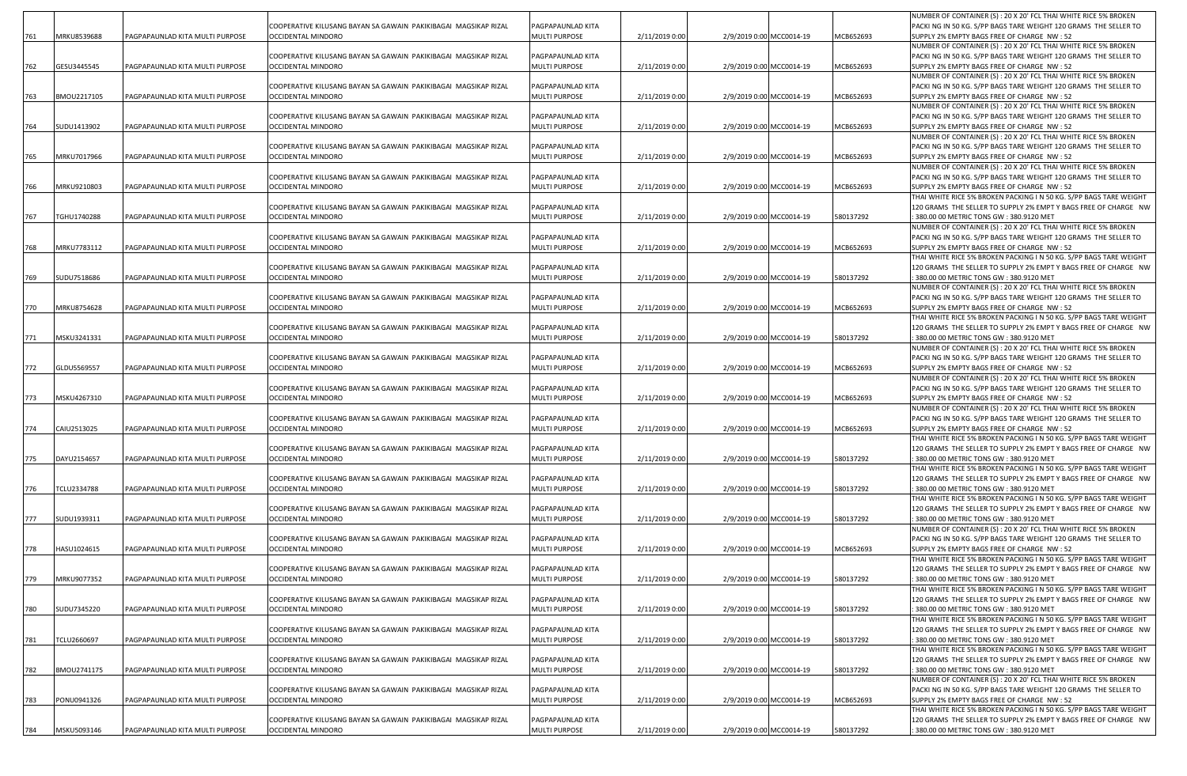| | | | | | | | | | |
|---|---|---|---|---|---|---|---|---|---|
| 761 | MRKU8539688 | PAGPAPAUNLAD KITA MULTI PURPOSE | COOPERATIVE KILUSANG BAYAN SA GAWAIN PAKIKIBAGAI MAGSIKAP RIZAL OCCIDENTAL MINDORO | PAGPAPAUNLAD KITA MULTI PURPOSE | 2/11/2019 0:00 | 2/9/2019 0:00 | MCC0014-19 | MCB652693 | NUMBER OF CONTAINER (S) : 20 X 20' FCL THAI WHITE RICE 5% BROKEN PACKI NG IN 50 KG. S/PP BAGS TARE WEIGHT 120 GRAMS THE SELLER TO SUPPLY 2% EMPTY BAGS FREE OF CHARGE NW : 52 |
| 762 | GESU3445545 | PAGPAPAUNLAD KITA MULTI PURPOSE | COOPERATIVE KILUSANG BAYAN SA GAWAIN PAKIKIBAGAI MAGSIKAP RIZAL OCCIDENTAL MINDORO | PAGPAPAUNLAD KITA MULTI PURPOSE | 2/11/2019 0:00 | 2/9/2019 0:00 | MCC0014-19 | MCB652693 | NUMBER OF CONTAINER (S) : 20 X 20' FCL THAI WHITE RICE 5% BROKEN PACKI NG IN 50 KG. S/PP BAGS TARE WEIGHT 120 GRAMS THE SELLER TO SUPPLY 2% EMPTY BAGS FREE OF CHARGE NW : 52 |
| 763 | BMOU2217105 | PAGPAPAUNLAD KITA MULTI PURPOSE | COOPERATIVE KILUSANG BAYAN SA GAWAIN PAKIKIBAGAI MAGSIKAP RIZAL OCCIDENTAL MINDORO | PAGPAPAUNLAD KITA MULTI PURPOSE | 2/11/2019 0:00 | 2/9/2019 0:00 | MCC0014-19 | MCB652693 | NUMBER OF CONTAINER (S) : 20 X 20' FCL THAI WHITE RICE 5% BROKEN PACKI NG IN 50 KG. S/PP BAGS TARE WEIGHT 120 GRAMS THE SELLER TO SUPPLY 2% EMPTY BAGS FREE OF CHARGE NW : 52 |
| 764 | SUDU1413902 | PAGPAPAUNLAD KITA MULTI PURPOSE | COOPERATIVE KILUSANG BAYAN SA GAWAIN PAKIKIBAGAI MAGSIKAP RIZAL OCCIDENTAL MINDORO | PAGPAPAUNLAD KITA MULTI PURPOSE | 2/11/2019 0:00 | 2/9/2019 0:00 | MCC0014-19 | MCB652693 | NUMBER OF CONTAINER (S) : 20 X 20' FCL THAI WHITE RICE 5% BROKEN PACKI NG IN 50 KG. S/PP BAGS TARE WEIGHT 120 GRAMS THE SELLER TO SUPPLY 2% EMPTY BAGS FREE OF CHARGE NW : 52 |
| 765 | MRKU7017966 | PAGPAPAUNLAD KITA MULTI PURPOSE | COOPERATIVE KILUSANG BAYAN SA GAWAIN PAKIKIBAGAI MAGSIKAP RIZAL OCCIDENTAL MINDORO | PAGPAPAUNLAD KITA MULTI PURPOSE | 2/11/2019 0:00 | 2/9/2019 0:00 | MCC0014-19 | MCB652693 | NUMBER OF CONTAINER (S) : 20 X 20' FCL THAI WHITE RICE 5% BROKEN PACKI NG IN 50 KG. S/PP BAGS TARE WEIGHT 120 GRAMS THE SELLER TO SUPPLY 2% EMPTY BAGS FREE OF CHARGE NW : 52 |
| 766 | MRKU9210803 | PAGPAPAUNLAD KITA MULTI PURPOSE | COOPERATIVE KILUSANG BAYAN SA GAWAIN PAKIKIBAGAI MAGSIKAP RIZAL OCCIDENTAL MINDORO | PAGPAPAUNLAD KITA MULTI PURPOSE | 2/11/2019 0:00 | 2/9/2019 0:00 | MCC0014-19 | MCB652693 | NUMBER OF CONTAINER (S) : 20 X 20' FCL THAI WHITE RICE 5% BROKEN PACKI NG IN 50 KG. S/PP BAGS TARE WEIGHT 120 GRAMS THE SELLER TO SUPPLY 2% EMPTY BAGS FREE OF CHARGE NW : 52 |
| 767 | TGHU1740288 | PAGPAPAUNLAD KITA MULTI PURPOSE | COOPERATIVE KILUSANG BAYAN SA GAWAIN PAKIKIBAGAI MAGSIKAP RIZAL OCCIDENTAL MINDORO | PAGPAPAUNLAD KITA MULTI PURPOSE | 2/11/2019 0:00 | 2/9/2019 0:00 | MCC0014-19 | 580137292 | THAI WHITE RICE 5% BROKEN PACKING I N 50 KG. S/PP BAGS TARE WEIGHT 120 GRAMS THE SELLER TO SUPPLY 2% EMPT Y BAGS FREE OF CHARGE NW : 380.00 00 METRIC TONS GW : 380.9120 MET |
| 768 | MRKU7783112 | PAGPAPAUNLAD KITA MULTI PURPOSE | COOPERATIVE KILUSANG BAYAN SA GAWAIN PAKIKIBAGAI MAGSIKAP RIZAL OCCIDENTAL MINDORO | PAGPAPAUNLAD KITA MULTI PURPOSE | 2/11/2019 0:00 | 2/9/2019 0:00 | MCC0014-19 | MCB652693 | NUMBER OF CONTAINER (S) : 20 X 20' FCL THAI WHITE RICE 5% BROKEN PACKI NG IN 50 KG. S/PP BAGS TARE WEIGHT 120 GRAMS THE SELLER TO SUPPLY 2% EMPTY BAGS FREE OF CHARGE NW : 52 |
| 769 | SUDU7518686 | PAGPAPAUNLAD KITA MULTI PURPOSE | COOPERATIVE KILUSANG BAYAN SA GAWAIN PAKIKIBAGAI MAGSIKAP RIZAL OCCIDENTAL MINDORO | PAGPAPAUNLAD KITA MULTI PURPOSE | 2/11/2019 0:00 | 2/9/2019 0:00 | MCC0014-19 | 580137292 | THAI WHITE RICE 5% BROKEN PACKING I N 50 KG. S/PP BAGS TARE WEIGHT 120 GRAMS THE SELLER TO SUPPLY 2% EMPT Y BAGS FREE OF CHARGE NW : 380.00 00 METRIC TONS GW : 380.9120 MET |
| 770 | MRKU8754628 | PAGPAPAUNLAD KITA MULTI PURPOSE | COOPERATIVE KILUSANG BAYAN SA GAWAIN PAKIKIBAGAI MAGSIKAP RIZAL OCCIDENTAL MINDORO | PAGPAPAUNLAD KITA MULTI PURPOSE | 2/11/2019 0:00 | 2/9/2019 0:00 | MCC0014-19 | MCB652693 | NUMBER OF CONTAINER (S) : 20 X 20' FCL THAI WHITE RICE 5% BROKEN PACKI NG IN 50 KG. S/PP BAGS TARE WEIGHT 120 GRAMS THE SELLER TO SUPPLY 2% EMPTY BAGS FREE OF CHARGE NW : 52 |
| 771 | MSKU3241331 | PAGPAPAUNLAD KITA MULTI PURPOSE | COOPERATIVE KILUSANG BAYAN SA GAWAIN PAKIKIBAGAI MAGSIKAP RIZAL OCCIDENTAL MINDORO | PAGPAPAUNLAD KITA MULTI PURPOSE | 2/11/2019 0:00 | 2/9/2019 0:00 | MCC0014-19 | 580137292 | THAI WHITE RICE 5% BROKEN PACKING I N 50 KG. S/PP BAGS TARE WEIGHT 120 GRAMS THE SELLER TO SUPPLY 2% EMPT Y BAGS FREE OF CHARGE NW : 380.00 00 METRIC TONS GW : 380.9120 MET |
| 772 | GLDU5569557 | PAGPAPAUNLAD KITA MULTI PURPOSE | COOPERATIVE KILUSANG BAYAN SA GAWAIN PAKIKIBAGAI MAGSIKAP RIZAL OCCIDENTAL MINDORO | PAGPAPAUNLAD KITA MULTI PURPOSE | 2/11/2019 0:00 | 2/9/2019 0:00 | MCC0014-19 | MCB652693 | NUMBER OF CONTAINER (S) : 20 X 20' FCL THAI WHITE RICE 5% BROKEN PACKI NG IN 50 KG. S/PP BAGS TARE WEIGHT 120 GRAMS THE SELLER TO SUPPLY 2% EMPTY BAGS FREE OF CHARGE NW : 52 |
| 773 | MSKU4267310 | PAGPAPAUNLAD KITA MULTI PURPOSE | COOPERATIVE KILUSANG BAYAN SA GAWAIN PAKIKIBAGAI MAGSIKAP RIZAL OCCIDENTAL MINDORO | PAGPAPAUNLAD KITA MULTI PURPOSE | 2/11/2019 0:00 | 2/9/2019 0:00 | MCC0014-19 | MCB652693 | NUMBER OF CONTAINER (S) : 20 X 20' FCL THAI WHITE RICE 5% BROKEN PACKI NG IN 50 KG. S/PP BAGS TARE WEIGHT 120 GRAMS THE SELLER TO SUPPLY 2% EMPTY BAGS FREE OF CHARGE NW : 52 |
| 774 | CAIU2513025 | PAGPAPAUNLAD KITA MULTI PURPOSE | COOPERATIVE KILUSANG BAYAN SA GAWAIN PAKIKIBAGAI MAGSIKAP RIZAL OCCIDENTAL MINDORO | PAGPAPAUNLAD KITA MULTI PURPOSE | 2/11/2019 0:00 | 2/9/2019 0:00 | MCC0014-19 | MCB652693 | NUMBER OF CONTAINER (S) : 20 X 20' FCL THAI WHITE RICE 5% BROKEN PACKI NG IN 50 KG. S/PP BAGS TARE WEIGHT 120 GRAMS THE SELLER TO SUPPLY 2% EMPTY BAGS FREE OF CHARGE NW : 52 |
| 775 | DAYU2154657 | PAGPAPAUNLAD KITA MULTI PURPOSE | COOPERATIVE KILUSANG BAYAN SA GAWAIN PAKIKIBAGAI MAGSIKAP RIZAL OCCIDENTAL MINDORO | PAGPAPAUNLAD KITA MULTI PURPOSE | 2/11/2019 0:00 | 2/9/2019 0:00 | MCC0014-19 | 580137292 | THAI WHITE RICE 5% BROKEN PACKING I N 50 KG. S/PP BAGS TARE WEIGHT 120 GRAMS THE SELLER TO SUPPLY 2% EMPT Y BAGS FREE OF CHARGE NW : 380.00 00 METRIC TONS GW : 380.9120 MET |
| 776 | TCLU2334788 | PAGPAPAUNLAD KITA MULTI PURPOSE | COOPERATIVE KILUSANG BAYAN SA GAWAIN PAKIKIBAGAI MAGSIKAP RIZAL OCCIDENTAL MINDORO | PAGPAPAUNLAD KITA MULTI PURPOSE | 2/11/2019 0:00 | 2/9/2019 0:00 | MCC0014-19 | 580137292 | THAI WHITE RICE 5% BROKEN PACKING I N 50 KG. S/PP BAGS TARE WEIGHT 120 GRAMS THE SELLER TO SUPPLY 2% EMPT Y BAGS FREE OF CHARGE NW : 380.00 00 METRIC TONS GW : 380.9120 MET |
| 777 | SUDU1939311 | PAGPAPAUNLAD KITA MULTI PURPOSE | COOPERATIVE KILUSANG BAYAN SA GAWAIN PAKIKIBAGAI MAGSIKAP RIZAL OCCIDENTAL MINDORO | PAGPAPAUNLAD KITA MULTI PURPOSE | 2/11/2019 0:00 | 2/9/2019 0:00 | MCC0014-19 | 580137292 | THAI WHITE RICE 5% BROKEN PACKING I N 50 KG. S/PP BAGS TARE WEIGHT 120 GRAMS THE SELLER TO SUPPLY 2% EMPT Y BAGS FREE OF CHARGE NW : 380.00 00 METRIC TONS GW : 380.9120 MET |
| 778 | HASU1024615 | PAGPAPAUNLAD KITA MULTI PURPOSE | COOPERATIVE KILUSANG BAYAN SA GAWAIN PAKIKIBAGAI MAGSIKAP RIZAL OCCIDENTAL MINDORO | PAGPAPAUNLAD KITA MULTI PURPOSE | 2/11/2019 0:00 | 2/9/2019 0:00 | MCC0014-19 | MCB652693 | NUMBER OF CONTAINER (S) : 20 X 20' FCL THAI WHITE RICE 5% BROKEN PACKI NG IN 50 KG. S/PP BAGS TARE WEIGHT 120 GRAMS THE SELLER TO SUPPLY 2% EMPTY BAGS FREE OF CHARGE NW : 52 |
| 779 | MRKU9077352 | PAGPAPAUNLAD KITA MULTI PURPOSE | COOPERATIVE KILUSANG BAYAN SA GAWAIN PAKIKIBAGAI MAGSIKAP RIZAL OCCIDENTAL MINDORO | PAGPAPAUNLAD KITA MULTI PURPOSE | 2/11/2019 0:00 | 2/9/2019 0:00 | MCC0014-19 | 580137292 | THAI WHITE RICE 5% BROKEN PACKING I N 50 KG. S/PP BAGS TARE WEIGHT 120 GRAMS THE SELLER TO SUPPLY 2% EMPT Y BAGS FREE OF CHARGE NW : 380.00 00 METRIC TONS GW : 380.9120 MET |
| 780 | SUDU7345220 | PAGPAPAUNLAD KITA MULTI PURPOSE | COOPERATIVE KILUSANG BAYAN SA GAWAIN PAKIKIBAGAI MAGSIKAP RIZAL OCCIDENTAL MINDORO | PAGPAPAUNLAD KITA MULTI PURPOSE | 2/11/2019 0:00 | 2/9/2019 0:00 | MCC0014-19 | 580137292 | THAI WHITE RICE 5% BROKEN PACKING I N 50 KG. S/PP BAGS TARE WEIGHT 120 GRAMS THE SELLER TO SUPPLY 2% EMPT Y BAGS FREE OF CHARGE NW : 380.00 00 METRIC TONS GW : 380.9120 MET |
| 781 | TCLU2660697 | PAGPAPAUNLAD KITA MULTI PURPOSE | COOPERATIVE KILUSANG BAYAN SA GAWAIN PAKIKIBAGAI MAGSIKAP RIZAL OCCIDENTAL MINDORO | PAGPAPAUNLAD KITA MULTI PURPOSE | 2/11/2019 0:00 | 2/9/2019 0:00 | MCC0014-19 | 580137292 | THAI WHITE RICE 5% BROKEN PACKING I N 50 KG. S/PP BAGS TARE WEIGHT 120 GRAMS THE SELLER TO SUPPLY 2% EMPT Y BAGS FREE OF CHARGE NW : 380.00 00 METRIC TONS GW : 380.9120 MET |
| 782 | BMOU2741175 | PAGPAPAUNLAD KITA MULTI PURPOSE | COOPERATIVE KILUSANG BAYAN SA GAWAIN PAKIKIBAGAI MAGSIKAP RIZAL OCCIDENTAL MINDORO | PAGPAPAUNLAD KITA MULTI PURPOSE | 2/11/2019 0:00 | 2/9/2019 0:00 | MCC0014-19 | 580137292 | THAI WHITE RICE 5% BROKEN PACKING I N 50 KG. S/PP BAGS TARE WEIGHT 120 GRAMS THE SELLER TO SUPPLY 2% EMPT Y BAGS FREE OF CHARGE NW : 380.00 00 METRIC TONS GW : 380.9120 MET |
| 783 | PONU0941326 | PAGPAPAUNLAD KITA MULTI PURPOSE | COOPERATIVE KILUSANG BAYAN SA GAWAIN PAKIKIBAGAI MAGSIKAP RIZAL OCCIDENTAL MINDORO | PAGPAPAUNLAD KITA MULTI PURPOSE | 2/11/2019 0:00 | 2/9/2019 0:00 | MCC0014-19 | MCB652693 | NUMBER OF CONTAINER (S) : 20 X 20' FCL THAI WHITE RICE 5% BROKEN PACKI NG IN 50 KG. S/PP BAGS TARE WEIGHT 120 GRAMS THE SELLER TO SUPPLY 2% EMPTY BAGS FREE OF CHARGE NW : 52 |
| 784 | MSKU5093146 | PAGPAPAUNLAD KITA MULTI PURPOSE | COOPERATIVE KILUSANG BAYAN SA GAWAIN PAKIKIBAGAI MAGSIKAP RIZAL OCCIDENTAL MINDORO | PAGPAPAUNLAD KITA MULTI PURPOSE | 2/11/2019 0:00 | 2/9/2019 0:00 | MCC0014-19 | 580137292 | THAI WHITE RICE 5% BROKEN PACKING I N 50 KG. S/PP BAGS TARE WEIGHT 120 GRAMS THE SELLER TO SUPPLY 2% EMPT Y BAGS FREE OF CHARGE NW : 380.00 00 METRIC TONS GW : 380.9120 MET |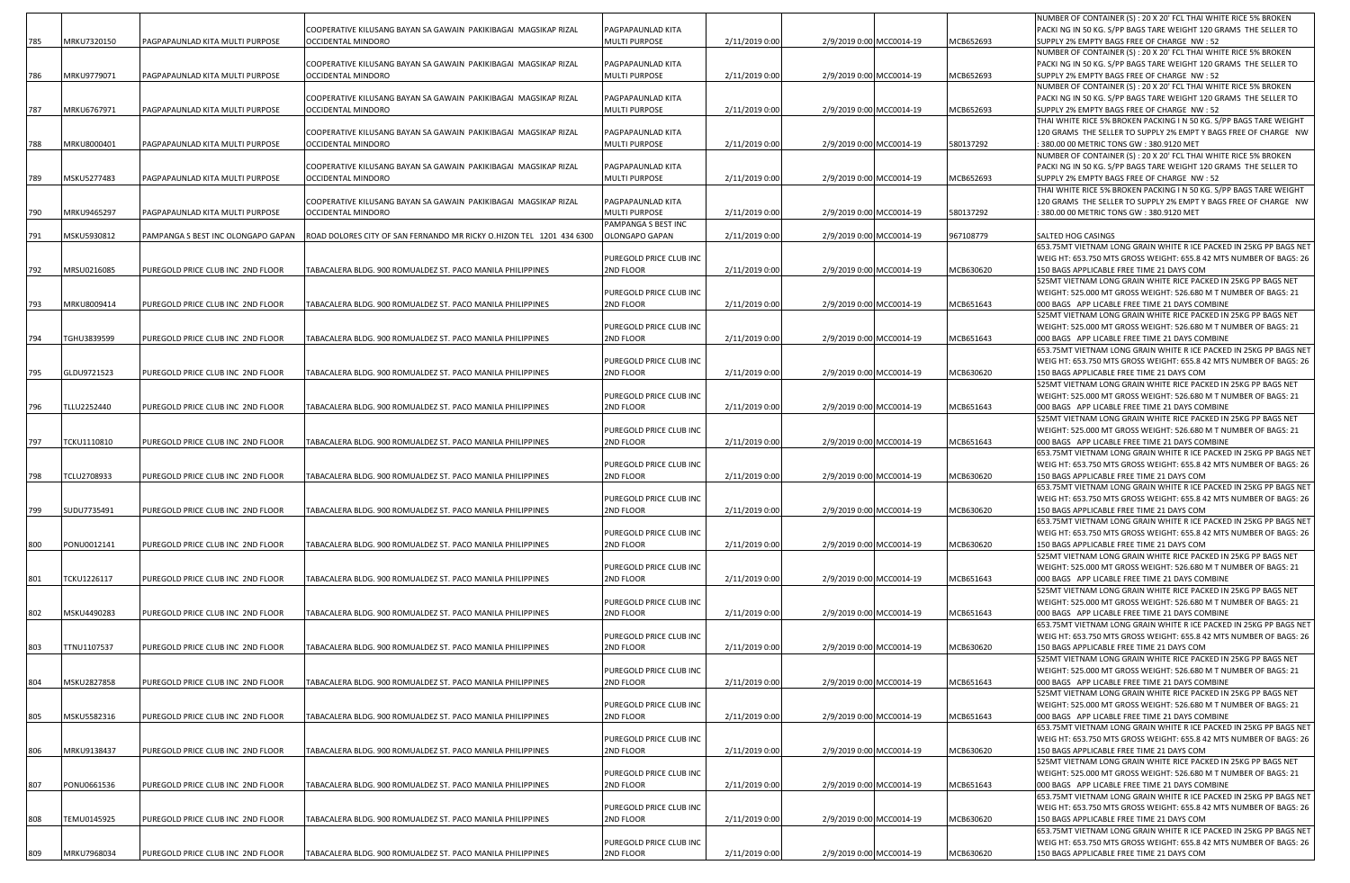| | | | | | | | | |
|---|---|---|---|---|---|---|---|---|
| 785 | MRKU7320150 | PAGPAPAUNLAD KITA MULTI PURPOSE | COOPERATIVE KILUSANG BAYAN SA GAWAIN PAKIKIBAGAI MAGSIKAP RIZAL OCCIDENTAL MINDORO | PAGPAPAUNLAD KITA MULTI PURPOSE | 2/11/2019 0:00 | 2/9/2019 0:00 | MCC0014-19 | MCB652693 | NUMBER OF CONTAINER (S) : 20 X 20' FCL THAI WHITE RICE 5% BROKEN PACKI NG IN 50 KG. S/PP BAGS TARE WEIGHT 120 GRAMS THE SELLER TO SUPPLY 2% EMPTY BAGS FREE OF CHARGE NW : 52 |
| 786 | MRKU9779071 | PAGPAPAUNLAD KITA MULTI PURPOSE | COOPERATIVE KILUSANG BAYAN SA GAWAIN PAKIKIBAGAI MAGSIKAP RIZAL OCCIDENTAL MINDORO | PAGPAPAUNLAD KITA MULTI PURPOSE | 2/11/2019 0:00 | 2/9/2019 0:00 | MCC0014-19 | MCB652693 | NUMBER OF CONTAINER (S) : 20 X 20' FCL THAI WHITE RICE 5% BROKEN PACKI NG IN 50 KG. S/PP BAGS TARE WEIGHT 120 GRAMS THE SELLER TO SUPPLY 2% EMPTY BAGS FREE OF CHARGE NW : 52 |
| 787 | MRKU6767971 | PAGPAPAUNLAD KITA MULTI PURPOSE | COOPERATIVE KILUSANG BAYAN SA GAWAIN PAKIKIBAGAI MAGSIKAP RIZAL OCCIDENTAL MINDORO | PAGPAPAUNLAD KITA MULTI PURPOSE | 2/11/2019 0:00 | 2/9/2019 0:00 | MCC0014-19 | MCB652693 | NUMBER OF CONTAINER (S) : 20 X 20' FCL THAI WHITE RICE 5% BROKEN PACKI NG IN 50 KG. S/PP BAGS TARE WEIGHT 120 GRAMS THE SELLER TO SUPPLY 2% EMPTY BAGS FREE OF CHARGE NW : 52 |
| 788 | MRKU8000401 | PAGPAPAUNLAD KITA MULTI PURPOSE | COOPERATIVE KILUSANG BAYAN SA GAWAIN PAKIKIBAGAI MAGSIKAP RIZAL OCCIDENTAL MINDORO | PAGPAPAUNLAD KITA MULTI PURPOSE | 2/11/2019 0:00 | 2/9/2019 0:00 | MCC0014-19 | 580137292 | THAI WHITE RICE 5% BROKEN PACKING I N 50 KG. S/PP BAGS TARE WEIGHT 120 GRAMS THE SELLER TO SUPPLY 2% EMPT Y BAGS FREE OF CHARGE NW : 380.00 00 METRIC TONS GW : 380.9120 MET |
| 789 | MSKU5277483 | PAGPAPAUNLAD KITA MULTI PURPOSE | COOPERATIVE KILUSANG BAYAN SA GAWAIN PAKIKIBAGAI MAGSIKAP RIZAL OCCIDENTAL MINDORO | PAGPAPAUNLAD KITA MULTI PURPOSE | 2/11/2019 0:00 | 2/9/2019 0:00 | MCC0014-19 | MCB652693 | NUMBER OF CONTAINER (S) : 20 X 20' FCL THAI WHITE RICE 5% BROKEN PACKI NG IN 50 KG. S/PP BAGS TARE WEIGHT 120 GRAMS THE SELLER TO SUPPLY 2% EMPTY BAGS FREE OF CHARGE NW : 52 |
| 790 | MRKU9465297 | PAGPAPAUNLAD KITA MULTI PURPOSE | COOPERATIVE KILUSANG BAYAN SA GAWAIN PAKIKIBAGAI MAGSIKAP RIZAL OCCIDENTAL MINDORO | PAGPAPAUNLAD KITA MULTI PURPOSE | 2/11/2019 0:00 | 2/9/2019 0:00 | MCC0014-19 | 580137292 | THAI WHITE RICE 5% BROKEN PACKING I N 50 KG. S/PP BAGS TARE WEIGHT 120 GRAMS THE SELLER TO SUPPLY 2% EMPT Y BAGS FREE OF CHARGE NW : 380.00 00 METRIC TONS GW : 380.9120 MET |
| 791 | MSKU5930812 | PAMPANGA S BEST INC OLONGAPO GAPAN | ROAD DOLORES CITY OF SAN FERNANDO MR RICKY O.HIZON TEL 1201 434 6300 | PAMPANGA S BEST INC OLONGAPO GAPAN | 2/11/2019 0:00 | 2/9/2019 0:00 | MCC0014-19 | 967108779 | SALTED HOG CASINGS |
| 792 | MRSU0216085 | PUREGOLD PRICE CLUB INC 2ND FLOOR | TABACALERA BLDG. 900 ROMUALDEZ ST. PACO MANILA PHILIPPINES | PUREGOLD PRICE CLUB INC 2ND FLOOR | 2/11/2019 0:00 | 2/9/2019 0:00 | MCC0014-19 | MCB630620 | 653.75MT VIETNAM LONG GRAIN WHITE R ICE PACKED IN 25KG PP BAGS NET WEIG HT: 653.750 MTS GROSS WEIGHT: 655.8 42 MTS NUMBER OF BAGS: 26 150 BAGS APPLICABLE FREE TIME 21 DAYS COM |
| 793 | MRKU8009414 | PUREGOLD PRICE CLUB INC 2ND FLOOR | TABACALERA BLDG. 900 ROMUALDEZ ST. PACO MANILA PHILIPPINES | PUREGOLD PRICE CLUB INC 2ND FLOOR | 2/11/2019 0:00 | 2/9/2019 0:00 | MCC0014-19 | MCB651643 | 525MT VIETNAM LONG GRAIN WHITE RICE PACKED IN 25KG PP BAGS NET WEIGHT: 525.000 MT GROSS WEIGHT: 526.680 M T NUMBER OF BAGS: 21 000 BAGS APP LICABLE FREE TIME 21 DAYS COMBINE |
| 794 | TGHU3839599 | PUREGOLD PRICE CLUB INC 2ND FLOOR | TABACALERA BLDG. 900 ROMUALDEZ ST. PACO MANILA PHILIPPINES | PUREGOLD PRICE CLUB INC 2ND FLOOR | 2/11/2019 0:00 | 2/9/2019 0:00 | MCC0014-19 | MCB651643 | 525MT VIETNAM LONG GRAIN WHITE RICE PACKED IN 25KG PP BAGS NET WEIGHT: 525.000 MT GROSS WEIGHT: 526.680 M T NUMBER OF BAGS: 21 000 BAGS APP LICABLE FREE TIME 21 DAYS COMBINE |
| 795 | GLDU9721523 | PUREGOLD PRICE CLUB INC 2ND FLOOR | TABACALERA BLDG. 900 ROMUALDEZ ST. PACO MANILA PHILIPPINES | PUREGOLD PRICE CLUB INC 2ND FLOOR | 2/11/2019 0:00 | 2/9/2019 0:00 | MCC0014-19 | MCB630620 | 653.75MT VIETNAM LONG GRAIN WHITE R ICE PACKED IN 25KG PP BAGS NET WEIG HT: 653.750 MTS GROSS WEIGHT: 655.8 42 MTS NUMBER OF BAGS: 26 150 BAGS APPLICABLE FREE TIME 21 DAYS COM |
| 796 | TLLU2252440 | PUREGOLD PRICE CLUB INC 2ND FLOOR | TABACALERA BLDG. 900 ROMUALDEZ ST. PACO MANILA PHILIPPINES | PUREGOLD PRICE CLUB INC 2ND FLOOR | 2/11/2019 0:00 | 2/9/2019 0:00 | MCC0014-19 | MCB651643 | 525MT VIETNAM LONG GRAIN WHITE RICE PACKED IN 25KG PP BAGS NET WEIGHT: 525.000 MT GROSS WEIGHT: 526.680 M T NUMBER OF BAGS: 21 000 BAGS APP LICABLE FREE TIME 21 DAYS COMBINE |
| 797 | TCKU1110810 | PUREGOLD PRICE CLUB INC 2ND FLOOR | TABACALERA BLDG. 900 ROMUALDEZ ST. PACO MANILA PHILIPPINES | PUREGOLD PRICE CLUB INC 2ND FLOOR | 2/11/2019 0:00 | 2/9/2019 0:00 | MCC0014-19 | MCB651643 | 525MT VIETNAM LONG GRAIN WHITE RICE PACKED IN 25KG PP BAGS NET WEIGHT: 525.000 MT GROSS WEIGHT: 526.680 M T NUMBER OF BAGS: 21 000 BAGS APP LICABLE FREE TIME 21 DAYS COMBINE |
| 798 | TCLU2708933 | PUREGOLD PRICE CLUB INC 2ND FLOOR | TABACALERA BLDG. 900 ROMUALDEZ ST. PACO MANILA PHILIPPINES | PUREGOLD PRICE CLUB INC 2ND FLOOR | 2/11/2019 0:00 | 2/9/2019 0:00 | MCC0014-19 | MCB630620 | 653.75MT VIETNAM LONG GRAIN WHITE R ICE PACKED IN 25KG PP BAGS NET WEIG HT: 653.750 MTS GROSS WEIGHT: 655.8 42 MTS NUMBER OF BAGS: 26 150 BAGS APPLICABLE FREE TIME 21 DAYS COM |
| 799 | SUDU7735491 | PUREGOLD PRICE CLUB INC 2ND FLOOR | TABACALERA BLDG. 900 ROMUALDEZ ST. PACO MANILA PHILIPPINES | PUREGOLD PRICE CLUB INC 2ND FLOOR | 2/11/2019 0:00 | 2/9/2019 0:00 | MCC0014-19 | MCB630620 | 653.75MT VIETNAM LONG GRAIN WHITE R ICE PACKED IN 25KG PP BAGS NET WEIG HT: 653.750 MTS GROSS WEIGHT: 655.8 42 MTS NUMBER OF BAGS: 26 150 BAGS APPLICABLE FREE TIME 21 DAYS COM |
| 800 | PONU0012141 | PUREGOLD PRICE CLUB INC 2ND FLOOR | TABACALERA BLDG. 900 ROMUALDEZ ST. PACO MANILA PHILIPPINES | PUREGOLD PRICE CLUB INC 2ND FLOOR | 2/11/2019 0:00 | 2/9/2019 0:00 | MCC0014-19 | MCB630620 | 653.75MT VIETNAM LONG GRAIN WHITE R ICE PACKED IN 25KG PP BAGS NET WEIG HT: 653.750 MTS GROSS WEIGHT: 655.8 42 MTS NUMBER OF BAGS: 26 150 BAGS APPLICABLE FREE TIME 21 DAYS COM |
| 801 | TCKU1226117 | PUREGOLD PRICE CLUB INC 2ND FLOOR | TABACALERA BLDG. 900 ROMUALDEZ ST. PACO MANILA PHILIPPINES | PUREGOLD PRICE CLUB INC 2ND FLOOR | 2/11/2019 0:00 | 2/9/2019 0:00 | MCC0014-19 | MCB651643 | 525MT VIETNAM LONG GRAIN WHITE RICE PACKED IN 25KG PP BAGS NET WEIGHT: 525.000 MT GROSS WEIGHT: 526.680 M T NUMBER OF BAGS: 21 000 BAGS APP LICABLE FREE TIME 21 DAYS COMBINE |
| 802 | MSKU4490283 | PUREGOLD PRICE CLUB INC 2ND FLOOR | TABACALERA BLDG. 900 ROMUALDEZ ST. PACO MANILA PHILIPPINES | PUREGOLD PRICE CLUB INC 2ND FLOOR | 2/11/2019 0:00 | 2/9/2019 0:00 | MCC0014-19 | MCB651643 | 525MT VIETNAM LONG GRAIN WHITE RICE PACKED IN 25KG PP BAGS NET WEIGHT: 525.000 MT GROSS WEIGHT: 526.680 M T NUMBER OF BAGS: 21 000 BAGS APP LICABLE FREE TIME 21 DAYS COMBINE |
| 803 | TTNU1107537 | PUREGOLD PRICE CLUB INC 2ND FLOOR | TABACALERA BLDG. 900 ROMUALDEZ ST. PACO MANILA PHILIPPINES | PUREGOLD PRICE CLUB INC 2ND FLOOR | 2/11/2019 0:00 | 2/9/2019 0:00 | MCC0014-19 | MCB630620 | 653.75MT VIETNAM LONG GRAIN WHITE R ICE PACKED IN 25KG PP BAGS NET WEIG HT: 653.750 MTS GROSS WEIGHT: 655.8 42 MTS NUMBER OF BAGS: 26 150 BAGS APPLICABLE FREE TIME 21 DAYS COM |
| 804 | MSKU2827858 | PUREGOLD PRICE CLUB INC 2ND FLOOR | TABACALERA BLDG. 900 ROMUALDEZ ST. PACO MANILA PHILIPPINES | PUREGOLD PRICE CLUB INC 2ND FLOOR | 2/11/2019 0:00 | 2/9/2019 0:00 | MCC0014-19 | MCB651643 | 525MT VIETNAM LONG GRAIN WHITE RICE PACKED IN 25KG PP BAGS NET WEIGHT: 525.000 MT GROSS WEIGHT: 526.680 M T NUMBER OF BAGS: 21 000 BAGS APP LICABLE FREE TIME 21 DAYS COMBINE |
| 805 | MSKU5582316 | PUREGOLD PRICE CLUB INC 2ND FLOOR | TABACALERA BLDG. 900 ROMUALDEZ ST. PACO MANILA PHILIPPINES | PUREGOLD PRICE CLUB INC 2ND FLOOR | 2/11/2019 0:00 | 2/9/2019 0:00 | MCC0014-19 | MCB651643 | 525MT VIETNAM LONG GRAIN WHITE RICE PACKED IN 25KG PP BAGS NET WEIGHT: 525.000 MT GROSS WEIGHT: 526.680 M T NUMBER OF BAGS: 21 000 BAGS APP LICABLE FREE TIME 21 DAYS COMBINE |
| 806 | MRKU9138437 | PUREGOLD PRICE CLUB INC 2ND FLOOR | TABACALERA BLDG. 900 ROMUALDEZ ST. PACO MANILA PHILIPPINES | PUREGOLD PRICE CLUB INC 2ND FLOOR | 2/11/2019 0:00 | 2/9/2019 0:00 | MCC0014-19 | MCB630620 | 653.75MT VIETNAM LONG GRAIN WHITE R ICE PACKED IN 25KG PP BAGS NET WEIG HT: 653.750 MTS GROSS WEIGHT: 655.8 42 MTS NUMBER OF BAGS: 26 150 BAGS APPLICABLE FREE TIME 21 DAYS COM |
| 807 | PONU0661536 | PUREGOLD PRICE CLUB INC 2ND FLOOR | TABACALERA BLDG. 900 ROMUALDEZ ST. PACO MANILA PHILIPPINES | PUREGOLD PRICE CLUB INC 2ND FLOOR | 2/11/2019 0:00 | 2/9/2019 0:00 | MCC0014-19 | MCB651643 | 525MT VIETNAM LONG GRAIN WHITE RICE PACKED IN 25KG PP BAGS NET WEIGHT: 525.000 MT GROSS WEIGHT: 526.680 M T NUMBER OF BAGS: 21 000 BAGS APP LICABLE FREE TIME 21 DAYS COMBINE |
| 808 | TEMU0145925 | PUREGOLD PRICE CLUB INC 2ND FLOOR | TABACALERA BLDG. 900 ROMUALDEZ ST. PACO MANILA PHILIPPINES | PUREGOLD PRICE CLUB INC 2ND FLOOR | 2/11/2019 0:00 | 2/9/2019 0:00 | MCC0014-19 | MCB630620 | 653.75MT VIETNAM LONG GRAIN WHITE R ICE PACKED IN 25KG PP BAGS NET WEIG HT: 653.750 MTS GROSS WEIGHT: 655.8 42 MTS NUMBER OF BAGS: 26 150 BAGS APPLICABLE FREE TIME 21 DAYS COM |
| 809 | MRKU7968034 | PUREGOLD PRICE CLUB INC 2ND FLOOR | TABACALERA BLDG. 900 ROMUALDEZ ST. PACO MANILA PHILIPPINES | PUREGOLD PRICE CLUB INC 2ND FLOOR | 2/11/2019 0:00 | 2/9/2019 0:00 | MCC0014-19 | MCB630620 | 653.75MT VIETNAM LONG GRAIN WHITE R ICE PACKED IN 25KG PP BAGS NET WEIG HT: 653.750 MTS GROSS WEIGHT: 655.8 42 MTS NUMBER OF BAGS: 26 150 BAGS APPLICABLE FREE TIME 21 DAYS COM |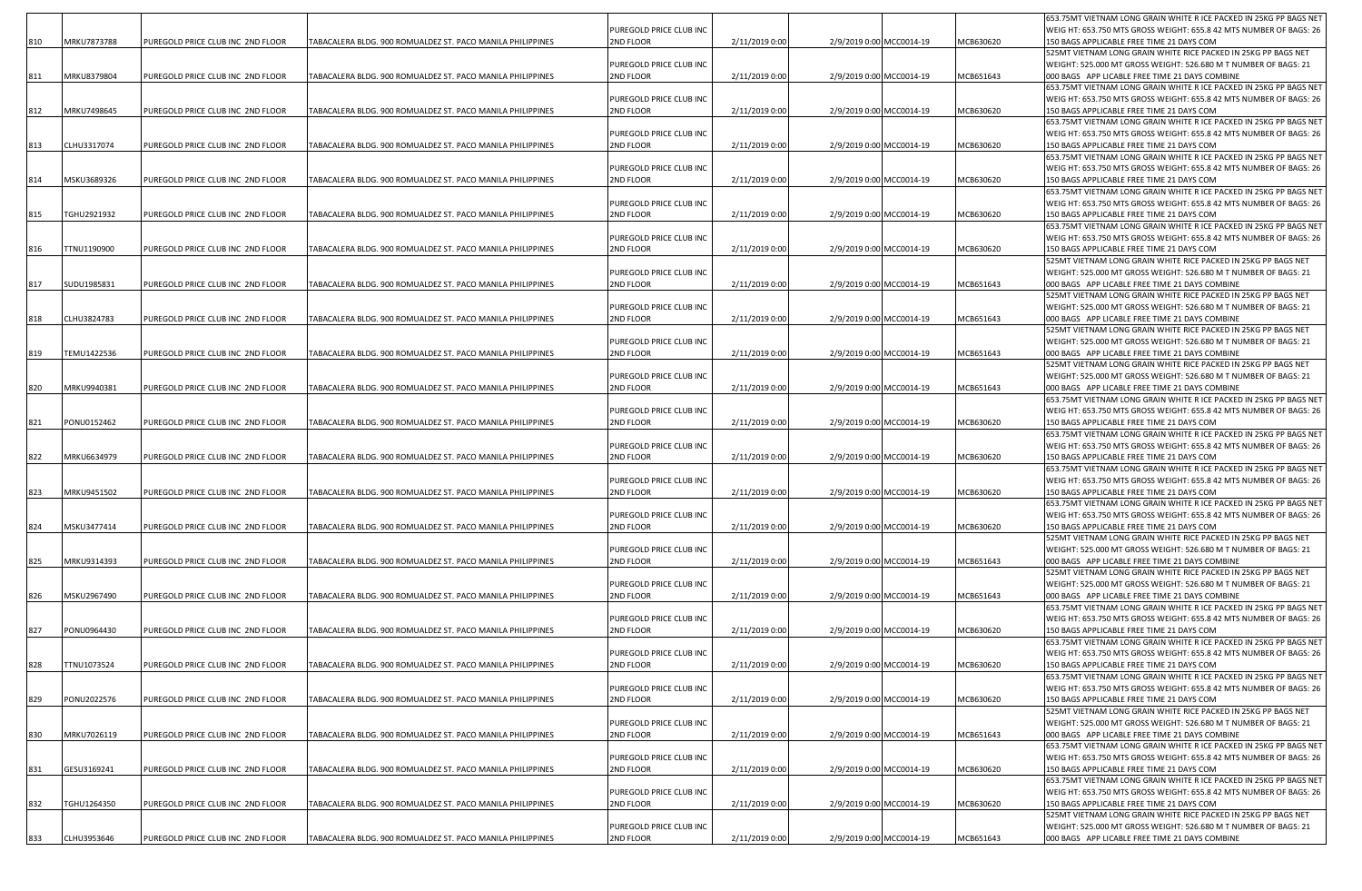| | | | | | | | | | |
|---|---|---|---|---|---|---|---|---|---|
| 810 | MRKU7873788 | PUREGOLD PRICE CLUB INC 2ND FLOOR | TABACALERA BLDG. 900 ROMUALDEZ ST. PACO MANILA PHILIPPINES | PUREGOLD PRICE CLUB INC 2ND FLOOR | 2/11/2019 0:00 | 2/9/2019 0:00 | MCC0014-19 | MCB630620 | 653.75MT VIETNAM LONG GRAIN WHITE R ICE PACKED IN 25KG PP BAGS NET WEIG HT: 653.750 MTS GROSS WEIGHT: 655.8 42 MTS NUMBER OF BAGS: 26 150 BAGS APPLICABLE FREE TIME 21 DAYS COM |
| 811 | MRKU8379804 | PUREGOLD PRICE CLUB INC 2ND FLOOR | TABACALERA BLDG. 900 ROMUALDEZ ST. PACO MANILA PHILIPPINES | PUREGOLD PRICE CLUB INC 2ND FLOOR | 2/11/2019 0:00 | 2/9/2019 0:00 | MCC0014-19 | MCB651643 | 525MT VIETNAM LONG GRAIN WHITE RICE PACKED IN 25KG PP BAGS NET WEIGHT: 525.000 MT GROSS WEIGHT: 526.680 M T NUMBER OF BAGS: 21 000 BAGS APP LICABLE FREE TIME 21 DAYS COMBINE |
| 812 | MRKU7498645 | PUREGOLD PRICE CLUB INC 2ND FLOOR | TABACALERA BLDG. 900 ROMUALDEZ ST. PACO MANILA PHILIPPINES | PUREGOLD PRICE CLUB INC 2ND FLOOR | 2/11/2019 0:00 | 2/9/2019 0:00 | MCC0014-19 | MCB630620 | 653.75MT VIETNAM LONG GRAIN WHITE R ICE PACKED IN 25KG PP BAGS NET WEIG HT: 653.750 MTS GROSS WEIGHT: 655.8 42 MTS NUMBER OF BAGS: 26 150 BAGS APPLICABLE FREE TIME 21 DAYS COM |
| 813 | CLHU3317074 | PUREGOLD PRICE CLUB INC 2ND FLOOR | TABACALERA BLDG. 900 ROMUALDEZ ST. PACO MANILA PHILIPPINES | PUREGOLD PRICE CLUB INC 2ND FLOOR | 2/11/2019 0:00 | 2/9/2019 0:00 | MCC0014-19 | MCB630620 | 653.75MT VIETNAM LONG GRAIN WHITE R ICE PACKED IN 25KG PP BAGS NET WEIG HT: 653.750 MTS GROSS WEIGHT: 655.8 42 MTS NUMBER OF BAGS: 26 150 BAGS APPLICABLE FREE TIME 21 DAYS COM |
| 814 | MSKU3689326 | PUREGOLD PRICE CLUB INC 2ND FLOOR | TABACALERA BLDG. 900 ROMUALDEZ ST. PACO MANILA PHILIPPINES | PUREGOLD PRICE CLUB INC 2ND FLOOR | 2/11/2019 0:00 | 2/9/2019 0:00 | MCC0014-19 | MCB630620 | 653.75MT VIETNAM LONG GRAIN WHITE R ICE PACKED IN 25KG PP BAGS NET WEIG HT: 653.750 MTS GROSS WEIGHT: 655.8 42 MTS NUMBER OF BAGS: 26 150 BAGS APPLICABLE FREE TIME 21 DAYS COM |
| 815 | TGHU2921932 | PUREGOLD PRICE CLUB INC 2ND FLOOR | TABACALERA BLDG. 900 ROMUALDEZ ST. PACO MANILA PHILIPPINES | PUREGOLD PRICE CLUB INC 2ND FLOOR | 2/11/2019 0:00 | 2/9/2019 0:00 | MCC0014-19 | MCB630620 | 653.75MT VIETNAM LONG GRAIN WHITE R ICE PACKED IN 25KG PP BAGS NET WEIG HT: 653.750 MTS GROSS WEIGHT: 655.8 42 MTS NUMBER OF BAGS: 26 150 BAGS APPLICABLE FREE TIME 21 DAYS COM |
| 816 | TTNU1190900 | PUREGOLD PRICE CLUB INC 2ND FLOOR | TABACALERA BLDG. 900 ROMUALDEZ ST. PACO MANILA PHILIPPINES | PUREGOLD PRICE CLUB INC 2ND FLOOR | 2/11/2019 0:00 | 2/9/2019 0:00 | MCC0014-19 | MCB630620 | 653.75MT VIETNAM LONG GRAIN WHITE R ICE PACKED IN 25KG PP BAGS NET WEIG HT: 653.750 MTS GROSS WEIGHT: 655.8 42 MTS NUMBER OF BAGS: 26 150 BAGS APPLICABLE FREE TIME 21 DAYS COM |
| 817 | SUDU1985831 | PUREGOLD PRICE CLUB INC 2ND FLOOR | TABACALERA BLDG. 900 ROMUALDEZ ST. PACO MANILA PHILIPPINES | PUREGOLD PRICE CLUB INC 2ND FLOOR | 2/11/2019 0:00 | 2/9/2019 0:00 | MCC0014-19 | MCB651643 | 525MT VIETNAM LONG GRAIN WHITE RICE PACKED IN 25KG PP BAGS NET WEIGHT: 525.000 MT GROSS WEIGHT: 526.680 M T NUMBER OF BAGS: 21 000 BAGS APP LICABLE FREE TIME 21 DAYS COMBINE |
| 818 | CLHU3824783 | PUREGOLD PRICE CLUB INC 2ND FLOOR | TABACALERA BLDG. 900 ROMUALDEZ ST. PACO MANILA PHILIPPINES | PUREGOLD PRICE CLUB INC 2ND FLOOR | 2/11/2019 0:00 | 2/9/2019 0:00 | MCC0014-19 | MCB651643 | 525MT VIETNAM LONG GRAIN WHITE RICE PACKED IN 25KG PP BAGS NET WEIGHT: 525.000 MT GROSS WEIGHT: 526.680 M T NUMBER OF BAGS: 21 000 BAGS APP LICABLE FREE TIME 21 DAYS COMBINE |
| 819 | TEMU1422536 | PUREGOLD PRICE CLUB INC 2ND FLOOR | TABACALERA BLDG. 900 ROMUALDEZ ST. PACO MANILA PHILIPPINES | PUREGOLD PRICE CLUB INC 2ND FLOOR | 2/11/2019 0:00 | 2/9/2019 0:00 | MCC0014-19 | MCB651643 | 525MT VIETNAM LONG GRAIN WHITE RICE PACKED IN 25KG PP BAGS NET WEIGHT: 525.000 MT GROSS WEIGHT: 526.680 M T NUMBER OF BAGS: 21 000 BAGS APP LICABLE FREE TIME 21 DAYS COMBINE |
| 820 | MRKU9940381 | PUREGOLD PRICE CLUB INC 2ND FLOOR | TABACALERA BLDG. 900 ROMUALDEZ ST. PACO MANILA PHILIPPINES | PUREGOLD PRICE CLUB INC 2ND FLOOR | 2/11/2019 0:00 | 2/9/2019 0:00 | MCC0014-19 | MCB651643 | 525MT VIETNAM LONG GRAIN WHITE RICE PACKED IN 25KG PP BAGS NET WEIGHT: 525.000 MT GROSS WEIGHT: 526.680 M T NUMBER OF BAGS: 21 000 BAGS APP LICABLE FREE TIME 21 DAYS COMBINE |
| 821 | PONU0152462 | PUREGOLD PRICE CLUB INC 2ND FLOOR | TABACALERA BLDG. 900 ROMUALDEZ ST. PACO MANILA PHILIPPINES | PUREGOLD PRICE CLUB INC 2ND FLOOR | 2/11/2019 0:00 | 2/9/2019 0:00 | MCC0014-19 | MCB630620 | 653.75MT VIETNAM LONG GRAIN WHITE R ICE PACKED IN 25KG PP BAGS NET WEIG HT: 653.750 MTS GROSS WEIGHT: 655.8 42 MTS NUMBER OF BAGS: 26 150 BAGS APPLICABLE FREE TIME 21 DAYS COM |
| 822 | MRKU6634979 | PUREGOLD PRICE CLUB INC 2ND FLOOR | TABACALERA BLDG. 900 ROMUALDEZ ST. PACO MANILA PHILIPPINES | PUREGOLD PRICE CLUB INC 2ND FLOOR | 2/11/2019 0:00 | 2/9/2019 0:00 | MCC0014-19 | MCB630620 | 653.75MT VIETNAM LONG GRAIN WHITE R ICE PACKED IN 25KG PP BAGS NET WEIG HT: 653.750 MTS GROSS WEIGHT: 655.8 42 MTS NUMBER OF BAGS: 26 150 BAGS APPLICABLE FREE TIME 21 DAYS COM |
| 823 | MRKU9451502 | PUREGOLD PRICE CLUB INC 2ND FLOOR | TABACALERA BLDG. 900 ROMUALDEZ ST. PACO MANILA PHILIPPINES | PUREGOLD PRICE CLUB INC 2ND FLOOR | 2/11/2019 0:00 | 2/9/2019 0:00 | MCC0014-19 | MCB630620 | 653.75MT VIETNAM LONG GRAIN WHITE R ICE PACKED IN 25KG PP BAGS NET WEIG HT: 653.750 MTS GROSS WEIGHT: 655.8 42 MTS NUMBER OF BAGS: 26 150 BAGS APPLICABLE FREE TIME 21 DAYS COM |
| 824 | MSKU3477414 | PUREGOLD PRICE CLUB INC 2ND FLOOR | TABACALERA BLDG. 900 ROMUALDEZ ST. PACO MANILA PHILIPPINES | PUREGOLD PRICE CLUB INC 2ND FLOOR | 2/11/2019 0:00 | 2/9/2019 0:00 | MCC0014-19 | MCB630620 | 653.75MT VIETNAM LONG GRAIN WHITE R ICE PACKED IN 25KG PP BAGS NET WEIG HT: 653.750 MTS GROSS WEIGHT: 655.8 42 MTS NUMBER OF BAGS: 26 150 BAGS APPLICABLE FREE TIME 21 DAYS COM |
| 825 | MRKU9314393 | PUREGOLD PRICE CLUB INC 2ND FLOOR | TABACALERA BLDG. 900 ROMUALDEZ ST. PACO MANILA PHILIPPINES | PUREGOLD PRICE CLUB INC 2ND FLOOR | 2/11/2019 0:00 | 2/9/2019 0:00 | MCC0014-19 | MCB651643 | 525MT VIETNAM LONG GRAIN WHITE RICE PACKED IN 25KG PP BAGS NET WEIGHT: 525.000 MT GROSS WEIGHT: 526.680 M T NUMBER OF BAGS: 21 000 BAGS APP LICABLE FREE TIME 21 DAYS COMBINE |
| 826 | MSKU2967490 | PUREGOLD PRICE CLUB INC 2ND FLOOR | TABACALERA BLDG. 900 ROMUALDEZ ST. PACO MANILA PHILIPPINES | PUREGOLD PRICE CLUB INC 2ND FLOOR | 2/11/2019 0:00 | 2/9/2019 0:00 | MCC0014-19 | MCB651643 | 525MT VIETNAM LONG GRAIN WHITE RICE PACKED IN 25KG PP BAGS NET WEIGHT: 525.000 MT GROSS WEIGHT: 526.680 M T NUMBER OF BAGS: 21 000 BAGS APP LICABLE FREE TIME 21 DAYS COMBINE |
| 827 | PONU0964430 | PUREGOLD PRICE CLUB INC 2ND FLOOR | TABACALERA BLDG. 900 ROMUALDEZ ST. PACO MANILA PHILIPPINES | PUREGOLD PRICE CLUB INC 2ND FLOOR | 2/11/2019 0:00 | 2/9/2019 0:00 | MCC0014-19 | MCB630620 | 653.75MT VIETNAM LONG GRAIN WHITE R ICE PACKED IN 25KG PP BAGS NET WEIG HT: 653.750 MTS GROSS WEIGHT: 655.8 42 MTS NUMBER OF BAGS: 26 150 BAGS APPLICABLE FREE TIME 21 DAYS COM |
| 828 | TTNU1073524 | PUREGOLD PRICE CLUB INC 2ND FLOOR | TABACALERA BLDG. 900 ROMUALDEZ ST. PACO MANILA PHILIPPINES | PUREGOLD PRICE CLUB INC 2ND FLOOR | 2/11/2019 0:00 | 2/9/2019 0:00 | MCC0014-19 | MCB630620 | 653.75MT VIETNAM LONG GRAIN WHITE R ICE PACKED IN 25KG PP BAGS NET WEIG HT: 653.750 MTS GROSS WEIGHT: 655.8 42 MTS NUMBER OF BAGS: 26 150 BAGS APPLICABLE FREE TIME 21 DAYS COM |
| 829 | PONU2022576 | PUREGOLD PRICE CLUB INC 2ND FLOOR | TABACALERA BLDG. 900 ROMUALDEZ ST. PACO MANILA PHILIPPINES | PUREGOLD PRICE CLUB INC 2ND FLOOR | 2/11/2019 0:00 | 2/9/2019 0:00 | MCC0014-19 | MCB630620 | 653.75MT VIETNAM LONG GRAIN WHITE R ICE PACKED IN 25KG PP BAGS NET WEIG HT: 653.750 MTS GROSS WEIGHT: 655.8 42 MTS NUMBER OF BAGS: 26 150 BAGS APPLICABLE FREE TIME 21 DAYS COM |
| 830 | MRKU7026119 | PUREGOLD PRICE CLUB INC 2ND FLOOR | TABACALERA BLDG. 900 ROMUALDEZ ST. PACO MANILA PHILIPPINES | PUREGOLD PRICE CLUB INC 2ND FLOOR | 2/11/2019 0:00 | 2/9/2019 0:00 | MCC0014-19 | MCB651643 | 525MT VIETNAM LONG GRAIN WHITE RICE PACKED IN 25KG PP BAGS NET WEIGHT: 525.000 MT GROSS WEIGHT: 526.680 M T NUMBER OF BAGS: 21 000 BAGS APP LICABLE FREE TIME 21 DAYS COMBINE |
| 831 | GESU3169241 | PUREGOLD PRICE CLUB INC 2ND FLOOR | TABACALERA BLDG. 900 ROMUALDEZ ST. PACO MANILA PHILIPPINES | PUREGOLD PRICE CLUB INC 2ND FLOOR | 2/11/2019 0:00 | 2/9/2019 0:00 | MCC0014-19 | MCB630620 | 653.75MT VIETNAM LONG GRAIN WHITE R ICE PACKED IN 25KG PP BAGS NET WEIG HT: 653.750 MTS GROSS WEIGHT: 655.8 42 MTS NUMBER OF BAGS: 26 150 BAGS APPLICABLE FREE TIME 21 DAYS COM |
| 832 | TGHU1264350 | PUREGOLD PRICE CLUB INC 2ND FLOOR | TABACALERA BLDG. 900 ROMUALDEZ ST. PACO MANILA PHILIPPINES | PUREGOLD PRICE CLUB INC 2ND FLOOR | 2/11/2019 0:00 | 2/9/2019 0:00 | MCC0014-19 | MCB630620 | 653.75MT VIETNAM LONG GRAIN WHITE R ICE PACKED IN 25KG PP BAGS NET WEIG HT: 653.750 MTS GROSS WEIGHT: 655.8 42 MTS NUMBER OF BAGS: 26 150 BAGS APPLICABLE FREE TIME 21 DAYS COM |
| 833 | CLHU3953646 | PUREGOLD PRICE CLUB INC 2ND FLOOR | TABACALERA BLDG. 900 ROMUALDEZ ST. PACO MANILA PHILIPPINES | PUREGOLD PRICE CLUB INC 2ND FLOOR | 2/11/2019 0:00 | 2/9/2019 0:00 | MCC0014-19 | MCB651643 | 525MT VIETNAM LONG GRAIN WHITE RICE PACKED IN 25KG PP BAGS NET WEIGHT: 525.000 MT GROSS WEIGHT: 526.680 M T NUMBER OF BAGS: 21 000 BAGS APP LICABLE FREE TIME 21 DAYS COMBINE |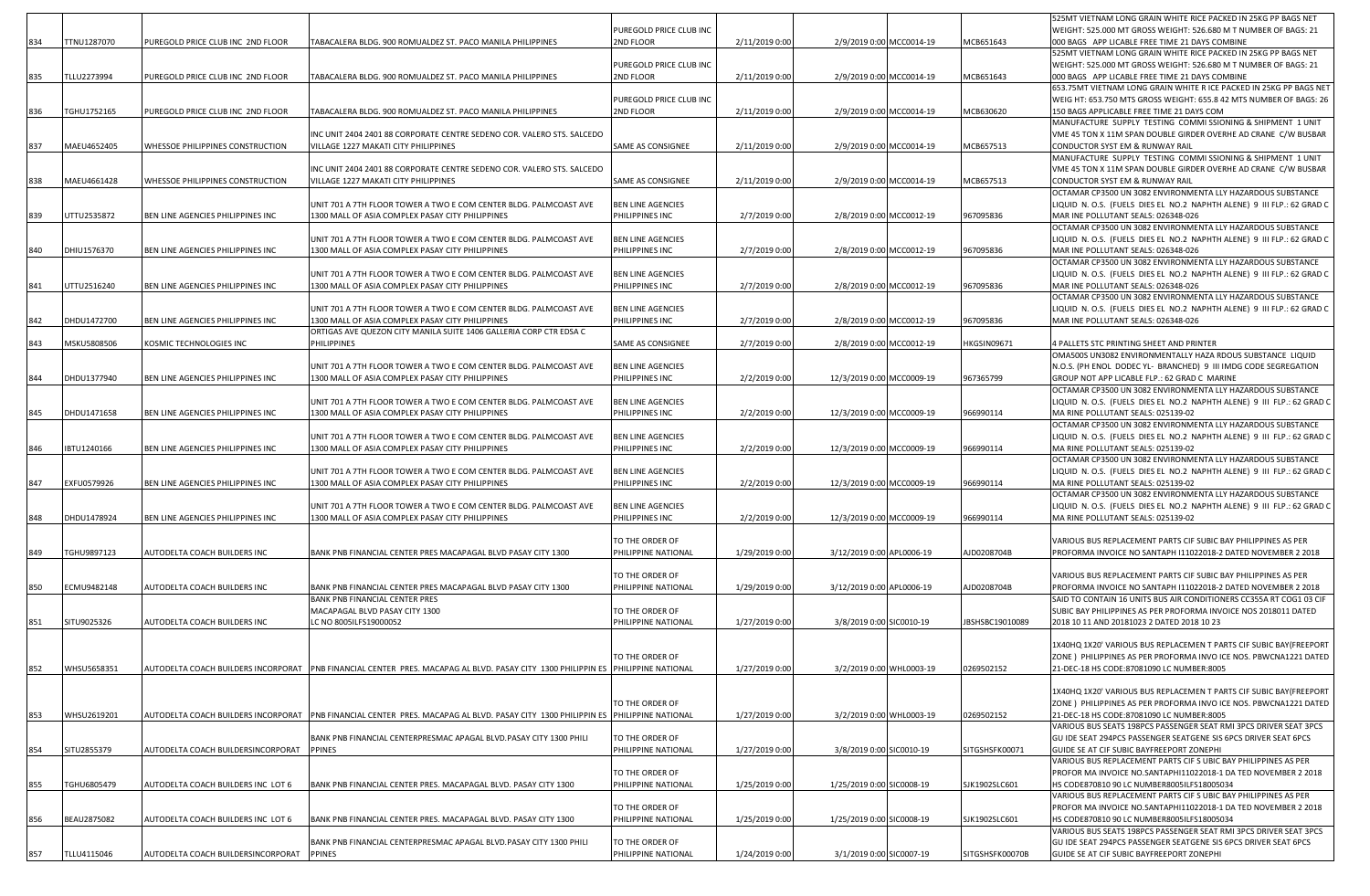| | | | | | | | | | |
|---|---|---|---|---|---|---|---|---|---|
| 834 | TTNU1287070 | PUREGOLD PRICE CLUB INC 2ND FLOOR | TABACALERA BLDG. 900 ROMUALDEZ ST. PACO MANILA PHILIPPINES | PUREGOLD PRICE CLUB INC 2ND FLOOR | 2/11/2019 0:00 | 2/9/2019 0:00 | MCC0014-19 | MCB651643 | 525MT VIETNAM LONG GRAIN WHITE RICE PACKED IN 25KG PP BAGS NET WEIGHT: 525.000 MT GROSS WEIGHT: 526.680 M T NUMBER OF BAGS: 21 000 BAGS APP LICABLE FREE TIME 21 DAYS COMBINE |
| 835 | TLLU2273994 | PUREGOLD PRICE CLUB INC 2ND FLOOR | TABACALERA BLDG. 900 ROMUALDEZ ST. PACO MANILA PHILIPPINES | PUREGOLD PRICE CLUB INC 2ND FLOOR | 2/11/2019 0:00 | 2/9/2019 0:00 | MCC0014-19 | MCB651643 | 525MT VIETNAM LONG GRAIN WHITE RICE PACKED IN 25KG PP BAGS NET WEIGHT: 525.000 MT GROSS WEIGHT: 526.680 M T NUMBER OF BAGS: 21 000 BAGS APP LICABLE FREE TIME 21 DAYS COMBINE |
| 836 | TGHU1752165 | PUREGOLD PRICE CLUB INC 2ND FLOOR | TABACALERA BLDG. 900 ROMUALDEZ ST. PACO MANILA PHILIPPINES | PUREGOLD PRICE CLUB INC 2ND FLOOR | 2/11/2019 0:00 | 2/9/2019 0:00 | MCC0014-19 | MCB630620 | 653.75MT VIETNAM LONG GRAIN WHITE R ICE PACKED IN 25KG PP BAGS NET WEIG HT: 653.750 MTS GROSS WEIGHT: 655.8 42 MTS NUMBER OF BAGS: 26 150 BAGS APPLICABLE FREE TIME 21 DAYS COM |
| 837 | MAEU4652405 | WHESSOE PHILIPPINES CONSTRUCTION | INC UNIT 2404 2401 88 CORPORATE CENTRE SEDENO COR. VALERO STS. SALCEDO VILLAGE 1227 MAKATI CITY PHILIPPINES | SAME AS CONSIGNEE | 2/11/2019 0:00 | 2/9/2019 0:00 | MCC0014-19 | MCB657513 | MANUFACTURE SUPPLY TESTING COMMI SSIONING & SHIPMENT 1 UNIT VME 45 TON X 11M SPAN DOUBLE GIRDER OVERHE AD CRANE C/W BUSBAR CONDUCTOR SYST EM & RUNWAY RAIL |
| 838 | MAEU4661428 | WHESSOE PHILIPPINES CONSTRUCTION | INC UNIT 2404 2401 88 CORPORATE CENTRE SEDENO COR. VALERO STS. SALCEDO VILLAGE 1227 MAKATI CITY PHILIPPINES | SAME AS CONSIGNEE | 2/11/2019 0:00 | 2/9/2019 0:00 | MCC0014-19 | MCB657513 | MANUFACTURE SUPPLY TESTING COMMI SSIONING & SHIPMENT 1 UNIT VME 45 TON X 11M SPAN DOUBLE GIRDER OVERHE AD CRANE C/W BUSBAR CONDUCTOR SYST EM & RUNWAY RAIL |
| 839 | UTTU2535872 | BEN LINE AGENCIES PHILIPPINES INC | UNIT 701 A 7TH FLOOR TOWER A TWO E COM CENTER BLDG. PALMCOAST AVE 1300 MALL OF ASIA COMPLEX PASAY CITY PHILIPPINES | BEN LINE AGENCIES PHILIPPINES INC | 2/7/2019 0:00 | 2/8/2019 0:00 | MCC0012-19 | 967095836 | OCTAMAR CP3500 UN 3082 ENVIRONMENTA LLY HAZARDOUS SUBSTANCE LIQUID N. O.S. (FUELS DIES EL NO.2 NAPHTH ALENE) 9 III FLP.: 62 GRAD C MAR INE POLLUTANT SEALS: 026348-026 |
| 840 | DHIU1576370 | BEN LINE AGENCIES PHILIPPINES INC | UNIT 701 A 7TH FLOOR TOWER A TWO E COM CENTER BLDG. PALMCOAST AVE 1300 MALL OF ASIA COMPLEX PASAY CITY PHILIPPINES | BEN LINE AGENCIES PHILIPPINES INC | 2/7/2019 0:00 | 2/8/2019 0:00 | MCC0012-19 | 967095836 | OCTAMAR CP3500 UN 3082 ENVIRONMENTA LLY HAZARDOUS SUBSTANCE LIQUID N. O.S. (FUELS DIES EL NO.2 NAPHTH ALENE) 9 III FLP.: 62 GRAD C MAR INE POLLUTANT SEALS: 026348-026 |
| 841 | UTTU2516240 | BEN LINE AGENCIES PHILIPPINES INC | UNIT 701 A 7TH FLOOR TOWER A TWO E COM CENTER BLDG. PALMCOAST AVE 1300 MALL OF ASIA COMPLEX PASAY CITY PHILIPPINES | BEN LINE AGENCIES PHILIPPINES INC | 2/7/2019 0:00 | 2/8/2019 0:00 | MCC0012-19 | 967095836 | OCTAMAR CP3500 UN 3082 ENVIRONMENTA LLY HAZARDOUS SUBSTANCE LIQUID N. O.S. (FUELS DIES EL NO.2 NAPHTH ALENE) 9 III FLP.: 62 GRAD C MAR INE POLLUTANT SEALS: 026348-026 |
| 842 | DHDU1472700 | BEN LINE AGENCIES PHILIPPINES INC | UNIT 701 A 7TH FLOOR TOWER A TWO E COM CENTER BLDG. PALMCOAST AVE 1300 MALL OF ASIA COMPLEX PASAY CITY PHILIPPINES | BEN LINE AGENCIES PHILIPPINES INC | 2/7/2019 0:00 | 2/8/2019 0:00 | MCC0012-19 | 967095836 | OCTAMAR CP3500 UN 3082 ENVIRONMENTA LLY HAZARDOUS SUBSTANCE LIQUID N. O.S. (FUELS DIES EL NO.2 NAPHTH ALENE) 9 III FLP.: 62 GRAD C MAR INE POLLUTANT SEALS: 026348-026 |
| 843 | MSKU5808506 | KOSMIC TECHNOLOGIES INC | ORTIGAS AVE QUEZON CITY MANILA SUITE 1406 GALLERIA CORP CTR EDSA C PHILIPPINES | SAME AS CONSIGNEE | 2/7/2019 0:00 | 2/8/2019 0:00 | MCC0012-19 | HKGSIN09671 | 4 PALLETS STC PRINTING SHEET AND PRINTER |
| 844 | DHDU1377940 | BEN LINE AGENCIES PHILIPPINES INC | UNIT 701 A 7TH FLOOR TOWER A TWO E COM CENTER BLDG. PALMCOAST AVE 1300 MALL OF ASIA COMPLEX PASAY CITY PHILIPPINES | BEN LINE AGENCIES PHILIPPINES INC | 2/2/2019 0:00 | 12/3/2019 0:00 | MCC0009-19 | 967365799 | OMA500S UN3082 ENVIRONMENTALLY HAZA RDOUS SUBSTANCE LIQUID N.O.S. (PH ENOL DODEC YL- BRANCHED) 9 III IMDG CODE SEGREGATION GROUP NOT APP LICABLE FLP.: 62 GRAD C MARINE |
| 845 | DHDU1471658 | BEN LINE AGENCIES PHILIPPINES INC | UNIT 701 A 7TH FLOOR TOWER A TWO E COM CENTER BLDG. PALMCOAST AVE 1300 MALL OF ASIA COMPLEX PASAY CITY PHILIPPINES | BEN LINE AGENCIES PHILIPPINES INC | 2/2/2019 0:00 | 12/3/2019 0:00 | MCC0009-19 | 966990114 | OCTAMAR CP3500 UN 3082 ENVIRONMENTA LLY HAZARDOUS SUBSTANCE LIQUID N. O.S. (FUELS DIES EL NO.2 NAPHTH ALENE) 9 III FLP.: 62 GRAD C MA RINE POLLUTANT SEALS: 025139-02 |
| 846 | IBTU1240166 | BEN LINE AGENCIES PHILIPPINES INC | UNIT 701 A 7TH FLOOR TOWER A TWO E COM CENTER BLDG. PALMCOAST AVE 1300 MALL OF ASIA COMPLEX PASAY CITY PHILIPPINES | BEN LINE AGENCIES PHILIPPINES INC | 2/2/2019 0:00 | 12/3/2019 0:00 | MCC0009-19 | 966990114 | OCTAMAR CP3500 UN 3082 ENVIRONMENTA LLY HAZARDOUS SUBSTANCE LIQUID N. O.S. (FUELS DIES EL NO.2 NAPHTH ALENE) 9 III FLP.: 62 GRAD C MA RINE POLLUTANT SEALS: 025139-02 |
| 847 | EXFU0579926 | BEN LINE AGENCIES PHILIPPINES INC | UNIT 701 A 7TH FLOOR TOWER A TWO E COM CENTER BLDG. PALMCOAST AVE 1300 MALL OF ASIA COMPLEX PASAY CITY PHILIPPINES | BEN LINE AGENCIES PHILIPPINES INC | 2/2/2019 0:00 | 12/3/2019 0:00 | MCC0009-19 | 966990114 | OCTAMAR CP3500 UN 3082 ENVIRONMENTA LLY HAZARDOUS SUBSTANCE LIQUID N. O.S. (FUELS DIES EL NO.2 NAPHTH ALENE) 9 III FLP.: 62 GRAD C MA RINE POLLUTANT SEALS: 025139-02 |
| 848 | DHDU1478924 | BEN LINE AGENCIES PHILIPPINES INC | UNIT 701 A 7TH FLOOR TOWER A TWO E COM CENTER BLDG. PALMCOAST AVE 1300 MALL OF ASIA COMPLEX PASAY CITY PHILIPPINES | BEN LINE AGENCIES PHILIPPINES INC | 2/2/2019 0:00 | 12/3/2019 0:00 | MCC0009-19 | 966990114 | OCTAMAR CP3500 UN 3082 ENVIRONMENTA LLY HAZARDOUS SUBSTANCE LIQUID N. O.S. (FUELS DIES EL NO.2 NAPHTH ALENE) 9 III FLP.: 62 GRAD C MA RINE POLLUTANT SEALS: 025139-02 |
| 849 | TGHU9897123 | AUTODELTA COACH BUILDERS INC | BANK PNB FINANCIAL CENTER PRES MACAPAGAL BLVD PASAY CITY 1300 | TO THE ORDER OF PHILIPPINE NATIONAL | 1/29/2019 0:00 | 3/12/2019 0:00 | APL0006-19 | AJD0208704B | VARIOUS BUS REPLACEMENT PARTS CIF SUBIC BAY PHILIPPINES AS PER PROFORMA INVOICE NO SANTAPH I11022018-2 DATED NOVEMBER 2 2018 |
| 850 | ECMU9482148 | AUTODELTA COACH BUILDERS INC | BANK PNB FINANCIAL CENTER PRES MACAPAGAL BLVD PASAY CITY 1300 | TO THE ORDER OF PHILIPPINE NATIONAL | 1/29/2019 0:00 | 3/12/2019 0:00 | APL0006-19 | AJD0208704B | VARIOUS BUS REPLACEMENT PARTS CIF SUBIC BAY PHILIPPINES AS PER PROFORMA INVOICE NO SANTAPH I11022018-2 DATED NOVEMBER 2 2018 |
| 851 | SITU9025326 | AUTODELTA COACH BUILDERS INC | BANK PNB FINANCIAL CENTER PRES MACAPAGAL BLVD PASAY CITY 1300 LC NO 8005ILFS19000052 | TO THE ORDER OF PHILIPPINE NATIONAL | 1/27/2019 0:00 | 3/8/2019 0:00 | SIC0010-19 | JBSHSBC19010089 | SAID TO CONTAIN 16 UNITS BUS AIR CONDITIONERS CC355A RT COG1 03 CIF SUBIC BAY PHILIPPINES AS PER PROFORMA INVOICE NOS 2018011 DATED 2018 10 11 AND 20181023 2 DATED 2018 10 23 |
| 852 | WHSU5658351 | AUTODELTA COACH BUILDERS INCORPORAT | PNB FINANCIAL CENTER PRES. MACAPAG AL BLVD. PASAY CITY 1300 PHILIPPIN ES | TO THE ORDER OF PHILIPPINE NATIONAL | 1/27/2019 0:00 | 3/2/2019 0:00 | WHL0003-19 | 0269502152 | 1X40HQ 1X20' VARIOUS BUS REPLACEMEN T PARTS CIF SUBIC BAY(FREEPORT ZONE ) PHILIPPINES AS PER PROFORMA INVO ICE NOS. PBWCNA1221 DATED 21-DEC-18 HS CODE:87081090 LC NUMBER:8005 |
| 853 | WHSU2619201 | AUTODELTA COACH BUILDERS INCORPORAT | PNB FINANCIAL CENTER PRES. MACAPAG AL BLVD. PASAY CITY 1300 PHILIPPIN ES | TO THE ORDER OF PHILIPPINE NATIONAL | 1/27/2019 0:00 | 3/2/2019 0:00 | WHL0003-19 | 0269502152 | 1X40HQ 1X20' VARIOUS BUS REPLACEMEN T PARTS CIF SUBIC BAY(FREEPORT ZONE ) PHILIPPINES AS PER PROFORMA INVO ICE NOS. PBWCNA1221 DATED 21-DEC-18 HS CODE:87081090 LC NUMBER:8005 |
| 854 | SITU2855379 | AUTODELTA COACH BUILDERSINCORPORAT | BANK PNB FINANCIAL CENTERPRESMAC APAGAL BLVD.PASAY CITY 1300 PHILI PPINES | TO THE ORDER OF PHILIPPINE NATIONAL | 1/27/2019 0:00 | 3/8/2019 0:00 | SIC0010-19 | SITGSHSFK00071 | VARIOUS BUS SEATS 198PCS PASSENGER SEAT RMI 3PCS DRIVER SEAT 3PCS GU IDE SEAT 294PCS PASSENGER SEATGENE SIS 6PCS DRIVER SEAT 6PCS GUIDE SE AT CIF SUBIC BAYFREEPORT ZONEPHI |
| 855 | TGHU6805479 | AUTODELTA COACH BUILDERS INC LOT 6 | BANK PNB FINANCIAL CENTER PRES. MACAPAGAL BLVD. PASAY CITY 1300 | TO THE ORDER OF PHILIPPINE NATIONAL | 1/25/2019 0:00 | 1/25/2019 0:00 | SIC0008-19 | SJK1902SLC601 | VARIOUS BUS REPLACEMENT PARTS CIF S UBIC BAY PHILIPPINES AS PER PROFOR MA INVOICE NO.SANTAPHI11022018-1 DA TED NOVEMBER 2 2018 HS CODE870810 90 LC NUMBER8005ILFS18005034 |
| 856 | BEAU2875082 | AUTODELTA COACH BUILDERS INC LOT 6 | BANK PNB FINANCIAL CENTER PRES. MACAPAGAL BLVD. PASAY CITY 1300 | TO THE ORDER OF PHILIPPINE NATIONAL | 1/25/2019 0:00 | 1/25/2019 0:00 | SIC0008-19 | SJK1902SLC601 | VARIOUS BUS REPLACEMENT PARTS CIF S UBIC BAY PHILIPPINES AS PER PROFOR MA INVOICE NO.SANTAPHI11022018-1 DA TED NOVEMBER 2 2018 HS CODE870810 90 LC NUMBER8005ILFS18005034 |
| 857 | TLLU4115046 | AUTODELTA COACH BUILDERSINCORPORAT | BANK PNB FINANCIAL CENTERPRESMAC APAGAL BLVD.PASAY CITY 1300 PHILI PPINES | TO THE ORDER OF PHILIPPINE NATIONAL | 1/24/2019 0:00 | 3/1/2019 0:00 | SIC0007-19 | SITGSHSFK00070B | VARIOUS BUS SEATS 198PCS PASSENGER SEAT RMI 3PCS DRIVER SEAT 3PCS GU IDE SEAT 294PCS PASSENGER SEATGENE SIS 6PCS DRIVER SEAT 6PCS GUIDE SE AT CIF SUBIC BAYFREEPORT ZONEPHI |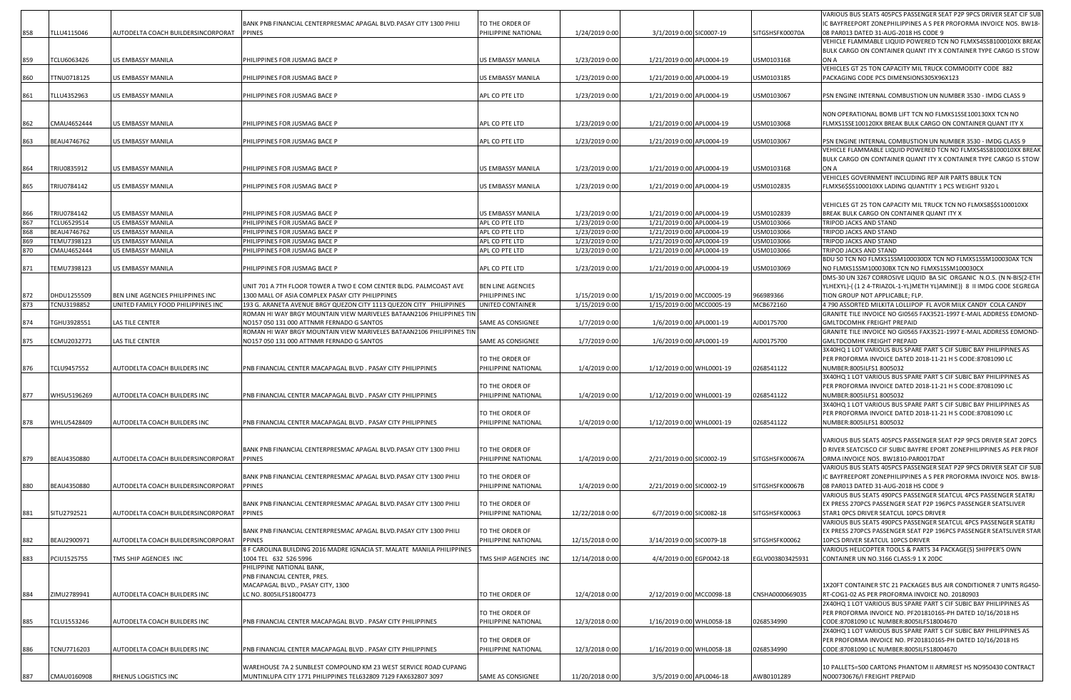| | | | | | | | | | |
|---|---|---|---|---|---|---|---|---|---|
| 858 | TLLU4115046 | AUTODELTA COACH BUILDERSINCORPORAT | BANK PNB FINANCIAL CENTERPRESMAC APAGAL BLVD.PASAY CITY 1300 PHILI PPINES | TO THE ORDER OF PHILIPPINE NATIONAL | 1/24/2019 0:00 | 3/1/2019 0:00 | SIC0007-19 | SITGSHSFK00070A | VARIOUS BUS SEATS 405PCS PASSENGER SEAT P2P 9PCS DRIVER SEAT CIF SUBIC BAYFREEPORT ZONEPHILIPPINES A S PER PROFORMA INVOICE NOS. BW18-08 PAR013 DATED 31-AUG-2018 HS CODE 9 |
| 859 | TCLU6063426 | US EMBASSY MANILA | PHILIPPINES FOR JUSMAG BACE P | US EMBASSY MANILA | 1/23/2019 0:00 | 1/21/2019 0:00 | APL0004-19 | USM0103168 | VEHICLE FLAMMABLE LIQUID POWERED TCN NO FLMXS4SSB100010XX BREAK BULK CARGO ON CONTAINER QUANT ITY X CONTAINER TYPE CARGO IS STOW ON A |
| 860 | TTNU0718125 | US EMBASSY MANILA | PHILIPPINES FOR JUSMAG BACE P | US EMBASSY MANILA | 1/23/2019 0:00 | 1/21/2019 0:00 | APL0004-19 | USM0103185 | VEHICLES GT 25 TON CAPACITY MIL TRUCK COMMODITY CODE 882 PACKAGING CODE PCS DIMENSIONS305X96X123 |
| 861 | TLLU4352963 | US EMBASSY MANILA | PHILIPPINES FOR JUSMAG BACE P | APL CO PTE LTD | 1/23/2019 0:00 | 1/21/2019 0:00 | APL0004-19 | USM0103067 | PSN ENGINE INTERNAL COMBUSTION UN NUMBER 3530 - IMDG CLASS 9 |
| 862 | CMAU4652444 | US EMBASSY MANILA | PHILIPPINES FOR JUSMAG BACE P | APL CO PTE LTD | 1/23/2019 0:00 | 1/21/2019 0:00 | APL0004-19 | USM0103068 | NON OPERATIONAL BOMB LIFT TCN NO FLMXS1SSE100130XX TCN NO FLMXS1SSE100120XX BREAK BULK CARGO ON CONTAINER QUANT ITY X |
| 863 | BEAU4746762 | US EMBASSY MANILA | PHILIPPINES FOR JUSMAG BACE P | APL CO PTE LTD | 1/23/2019 0:00 | 1/21/2019 0:00 | APL0004-19 | USM0103067 | PSN ENGINE INTERNAL COMBUSTION UN NUMBER 3530 - IMDG CLASS 9 |
| 864 | TRIU0835912 | US EMBASSY MANILA | PHILIPPINES FOR JUSMAG BACE P | US EMBASSY MANILA | 1/23/2019 0:00 | 1/21/2019 0:00 | APL0004-19 | USM0103168 | VEHICLE FLAMMABLE LIQUID POWERED TCN NO FLMXS4SSB100010XX BREAK BULK CARGO ON CONTAINER QUANT ITY X CONTAINER TYPE CARGO IS STOW ON A |
| 865 | TRIU0784142 | US EMBASSY MANILA | PHILIPPINES FOR JUSMAG BACE P | US EMBASSY MANILA | 1/23/2019 0:00 | 1/21/2019 0:00 | APL0004-19 | USM0102835 | VEHICLES GOVERNMENT INCLUDING REP AIR PARTS BBULK TCN FLMXS6$SS100010XX LADING QUANTITY 1 PCS WEIGHT 9320 L |
| 866 | TRIU0784142 | US EMBASSY MANILA | PHILIPPINES FOR JUSMAG BACE P | US EMBASSY MANILA | 1/23/2019 0:00 | 1/21/2019 0:00 | APL0004-19 | USM0102839 | VEHICLES GT 25 TON CAPACITY MIL TRUCK TCN NO FLMXS8$SS100010XX BREAK BULK CARGO ON CONTAINER QUANT ITY X |
| 867 | TCLU6529514 | US EMBASSY MANILA | PHILIPPINES FOR JUSMAG BACE P | APL CO PTE LTD | 1/23/2019 0:00 | 1/21/2019 0:00 | APL0004-19 | USM0103066 | TRIPOD JACKS AND STAND |
| 868 | BEAU4746762 | US EMBASSY MANILA | PHILIPPINES FOR JUSMAG BACE P | APL CO PTE LTD | 1/23/2019 0:00 | 1/21/2019 0:00 | APL0004-19 | USM0103066 | TRIPOD JACKS AND STAND |
| 869 | TEMU7398123 | US EMBASSY MANILA | PHILIPPINES FOR JUSMAG BACE P | APL CO PTE LTD | 1/23/2019 0:00 | 1/21/2019 0:00 | APL0004-19 | USM0103066 | TRIPOD JACKS AND STAND |
| 870 | CMAU4652444 | US EMBASSY MANILA | PHILIPPINES FOR JUSMAG BACE P | APL CO PTE LTD | 1/23/2019 0:00 | 1/21/2019 0:00 | APL0004-19 | USM0103066 | TRIPOD JACKS AND STAND |
| 871 | TEMU7398123 | US EMBASSY MANILA | PHILIPPINES FOR JUSMAG BACE P | APL CO PTE LTD | 1/23/2019 0:00 | 1/21/2019 0:00 | APL0004-19 | USM0103069 | BDU 50 TCN NO FLMXS1SSM100030DX TCN NO FLMXS1SSM100030AX TCN NO FLMXS1SSM100030BX TCN NO FLMXS1SSM100030CX |
| 872 | DHDU1255509 | BEN LINE AGENCIES PHILIPPINES INC | UNIT 701 A 7TH FLOOR TOWER A TWO E COM CENTER BLDG. PALMCOAST AVE 1300 MALL OF ASIA COMPLEX PASAY CITY PHILIPPINES | BEN LINE AGENCIES PHILIPPINES INC | 1/15/2019 0:00 | 1/15/2019 0:00 | MCC0005-19 | 966989366 | DMS-30 UN 3267 CORROSIVE LIQUID BA SIC ORGANIC N.O.S. (N N-BIS(2-ETHYLHEXYL)-( (1 2 4-TRIAZOL-1-YL)METH YL)AMINE)) 8 II IMDG CODE SEGREGATION GROUP NOT APPLICABLE; FLP. |
| 873 | TCNU3198852 | UNITED FAMILY FOOD PHILIPPINES INC | 193 G. ARANETA AVENUE BRGY QUEZON CITY 1113 QUEZON CITY PHILIPPINES | UNITED CONTAINER | 1/15/2019 0:00 | 1/15/2019 0:00 | MCC0005-19 | MCB672160 | 4 790 ASSORTED MILKITA LOLLIPOP FL AVOR MILK CANDY COLA CANDY |
| 874 | TGHU3928551 | LAS TILE CENTER | ROMAN HI WAY BRGY MOUNTAIN VIEW MARIVELES BATAAN2106 PHILIPPINES TIN NO157 050 131 000 ATTNMR FERNADO G SANTOS | SAME AS CONSIGNEE | 1/7/2019 0:00 | 1/6/2019 0:00 | APL0001-19 | AJD0175700 | GRANITE TILE INVOICE NO GI0565 FAX3521-1997 E-MAIL ADDRESS EDMOND-GMLTDCOMHK FREIGHT PREPAID |
| 875 | ECMU2032771 | LAS TILE CENTER | ROMAN HI WAY BRGY MOUNTAIN VIEW MARIVELES BATAAN2106 PHILIPPINES TIN NO157 050 131 000 ATTNMR FERNADO G SANTOS | SAME AS CONSIGNEE | 1/7/2019 0:00 | 1/6/2019 0:00 | APL0001-19 | AJD0175700 | GRANITE TILE INVOICE NO GI0565 FAX3521-1997 E-MAIL ADDRESS EDMOND-GMLTDCOMHK FREIGHT PREPAID |
| 876 | TCLU9457552 | AUTODELTA COACH BUILDERS INC | PNB FINANCIAL CENTER MACAPAGAL BLVD . PASAY CITY PHILIPPINES | TO THE ORDER OF PHILIPPINE NATIONAL | 1/4/2019 0:00 | 1/12/2019 0:00 | WHL0001-19 | 0268541122 | 3X40HQ 1 LOT VARIOUS BUS SPARE PART S CIF SUBIC BAY PHILIPPINES AS PER PROFORMA INVOICE DATED 2018-11-21 H S CODE:87081090 LC NUMBER:8005ILFS1 8005032 |
| 877 | WHSU5196269 | AUTODELTA COACH BUILDERS INC | PNB FINANCIAL CENTER MACAPAGAL BLVD . PASAY CITY PHILIPPINES | TO THE ORDER OF PHILIPPINE NATIONAL | 1/4/2019 0:00 | 1/12/2019 0:00 | WHL0001-19 | 0268541122 | 3X40HQ 1 LOT VARIOUS BUS SPARE PART S CIF SUBIC BAY PHILIPPINES AS PER PROFORMA INVOICE DATED 2018-11-21 H S CODE:87081090 LC NUMBER:8005ILFS1 8005032 |
| 878 | WHLU5428409 | AUTODELTA COACH BUILDERS INC | PNB FINANCIAL CENTER MACAPAGAL BLVD . PASAY CITY PHILIPPINES | TO THE ORDER OF PHILIPPINE NATIONAL | 1/4/2019 0:00 | 1/12/2019 0:00 | WHL0001-19 | 0268541122 | 3X40HQ 1 LOT VARIOUS BUS SPARE PART S CIF SUBIC BAY PHILIPPINES AS PER PROFORMA INVOICE DATED 2018-11-21 H S CODE:87081090 LC NUMBER:8005ILFS1 8005032 |
| 879 | BEAU4350880 | AUTODELTA COACH BUILDERSINCORPORAT | BANK PNB FINANCIAL CENTERPRESMAC APAGAL BLVD.PASAY CITY 1300 PHILI PPINES | TO THE ORDER OF PHILIPPINE NATIONAL | 1/4/2019 0:00 | 2/21/2019 0:00 | SIC0002-19 | SITGSHSFK00067A | VARIOUS BUS SEATS 405PCS PASSENGER SEAT P2P 9PCS DRIVER SEAT 20PCS D RIVER SEATCISCO CIF SUBIC BAYFRE EPORT ZONEPHILIPPINES AS PER PROFORMA INVOICE NOS. BW1810-PAR0017DAT |
| 880 | BEAU4350880 | AUTODELTA COACH BUILDERSINCORPORAT | BANK PNB FINANCIAL CENTERPRESMAC APAGAL BLVD.PASAY CITY 1300 PHILI PPINES | TO THE ORDER OF PHILIPPINE NATIONAL | 1/4/2019 0:00 | 2/21/2019 0:00 | SIC0002-19 | SITGSHSFK00067B | VARIOUS BUS SEATS 405PCS PASSENGER SEAT P2P 9PCS DRIVER SEAT CIF SUBIC BAYFREEPORT ZONEPHILIPPINES A S PER PROFORMA INVOICE NOS. BW18-08 PAR013 DATED 31-AUG-2018 HS CODE 9 |
| 881 | SITU2792521 | AUTODELTA COACH BUILDERSINCORPORAT | BANK PNB FINANCIAL CENTERPRESMAC APAGAL BLVD.PASAY CITY 1300 PHILI PPINES | TO THE ORDER OF PHILIPPINE NATIONAL | 12/22/2018 0:00 | 6/7/2019 0:00 | SIC0082-18 | SITGSHSFK00063 | VARIOUS BUS SEATS 490PCS PASSENGER SEATCUL 4PCS PASSENGER SEATRJ EX PRESS 270PCS PASSENGER SEAT P2P 196PCS PASSENGER SEATSLIVER STAR1 0PCS DRIVER SEATCUL 10PCS DRIVER |
| 882 | BEAU2900971 | AUTODELTA COACH BUILDERSINCORPORAT | BANK PNB FINANCIAL CENTERPRESMAC APAGAL BLVD.PASAY CITY 1300 PHILI PPINES | TO THE ORDER OF PHILIPPINE NATIONAL | 12/15/2018 0:00 | 3/14/2019 0:00 | SIC0079-18 | SITGSHSFK00062 | VARIOUS BUS SEATS 490PCS PASSENGER SEATCUL 4PCS PASSENGER SEATRJ EX PRESS 270PCS PASSENGER SEAT P2P 196PCS PASSENGER SEATSLIVER STAR 10PCS DRIVER SEATCUL 10PCS DRIVER |
| 883 | PCIU1525755 | TMS SHIP AGENCIES INC | 8 F CAROLINA BUILDING 2016 MADRE IGNACIA ST. MALATE MANILA PHILIPPINES 1004 TEL 632 526 5996 | TMS SHIP AGENCIES INC | 12/14/2018 0:00 | 4/4/2019 0:00 | EGP0042-18 | EGLV003803425931 | VARIOUS HELICOPTER TOOLS & PARTS 34 PACKAGE(S) SHIPPER'S OWN CONTAINER UN NO.3166 CLASS:9 1 X 20DC |
| 884 | ZIMU2789941 | AUTODELTA COACH BUILDERS INC | PHILIPPINE NATIONAL BANK, PNB FINANCIAL CENTER, PRES. MACAPAGAL BLVD., PASAY CITY, 1300 LC NO. 8005ILFS18004773 | TO THE ORDER OF | 12/4/2018 0:00 | 2/12/2019 0:00 | MCC0098-18 | CNSHA0000669035 | 1X20FT CONTAINER STC 21 PACKAGES BUS AIR CONDITIONER 7 UNITS RG450-RT-COG1-02 AS PER PROFORMA INVOICE NO. 20180903 |
| 885 | TCLU1553246 | AUTODELTA COACH BUILDERS INC | PNB FINANCIAL CENTER MACAPAGAL BLVD . PASAY CITY PHILIPPINES | TO THE ORDER OF PHILIPPINE NATIONAL | 12/3/2018 0:00 | 1/16/2019 0:00 | WHL0058-18 | 0268534990 | 2X40HQ 1 LOT VARIOUS BUS SPARE PART S CIF SUBIC BAY PHILIPPINES AS PER PROFORMA INVOICE NO. PF20181016S-PH DATED 10/16/2018 HS CODE:87081090 LC NUMBER:8005ILFS18004670 |
| 886 | TCNU7716203 | AUTODELTA COACH BUILDERS INC | PNB FINANCIAL CENTER MACAPAGAL BLVD . PASAY CITY PHILIPPINES | TO THE ORDER OF PHILIPPINE NATIONAL | 12/3/2018 0:00 | 1/16/2019 0:00 | WHL0058-18 | 0268534990 | 2X40HQ 1 LOT VARIOUS BUS SPARE PART S CIF SUBIC BAY PHILIPPINES AS PER PROFORMA INVOICE NO. PF20181016S-PH DATED 10/16/2018 HS CODE:87081090 LC NUMBER:8005ILFS18004670 |
| 887 | CMAU0160908 | RHENUS LOGISTICS INC | WAREHOUSE 7A 2 SUNBLEST COMPOUND KM 23 WEST SERVICE ROAD CUPANG MUNTINLUPA CITY 1771 PHILIPPINES TEL632809 7129 FAX632807 3097 | SAME AS CONSIGNEE | 11/20/2018 0:00 | 3/5/2019 0:00 | APL0046-18 | AWB0101289 | 10 PALLETS=500 CARTONS PHANTOM II ARMREST HS NO950430 CONTRACT NO00730676/I FREIGHT PREPAID |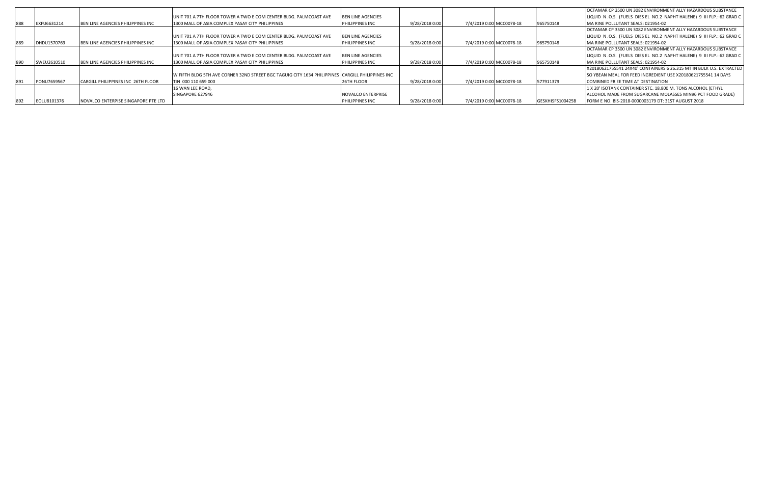| | | | | | | | | | |
|---|---|---|---|---|---|---|---|---|---|
| 888 | EXFU6631214 | BEN LINE AGENCIES PHILIPPINES INC | UNIT 701 A 7TH FLOOR TOWER A TWO E COM CENTER BLDG. PALMCOAST AVE 1300 MALL OF ASIA COMPLEX PASAY CITY PHILIPPINES | BEN LINE AGENCIES PHILIPPINES INC | 9/28/2018 0:00 | 7/4/2019 0:00 | MCC0078-18 | 965750148 | OCTAMAR CP 3500 UN 3082 ENVIRONMENT ALLY HAZARDOUS SUBSTANCE LIQUID N .O.S. (FUELS DIES EL NO.2 NAPHT HALENE) 9 III FLP.: 62 GRAD C MA RINE POLLUTANT SEALS: 021954-02 |
| 889 | DHDU1570769 | BEN LINE AGENCIES PHILIPPINES INC | UNIT 701 A 7TH FLOOR TOWER A TWO E COM CENTER BLDG. PALMCOAST AVE 1300 MALL OF ASIA COMPLEX PASAY CITY PHILIPPINES | BEN LINE AGENCIES PHILIPPINES INC | 9/28/2018 0:00 | 7/4/2019 0:00 | MCC0078-18 | 965750148 | OCTAMAR CP 3500 UN 3082 ENVIRONMENT ALLY HAZARDOUS SUBSTANCE LIQUID N .O.S. (FUELS DIES EL NO.2 NAPHT HALENE) 9 III FLP.: 62 GRAD C MA RINE POLLUTANT SEALS: 021954-02 |
| 890 | SWEU2610510 | BEN LINE AGENCIES PHILIPPINES INC | UNIT 701 A 7TH FLOOR TOWER A TWO E COM CENTER BLDG. PALMCOAST AVE 1300 MALL OF ASIA COMPLEX PASAY CITY PHILIPPINES | BEN LINE AGENCIES PHILIPPINES INC | 9/28/2018 0:00 | 7/4/2019 0:00 | MCC0078-18 | 965750148 | OCTAMAR CP 3500 UN 3082 ENVIRONMENT ALLY HAZARDOUS SUBSTANCE LIQUID N .O.S. (FUELS DIES EL NO.2 NAPHT HALENE) 9 III FLP.: 62 GRAD C MA RINE POLLUTANT SEALS: 021954-02 |
| 891 | PONU7659567 | CARGILL PHILIPPINES INC 26TH FLOOR | W FIFTH BLDG 5TH AVE CORNER 32ND STREET BGC TAGUIG CITY 1634 PHILIPPINES TIN 000 110 659 000 | CARGILL PHILIPPINES INC 26TH FLOOR | 9/28/2018 0:00 | 7/4/2019 0:00 | MCC0078-18 | 577911379 | X20180621755541 24X40' CONTAINERS 6 26.315 MT IN BULK U.S. EXTRACTED SO YBEAN MEAL FOR FEED INGREDIENT USE X20180621755541 14 DAYS COMBINED FR EE TIME AT DESTINATION |
| 892 | EOLU8101376 | NOVALCO ENTERPISE SINGAPORE PTE LTD | 16 WAN LEE ROAD, SINGAPORE 627946 | NOVALCO ENTERPRISE PHILIPPINES INC | 9/28/2018 0:00 | 7/4/2019 0:00 | MCC0078-18 | GESKHISFS100425B | 1 X 20' ISOTANK CONTAINER STC. 18.800 M. TONS ALCOHOL (ETHYL ALCOHOL MADE FROM SUGARCANE MOLASSES MIN96 PCT FOOD GRADE) FORM E NO. BIS-2018-0000003179 DT: 31ST AUGUST 2018 |